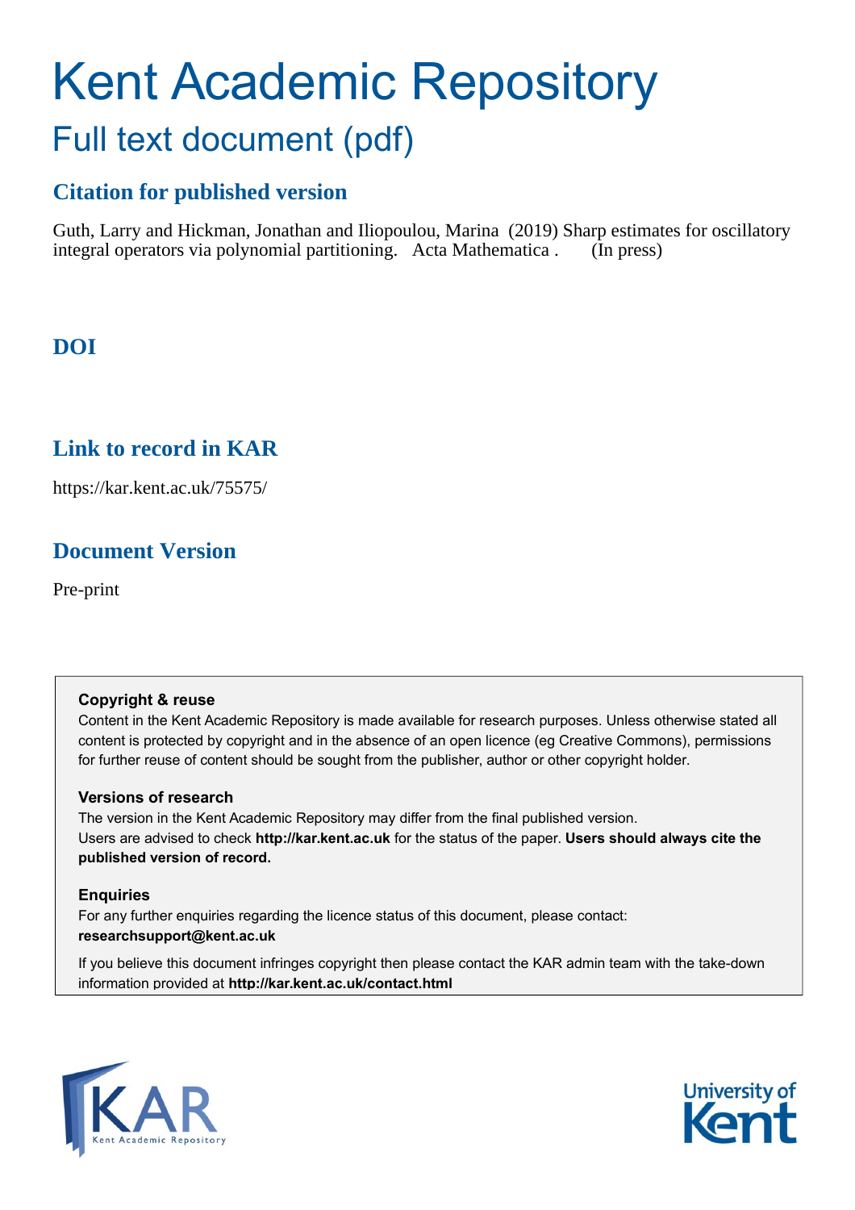# Kent Academic Repository

## Full text document (pdf)

### Citation for published version

Guth, Larry and Hickman, Jonathan and Iliopoulou, Marina (2019) Sharp estimates for oscillatory integral operators via polynomial partitioning. Acta Mathematica . (In press)

### DOI

### Link to record in KAR

https://kar.kent.ac.uk/75575/

### Document Version

Pre-print

**Copyright & reuse**

Content in the Kent Academic Repository is made available for research purposes. Unless otherwise stated all content is protected by copyright and in the absence of an open licence (eg Creative Commons), permissions for further reuse of content should be sought from the publisher, author or other copyright holder.

**Versions of research**

The version in the Kent Academic Repository may differ from the final published version. Users are advised to check **http://kar.kent.ac.uk** for the status of the paper. **Users should always cite the published version of record.**

**Enquiries**

For any further enquiries regarding the licence status of this document, please contact: **researchsupport@kent.ac.uk**

If you believe this document infringes copyright then please contact the KAR admin team with the take-down information provided at **http://kar.kent.ac.uk/contact.html**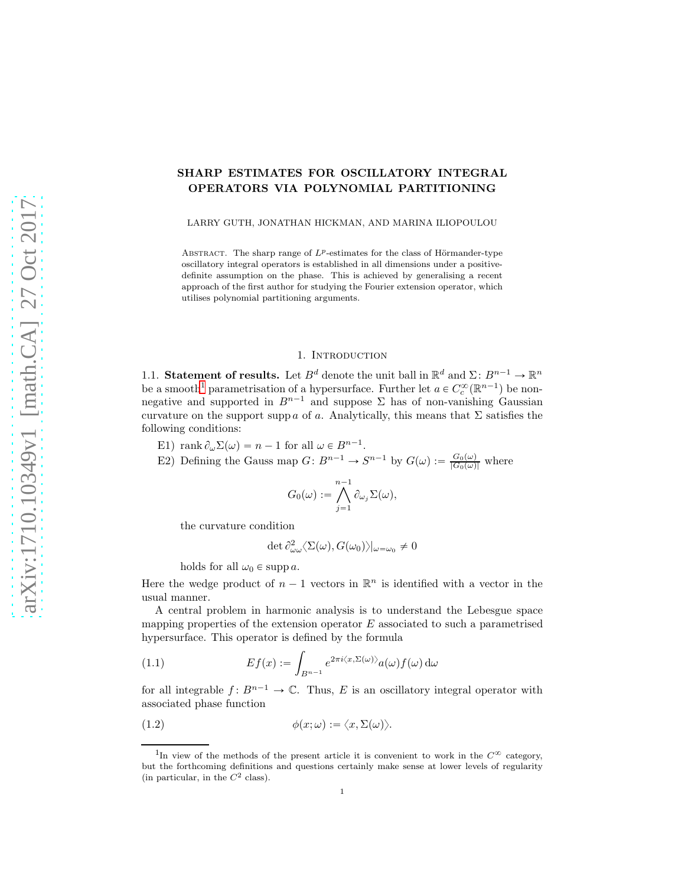# SHARP ESTIMATES FOR OSCILLATORY INTEGRAL OPERATORS VIA POLYNOMIAL PARTITIONING

LARRY GUTH, JONATHAN HICKMAN, AND MARINA ILIOPOULOU

Abstract. The sharp range of $L^p$-estimates for the class of Hörmander-type oscillatory integral operators is established in all dimensions under a positive-definite assumption on the phase. This is achieved by generalising a recent approach of the first author for studying the Fourier extension operator, which utilises polynomial partitioning arguments.

## 1. Introduction

### 1.1. Statement of results.

Let $B^d$ denote the unit ball in $\mathbb{R}^d$ and $\Sigma \colon B^{n-1} \to \mathbb{R}^n$ be a smooth[1] parametrisation of a hypersurface. Further let $a \in C_c^\infty(\mathbb{R}^{n-1})$ be non-negative and supported in $B^{n-1}$ and suppose $\Sigma$ has of non-vanishing Gaussian curvature on the support $\operatorname{supp} a$ of $a$. Analytically, this means that $\Sigma$ satisfies the following conditions:

E1) $\operatorname{rank} \partial_\omega \Sigma(\omega) = n-1$ for all $\omega \in B^{n-1}$.

E2) Defining the Gauss map $G \colon B^{n-1} \to S^{n-1}$ by $G(\omega) := \frac{G_0(\omega)}{|G_0(\omega)|}$ where

$$G_0(\omega) := \bigwedge_{j=1}^{n-1} \partial_{\omega_j} \Sigma(\omega),$$

the curvature condition

$$\det \partial^2_{\omega\omega} \langle \Sigma(\omega), G(\omega_0) \rangle|_{\omega=\omega_0} \neq 0$$

holds for all $\omega_0 \in \operatorname{supp} a$.

Here the wedge product of $n-1$ vectors in $\mathbb{R}^n$ is identified with a vector in the usual manner.

A central problem in harmonic analysis is to understand the Lebesgue space mapping properties of the extension operator $E$ associated to such a parametrised hypersurface. This operator is defined by the formula

$$Ef(x) := \int_{B^{n-1}} e^{2\pi i \langle x, \Sigma(\omega) \rangle} a(\omega) f(\omega) \, \mathrm{d}\omega \tag{1.1}$$

for all integrable $f \colon B^{n-1} \to \mathbb{C}$. Thus, $E$ is an oscillatory integral operator with associated phase function

$$\phi(x;\omega) := \langle x, \Sigma(\omega) \rangle. \tag{1.2}$$

[1] In view of the methods of the present article it is convenient to work in the $C^\infty$ category, but the forthcoming definitions and questions certainly make sense at lower levels of regularity (in particular, in the $C^2$ class).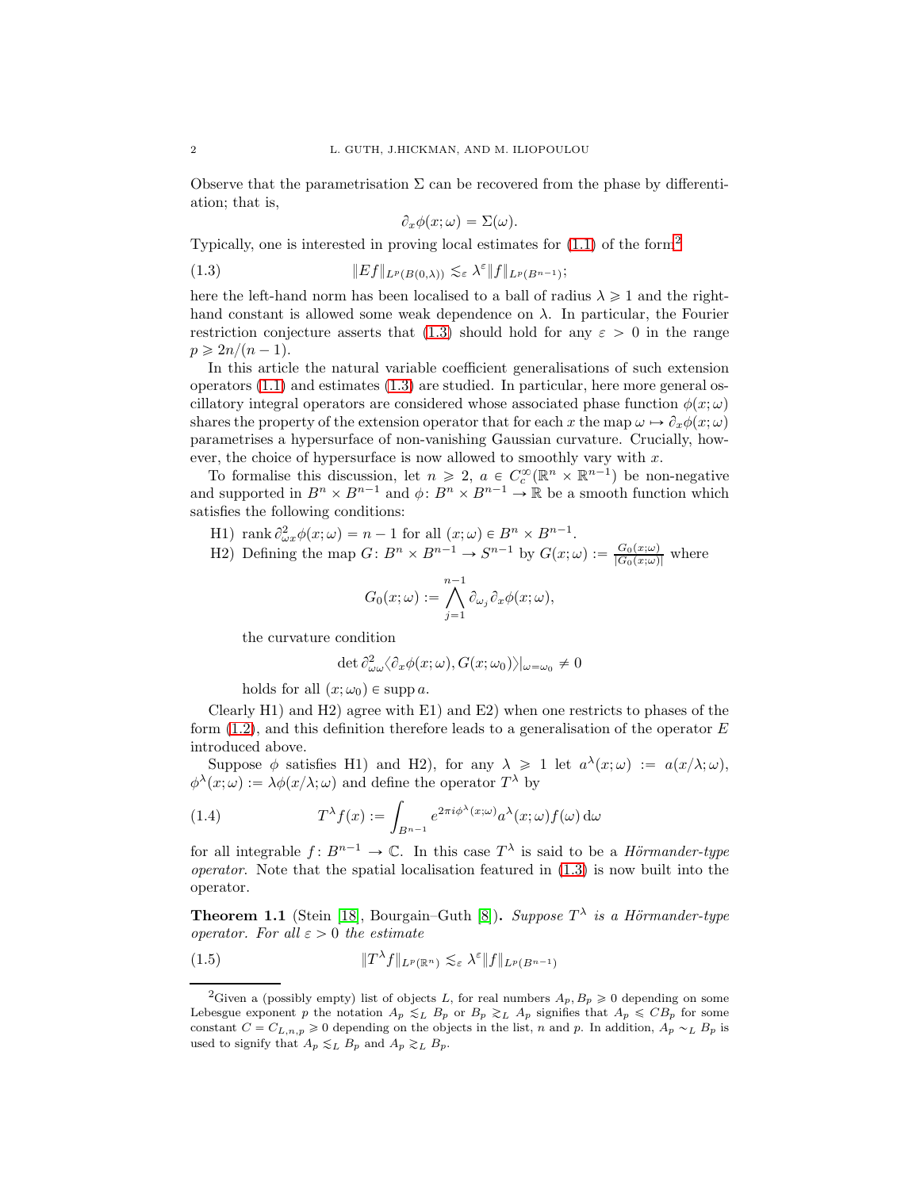Observe that the parametrisation $\Sigma$ can be recovered from the phase by differentiation; that is,

$$\partial_x \phi(x;\omega) = \Sigma(\omega).$$

Typically, one is interested in proving local estimates for (1.1) of the form[2]

$$\|Ef\|_{L^p(B(0,\lambda))} \lesssim_\varepsilon \lambda^\varepsilon \|f\|_{L^p(B^{n-1})}; \tag{1.3}$$

here the left-hand norm has been localised to a ball of radius $\lambda \geqslant 1$ and the right-hand constant is allowed some weak dependence on $\lambda$. In particular, the Fourier restriction conjecture asserts that (1.3) should hold for any $\varepsilon > 0$ in the range $p \geqslant 2n/(n-1)$.

In this article the natural variable coefficient generalisations of such extension operators (1.1) and estimates (1.3) are studied. In particular, here more general oscillatory integral operators are considered whose associated phase function $\phi(x;\omega)$ shares the property of the extension operator that for each $x$ the map $\omega \mapsto \partial_x\phi(x;\omega)$ parametrises a hypersurface of non-vanishing Gaussian curvature. Crucially, however, the choice of hypersurface is now allowed to smoothly vary with $x$.

To formalise this discussion, let $n \geqslant 2$, $a \in C_c^\infty(\mathbb{R}^n \times \mathbb{R}^{n-1})$ be non-negative and supported in $B^n \times B^{n-1}$ and $\phi\colon B^n \times B^{n-1} \to \mathbb{R}$ be a smooth function which satisfies the following conditions:

H1) $\operatorname{rank} \partial^2_{\omega x}\phi(x;\omega) = n-1$ for all $(x;\omega) \in B^n \times B^{n-1}$.

H2) Defining the map $G\colon B^n \times B^{n-1} \to S^{n-1}$ by $G(x;\omega) := \frac{G_0(x;\omega)}{|G_0(x;\omega)|}$ where

$$G_0(x;\omega) := \bigwedge_{j=1}^{n-1} \partial_{\omega_j}\partial_x\phi(x;\omega),$$

the curvature condition

$$\det \partial^2_{\omega\omega}\langle \partial_x\phi(x;\omega), G(x;\omega_0)\rangle|_{\omega=\omega_0} \neq 0$$

holds for all $(x;\omega_0) \in \operatorname{supp} a$.

Clearly H1) and H2) agree with E1) and E2) when one restricts to phases of the form (1.2), and this definition therefore leads to a generalisation of the operator $E$ introduced above.

Suppose $\phi$ satisfies H1) and H2), for any $\lambda \geqslant 1$ let $a^\lambda(x;\omega) := a(x/\lambda;\omega)$, $\phi^\lambda(x;\omega) := \lambda\phi(x/\lambda;\omega)$ and define the operator $T^\lambda$ by

$$T^\lambda f(x) := \int_{B^{n-1}} e^{2\pi i \phi^\lambda(x;\omega)} a^\lambda(x;\omega) f(\omega)\,\mathrm{d}\omega \tag{1.4}$$

for all integrable $f\colon B^{n-1} \to \mathbb{C}$. In this case $T^\lambda$ is said to be a *Hörmander-type operator*. Note that the spatial localisation featured in (1.3) is now built into the operator.

**Theorem 1.1** (Stein [18], Bourgain–Guth [8])**.** *Suppose $T^\lambda$ is a Hörmander-type operator. For all $\varepsilon > 0$ the estimate*

$$\|T^\lambda f\|_{L^p(\mathbb{R}^n)} \lesssim_\varepsilon \lambda^\varepsilon \|f\|_{L^p(B^{n-1})} \tag{1.5}$$

---

[2] Given a (possibly empty) list of objects $L$, for real numbers $A_p, B_p \geqslant 0$ depending on some Lebesgue exponent $p$ the notation $A_p \lesssim_L B_p$ or $B_p \gtrsim_L A_p$ signifies that $A_p \leqslant CB_p$ for some constant $C = C_{L,n,p} \geqslant 0$ depending on the objects in the list, $n$ and $p$. In addition, $A_p \sim_L B_p$ is used to signify that $A_p \lesssim_L B_p$ and $A_p \gtrsim_L B_p$.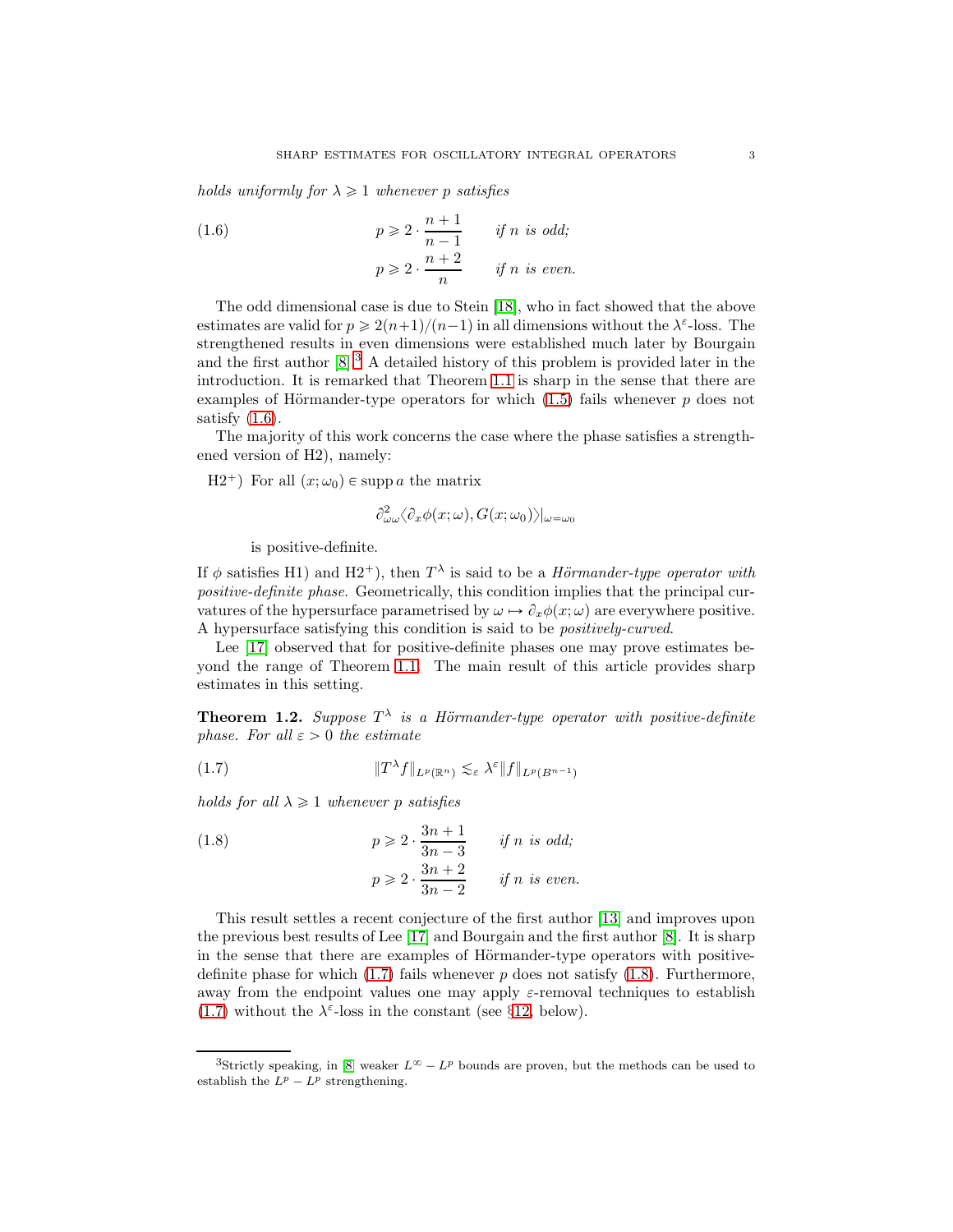*holds uniformly for $\lambda \geqslant 1$ whenever $p$ satisfies*

$$
(1.6) \qquad p \geqslant 2 \cdot \frac{n+1}{n-1} \qquad \textit{if } n \textit{ is odd;}
$$
$$
p \geqslant 2 \cdot \frac{n+2}{n} \qquad \textit{if } n \textit{ is even.}
$$

The odd dimensional case is due to Stein [18], who in fact showed that the above estimates are valid for $p \geqslant 2(n+1)/(n-1)$ in all dimensions without the $\lambda^{\varepsilon}$-loss. The strengthened results in even dimensions were established much later by Bourgain and the first author [8].[3] A detailed history of this problem is provided later in the introduction. It is remarked that Theorem 1.1 is sharp in the sense that there are examples of Hörmander-type operators for which (1.5) fails whenever $p$ does not satisfy (1.6).

The majority of this work concerns the case where the phase satisfies a strengthened version of H2), namely:

H2$^+$) For all $(x;\omega_0) \in \operatorname{supp} a$ the matrix

$$
\partial^2_{\omega\omega}\langle \partial_x \phi(x;\omega), G(x;\omega_0)\rangle|_{\omega=\omega_0}
$$

is positive-definite.

If $\phi$ satisfies H1) and H2$^+$), then $T^\lambda$ is said to be a *Hörmander-type operator with positive-definite phase*. Geometrically, this condition implies that the principal curvatures of the hypersurface parametrised by $\omega \mapsto \partial_x\phi(x;\omega)$ are everywhere positive. A hypersurface satisfying this condition is said to be *positively-curved*.

Lee [17] observed that for positive-definite phases one may prove estimates beyond the range of Theorem 1.1. The main result of this article provides sharp estimates in this setting.

**Theorem 1.2.** *Suppose $T^\lambda$ is a Hörmander-type operator with positive-definite phase. For all $\varepsilon > 0$ the estimate*

$$
(1.7) \qquad \|T^\lambda f\|_{L^p(\mathbb{R}^n)} \lesssim_\varepsilon \lambda^\varepsilon \|f\|_{L^p(B^{n-1})}
$$

*holds for all $\lambda \geqslant 1$ whenever $p$ satisfies*

$$
(1.8) \qquad p \geqslant 2 \cdot \frac{3n+1}{3n-3} \qquad \textit{if } n \textit{ is odd;}
$$
$$
p \geqslant 2 \cdot \frac{3n+2}{3n-2} \qquad \textit{if } n \textit{ is even.}
$$

This result settles a recent conjecture of the first author [13] and improves upon the previous best results of Lee [17] and Bourgain and the first author [8]. It is sharp in the sense that there are examples of Hörmander-type operators with positive-definite phase for which (1.7) fails whenever $p$ does not satisfy (1.8). Furthermore, away from the endpoint values one may apply $\varepsilon$-removal techniques to establish (1.7) without the $\lambda^\varepsilon$-loss in the constant (see §12, below).

[3] Strictly speaking, in [8] weaker $L^\infty - L^p$ bounds are proven, but the methods can be used to establish the $L^p - L^p$ strengthening.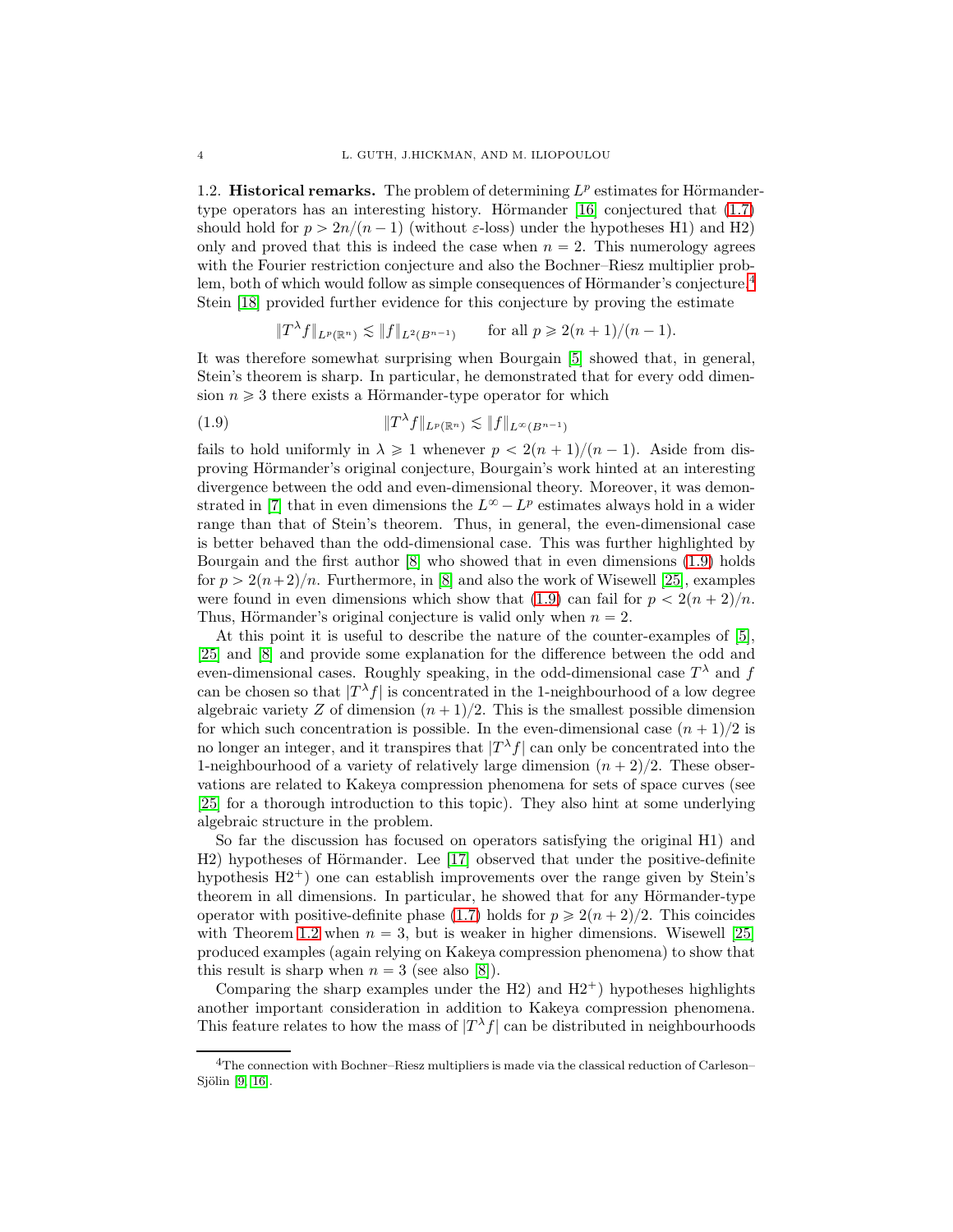**1.2. Historical remarks.** The problem of determining $L^p$ estimates for Hörmander-type operators has an interesting history. Hörmander [16] conjectured that (1.7) should hold for $p > 2n/(n-1)$ (without $\varepsilon$-loss) under the hypotheses H1) and H2) only and proved that this is indeed the case when $n = 2$. This numerology agrees with the Fourier restriction conjecture and also the Bochner–Riesz multiplier problem, both of which would follow as simple consequences of Hörmander's conjecture.[4] Stein [18] provided further evidence for this conjecture by proving the estimate

$$\|T^\lambda f\|_{L^p(\mathbb{R}^n)} \lesssim \|f\|_{L^2(B^{n-1})} \qquad \text{for all } p \geqslant 2(n+1)/(n-1).$$

It was therefore somewhat surprising when Bourgain [5] showed that, in general, Stein's theorem is sharp. In particular, he demonstrated that for every odd dimension $n \geqslant 3$ there exists a Hörmander-type operator for which

$$\|T^\lambda f\|_{L^p(\mathbb{R}^n)} \lesssim \|f\|_{L^\infty(B^{n-1})} \tag{1.9}$$

fails to hold uniformly in $\lambda \geqslant 1$ whenever $p < 2(n+1)/(n-1)$. Aside from disproving Hörmander's original conjecture, Bourgain's work hinted at an interesting divergence between the odd and even-dimensional theory. Moreover, it was demonstrated in [7] that in even dimensions the $L^\infty - L^p$ estimates always hold in a wider range than that of Stein's theorem. Thus, in general, the even-dimensional case is better behaved than the odd-dimensional case. This was further highlighted by Bourgain and the first author [8] who showed that in even dimensions (1.9) holds for $p > 2(n+2)/n$. Furthermore, in [8] and also the work of Wisewell [25], examples were found in even dimensions which show that (1.9) can fail for $p < 2(n+2)/n$. Thus, Hörmander's original conjecture is valid only when $n = 2$.

At this point it is useful to describe the nature of the counter-examples of [5], [25] and [8] and provide some explanation for the difference between the odd and even-dimensional cases. Roughly speaking, in the odd-dimensional case $T^\lambda$ and $f$ can be chosen so that $|T^\lambda f|$ is concentrated in the 1-neighbourhood of a low degree algebraic variety $Z$ of dimension $(n+1)/2$. This is the smallest possible dimension for which such concentration is possible. In the even-dimensional case $(n+1)/2$ is no longer an integer, and it transpires that $|T^\lambda f|$ can only be concentrated into the 1-neighbourhood of a variety of relatively large dimension $(n+2)/2$. These observations are related to Kakeya compression phenomena for sets of space curves (see [25] for a thorough introduction to this topic). They also hint at some underlying algebraic structure in the problem.

So far the discussion has focused on operators satisfying the original H1) and H2) hypotheses of Hörmander. Lee [17] observed that under the positive-definite hypothesis H2$^+$) one can establish improvements over the range given by Stein's theorem in all dimensions. In particular, he showed that for any Hörmander-type operator with positive-definite phase (1.7) holds for $p \geqslant 2(n+2)/2$. This coincides with Theorem 1.2 when $n = 3$, but is weaker in higher dimensions. Wisewell [25] produced examples (again relying on Kakeya compression phenomena) to show that this result is sharp when $n = 3$ (see also [8]).

Comparing the sharp examples under the H2) and H2$^+$) hypotheses highlights another important consideration in addition to Kakeya compression phenomena. This feature relates to how the mass of $|T^\lambda f|$ can be distributed in neighbourhoods

[4] The connection with Bochner–Riesz multipliers is made via the classical reduction of Carleson–Sjölin [9, 16].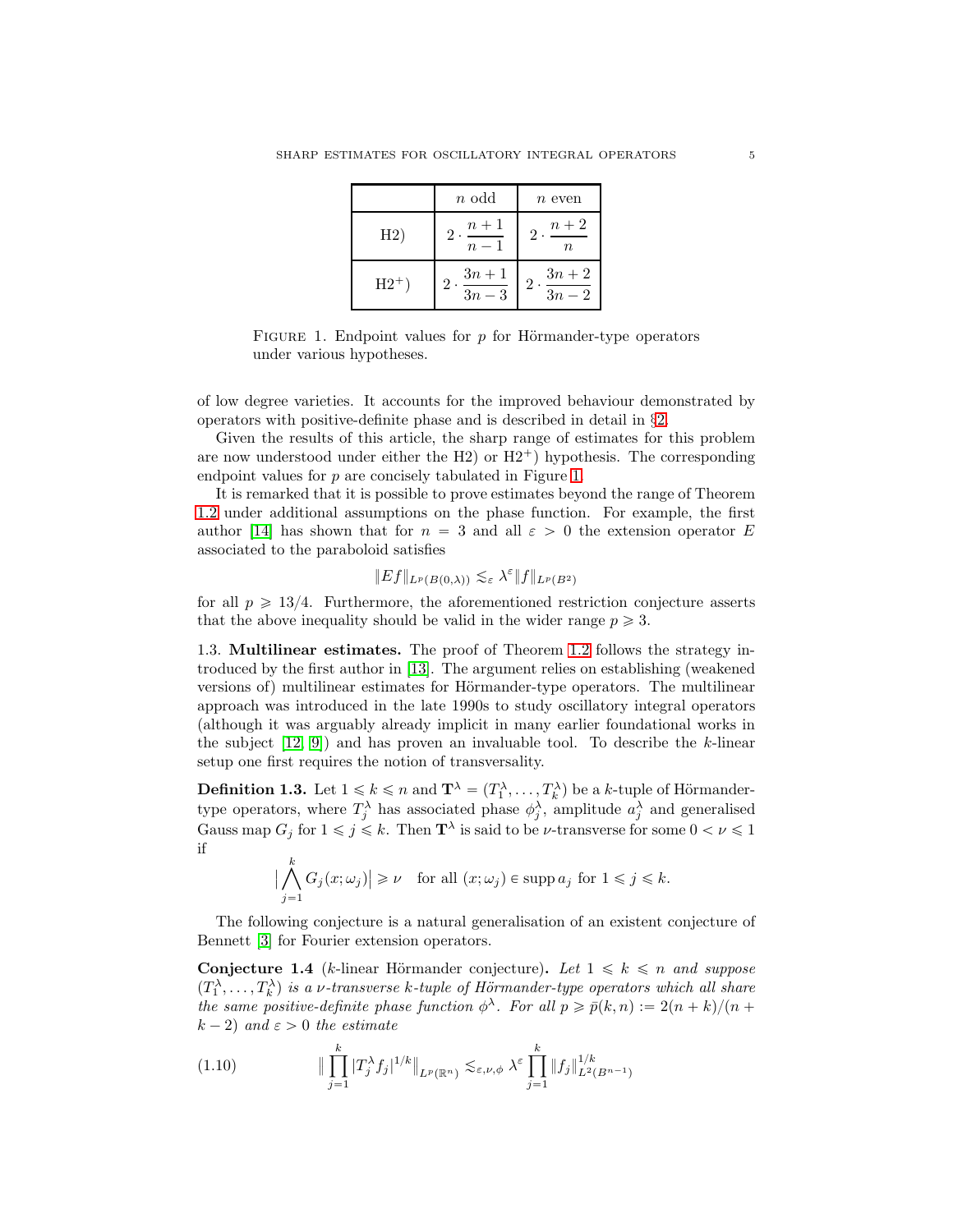|  | $n$ odd | $n$ even |
|---|---|---|
| H2) | $2 \cdot \dfrac{n+1}{n-1}$ | $2 \cdot \dfrac{n+2}{n}$ |
| H2$^+$) | $2 \cdot \dfrac{3n+1}{3n-3}$ | $2 \cdot \dfrac{3n+2}{3n-2}$ |

Figure 1. Endpoint values for $p$ for Hörmander-type operators under various hypotheses.

of low degree varieties. It accounts for the improved behaviour demonstrated by operators with positive-definite phase and is described in detail in §2.

Given the results of this article, the sharp range of estimates for this problem are now understood under either the H2) or H2$^+$) hypothesis. The corresponding endpoint values for $p$ are concisely tabulated in Figure 1.

It is remarked that it is possible to prove estimates beyond the range of Theorem 1.2 under additional assumptions on the phase function. For example, the first author [14] has shown that for $n = 3$ and all $\varepsilon > 0$ the extension operator $E$ associated to the paraboloid satisfies

$$\|Ef\|_{L^p(B(0,\lambda))} \lesssim_\varepsilon \lambda^\varepsilon \|f\|_{L^p(B^2)}$$

for all $p \geqslant 13/4$. Furthermore, the aforementioned restriction conjecture asserts that the above inequality should be valid in the wider range $p \geqslant 3$.

## 1.3. Multilinear estimates.

The proof of Theorem 1.2 follows the strategy introduced by the first author in [13]. The argument relies on establishing (weakened versions of) multilinear estimates for Hörmander-type operators. The multilinear approach was introduced in the late 1990s to study oscillatory integral operators (although it was arguably already implicit in many earlier foundational works in the subject [12, 9]) and has proven an invaluable tool. To describe the $k$-linear setup one first requires the notion of transversality.

**Definition 1.3.** Let $1 \leqslant k \leqslant n$ and $\mathbf{T}^\lambda = (T_1^\lambda, \dots, T_k^\lambda)$ be a $k$-tuple of Hörmander-type operators, where $T_j^\lambda$ has associated phase $\phi_j^\lambda$, amplitude $a_j^\lambda$ and generalised Gauss map $G_j$ for $1 \leqslant j \leqslant k$. Then $\mathbf{T}^\lambda$ is said to be $\nu$-transverse for some $0 < \nu \leqslant 1$ if

$$\Big|\bigwedge_{j=1}^k G_j(x;\omega_j)\Big| \geqslant \nu \quad \text{for all } (x;\omega_j) \in \operatorname{supp} a_j \text{ for } 1 \leqslant j \leqslant k.$$

The following conjecture is a natural generalisation of an existent conjecture of Bennett [3] for Fourier extension operators.

**Conjecture 1.4** ($k$-linear Hörmander conjecture)**.** *Let $1 \leqslant k \leqslant n$ and suppose $(T_1^\lambda, \dots, T_k^\lambda)$ is a $\nu$-transverse $k$-tuple of Hörmander-type operators which all share the same positive-definite phase function $\phi^\lambda$. For all $p \geqslant \bar{p}(k,n) := 2(n+k)/(n+k-2)$ and $\varepsilon > 0$ the estimate*

$$\Big\|\prod_{j=1}^k |T_j^\lambda f_j|^{1/k}\Big\|_{L^p(\mathbb{R}^n)} \lesssim_{\varepsilon,\nu,\phi} \lambda^\varepsilon \prod_{j=1}^k \|f_j\|_{L^2(B^{n-1})}^{1/k} \tag{1.10}$$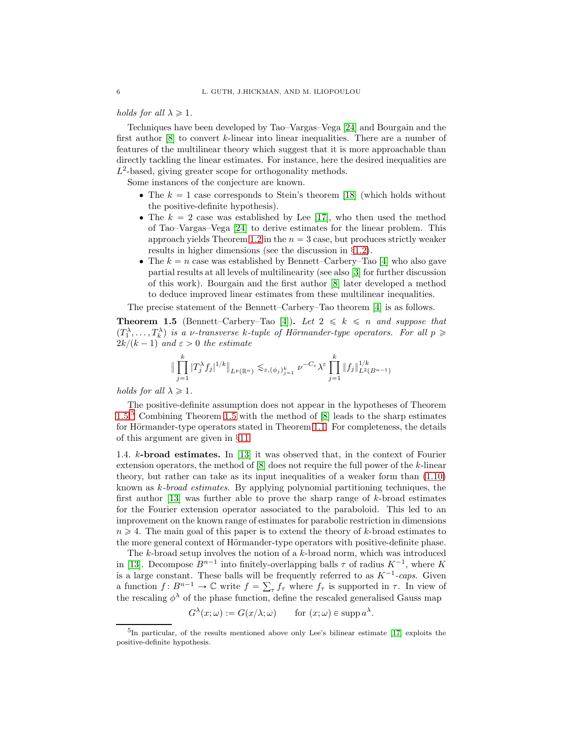*holds for all* $\lambda \geqslant 1$.

Techniques have been developed by Tao–Vargas–Vega [24] and Bourgain and the first author [8] to convert $k$-linear into linear inequalities. There are a number of features of the multilinear theory which suggest that it is more approachable than directly tackling the linear estimates. For instance, here the desired inequalities are $L^2$-based, giving greater scope for orthogonality methods.

Some instances of the conjecture are known.

- The $k = 1$ case corresponds to Stein's theorem [18] (which holds without the positive-definite hypothesis).
- The $k = 2$ case was established by Lee [17], who then used the method of Tao–Vargas–Vega [24] to derive estimates for the linear problem. This approach yields Theorem 1.2 in the $n = 3$ case, but produces strictly weaker results in higher dimensions (see the discussion in §1.2).
- The $k = n$ case was established by Bennett–Carbery–Tao [4] who also gave partial results at all levels of multilinearity (see also [3] for further discussion of this work). Bourgain and the first author [8] later developed a method to deduce improved linear estimates from these multilinear inequalities.

The precise statement of the Bennett–Carbery–Tao theorem [4] is as follows.

**Theorem 1.5** (Bennett–Carbery–Tao [4])**.** *Let* $2 \leqslant k \leqslant n$ *and suppose that* $(T_1^\lambda, \dots, T_k^\lambda)$ *is a* $\nu$*-transverse* $k$*-tuple of Hörmander-type operators. For all* $p \geqslant 2k/(k-1)$ *and* $\varepsilon > 0$ *the estimate*

$$\Big\| \prod_{j=1}^{k} |T_j^\lambda f_j|^{1/k} \Big\|_{L^p(\mathbb{R}^n)} \lesssim_{\varepsilon, (\phi_j)_{j=1}^k} \nu^{-C_\varepsilon} \lambda^\varepsilon \prod_{j=1}^{k} \|f_j\|_{L^2(B^{n-1})}^{1/k}$$

*holds for all* $\lambda \geqslant 1$.

The positive-definite assumption does not appear in the hypotheses of Theorem 1.5.[5] Combining Theorem 1.5 with the method of [8] leads to the sharp estimates for Hörmander-type operators stated in Theorem 1.1. For completeness, the details of this argument are given in §11.

1.4. **$k$-broad estimates.** In [13] it was observed that, in the context of Fourier extension operators, the method of [8] does not require the full power of the $k$-linear theory, but rather can take as its input inequalities of a weaker form than (1.10) known as *$k$-broad estimates*. By applying polynomial partitioning techniques, the first author [13] was further able to prove the sharp range of $k$-broad estimates for the Fourier extension operator associated to the paraboloid. This led to an improvement on the known range of estimates for parabolic restriction in dimensions $n \geqslant 4$. The main goal of this paper is to extend the theory of $k$-broad estimates to the more general context of Hörmander-type operators with positive-definite phase.

The $k$-broad setup involves the notion of a $k$-broad norm, which was introduced in [13]. Decompose $B^{n-1}$ into finitely-overlapping balls $\tau$ of radius $K^{-1}$, where $K$ is a large constant. These balls will be frequently referred to as $K^{-1}$*-caps*. Given a function $f \colon B^{n-1} \to \mathbb{C}$ write $f = \sum_\tau f_\tau$ where $f_\tau$ is supported in $\tau$. In view of the rescaling $\phi^\lambda$ of the phase function, define the rescaled generalised Gauss map

$$G^\lambda(x;\omega) := G(x/\lambda;\omega) \qquad \text{for } (x;\omega) \in \operatorname{supp} a^\lambda.$$

[5] In particular, of the results mentioned above only Lee's bilinear estimate [17] exploits the positive-definite hypothesis.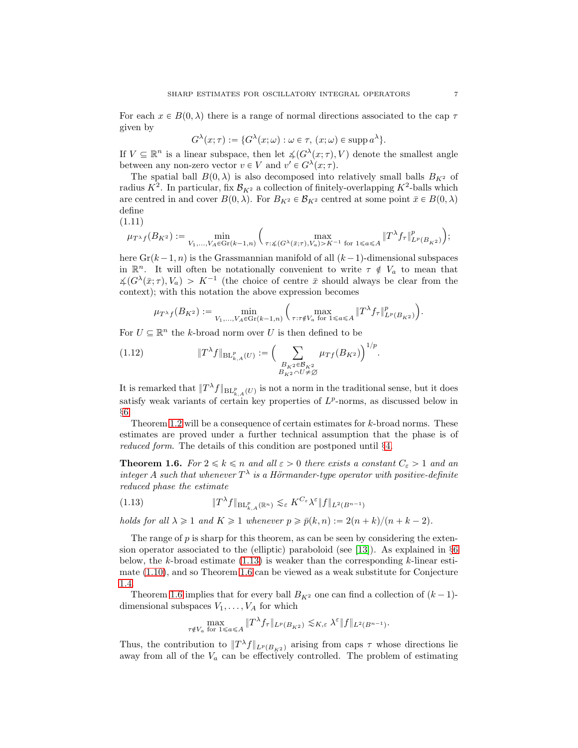For each $x \in B(0, \lambda)$ there is a range of normal directions associated to the cap $\tau$ given by

$$G^\lambda(x;\tau) := \{G^\lambda(x;\omega) : \omega \in \tau,\ (x;\omega) \in \operatorname{supp} a^\lambda\}.$$

If $V \subseteq \mathbb{R}^n$ is a linear subspace, then let $\measuredangle(G^\lambda(x;\tau), V)$ denote the smallest angle between any non-zero vector $v \in V$ and $v' \in G^\lambda(x;\tau)$.

The spatial ball $B(0,\lambda)$ is also decomposed into relatively small balls $B_{K^2}$ of radius $K^2$. In particular, fix $\mathcal{B}_{K^2}$ a collection of finitely-overlapping $K^2$-balls which are centred in and cover $B(0,\lambda)$. For $B_{K^2} \in \mathcal{B}_{K^2}$ centred at some point $\bar{x} \in B(0,\lambda)$ define

(1.11)

$$\mu_{T^\lambda f}(B_{K^2}) := \min_{V_1,\dots,V_A \in \mathrm{Gr}(k-1,n)} \Big( \max_{\tau : \measuredangle(G^\lambda(\bar{x};\tau), V_a) > K^{-1} \text{ for } 1 \leqslant a \leqslant A} \|T^\lambda f_\tau\|^p_{L^p(B_{K^2})} \Big);$$

here $\mathrm{Gr}(k-1,n)$ is the Grassmannian manifold of all $(k-1)$-dimensional subspaces in $\mathbb{R}^n$. It will often be notationally convenient to write $\tau \notin V_a$ to mean that $\measuredangle(G^\lambda(\bar{x};\tau), V_a) > K^{-1}$ (the choice of centre $\bar{x}$ should always be clear from the context); with this notation the above expression becomes

$$\mu_{T^\lambda f}(B_{K^2}) := \min_{V_1,\dots,V_A \in \mathrm{Gr}(k-1,n)} \Big( \max_{\tau : \tau \notin V_a \text{ for } 1 \leqslant a \leqslant A} \|T^\lambda f_\tau\|^p_{L^p(B_{K^2})} \Big).$$

For $U \subseteq \mathbb{R}^n$ the $k$-broad norm over $U$ is then defined to be

$$\|T^\lambda f\|_{\mathrm{BL}^p_{k,A}(U)} := \Big( \sum_{\substack{B_{K^2} \in \mathcal{B}_{K^2} \\ B_{K^2} \cap U \neq \emptyset}} \mu_{Tf}(B_{K^2}) \Big)^{1/p}. \tag{1.12}$$

It is remarked that $\|T^\lambda f\|_{\mathrm{BL}^p_{k,A}(U)}$ is not a norm in the traditional sense, but it does satisfy weak variants of certain key properties of $L^p$-norms, as discussed below in §6.

Theorem 1.2 will be a consequence of certain estimates for $k$-broad norms. These estimates are proved under a further technical assumption that the phase is of *reduced form*. The details of this condition are postponed until §4.

**Theorem 1.6.** *For $2 \leqslant k \leqslant n$ and all $\varepsilon > 0$ there exists a constant $C_\varepsilon > 1$ and an integer $A$ such that whenever $T^\lambda$ is a Hörmander-type operator with positive-definite reduced phase the estimate*

$$\|T^\lambda f\|_{\mathrm{BL}^p_{k,A}(\mathbb{R}^n)} \lesssim_\varepsilon K^{C_\varepsilon} \lambda^\varepsilon \|f\|_{L^2(B^{n-1})} \tag{1.13}$$

*holds for all $\lambda \geqslant 1$ and $K \geqslant 1$ whenever $p \geqslant \bar{p}(k,n) := 2(n+k)/(n+k-2)$.*

The range of $p$ is sharp for this theorem, as can be seen by considering the extension operator associated to the (elliptic) paraboloid (see [13]). As explained in §6 below, the $k$-broad estimate (1.13) is weaker than the corresponding $k$-linear estimate (1.10), and so Theorem 1.6 can be viewed as a weak substitute for Conjecture 1.4.

Theorem 1.6 implies that for every ball $B_{K^2}$ one can find a collection of $(k-1)$-dimensional subspaces $V_1, \dots, V_A$ for which

$$\max_{\tau \notin V_a \text{ for } 1 \leqslant a \leqslant A} \|T^\lambda f_\tau\|_{L^p(B_{K^2})} \lesssim_{K,\varepsilon} \lambda^\varepsilon \|f\|_{L^2(B^{n-1})}.$$

Thus, the contribution to $\|T^\lambda f\|_{L^p(B_{K^2})}$ arising from caps $\tau$ whose directions lie away from all of the $V_a$ can be effectively controlled. The problem of estimating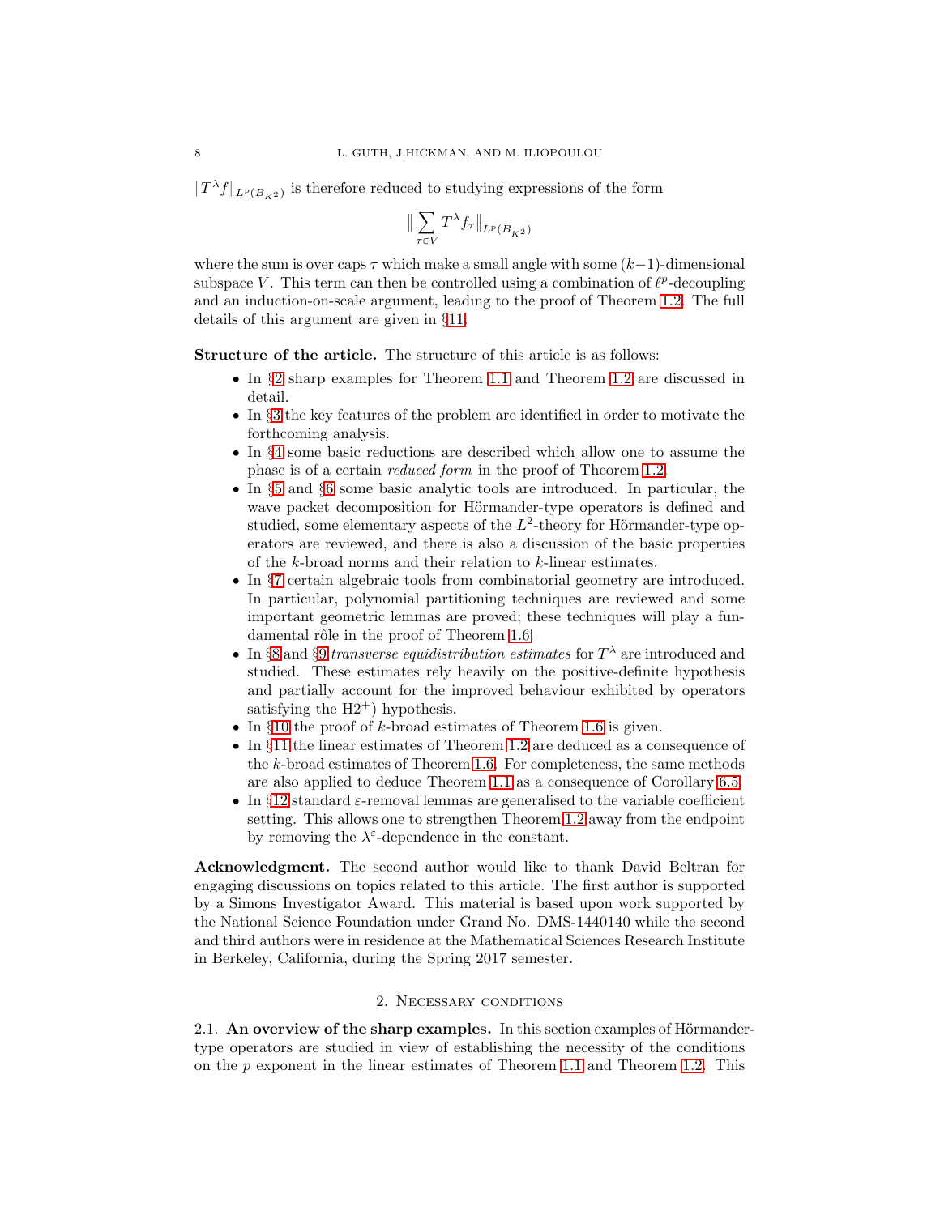$\|T^\lambda f\|_{L^p(B_{K^2})}$ is therefore reduced to studying expressions of the form

$$\|\sum_{\tau \in V} T^\lambda f_\tau\|_{L^p(B_{K^2})}$$

where the sum is over caps $\tau$ which make a small angle with some $(k-1)$-dimensional subspace $V$. This term can then be controlled using a combination of $\ell^p$-decoupling and an induction-on-scale argument, leading to the proof of Theorem 1.2. The full details of this argument are given in §11.

**Structure of the article.** The structure of this article is as follows:

- In §2 sharp examples for Theorem 1.1 and Theorem 1.2 are discussed in detail.
- In §3 the key features of the problem are identified in order to motivate the forthcoming analysis.
- In §4 some basic reductions are described which allow one to assume the phase is of a certain *reduced form* in the proof of Theorem 1.2.
- In §5 and §6 some basic analytic tools are introduced. In particular, the wave packet decomposition for Hörmander-type operators is defined and studied, some elementary aspects of the $L^2$-theory for Hörmander-type operators are reviewed, and there is also a discussion of the basic properties of the $k$-broad norms and their relation to $k$-linear estimates.
- In §7 certain algebraic tools from combinatorial geometry are introduced. In particular, polynomial partitioning techniques are reviewed and some important geometric lemmas are proved; these techniques will play a fundamental rôle in the proof of Theorem 1.6.
- In §8 and §9 *transverse equidistribution estimates* for $T^\lambda$ are introduced and studied. These estimates rely heavily on the positive-definite hypothesis and partially account for the improved behaviour exhibited by operators satisfying the H2$^+$) hypothesis.
- In §10 the proof of $k$-broad estimates of Theorem 1.6 is given.
- In §11 the linear estimates of Theorem 1.2 are deduced as a consequence of the $k$-broad estimates of Theorem 1.6. For completeness, the same methods are also applied to deduce Theorem 1.1 as a consequence of Corollary 6.5.
- In §12 standard $\varepsilon$-removal lemmas are generalised to the variable coefficient setting. This allows one to strengthen Theorem 1.2 away from the endpoint by removing the $\lambda^\varepsilon$-dependence in the constant.

**Acknowledgment.** The second author would like to thank David Beltran for engaging discussions on topics related to this article. The first author is supported by a Simons Investigator Award. This material is based upon work supported by the National Science Foundation under Grand No. DMS-1440140 while the second and third authors were in residence at the Mathematical Sciences Research Institute in Berkeley, California, during the Spring 2017 semester.

## 2. Necessary conditions

### 2.1. An overview of the sharp examples.

In this section examples of Hörmander-type operators are studied in view of establishing the necessity of the conditions on the $p$ exponent in the linear estimates of Theorem 1.1 and Theorem 1.2. This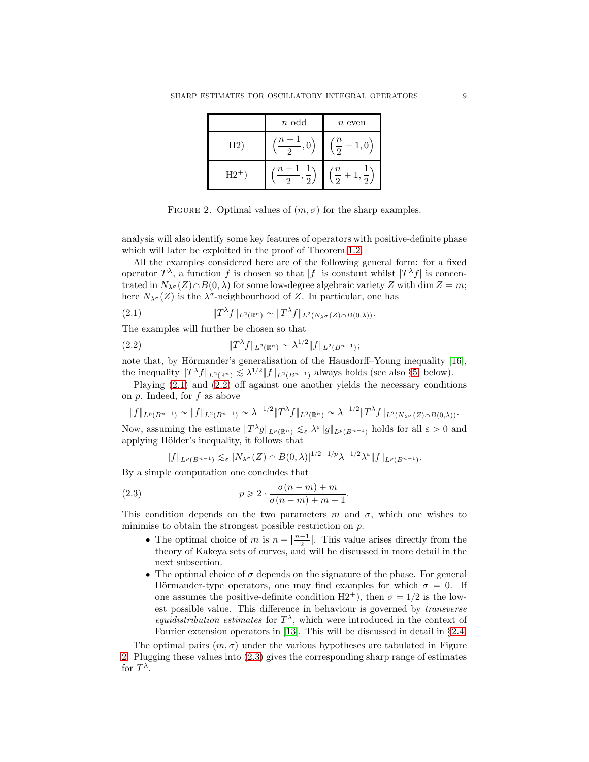|  | $n$ odd | $n$ even |
|---|---|---|
| H2) | $\left(\frac{n+1}{2}, 0\right)$ | $\left(\frac{n}{2}+1, 0\right)$ |
| H2$^+$) | $\left(\frac{n+1}{2}, \frac{1}{2}\right)$ | $\left(\frac{n}{2}+1, \frac{1}{2}\right)$ |

FIGURE 2. Optimal values of $(m, \sigma)$ for the sharp examples.

analysis will also identify some key features of operators with positive-definite phase which will later be exploited in the proof of Theorem 1.2.

All the examples considered here are of the following general form: for a fixed operator $T^\lambda$, a function $f$ is chosen so that $|f|$ is constant whilst $|T^\lambda f|$ is concentrated in $N_{\lambda^\sigma}(Z) \cap B(0, \lambda)$ for some low-degree algebraic variety $Z$ with $\dim Z = m$; here $N_{\lambda^\sigma}(Z)$ is the $\lambda^\sigma$-neighbourhood of $Z$. In particular, one has

$$\|T^\lambda f\|_{L^2(\mathbb{R}^n)} \sim \|T^\lambda f\|_{L^2(N_{\lambda^\sigma}(Z) \cap B(0,\lambda))}. \tag{2.1}$$

The examples will further be chosen so that

$$\|T^\lambda f\|_{L^2(\mathbb{R}^n)} \sim \lambda^{1/2} \|f\|_{L^2(B^{n-1})}; \tag{2.2}$$

note that, by Hörmander's generalisation of the Hausdorff–Young inequality [16], the inequality $\|T^\lambda f\|_{L^2(\mathbb{R}^n)} \lesssim \lambda^{1/2} \|f\|_{L^2(B^{n-1})}$ always holds (see also §5, below).

Playing (2.1) and (2.2) off against one another yields the necessary conditions on $p$. Indeed, for $f$ as above

$$\|f\|_{L^p(B^{n-1})} \sim \|f\|_{L^2(B^{n-1})} \sim \lambda^{-1/2} \|T^\lambda f\|_{L^2(\mathbb{R}^n)} \sim \lambda^{-1/2} \|T^\lambda f\|_{L^2(N_{\lambda^\sigma}(Z) \cap B(0,\lambda))}.$$

Now, assuming the estimate $\|T^\lambda g\|_{L^p(\mathbb{R}^n)} \lesssim_\varepsilon \lambda^\varepsilon \|g\|_{L^p(B^{n-1})}$ holds for all $\varepsilon > 0$ and applying Hölder's inequality, it follows that

$$\|f\|_{L^p(B^{n-1})} \lesssim_\varepsilon |N_{\lambda^\sigma}(Z) \cap B(0, \lambda)|^{1/2 - 1/p} \lambda^{-1/2} \lambda^\varepsilon \|f\|_{L^p(B^{n-1})}.$$

By a simple computation one concludes that

$$p \geqslant 2 \cdot \frac{\sigma(n-m) + m}{\sigma(n-m) + m - 1}. \tag{2.3}$$

This condition depends on the two parameters $m$ and $\sigma$, which one wishes to minimise to obtain the strongest possible restriction on $p$.

- The optimal choice of $m$ is $n - \lfloor \frac{n-1}{2} \rfloor$. This value arises directly from the theory of Kakeya sets of curves, and will be discussed in more detail in the next subsection.
- The optimal choice of $\sigma$ depends on the signature of the phase. For general Hörmander-type operators, one may find examples for which $\sigma = 0$. If one assumes the positive-definite condition H2$^+$), then $\sigma = 1/2$ is the lowest possible value. This difference in behaviour is governed by *transverse equidistribution estimates* for $T^\lambda$, which were introduced in the context of Fourier extension operators in [13]. This will be discussed in detail in §2.4.

The optimal pairs $(m, \sigma)$ under the various hypotheses are tabulated in Figure 2. Plugging these values into (2.3) gives the corresponding sharp range of estimates for $T^\lambda$.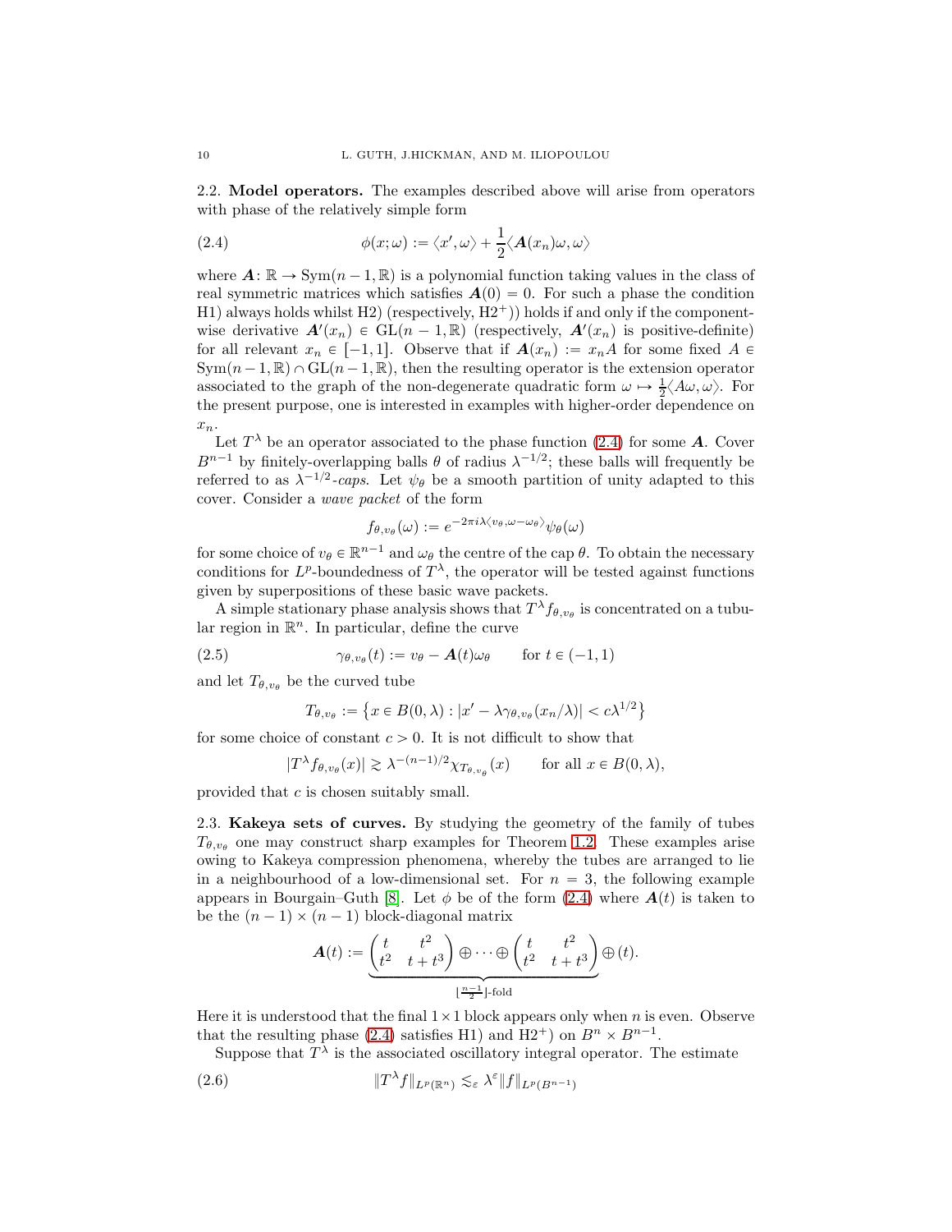### 2.2. Model operators.

The examples described above will arise from operators with phase of the relatively simple form

$$\phi(x;\omega) := \langle x', \omega\rangle + \frac{1}{2}\langle \boldsymbol{A}(x_n)\omega, \omega\rangle \tag{2.4}$$

where $\boldsymbol{A}\colon \mathbb{R} \to \mathrm{Sym}(n-1,\mathbb{R})$ is a polynomial function taking values in the class of real symmetric matrices which satisfies $\boldsymbol{A}(0) = 0$. For such a phase the condition H1) always holds whilst H2) (respectively, H2$^+$)) holds if and only if the component-wise derivative $\boldsymbol{A}'(x_n) \in \mathrm{GL}(n-1,\mathbb{R})$ (respectively, $\boldsymbol{A}'(x_n)$ is positive-definite) for all relevant $x_n \in [-1,1]$. Observe that if $\boldsymbol{A}(x_n) := x_n A$ for some fixed $A \in \mathrm{Sym}(n-1,\mathbb{R}) \cap \mathrm{GL}(n-1,\mathbb{R})$, then the resulting operator is the extension operator associated to the graph of the non-degenerate quadratic form $\omega \mapsto \frac{1}{2}\langle A\omega, \omega\rangle$. For the present purpose, one is interested in examples with higher-order dependence on $x_n$.

Let $T^\lambda$ be an operator associated to the phase function (2.4) for some $\boldsymbol{A}$. Cover $B^{n-1}$ by finitely-overlapping balls $\theta$ of radius $\lambda^{-1/2}$; these balls will frequently be referred to as *$\lambda^{-1/2}$-caps*. Let $\psi_\theta$ be a smooth partition of unity adapted to this cover. Consider a *wave packet* of the form

$$f_{\theta,v_\theta}(\omega) := e^{-2\pi i\lambda\langle v_\theta, \omega-\omega_\theta\rangle}\psi_\theta(\omega)$$

for some choice of $v_\theta \in \mathbb{R}^{n-1}$ and $\omega_\theta$ the centre of the cap $\theta$. To obtain the necessary conditions for $L^p$-boundedness of $T^\lambda$, the operator will be tested against functions given by superpositions of these basic wave packets.

A simple stationary phase analysis shows that $T^\lambda f_{\theta,v_\theta}$ is concentrated on a tubular region in $\mathbb{R}^n$. In particular, define the curve

$$\gamma_{\theta,v_\theta}(t) := v_\theta - \boldsymbol{A}(t)\omega_\theta \qquad \text{for } t \in (-1,1) \tag{2.5}$$

and let $T_{\theta,v_\theta}$ be the curved tube

$$T_{\theta,v_\theta} := \left\{ x \in B(0,\lambda) : |x' - \lambda\gamma_{\theta,v_\theta}(x_n/\lambda)| < c\lambda^{1/2} \right\}$$

for some choice of constant $c > 0$. It is not difficult to show that

$$|T^\lambda f_{\theta,v_\theta}(x)| \gtrsim \lambda^{-(n-1)/2}\chi_{T_{\theta,v_\theta}}(x) \qquad \text{for all } x \in B(0,\lambda),$$

provided that $c$ is chosen suitably small.

### 2.3. Kakeya sets of curves.

By studying the geometry of the family of tubes $T_{\theta,v_\theta}$ one may construct sharp examples for Theorem 1.2. These examples arise owing to Kakeya compression phenomena, whereby the tubes are arranged to lie in a neighbourhood of a low-dimensional set. For $n = 3$, the following example appears in Bourgain–Guth [8]. Let $\phi$ be of the form (2.4) where $\boldsymbol{A}(t)$ is taken to be the $(n-1)\times(n-1)$ block-diagonal matrix

$$\boldsymbol{A}(t) := \underbrace{\begin{pmatrix} t & t^2 \\ t^2 & t+t^3 \end{pmatrix} \oplus \cdots \oplus \begin{pmatrix} t & t^2 \\ t^2 & t+t^3 \end{pmatrix}}_{\lfloor \frac{n-1}{2} \rfloor\text{-fold}} \oplus (t).$$

Here it is understood that the final $1\times 1$ block appears only when $n$ is even. Observe that the resulting phase (2.4) satisfies H1) and H2$^+$) on $B^n \times B^{n-1}$.

Suppose that $T^\lambda$ is the associated oscillatory integral operator. The estimate

$$\|T^\lambda f\|_{L^p(\mathbb{R}^n)} \lesssim_\varepsilon \lambda^\varepsilon \|f\|_{L^p(B^{n-1})} \tag{2.6}$$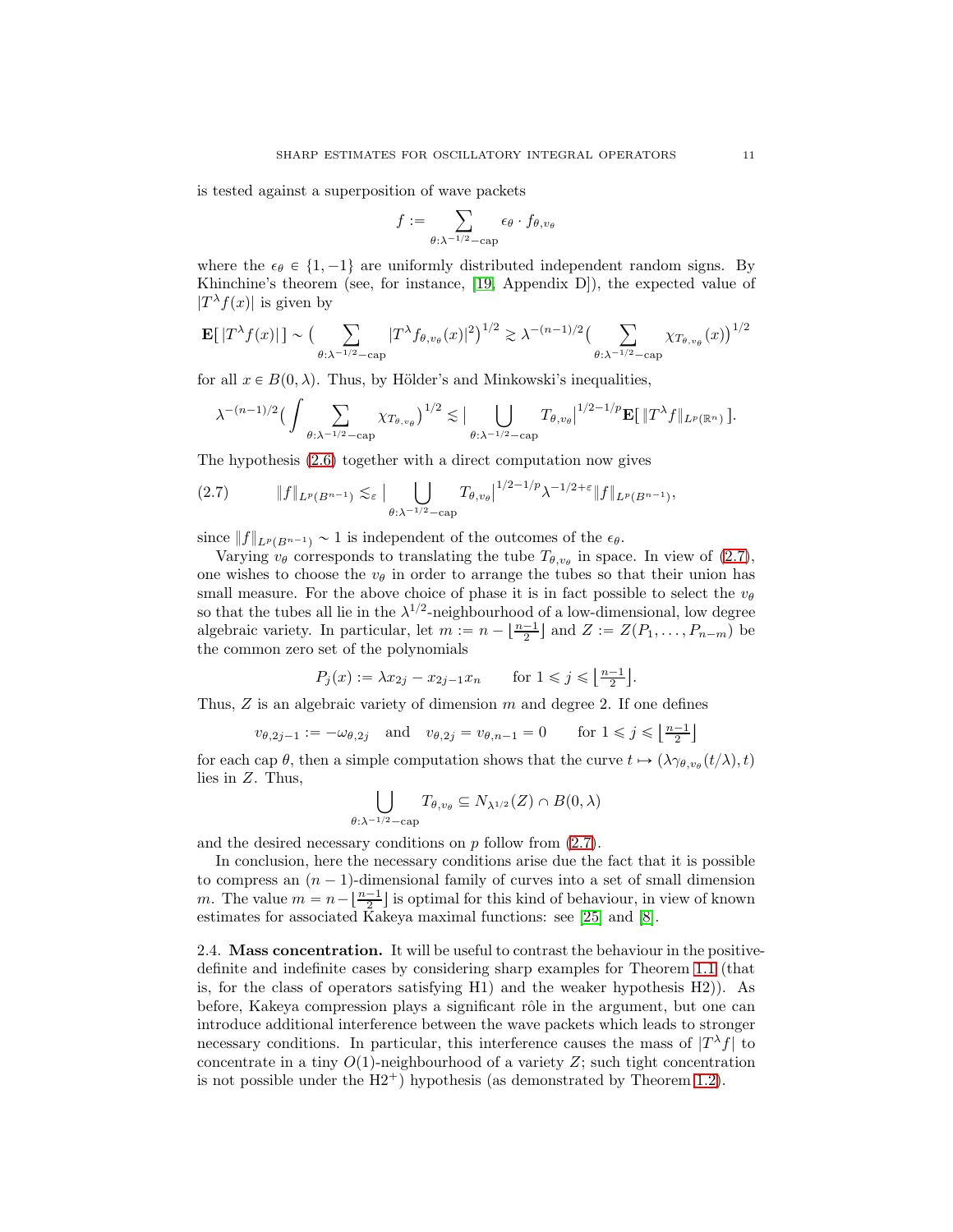is tested against a superposition of wave packets

$$f := \sum_{\theta:\lambda^{-1/2}-\mathrm{cap}} \epsilon_\theta \cdot f_{\theta,v_\theta}$$

where the $\epsilon_\theta \in \{1,-1\}$ are uniformly distributed independent random signs. By Khinchine's theorem (see, for instance, [19, Appendix D]), the expected value of $|T^\lambda f(x)|$ is given by

$$\mathbf{E}[\,|T^\lambda f(x)|\,] \sim \Big(\sum_{\theta:\lambda^{-1/2}-\mathrm{cap}} |T^\lambda f_{\theta,v_\theta}(x)|^2\Big)^{1/2} \gtrsim \lambda^{-(n-1)/2}\Big(\sum_{\theta:\lambda^{-1/2}-\mathrm{cap}} \chi_{T_{\theta,v_\theta}}(x)\Big)^{1/2}$$

for all $x \in B(0,\lambda)$. Thus, by Hölder's and Minkowski's inequalities,

$$\lambda^{-(n-1)/2}\Big(\int \sum_{\theta:\lambda^{-1/2}-\mathrm{cap}} \chi_{T_{\theta,v_\theta}}\Big)^{1/2} \lesssim \Big|\bigcup_{\theta:\lambda^{-1/2}-\mathrm{cap}} T_{\theta,v_\theta}\Big|^{1/2-1/p}\mathbf{E}[\,\|T^\lambda f\|_{L^p(\mathbb{R}^n)}\,].$$

The hypothesis (2.6) together with a direct computation now gives

$$\|f\|_{L^p(B^{n-1})} \lesssim_\varepsilon \Big|\bigcup_{\theta:\lambda^{-1/2}-\mathrm{cap}} T_{\theta,v_\theta}\Big|^{1/2-1/p}\lambda^{-1/2+\varepsilon}\|f\|_{L^p(B^{n-1})}, \tag{2.7}$$

since $\|f\|_{L^p(B^{n-1})} \sim 1$ is independent of the outcomes of the $\epsilon_\theta$.

Varying $v_\theta$ corresponds to translating the tube $T_{\theta,v_\theta}$ in space. In view of (2.7), one wishes to choose the $v_\theta$ in order to arrange the tubes so that their union has small measure. For the above choice of phase it is in fact possible to select the $v_\theta$ so that the tubes all lie in the $\lambda^{1/2}$-neighbourhood of a low-dimensional, low degree algebraic variety. In particular, let $m := n - \lfloor \frac{n-1}{2} \rfloor$ and $Z := Z(P_1, \dots, P_{n-m})$ be the common zero set of the polynomials

$$P_j(x) := \lambda x_{2j} - x_{2j-1}x_n \qquad \text{for } 1 \leqslant j \leqslant \lfloor \tfrac{n-1}{2} \rfloor.$$

Thus, $Z$ is an algebraic variety of dimension $m$ and degree 2. If one defines

$$v_{\theta,2j-1} := -\omega_{\theta,2j} \quad \text{and} \quad v_{\theta,2j} = v_{\theta,n-1} = 0 \qquad \text{for } 1 \leqslant j \leqslant \lfloor \tfrac{n-1}{2} \rfloor$$

for each cap $\theta$, then a simple computation shows that the curve $t \mapsto (\lambda\gamma_{\theta,v_\theta}(t/\lambda), t)$ lies in $Z$. Thus,

$$\bigcup_{\theta:\lambda^{-1/2}-\mathrm{cap}} T_{\theta,v_\theta} \subseteq N_{\lambda^{1/2}}(Z) \cap B(0,\lambda)$$

and the desired necessary conditions on $p$ follow from (2.7).

In conclusion, here the necessary conditions arise due the fact that it is possible to compress an $(n-1)$-dimensional family of curves into a set of small dimension $m$. The value $m = n - \lfloor \frac{n-1}{2} \rfloor$ is optimal for this kind of behaviour, in view of known estimates for associated Kakeya maximal functions: see [25] and [8].

## 2.4. Mass concentration.

It will be useful to contrast the behaviour in the positive-definite and indefinite cases by considering sharp examples for Theorem 1.1 (that is, for the class of operators satisfying H1) and the weaker hypothesis H2)). As before, Kakeya compression plays a significant rôle in the argument, but one can introduce additional interference between the wave packets which leads to stronger necessary conditions. In particular, this interference causes the mass of $|T^\lambda f|$ to concentrate in a tiny $O(1)$-neighbourhood of a variety $Z$; such tight concentration is not possible under the H2$^+$) hypothesis (as demonstrated by Theorem 1.2).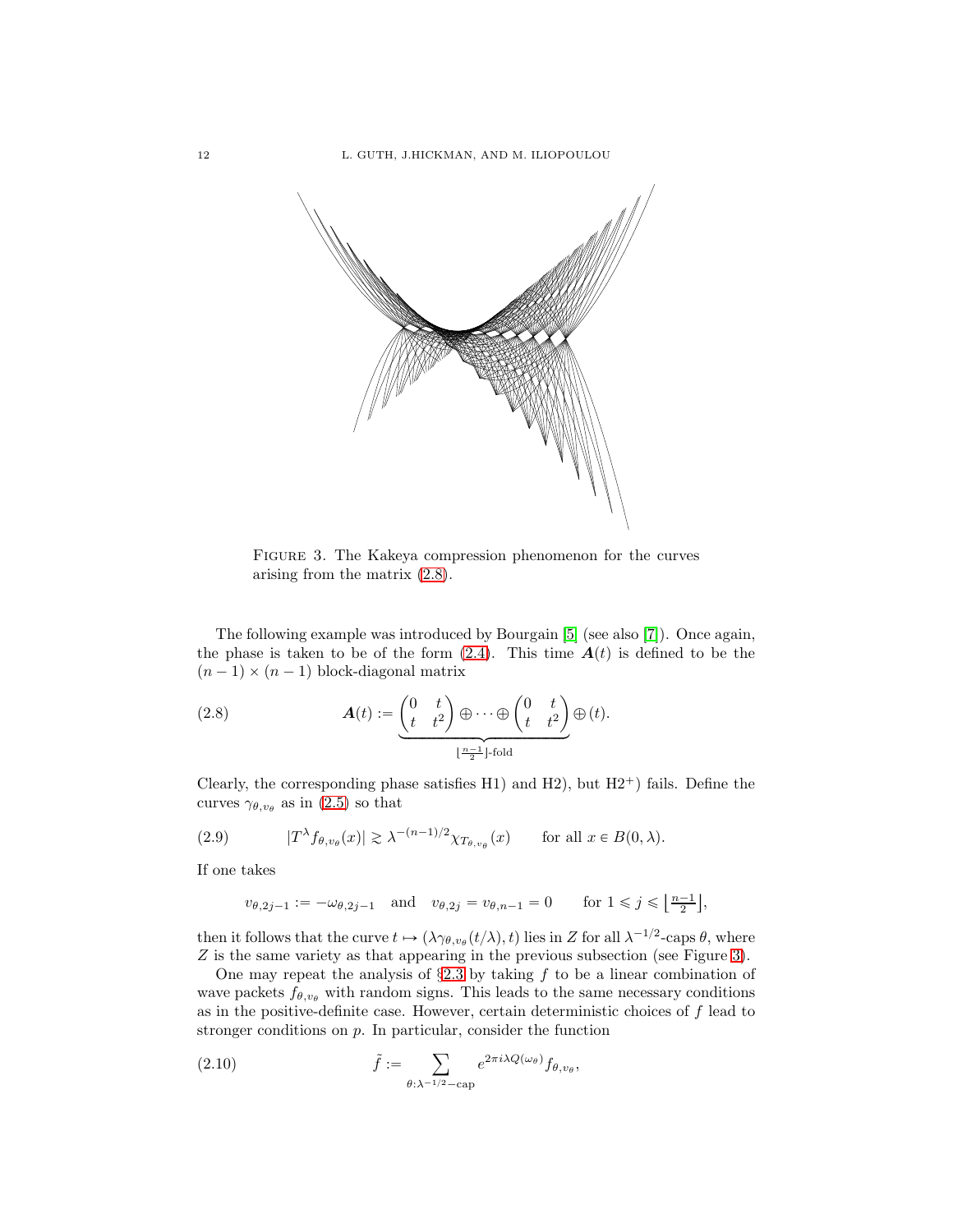FIGURE 3. The Kakeya compression phenomenon for the curves arising from the matrix (2.8).

The following example was introduced by Bourgain [5] (see also [7]). Once again, the phase is taken to be of the form (2.4). This time $\boldsymbol{A}(t)$ is defined to be the $(n-1)\times(n-1)$ block-diagonal matrix

$$\boldsymbol{A}(t) := \underbrace{\begin{pmatrix} 0 & t \\ t & t^2 \end{pmatrix} \oplus \cdots \oplus \begin{pmatrix} 0 & t \\ t & t^2 \end{pmatrix}}_{\lfloor \frac{n-1}{2} \rfloor\text{-fold}} \oplus (t). \tag{2.8}$$

Clearly, the corresponding phase satisfies H1) and H2), but H2$^+$) fails. Define the curves $\gamma_{\theta,v_\theta}$ as in (2.5) so that

$$|T^\lambda f_{\theta,v_\theta}(x)| \gtrsim \lambda^{-(n-1)/2}\chi_{T_{\theta,v_\theta}}(x) \qquad \text{for all } x \in B(0,\lambda). \tag{2.9}$$

If one takes

$$v_{\theta,2j-1} := -\omega_{\theta,2j-1} \quad \text{and} \quad v_{\theta,2j} = v_{\theta,n-1} = 0 \qquad \text{for } 1 \leqslant j \leqslant \left\lfloor \tfrac{n-1}{2} \right\rfloor,$$

then it follows that the curve $t \mapsto (\lambda\gamma_{\theta,v_\theta}(t/\lambda), t)$ lies in $Z$ for all $\lambda^{-1/2}$-caps $\theta$, where $Z$ is the same variety as that appearing in the previous subsection (see Figure 3).

One may repeat the analysis of §2.3 by taking $f$ to be a linear combination of wave packets $f_{\theta,v_\theta}$ with random signs. This leads to the same necessary conditions as in the positive-definite case. However, certain deterministic choices of $f$ lead to stronger conditions on $p$. In particular, consider the function

$$\tilde{f} := \sum_{\theta:\lambda^{-1/2}-\text{cap}} e^{2\pi i\lambda Q(\omega_\theta)} f_{\theta,v_\theta}, \tag{2.10}$$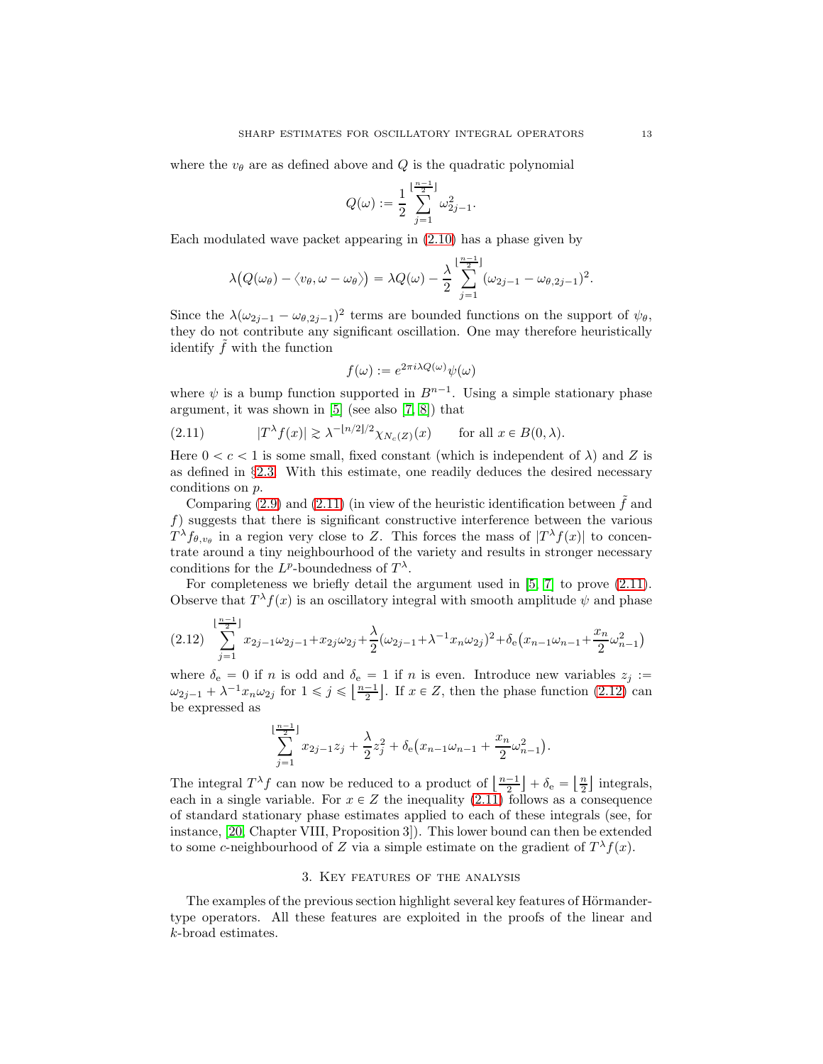where the $v_\theta$ are as defined above and $Q$ is the quadratic polynomial

$$Q(\omega) := \frac{1}{2}\sum_{j=1}^{\lfloor \frac{n-1}{2} \rfloor} \omega_{2j-1}^2.$$

Each modulated wave packet appearing in (2.10) has a phase given by

$$\lambda\big(Q(\omega_\theta) - \langle v_\theta, \omega - \omega_\theta \rangle\big) = \lambda Q(\omega) - \frac{\lambda}{2}\sum_{j=1}^{\lfloor \frac{n-1}{2} \rfloor} (\omega_{2j-1} - \omega_{\theta,2j-1})^2.$$

Since the $\lambda(\omega_{2j-1} - \omega_{\theta,2j-1})^2$ terms are bounded functions on the support of $\psi_\theta$, they do not contribute any significant oscillation. One may therefore heuristically identify $\tilde{f}$ with the function

$$f(\omega) := e^{2\pi i \lambda Q(\omega)}\psi(\omega)$$

where $\psi$ is a bump function supported in $B^{n-1}$. Using a simple stationary phase argument, it was shown in [5] (see also [7, 8]) that

$$|T^\lambda f(x)| \gtrsim \lambda^{-\lfloor n/2 \rfloor/2}\chi_{N_c(Z)}(x) \qquad \text{for all } x \in B(0,\lambda). \tag{2.11}$$

Here $0 < c < 1$ is some small, fixed constant (which is independent of $\lambda$) and $Z$ is as defined in §2.3. With this estimate, one readily deduces the desired necessary conditions on $p$.

Comparing (2.9) and (2.11) (in view of the heuristic identification between $\tilde{f}$ and $f$) suggests that there is significant constructive interference between the various $T^\lambda f_{\theta, v_\theta}$ in a region very close to $Z$. This forces the mass of $|T^\lambda f(x)|$ to concentrate around a tiny neighbourhood of the variety and results in stronger necessary conditions for the $L^p$-boundedness of $T^\lambda$.

For completeness we briefly detail the argument used in [5, 7] to prove (2.11). Observe that $T^\lambda f(x)$ is an oscillatory integral with smooth amplitude $\psi$ and phase

$$\sum_{j=1}^{\lfloor \frac{n-1}{2} \rfloor} x_{2j-1}\omega_{2j-1} + x_{2j}\omega_{2j} + \frac{\lambda}{2}(\omega_{2j-1} + \lambda^{-1}x_n\omega_{2j})^2 + \delta_{\mathrm{e}}\big(x_{n-1}\omega_{n-1} + \frac{x_n}{2}\omega_{n-1}^2\big) \tag{2.12}$$

where $\delta_{\mathrm{e}} = 0$ if $n$ is odd and $\delta_{\mathrm{e}} = 1$ if $n$ is even. Introduce new variables $z_j := \omega_{2j-1} + \lambda^{-1}x_n\omega_{2j}$ for $1 \leqslant j \leqslant \lfloor \frac{n-1}{2} \rfloor$. If $x \in Z$, then the phase function (2.12) can be expressed as

$$\sum_{j=1}^{\lfloor \frac{n-1}{2} \rfloor} x_{2j-1}z_j + \frac{\lambda}{2}z_j^2 + \delta_{\mathrm{e}}\big(x_{n-1}\omega_{n-1} + \frac{x_n}{2}\omega_{n-1}^2\big).$$

The integral $T^\lambda f$ can now be reduced to a product of $\lfloor \frac{n-1}{2} \rfloor + \delta_{\mathrm{e}} = \lfloor \frac{n}{2} \rfloor$ integrals, each in a single variable. For $x \in Z$ the inequality (2.11) follows as a consequence of standard stationary phase estimates applied to each of these integrals (see, for instance, [20, Chapter VIII, Proposition 3]). This lower bound can then be extended to some $c$-neighbourhood of $Z$ via a simple estimate on the gradient of $T^\lambda f(x)$.

## 3. Key features of the analysis

The examples of the previous section highlight several key features of Hörmander-type operators. All these features are exploited in the proofs of the linear and $k$-broad estimates.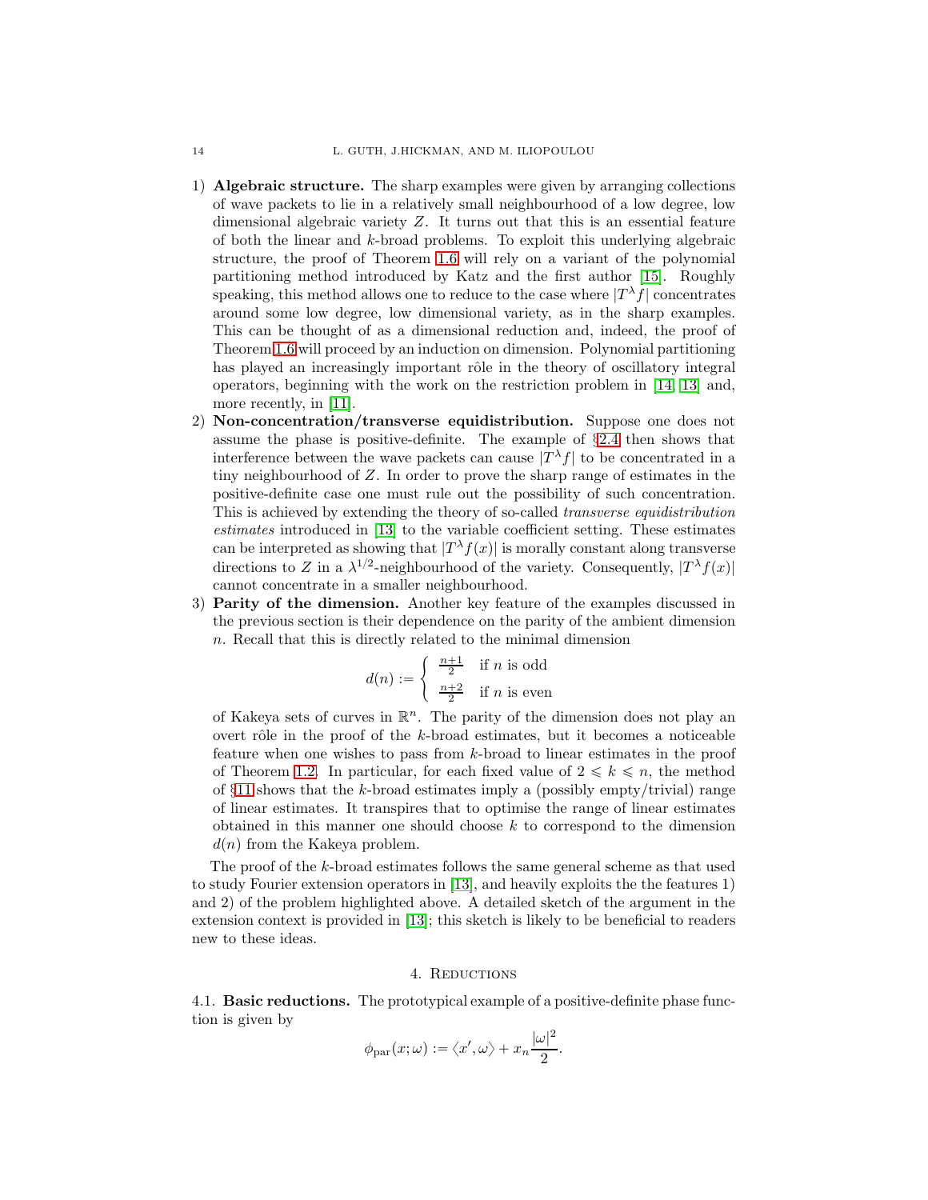1) **Algebraic structure.** The sharp examples were given by arranging collections of wave packets to lie in a relatively small neighbourhood of a low degree, low dimensional algebraic variety $Z$. It turns out that this is an essential feature of both the linear and $k$-broad problems. To exploit this underlying algebraic structure, the proof of Theorem 1.6 will rely on a variant of the polynomial partitioning method introduced by Katz and the first author [15]. Roughly speaking, this method allows one to reduce to the case where $|T^\lambda f|$ concentrates around some low degree, low dimensional variety, as in the sharp examples. This can be thought of as a dimensional reduction and, indeed, the proof of Theorem 1.6 will proceed by an induction on dimension. Polynomial partitioning has played an increasingly important rôle in the theory of oscillatory integral operators, beginning with the work on the restriction problem in [14, 13] and, more recently, in [11].
2) **Non-concentration/transverse equidistribution.** Suppose one does not assume the phase is positive-definite. The example of §2.4 then shows that interference between the wave packets can cause $|T^\lambda f|$ to be concentrated in a tiny neighbourhood of $Z$. In order to prove the sharp range of estimates in the positive-definite case one must rule out the possibility of such concentration. This is achieved by extending the theory of so-called *transverse equidistribution estimates* introduced in [13] to the variable coefficient setting. These estimates can be interpreted as showing that $|T^\lambda f(x)|$ is morally constant along transverse directions to $Z$ in a $\lambda^{1/2}$-neighbourhood of the variety. Consequently, $|T^\lambda f(x)|$ cannot concentrate in a smaller neighbourhood.
3) **Parity of the dimension.** Another key feature of the examples discussed in the previous section is their dependence on the parity of the ambient dimension $n$. Recall that this is directly related to the minimal dimension
$$d(n) := \begin{cases} \frac{n+1}{2} & \text{if } n \text{ is odd} \\ \frac{n+2}{2} & \text{if } n \text{ is even} \end{cases}$$
of Kakeya sets of curves in $\mathbb{R}^n$. The parity of the dimension does not play an overt rôle in the proof of the $k$-broad estimates, but it becomes a noticeable feature when one wishes to pass from $k$-broad to linear estimates in the proof of Theorem 1.2. In particular, for each fixed value of $2 \leqslant k \leqslant n$, the method of §11 shows that the $k$-broad estimates imply a (possibly empty/trivial) range of linear estimates. It transpires that to optimise the range of linear estimates obtained in this manner one should choose $k$ to correspond to the dimension $d(n)$ from the Kakeya problem.

The proof of the $k$-broad estimates follows the same general scheme as that used to study Fourier extension operators in [13], and heavily exploits the the features 1) and 2) of the problem highlighted above. A detailed sketch of the argument in the extension context is provided in [13]; this sketch is likely to be beneficial to readers new to these ideas.

## 4. Reductions

**4.1. Basic reductions.** The prototypical example of a positive-definite phase function is given by
$$\phi_{\mathrm{par}}(x;\omega) := \langle x', \omega\rangle + x_n\frac{|\omega|^2}{2}.$$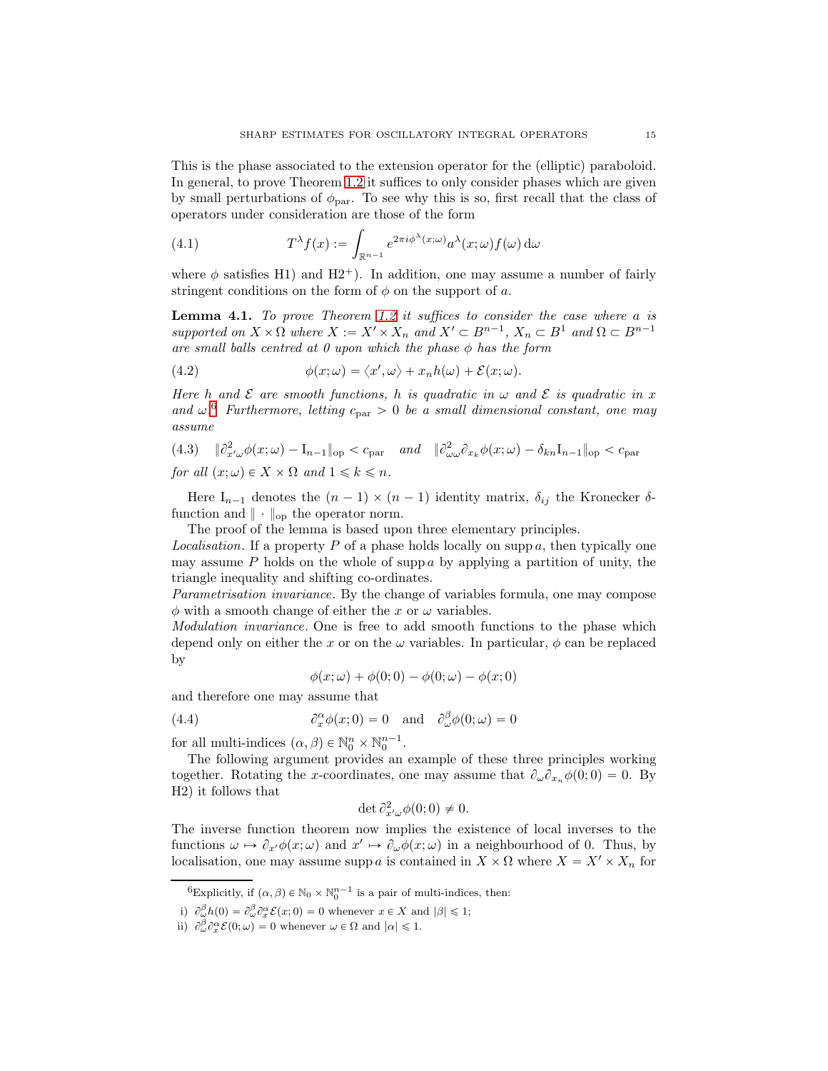This is the phase associated to the extension operator for the (elliptic) paraboloid. In general, to prove Theorem 1.2 it suffices to only consider phases which are given by small perturbations of $\phi_{\mathrm{par}}$. To see why this is so, first recall that the class of operators under consideration are those of the form

$$T^\lambda f(x) := \int_{\mathbb{R}^{n-1}} e^{2\pi i \phi^\lambda(x;\omega)} a^\lambda(x;\omega) f(\omega)\,\mathrm{d}\omega \tag{4.1}$$

where $\phi$ satisfies H1) and H2$^+$). In addition, one may assume a number of fairly stringent conditions on the form of $\phi$ on the support of $a$.

**Lemma 4.1.** *To prove Theorem 1.2 it suffices to consider the case where $a$ is supported on $X \times \Omega$ where $X := X' \times X_n$ and $X' \subset B^{n-1}$, $X_n \subset B^1$ and $\Omega \subset B^{n-1}$ are small balls centred at 0 upon which the phase $\phi$ has the form*

$$\phi(x;\omega) = \langle x', \omega\rangle + x_n h(\omega) + \mathcal{E}(x;\omega). \tag{4.2}$$

*Here $h$ and $\mathcal{E}$ are smooth functions, $h$ is quadratic in $\omega$ and $\mathcal{E}$ is quadratic in $x$ and $\omega$.*[6] *Furthermore, letting $c_{\mathrm{par}} > 0$ be a small dimensional constant, one may assume*

$$\|\partial^2_{x'\omega}\phi(x;\omega) - \mathrm{I}_{n-1}\|_{\mathrm{op}} < c_{\mathrm{par}} \quad \textit{and} \quad \|\partial^2_{\omega\omega}\partial_{x_k}\phi(x;\omega) - \delta_{kn}\mathrm{I}_{n-1}\|_{\mathrm{op}} < c_{\mathrm{par}} \tag{4.3}$$

*for all $(x;\omega) \in X \times \Omega$ and $1 \leqslant k \leqslant n$.*

Here $\mathrm{I}_{n-1}$ denotes the $(n-1)\times(n-1)$ identity matrix, $\delta_{ij}$ the Kronecker $\delta$-function and $\|\cdot\|_{\mathrm{op}}$ the operator norm.

The proof of the lemma is based upon three elementary principles.

*Localisation.* If a property $P$ of a phase holds locally on $\operatorname{supp} a$, then typically one may assume $P$ holds on the whole of $\operatorname{supp} a$ by applying a partition of unity, the triangle inequality and shifting co-ordinates.

*Parametrisation invariance.* By the change of variables formula, one may compose $\phi$ with a smooth change of either the $x$ or $\omega$ variables.

*Modulation invariance.* One is free to add smooth functions to the phase which depend only on either the $x$ or on the $\omega$ variables. In particular, $\phi$ can be replaced by

$$\phi(x;\omega) + \phi(0;0) - \phi(0;\omega) - \phi(x;0)$$

and therefore one may assume that

$$\partial_x^\alpha \phi(x;0) = 0 \quad \text{and} \quad \partial_\omega^\beta \phi(0;\omega) = 0 \tag{4.4}$$

for all multi-indices $(\alpha,\beta) \in \mathbb{N}_0^n \times \mathbb{N}_0^{n-1}$.

The following argument provides an example of these three principles working together. Rotating the $x$-coordinates, one may assume that $\partial_\omega\partial_{x_n}\phi(0;0) = 0$. By H2) it follows that

$$\det \partial^2_{x'\omega}\phi(0;0) \neq 0.$$

The inverse function theorem now implies the existence of local inverses to the functions $\omega \mapsto \partial_{x'}\phi(x;\omega)$ and $x' \mapsto \partial_\omega\phi(x;\omega)$ in a neighbourhood of 0. Thus, by localisation, one may assume $\operatorname{supp} a$ is contained in $X \times \Omega$ where $X = X' \times X_n$ for

---

[6] Explicitly, if $(\alpha,\beta) \in \mathbb{N}_0 \times \mathbb{N}_0^{n-1}$ is a pair of multi-indices, then:

i) $\partial_\omega^\beta h(0) = \partial_\omega^\beta\partial_x^\alpha\mathcal{E}(x;0) = 0$ whenever $x \in X$ and $|\beta| \leqslant 1$;

ii) $\partial_\omega^\beta\partial_x^\alpha\mathcal{E}(0;\omega) = 0$ whenever $\omega \in \Omega$ and $|\alpha| \leqslant 1$.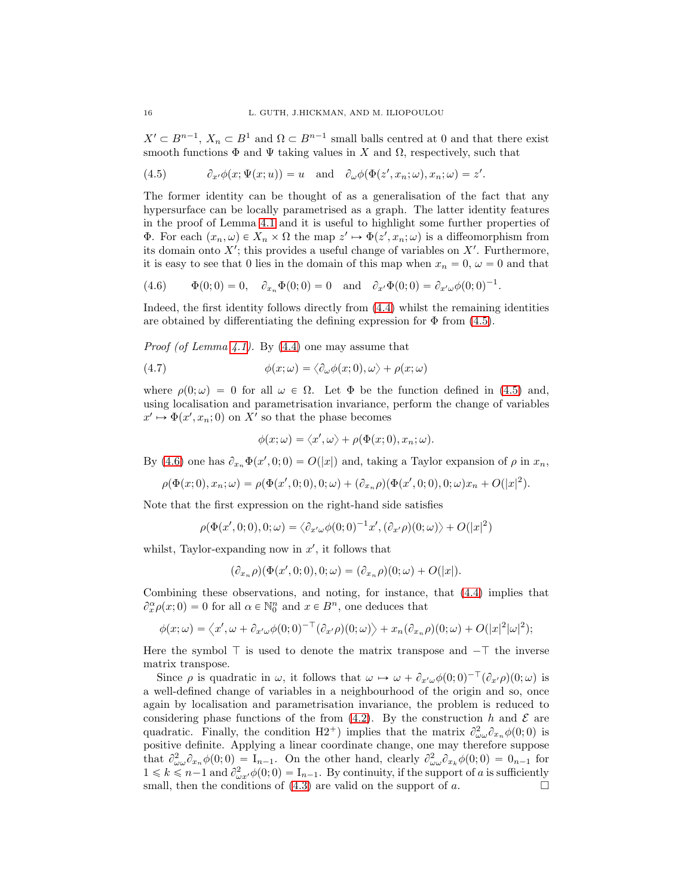$X' \subset B^{n-1}$, $X_n \subset B^1$ and $\Omega \subset B^{n-1}$ small balls centred at 0 and that there exist smooth functions $\Phi$ and $\Psi$ taking values in $X$ and $\Omega$, respectively, such that

$$\partial_{x'}\phi(x;\Psi(x;u)) = u \quad \text{and} \quad \partial_\omega\phi(\Phi(z',x_n;\omega),x_n;\omega) = z'. \tag{4.5}$$

The former identity can be thought of as a generalisation of the fact that any hypersurface can be locally parametrised as a graph. The latter identity features in the proof of Lemma 4.1 and it is useful to highlight some further properties of $\Phi$. For each $(x_n,\omega) \in X_n \times \Omega$ the map $z' \mapsto \Phi(z',x_n;\omega)$ is a diffeomorphism from its domain onto $X'$; this provides a useful change of variables on $X'$. Furthermore, it is easy to see that 0 lies in the domain of this map when $x_n = 0$, $\omega = 0$ and that

$$\Phi(0;0) = 0, \quad \partial_{x_n}\Phi(0;0) = 0 \quad \text{and} \quad \partial_{x'}\Phi(0;0) = \partial_{x'\omega}\phi(0;0)^{-1}. \tag{4.6}$$

Indeed, the first identity follows directly from (4.4) whilst the remaining identities are obtained by differentiating the defining expression for $\Phi$ from (4.5).

*Proof (of Lemma 4.1).* By (4.4) one may assume that

$$\phi(x;\omega) = \langle \partial_\omega\phi(x;0),\omega\rangle + \rho(x;\omega) \tag{4.7}$$

where $\rho(0;\omega) = 0$ for all $\omega \in \Omega$. Let $\Phi$ be the function defined in (4.5) and, using localisation and parametrisation invariance, perform the change of variables $x' \mapsto \Phi(x',x_n;0)$ on $X'$ so that the phase becomes

$$\phi(x;\omega) = \langle x',\omega\rangle + \rho(\Phi(x;0),x_n;\omega).$$

By (4.6) one has $\partial_{x_n}\Phi(x',0;0) = O(|x|)$ and, taking a Taylor expansion of $\rho$ in $x_n$,

$$\rho(\Phi(x;0),x_n;\omega) = \rho(\Phi(x',0;0),0;\omega) + (\partial_{x_n}\rho)(\Phi(x',0;0),0;\omega)x_n + O(|x|^2).$$

Note that the first expression on the right-hand side satisfies

$$\rho(\Phi(x',0;0),0;\omega) = \langle \partial_{x'\omega}\phi(0;0)^{-1}x', (\partial_{x'}\rho)(0;\omega)\rangle + O(|x|^2)$$

whilst, Taylor-expanding now in $x'$, it follows that

$$(\partial_{x_n}\rho)(\Phi(x',0;0),0;\omega) = (\partial_{x_n}\rho)(0;\omega) + O(|x|).$$

Combining these observations, and noting, for instance, that (4.4) implies that $\partial_x^\alpha\rho(x;0) = 0$ for all $\alpha \in \mathbb{N}_0^n$ and $x \in B^n$, one deduces that

$$\phi(x;\omega) = \big\langle x', \omega + \partial_{x'\omega}\phi(0;0)^{-\top}(\partial_{x'}\rho)(0;\omega)\big\rangle + x_n(\partial_{x_n}\rho)(0;\omega) + O(|x|^2|\omega|^2);$$

Here the symbol $\top$ is used to denote the matrix transpose and $-\top$ the inverse matrix transpose.

Since $\rho$ is quadratic in $\omega$, it follows that $\omega \mapsto \omega + \partial_{x'\omega}\phi(0;0)^{-\top}(\partial_{x'}\rho)(0;\omega)$ is a well-defined change of variables in a neighbourhood of the origin and so, once again by localisation and parametrisation invariance, the problem is reduced to considering phase functions of the from (4.2). By the construction $h$ and $\mathcal{E}$ are quadratic. Finally, the condition H2$^+$) implies that the matrix $\partial^2_{\omega\omega}\partial_{x_n}\phi(0;0)$ is positive definite. Applying a linear coordinate change, one may therefore suppose that $\partial^2_{\omega\omega}\partial_{x_n}\phi(0;0) = \mathrm{I}_{n-1}$. On the other hand, clearly $\partial^2_{\omega\omega}\partial_{x_k}\phi(0;0) = 0_{n-1}$ for $1 \leqslant k \leqslant n-1$ and $\partial^2_{\omega x'}\phi(0;0) = \mathrm{I}_{n-1}$. By continuity, if the support of $a$ is sufficiently small, then the conditions of (4.3) are valid on the support of $a$. $\square$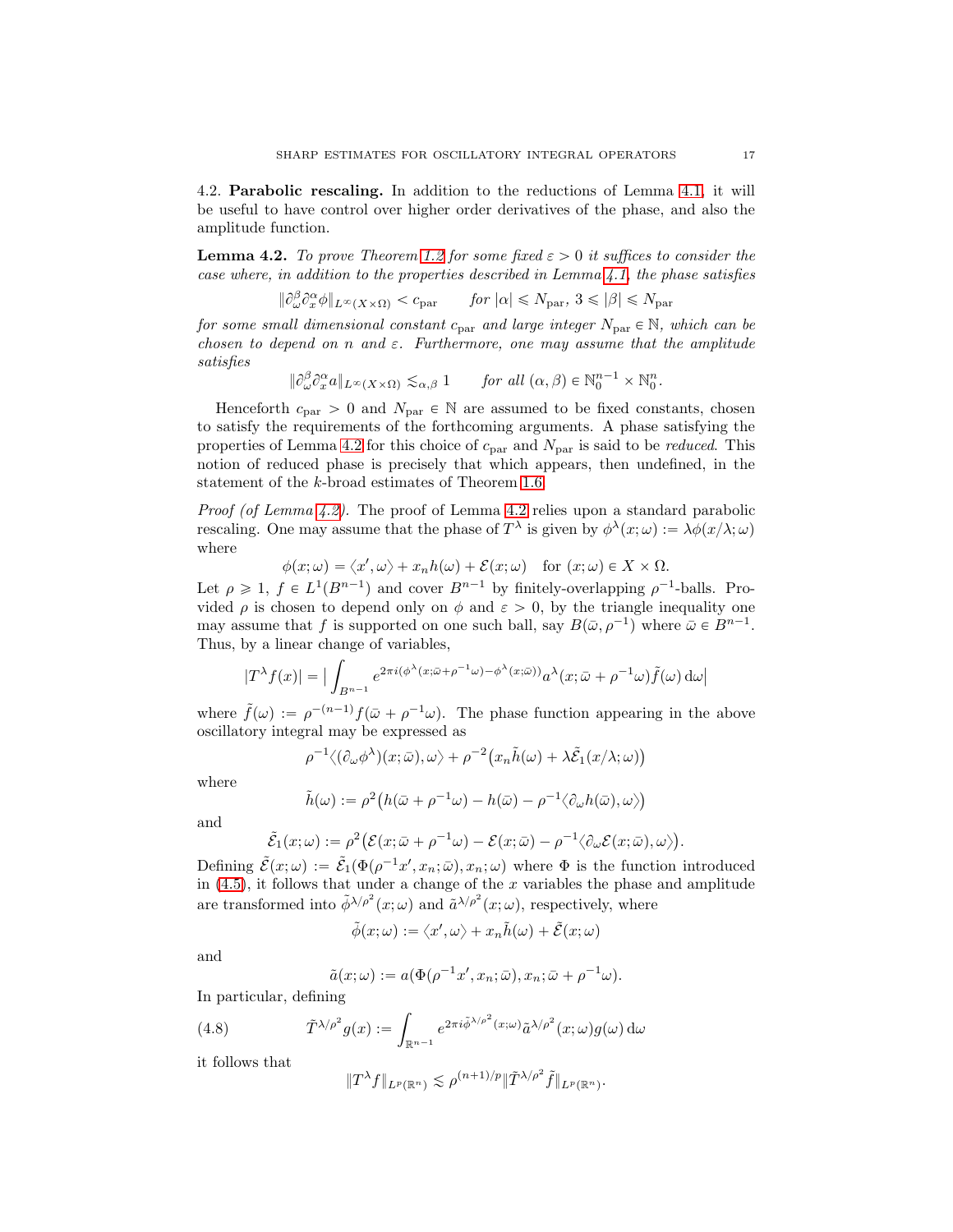4.2. **Parabolic rescaling.** In addition to the reductions of Lemma 4.1, it will be useful to have control over higher order derivatives of the phase, and also the amplitude function.

**Lemma 4.2.** *To prove Theorem 1.2 for some fixed $\varepsilon > 0$ it suffices to consider the case where, in addition to the properties described in Lemma 4.1, the phase satisfies*

$$\|\partial_\omega^\beta \partial_x^\alpha \phi\|_{L^\infty(X\times\Omega)} < c_{\mathrm{par}} \qquad \text{for } |\alpha| \leqslant N_{\mathrm{par}},\ 3 \leqslant |\beta| \leqslant N_{\mathrm{par}}$$

*for some small dimensional constant $c_{\mathrm{par}}$ and large integer $N_{\mathrm{par}} \in \mathbb{N}$, which can be chosen to depend on $n$ and $\varepsilon$. Furthermore, one may assume that the amplitude satisfies*

$$\|\partial_\omega^\beta \partial_x^\alpha a\|_{L^\infty(X\times\Omega)} \lesssim_{\alpha,\beta} 1 \qquad \text{for all } (\alpha, \beta) \in \mathbb{N}_0^{n-1} \times \mathbb{N}_0^n.$$

Henceforth $c_{\mathrm{par}} > 0$ and $N_{\mathrm{par}} \in \mathbb{N}$ are assumed to be fixed constants, chosen to satisfy the requirements of the forthcoming arguments. A phase satisfying the properties of Lemma 4.2 for this choice of $c_{\mathrm{par}}$ and $N_{\mathrm{par}}$ is said to be *reduced*. This notion of reduced phase is precisely that which appears, then undefined, in the statement of the $k$-broad estimates of Theorem 1.6.

*Proof (of Lemma 4.2).* The proof of Lemma 4.2 relies upon a standard parabolic rescaling. One may assume that the phase of $T^\lambda$ is given by $\phi^\lambda(x;\omega) := \lambda\phi(x/\lambda;\omega)$ where

$$\phi(x;\omega) = \langle x', \omega\rangle + x_n h(\omega) + \mathcal{E}(x;\omega) \quad \text{for } (x;\omega) \in X \times \Omega.$$

Let $\rho \geqslant 1$, $f \in L^1(B^{n-1})$ and cover $B^{n-1}$ by finitely-overlapping $\rho^{-1}$-balls. Provided $\rho$ is chosen to depend only on $\phi$ and $\varepsilon > 0$, by the triangle inequality one may assume that $f$ is supported on one such ball, say $B(\bar{\omega}, \rho^{-1})$ where $\bar{\omega} \in B^{n-1}$. Thus, by a linear change of variables,

$$|T^\lambda f(x)| = \Big|\int_{B^{n-1}} e^{2\pi i(\phi^\lambda(x;\bar{\omega}+\rho^{-1}\omega) - \phi^\lambda(x;\bar{\omega}))} a^\lambda(x;\bar{\omega}+\rho^{-1}\omega)\tilde{f}(\omega)\,\mathrm{d}\omega\Big|$$

where $\tilde{f}(\omega) := \rho^{-(n-1)} f(\bar{\omega} + \rho^{-1}\omega)$. The phase function appearing in the above oscillatory integral may be expressed as

$$\rho^{-1}\langle(\partial_\omega\phi^\lambda)(x;\bar{\omega}), \omega\rangle + \rho^{-2}\big(x_n\tilde{h}(\omega) + \lambda\tilde{\mathcal{E}}_1(x/\lambda;\omega)\big)$$

where

$$\tilde{h}(\omega) := \rho^2\big(h(\bar{\omega} + \rho^{-1}\omega) - h(\bar{\omega}) - \rho^{-1}\langle\partial_\omega h(\bar{\omega}), \omega\rangle\big)$$

and

$$\tilde{\mathcal{E}}_1(x;\omega) := \rho^2\big(\mathcal{E}(x;\bar{\omega} + \rho^{-1}\omega) - \mathcal{E}(x;\bar{\omega}) - \rho^{-1}\langle\partial_\omega\mathcal{E}(x;\bar{\omega}), \omega\rangle\big).$$

Defining $\tilde{\mathcal{E}}(x;\omega) := \tilde{\mathcal{E}}_1(\Phi(\rho^{-1}x', x_n;\bar{\omega}), x_n;\omega)$ where $\Phi$ is the function introduced in (4.5), it follows that under a change of the $x$ variables the phase and amplitude are transformed into $\tilde{\phi}^{\lambda/\rho^2}(x;\omega)$ and $\tilde{a}^{\lambda/\rho^2}(x;\omega)$, respectively, where

$$\tilde{\phi}(x;\omega) := \langle x', \omega\rangle + x_n\tilde{h}(\omega) + \tilde{\mathcal{E}}(x;\omega)$$

and

$$\tilde{a}(x;\omega) := a(\Phi(\rho^{-1}x', x_n;\bar{\omega}), x_n;\bar{\omega} + \rho^{-1}\omega).$$

In particular, defining

$$\tilde{T}^{\lambda/\rho^2} g(x) := \int_{\mathbb{R}^{n-1}} e^{2\pi i\tilde{\phi}^{\lambda/\rho^2}(x;\omega)}\tilde{a}^{\lambda/\rho^2}(x;\omega)g(\omega)\,\mathrm{d}\omega \tag{4.8}$$

it follows that

$$\|T^\lambda f\|_{L^p(\mathbb{R}^n)} \lesssim \rho^{(n+1)/p}\|\tilde{T}^{\lambda/\rho^2}\tilde{f}\|_{L^p(\mathbb{R}^n)}.$$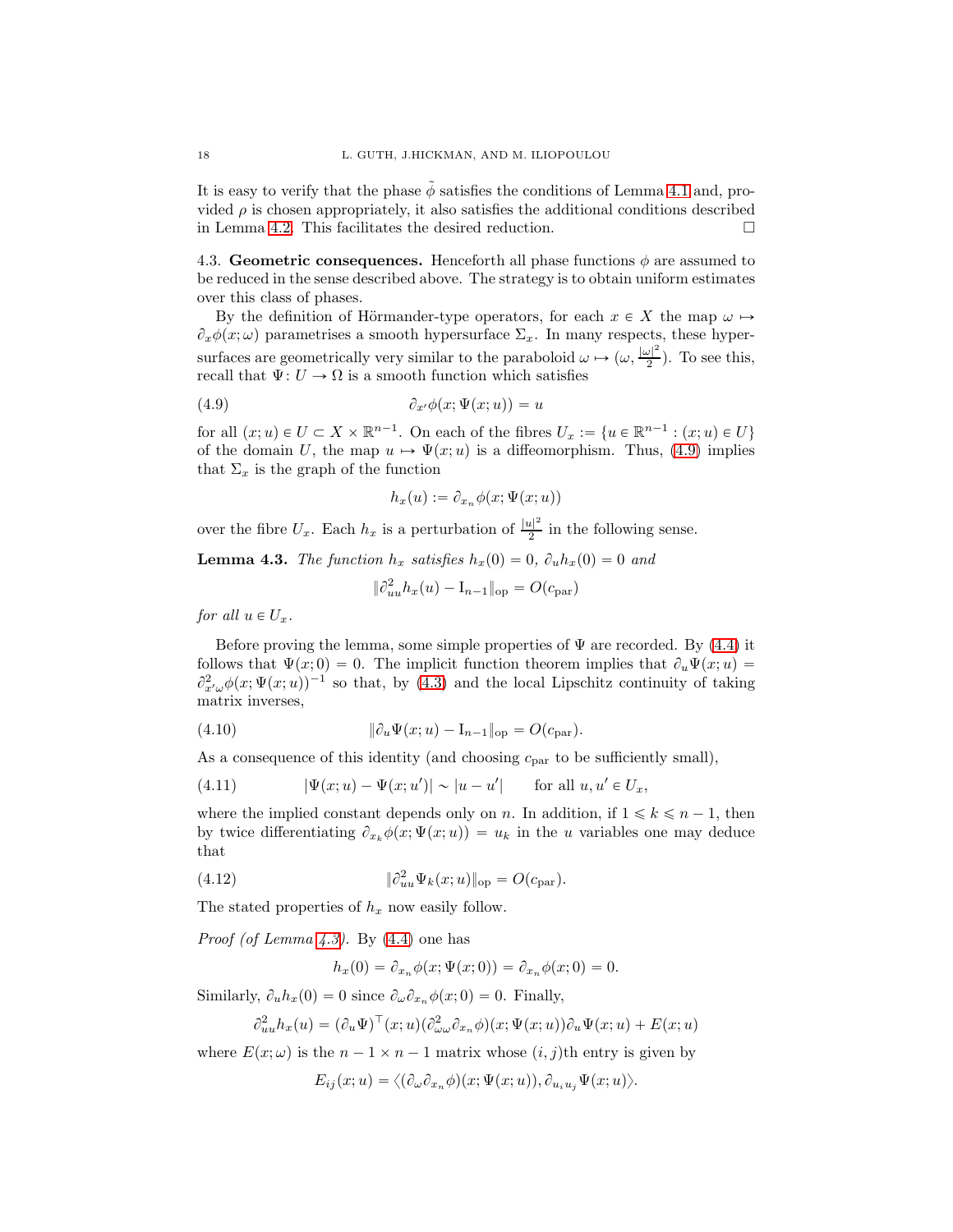It is easy to verify that the phase $\tilde{\phi}$ satisfies the conditions of Lemma 4.1 and, provided $\rho$ is chosen appropriately, it also satisfies the additional conditions described in Lemma 4.2. This facilitates the desired reduction. $\square$

4.3. **Geometric consequences.** Henceforth all phase functions $\phi$ are assumed to be reduced in the sense described above. The strategy is to obtain uniform estimates over this class of phases.

By the definition of Hörmander-type operators, for each $x \in X$ the map $\omega \mapsto \partial_x \phi(x;\omega)$ parametrises a smooth hypersurface $\Sigma_x$. In many respects, these hypersurfaces are geometrically very similar to the paraboloid $\omega \mapsto (\omega, \frac{|\omega|^2}{2})$. To see this, recall that $\Psi\colon U \to \Omega$ is a smooth function which satisfies

$$\partial_{x'}\phi(x;\Psi(x;u)) = u \tag{4.9}$$

for all $(x;u) \in U \subset X \times \mathbb{R}^{n-1}$. On each of the fibres $U_x := \{u \in \mathbb{R}^{n-1} : (x;u) \in U\}$ of the domain $U$, the map $u \mapsto \Psi(x;u)$ is a diffeomorphism. Thus, (4.9) implies that $\Sigma_x$ is the graph of the function

$$h_x(u) := \partial_{x_n}\phi(x;\Psi(x;u))$$

over the fibre $U_x$. Each $h_x$ is a perturbation of $\frac{|u|^2}{2}$ in the following sense.

**Lemma 4.3.** *The function $h_x$ satisfies $h_x(0) = 0$, $\partial_u h_x(0) = 0$ and*

$$\|\partial^2_{uu}h_x(u) - \mathrm{I}_{n-1}\|_{\mathrm{op}} = O(c_{\mathrm{par}})$$

*for all $u \in U_x$.*

Before proving the lemma, some simple properties of $\Psi$ are recorded. By (4.4) it follows that $\Psi(x;0) = 0$. The implicit function theorem implies that $\partial_u\Psi(x;u) = \partial^2_{x'\omega}\phi(x;\Psi(x;u))^{-1}$ so that, by (4.3) and the local Lipschitz continuity of taking matrix inverses,

$$\|\partial_u\Psi(x;u) - \mathrm{I}_{n-1}\|_{\mathrm{op}} = O(c_{\mathrm{par}}). \tag{4.10}$$

As a consequence of this identity (and choosing $c_{\mathrm{par}}$ to be sufficiently small),

$$|\Psi(x;u) - \Psi(x;u')| \sim |u - u'| \qquad \text{for all } u, u' \in U_x, \tag{4.11}$$

where the implied constant depends only on $n$. In addition, if $1 \leqslant k \leqslant n-1$, then by twice differentiating $\partial_{x_k}\phi(x;\Psi(x;u)) = u_k$ in the $u$ variables one may deduce that

$$\|\partial^2_{uu}\Psi_k(x;u)\|_{\mathrm{op}} = O(c_{\mathrm{par}}). \tag{4.12}$$

The stated properties of $h_x$ now easily follow.

*Proof (of Lemma 4.3).* By (4.4) one has

$$h_x(0) = \partial_{x_n}\phi(x;\Psi(x;0)) = \partial_{x_n}\phi(x;0) = 0.$$

Similarly, $\partial_u h_x(0) = 0$ since $\partial_\omega\partial_{x_n}\phi(x;0) = 0$. Finally,

$$\partial^2_{uu}h_x(u) = (\partial_u\Psi)^\top(x;u)(\partial^2_{\omega\omega}\partial_{x_n}\phi)(x;\Psi(x;u))\partial_u\Psi(x;u) + E(x;u)$$

where $E(x;\omega)$ is the $n-1 \times n-1$ matrix whose $(i,j)$th entry is given by

$$E_{ij}(x;u) = \langle(\partial_\omega\partial_{x_n}\phi)(x;\Psi(x;u)), \partial_{u_iu_j}\Psi(x;u)\rangle.$$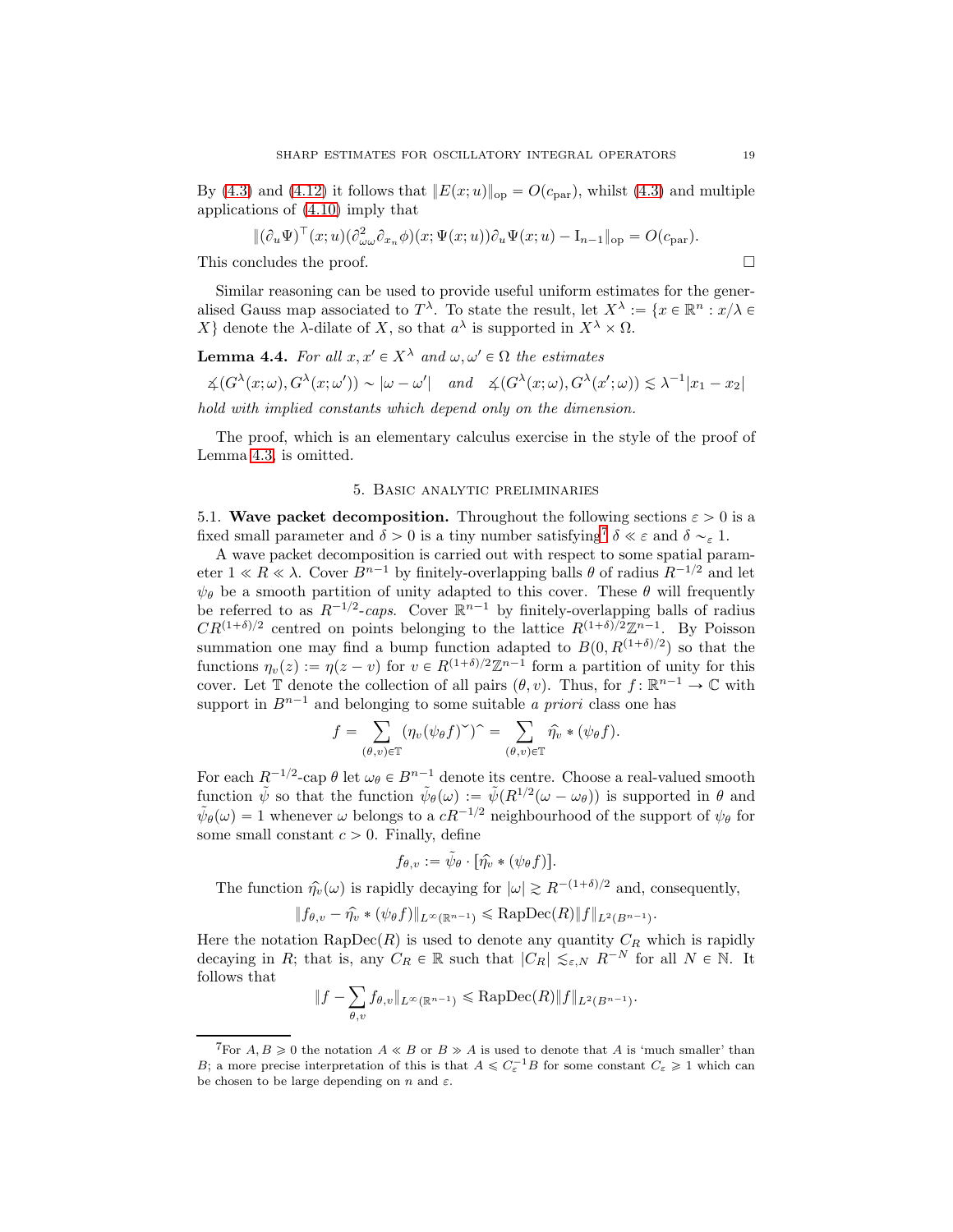By (4.3) and (4.12) it follows that $\|E(x;u)\|_{\mathrm{op}} = O(c_{\mathrm{par}})$, whilst (4.3) and multiple applications of (4.10) imply that

$$\|(\partial_u \Psi)^\top(x;u)(\partial^2_{\omega\omega}\partial_{x_n}\phi)(x;\Psi(x;u))\partial_u\Psi(x;u) - \mathrm{I}_{n-1}\|_{\mathrm{op}} = O(c_{\mathrm{par}}).$$

This concludes the proof. □

Similar reasoning can be used to provide useful uniform estimates for the generalised Gauss map associated to $T^\lambda$. To state the result, let $X^\lambda := \{x \in \mathbb{R}^n : x/\lambda \in X\}$ denote the $\lambda$-dilate of $X$, so that $a^\lambda$ is supported in $X^\lambda \times \Omega$.

**Lemma 4.4.** *For all $x, x' \in X^\lambda$ and $\omega, \omega' \in \Omega$ the estimates*

$$\measuredangle(G^\lambda(x;\omega), G^\lambda(x;\omega')) \sim |\omega - \omega'| \quad \textit{and} \quad \measuredangle(G^\lambda(x;\omega), G^\lambda(x';\omega)) \lesssim \lambda^{-1}|x_1 - x_2|$$

*hold with implied constants which depend only on the dimension.*

The proof, which is an elementary calculus exercise in the style of the proof of Lemma 4.3, is omitted.

## 5. Basic analytic preliminaries

**5.1. Wave packet decomposition.** Throughout the following sections $\varepsilon > 0$ is a fixed small parameter and $\delta > 0$ is a tiny number satisfying[7] $\delta \ll \varepsilon$ and $\delta \sim_\varepsilon 1$.

A wave packet decomposition is carried out with respect to some spatial parameter $1 \ll R \ll \lambda$. Cover $B^{n-1}$ by finitely-overlapping balls $\theta$ of radius $R^{-1/2}$ and let $\psi_\theta$ be a smooth partition of unity adapted to this cover. These $\theta$ will frequently be referred to as $R^{-1/2}$*-caps*. Cover $\mathbb{R}^{n-1}$ by finitely-overlapping balls of radius $CR^{(1+\delta)/2}$ centred on points belonging to the lattice $R^{(1+\delta)/2}\mathbb{Z}^{n-1}$. By Poisson summation one may find a bump function adapted to $B(0, R^{(1+\delta)/2})$ so that the functions $\eta_v(z) := \eta(z - v)$ for $v \in R^{(1+\delta)/2}\mathbb{Z}^{n-1}$ form a partition of unity for this cover. Let $\mathbb{T}$ denote the collection of all pairs $(\theta, v)$. Thus, for $f : \mathbb{R}^{n-1} \to \mathbb{C}$ with support in $B^{n-1}$ and belonging to some suitable *a priori* class one has

$$f = \sum_{(\theta,v)\in\mathbb{T}} (\eta_v(\psi_\theta f)\check{\ })\hat{\ } = \sum_{(\theta,v)\in\mathbb{T}} \hat{\eta}_v * (\psi_\theta f).$$

For each $R^{-1/2}$-cap $\theta$ let $\omega_\theta \in B^{n-1}$ denote its centre. Choose a real-valued smooth function $\tilde{\psi}$ so that the function $\tilde{\psi}_\theta(\omega) := \tilde{\psi}(R^{1/2}(\omega - \omega_\theta))$ is supported in $\theta$ and $\tilde{\psi}_\theta(\omega) = 1$ whenever $\omega$ belongs to a $cR^{-1/2}$ neighbourhood of the support of $\psi_\theta$ for some small constant $c > 0$. Finally, define

$$f_{\theta,v} := \tilde{\psi}_\theta \cdot [\hat{\eta}_v * (\psi_\theta f)].$$

The function $\hat{\eta}_v(\omega)$ is rapidly decaying for $|\omega| \gtrsim R^{-(1+\delta)/2}$ and, consequently,

$$\|f_{\theta,v} - \hat{\eta}_v * (\psi_\theta f)\|_{L^\infty(\mathbb{R}^{n-1})} \leqslant \mathrm{RapDec}(R)\|f\|_{L^2(B^{n-1})}.$$

Here the notation $\mathrm{RapDec}(R)$ is used to denote any quantity $C_R$ which is rapidly decaying in $R$; that is, any $C_R \in \mathbb{R}$ such that $|C_R| \lesssim_{\varepsilon,N} R^{-N}$ for all $N \in \mathbb{N}$. It follows that

$$\|f - \sum_{\theta,v} f_{\theta,v}\|_{L^\infty(\mathbb{R}^{n-1})} \leqslant \mathrm{RapDec}(R)\|f\|_{L^2(B^{n-1})}.$$

---

[7] For $A, B \geqslant 0$ the notation $A \ll B$ or $B \gg A$ is used to denote that $A$ is 'much smaller' than $B$; a more precise interpretation of this is that $A \leqslant C_\varepsilon^{-1} B$ for some constant $C_\varepsilon \geqslant 1$ which can be chosen to be large depending on $n$ and $\varepsilon$.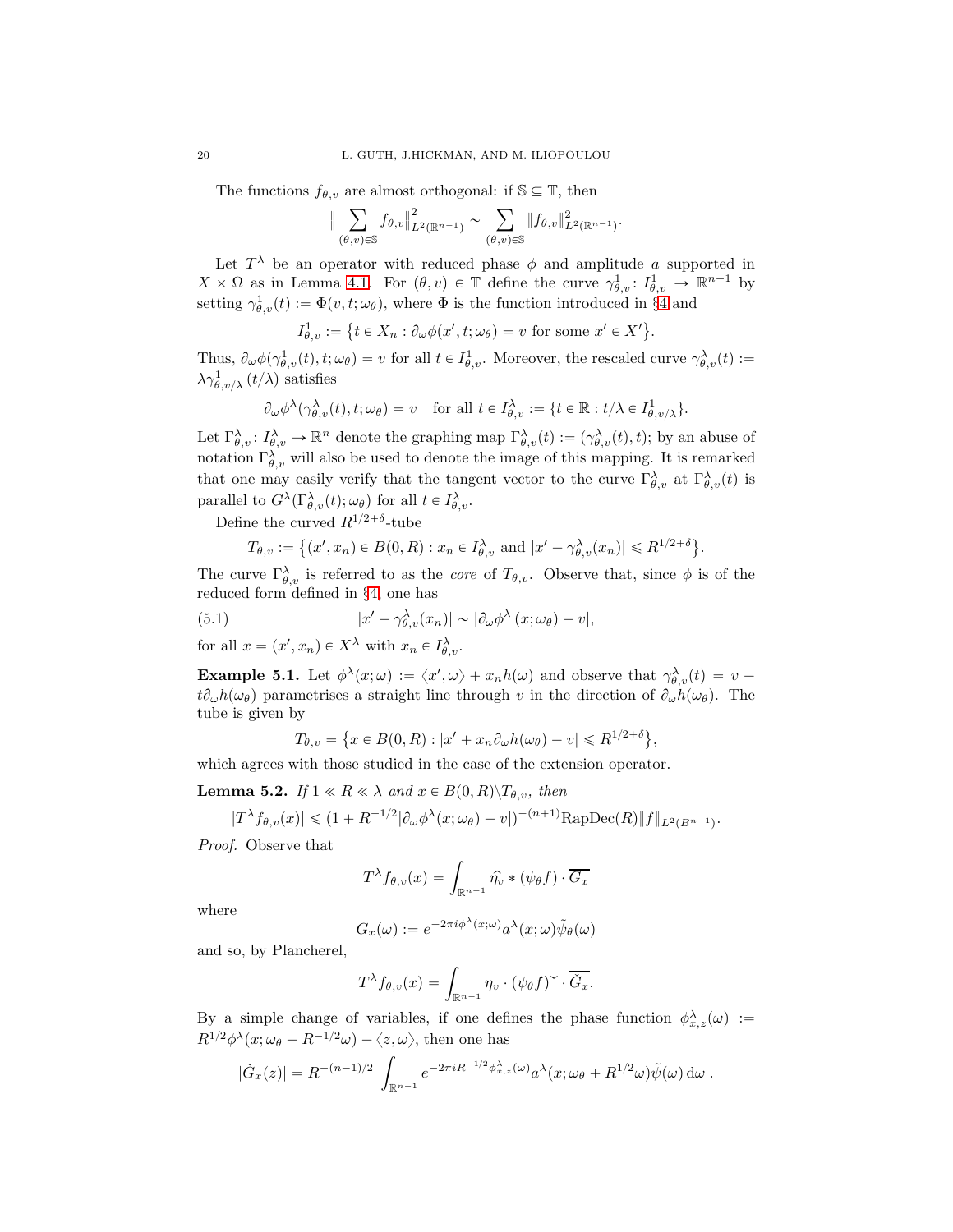The functions $f_{\theta,v}$ are almost orthogonal: if $\mathbb{S} \subseteq \mathbb{T}$, then

$$\Big\| \sum_{(\theta,v)\in\mathbb{S}} f_{\theta,v}\Big\|^2_{L^2(\mathbb{R}^{n-1})} \sim \sum_{(\theta,v)\in\mathbb{S}} \|f_{\theta,v}\|^2_{L^2(\mathbb{R}^{n-1})}.$$

Let $T^\lambda$ be an operator with reduced phase $\phi$ and amplitude $a$ supported in $X \times \Omega$ as in Lemma 4.1. For $(\theta, v) \in \mathbb{T}$ define the curve $\gamma^1_{\theta,v} \colon I^1_{\theta,v} \to \mathbb{R}^{n-1}$ by setting $\gamma^1_{\theta,v}(t) := \Phi(v, t; \omega_\theta)$, where $\Phi$ is the function introduced in §4 and

$$I^1_{\theta,v} := \big\{ t \in X_n : \partial_\omega \phi(x', t; \omega_\theta) = v \text{ for some } x' \in X'\big\}.$$

Thus, $\partial_\omega\phi(\gamma^1_{\theta,v}(t), t; \omega_\theta) = v$ for all $t \in I^1_{\theta,v}$. Moreover, the rescaled curve $\gamma^\lambda_{\theta,v}(t) := \lambda\gamma^1_{\theta,v/\lambda}(t/\lambda)$ satisfies

$$\partial_\omega\phi^\lambda(\gamma^\lambda_{\theta,v}(t), t; \omega_\theta) = v \quad \text{for all } t \in I^\lambda_{\theta,v} := \{t \in \mathbb{R} : t/\lambda \in I^1_{\theta,v/\lambda}\}.$$

Let $\Gamma^\lambda_{\theta,v} \colon I^\lambda_{\theta,v} \to \mathbb{R}^n$ denote the graphing map $\Gamma^\lambda_{\theta,v}(t) := (\gamma^\lambda_{\theta,v}(t), t)$; by an abuse of notation $\Gamma^\lambda_{\theta,v}$ will also be used to denote the image of this mapping. It is remarked that one may easily verify that the tangent vector to the curve $\Gamma^\lambda_{\theta,v}$ at $\Gamma^\lambda_{\theta,v}(t)$ is parallel to $G^\lambda(\Gamma^\lambda_{\theta,v}(t); \omega_\theta)$ for all $t \in I^\lambda_{\theta,v}$.

Define the curved $R^{1/2+\delta}$-tube

$$T_{\theta,v} := \big\{ (x', x_n) \in B(0,R) : x_n \in I^\lambda_{\theta,v} \text{ and } |x' - \gamma^\lambda_{\theta,v}(x_n)| \leqslant R^{1/2+\delta}\big\}.$$

The curve $\Gamma^\lambda_{\theta,v}$ is referred to as the *core* of $T_{\theta,v}$. Observe that, since $\phi$ is of the reduced form defined in §4, one has

$$|x' - \gamma^\lambda_{\theta,v}(x_n)| \sim |\partial_\omega\phi^\lambda(x; \omega_\theta) - v|, \tag{5.1}$$

for all $x = (x', x_n) \in X^\lambda$ with $x_n \in I^\lambda_{\theta,v}$.

**Example 5.1.** Let $\phi^\lambda(x;\omega) := \langle x', \omega\rangle + x_n h(\omega)$ and observe that $\gamma^\lambda_{\theta,v}(t) = v - t\partial_\omega h(\omega_\theta)$ parametrises a straight line through $v$ in the direction of $\partial_\omega h(\omega_\theta)$. The tube is given by

$$T_{\theta,v} = \big\{ x \in B(0,R) : |x' + x_n\partial_\omega h(\omega_\theta) - v| \leqslant R^{1/2+\delta}\big\},$$

which agrees with those studied in the case of the extension operator.

**Lemma 5.2.** *If $1 \ll R \ll \lambda$ and $x \in B(0,R)\backslash T_{\theta,v}$, then*

$$|T^\lambda f_{\theta,v}(x)| \leqslant (1 + R^{-1/2}|\partial_\omega\phi^\lambda(x;\omega_\theta) - v|)^{-(n+1)}\mathrm{RapDec}(R)\|f\|_{L^2(B^{n-1})}.$$

*Proof.* Observe that

$$T^\lambda f_{\theta,v}(x) = \int_{\mathbb{R}^{n-1}} \hat{\eta}_v * (\psi_\theta f) \cdot \overline{G_x}$$

where

$$G_x(\omega) := e^{-2\pi i\phi^\lambda(x;\omega)}a^\lambda(x;\omega)\tilde{\psi}_\theta(\omega)$$

and so, by Plancherel,

$$T^\lambda f_{\theta,v}(x) = \int_{\mathbb{R}^{n-1}} \eta_v \cdot (\psi_\theta f)\check{} \cdot \overline{\check{G}_x}.$$

By a simple change of variables, if one defines the phase function $\phi^\lambda_{x,z}(\omega) := R^{1/2}\phi^\lambda(x; \omega_\theta + R^{-1/2}\omega) - \langle z, \omega\rangle$, then one has

$$|\check{G}_x(z)| = R^{-(n-1)/2}\Big|\int_{\mathbb{R}^{n-1}} e^{-2\pi i R^{-1/2}\phi^\lambda_{x,z}(\omega)}a^\lambda(x; \omega_\theta + R^{1/2}\omega)\tilde{\psi}(\omega)\,\mathrm{d}\omega\Big|.$$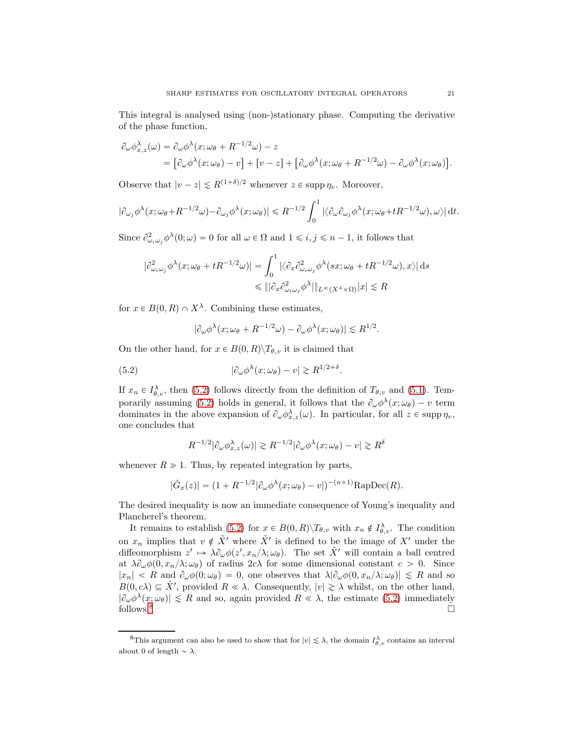This integral is analysed using (non-)stationary phase. Computing the derivative of the phase function,

$$\begin{aligned}
\partial_\omega \phi^\lambda_{x,z}(\omega) &= \partial_\omega \phi^\lambda(x;\omega_\theta + R^{-1/2}\omega) - z \\
&= \big[\partial_\omega \phi^\lambda(x;\omega_\theta) - v\big] + [v - z] + \big[\partial_\omega \phi^\lambda(x;\omega_\theta + R^{-1/2}\omega) - \partial_\omega \phi^\lambda(x;\omega_\theta)\big].
\end{aligned}$$

Observe that $|v - z| \lesssim R^{(1+\delta)/2}$ whenever $z \in \operatorname{supp} \eta_v$. Moreover,

$$|\partial_{\omega_j} \phi^\lambda(x;\omega_\theta + R^{-1/2}\omega) - \partial_{\omega_j} \phi^\lambda(x;\omega_\theta)| \leqslant R^{-1/2} \int_0^1 |\langle \partial_\omega \partial_{\omega_j} \phi^\lambda(x;\omega_\theta + tR^{-1/2}\omega), \omega\rangle|\,\mathrm{d}t.$$

Since $\partial^2_{\omega_i\omega_j} \phi^\lambda(0;\omega) = 0$ for all $\omega \in \Omega$ and $1 \leqslant i,j \leqslant n-1$, it follows that

$$\begin{aligned}
|\partial^2_{\omega_i\omega_j} \phi^\lambda(x;\omega_\theta + tR^{-1/2}\omega)| &= \int_0^1 |\langle \partial_x \partial^2_{\omega_i\omega_j} \phi^\lambda(sx;\omega_\theta + tR^{-1/2}\omega), x\rangle|\,\mathrm{d}s \\
&\leqslant \||\partial_x \partial^2_{\omega_i\omega_j} \phi^\lambda|\|_{L^\infty(X^\lambda \times \Omega)} |x| \lesssim R
\end{aligned}$$

for $x \in B(0,R) \cap X^\lambda$. Combining these estimates,

$$|\partial_\omega \phi^\lambda(x;\omega_\theta + R^{-1/2}\omega) - \partial_\omega \phi^\lambda(x;\omega_\theta)| \lesssim R^{1/2}.$$

On the other hand, for $x \in B(0,R)\backslash T_{\theta,v}$ it is claimed that

$$|\partial_\omega \phi^\lambda(x;\omega_\theta) - v| \gtrsim R^{1/2+\delta}. \tag{5.2}$$

If $x_n \in I^\lambda_{\theta,v}$, then (5.2) follows directly from the definition of $T_{\theta,v}$ and (5.1). Temporarily assuming (5.2) holds in general, it follows that the $\partial_\omega \phi^\lambda(x;\omega_\theta) - v$ term dominates in the above expansion of $\partial_\omega \phi^\lambda_{x,z}(\omega)$. In particular, for all $z \in \operatorname{supp} \eta_v$, one concludes that

$$R^{-1/2} |\partial_\omega \phi^\lambda_{x,z}(\omega)| \gtrsim R^{-1/2} |\partial_\omega \phi^\lambda(x;\omega_\theta) - v| \gtrsim R^\delta$$

whenever $R \gg 1$. Thus, by repeated integration by parts,

$$|\check{G}_x(z)| = (1 + R^{-1/2}|\partial_\omega \phi^\lambda(x;\omega_\theta) - v|)^{-(n+1)} \mathrm{RapDec}(R).$$

The desired inequality is now an immediate consequence of Young's inequality and Plancherel's theorem.

It remains to establish (5.2) for $x \in B(0,R)\backslash T_{\theta,v}$ with $x_n \notin I^\lambda_{\theta,v}$. The condition on $x_n$ implies that $v \notin \tilde{X}'$ where $\tilde{X}'$ is defined to be the image of $X'$ under the diffeomorphism $z' \mapsto \lambda \partial_\omega \phi(z', x_n/\lambda; \omega_\theta)$. The set $\tilde{X}'$ will contain a ball centred at $\lambda \partial_\omega \phi(0, x_n/\lambda; \omega_\theta)$ of radius $2c\lambda$ for some dimensional constant $c > 0$. Since $|x_n| < R$ and $\partial_\omega \phi(0;\omega_\theta) = 0$, one observes that $\lambda |\partial_\omega \phi(0, x_n/\lambda; \omega_\theta)| \lesssim R$ and so $B(0, c\lambda) \subseteq \tilde{X}'$, provided $R \ll \lambda$. Consequently, $|v| \gtrsim \lambda$ whilst, on the other hand, $|\partial_\omega \phi^\lambda(x;\omega_\theta)| \lesssim R$ and so, again provided $R \ll \lambda$, the estimate (5.2) immediately follows.[8] $\square$

[8] This argument can also be used to show that for $|v| \lesssim \lambda$, the domain $I^\lambda_{\theta,v}$ contains an interval about 0 of length $\sim \lambda$.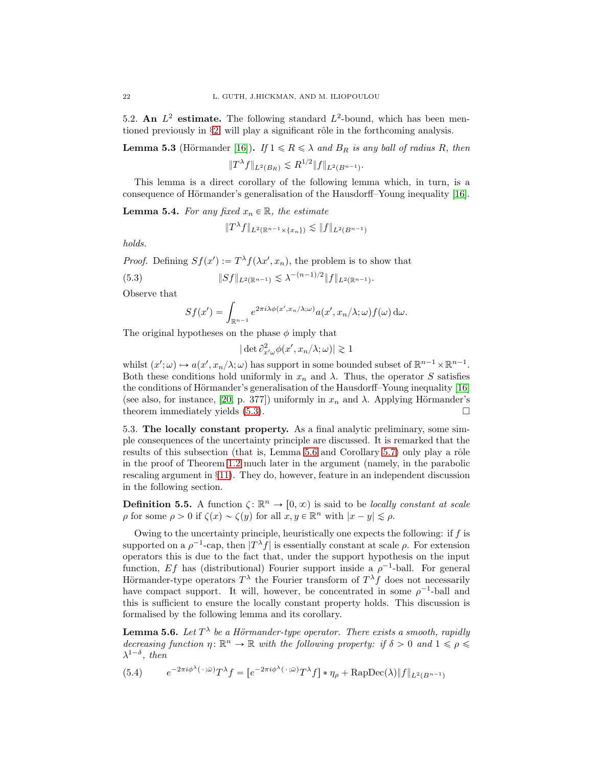## 5.2. An $L^2$ estimate.

The following standard $L^2$-bound, which has been mentioned previously in §2, will play a significant rôle in the forthcoming analysis.

**Lemma 5.3** (Hörmander [16])**.** *If $1 \leqslant R \leqslant \lambda$ and $B_R$ is any ball of radius $R$, then*

$$\|T^\lambda f\|_{L^2(B_R)} \lesssim R^{1/2} \|f\|_{L^2(B^{n-1})}.$$

This lemma is a direct corollary of the following lemma which, in turn, is a consequence of Hörmander's generalisation of the Hausdorff–Young inequality [16].

**Lemma 5.4.** *For any fixed $x_n \in \mathbb{R}$, the estimate*

$$\|T^\lambda f\|_{L^2(\mathbb{R}^{n-1}\times\{x_n\})} \lesssim \|f\|_{L^2(B^{n-1})}$$

*holds.*

*Proof.* Defining $Sf(x') := T^\lambda f(\lambda x', x_n)$, the problem is to show that

$$\|Sf\|_{L^2(\mathbb{R}^{n-1})} \lesssim \lambda^{-(n-1)/2} \|f\|_{L^2(\mathbb{R}^{n-1})}. \tag{5.3}$$

Observe that

$$Sf(x') = \int_{\mathbb{R}^{n-1}} e^{2\pi i \lambda \phi(x', x_n/\lambda; \omega)} a(x', x_n/\lambda; \omega) f(\omega)\, \mathrm{d}\omega.$$

The original hypotheses on the phase $\phi$ imply that

$$|\det \partial^2_{x'\omega} \phi(x', x_n/\lambda; \omega)| \gtrsim 1$$

whilst $(x'; \omega) \mapsto a(x', x_n/\lambda; \omega)$ has support in some bounded subset of $\mathbb{R}^{n-1} \times \mathbb{R}^{n-1}$. Both these conditions hold uniformly in $x_n$ and $\lambda$. Thus, the operator $S$ satisfies the conditions of Hörmander's generalisation of the Hausdorff–Young inequality [16] (see also, for instance, [20, p. 377]) uniformly in $x_n$ and $\lambda$. Applying Hörmander's theorem immediately yields (5.3). □

## 5.3. The locally constant property.

As a final analytic preliminary, some simple consequences of the uncertainty principle are discussed. It is remarked that the results of this subsection (that is, Lemma 5.6 and Corollary 5.7) only play a rôle in the proof of Theorem 1.2 much later in the argument (namely, in the parabolic rescaling argument in §11). They do, however, feature in an independent discussion in the following section.

**Definition 5.5.** A function $\zeta \colon \mathbb{R}^n \to [0, \infty)$ is said to be *locally constant at scale* $\rho$ for some $\rho > 0$ if $\zeta(x) \sim \zeta(y)$ for all $x, y \in \mathbb{R}^n$ with $|x - y| \lesssim \rho$.

Owing to the uncertainty principle, heuristically one expects the following: if $f$ is supported on a $\rho^{-1}$-cap, then $|T^\lambda f|$ is essentially constant at scale $\rho$. For extension operators this is due to the fact that, under the support hypothesis on the input function, $Ef$ has (distributional) Fourier support inside a $\rho^{-1}$-ball. For general Hörmander-type operators $T^\lambda$ the Fourier transform of $T^\lambda f$ does not necessarily have compact support. It will, however, be concentrated in some $\rho^{-1}$-ball and this is sufficient to ensure the locally constant property holds. This discussion is formalised by the following lemma and its corollary.

**Lemma 5.6.** *Let $T^\lambda$ be a Hörmander-type operator. There exists a smooth, rapidly decreasing function $\eta \colon \mathbb{R}^n \to \mathbb{R}$ with the following property: if $\delta > 0$ and $1 \leqslant \rho \leqslant \lambda^{1-\delta}$, then*

$$e^{-2\pi i \phi^\lambda(\,\cdot\,;\bar{\omega})} T^\lambda f = \big[e^{-2\pi i \phi^\lambda(\,\cdot\,;\bar{\omega})} T^\lambda f\big] * \eta_\rho + \mathrm{RapDec}(\lambda)\|f\|_{L^2(B^{n-1})} \tag{5.4}$$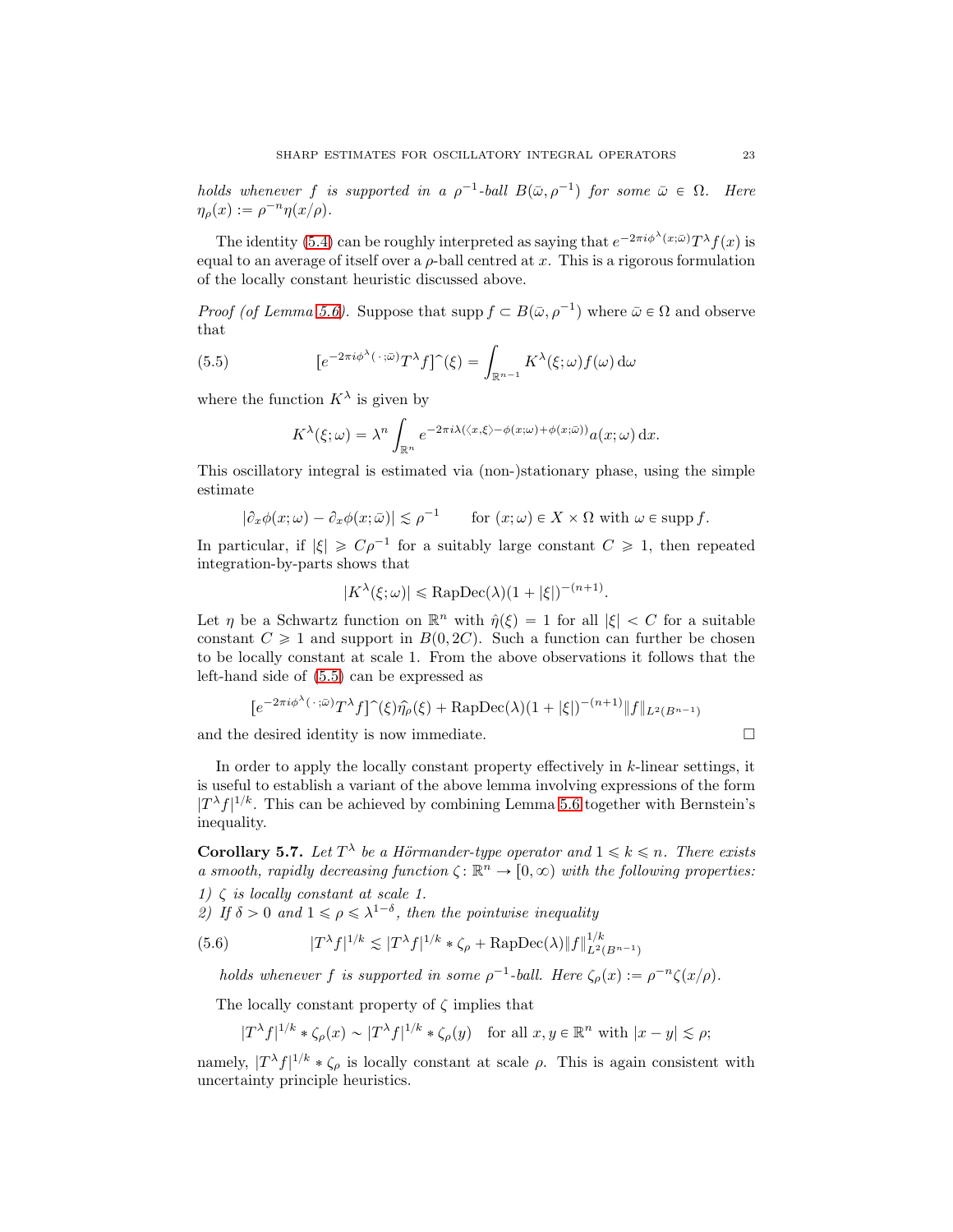*holds whenever $f$ is supported in a $\rho^{-1}$-ball $B(\bar{\omega}, \rho^{-1})$ for some $\bar{\omega} \in \Omega$. Here $\eta_\rho(x) := \rho^{-n}\eta(x/\rho)$.*

The identity (5.4) can be roughly interpreted as saying that $e^{-2\pi i \phi^\lambda(x;\bar{\omega})} T^\lambda f(x)$ is equal to an average of itself over a $\rho$-ball centred at $x$. This is a rigorous formulation of the locally constant heuristic discussed above.

*Proof (of Lemma 5.6).* Suppose that $\operatorname{supp} f \subset B(\bar{\omega}, \rho^{-1})$ where $\bar{\omega} \in \Omega$ and observe that

$$[e^{-2\pi i \phi^\lambda(\,\cdot\,;\bar{\omega})} T^\lambda f]\hat{\ }(\xi) = \int_{\mathbb{R}^{n-1}} K^\lambda(\xi;\omega) f(\omega)\,\mathrm{d}\omega \tag{5.5}$$

where the function $K^\lambda$ is given by

$$K^\lambda(\xi;\omega) = \lambda^n \int_{\mathbb{R}^n} e^{-2\pi i \lambda(\langle x,\xi\rangle - \phi(x;\omega) + \phi(x;\bar{\omega}))} a(x;\omega)\,\mathrm{d}x.$$

This oscillatory integral is estimated via (non-)stationary phase, using the simple estimate

$$|\partial_x \phi(x;\omega) - \partial_x \phi(x;\bar{\omega})| \lesssim \rho^{-1} \qquad \text{for } (x;\omega) \in X \times \Omega \text{ with } \omega \in \operatorname{supp} f.$$

In particular, if $|\xi| \geqslant C\rho^{-1}$ for a suitably large constant $C \geqslant 1$, then repeated integration-by-parts shows that

$$|K^\lambda(\xi;\omega)| \leqslant \operatorname{RapDec}(\lambda)(1+|\xi|)^{-(n+1)}.$$

Let $\eta$ be a Schwartz function on $\mathbb{R}^n$ with $\hat{\eta}(\xi) = 1$ for all $|\xi| < C$ for a suitable constant $C \geqslant 1$ and support in $B(0, 2C)$. Such a function can further be chosen to be locally constant at scale 1. From the above observations it follows that the left-hand side of (5.5) can be expressed as

$$[e^{-2\pi i \phi^\lambda(\,\cdot\,;\bar{\omega})} T^\lambda f]\hat{\ }(\xi)\widehat{\eta_\rho}(\xi) + \operatorname{RapDec}(\lambda)(1+|\xi|)^{-(n+1)}\|f\|_{L^2(B^{n-1})}$$

and the desired identity is now immediate. $\square$

In order to apply the locally constant property effectively in $k$-linear settings, it is useful to establish a variant of the above lemma involving expressions of the form $|T^\lambda f|^{1/k}$. This can be achieved by combining Lemma 5.6 together with Bernstein's inequality.

**Corollary 5.7.** *Let $T^\lambda$ be a Hörmander-type operator and $1 \leqslant k \leqslant n$. There exists a smooth, rapidly decreasing function $\zeta\colon \mathbb{R}^n \to [0,\infty)$ with the following properties:*

*1) $\zeta$ is locally constant at scale 1.*
*2) If $\delta > 0$ and $1 \leqslant \rho \leqslant \lambda^{1-\delta}$, then the pointwise inequality*

$$|T^\lambda f|^{1/k} \lesssim |T^\lambda f|^{1/k} * \zeta_\rho + \operatorname{RapDec}(\lambda)\|f\|_{L^2(B^{n-1})}^{1/k} \tag{5.6}$$

*holds whenever $f$ is supported in some $\rho^{-1}$-ball. Here $\zeta_\rho(x) := \rho^{-n}\zeta(x/\rho)$.*

The locally constant property of $\zeta$ implies that

$$|T^\lambda f|^{1/k} * \zeta_\rho(x) \sim |T^\lambda f|^{1/k} * \zeta_\rho(y) \quad \text{for all } x, y \in \mathbb{R}^n \text{ with } |x-y| \lesssim \rho;$$

namely, $|T^\lambda f|^{1/k} * \zeta_\rho$ is locally constant at scale $\rho$. This is again consistent with uncertainty principle heuristics.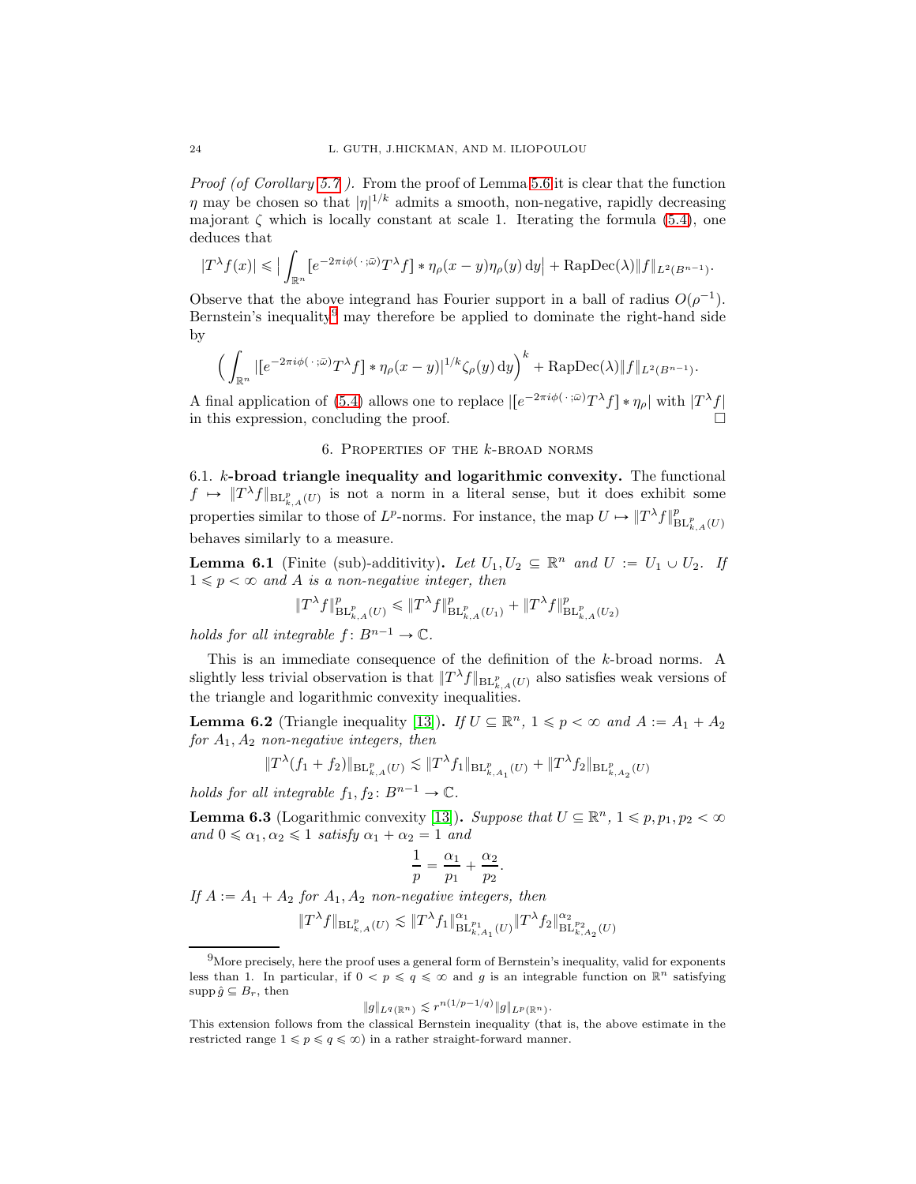*Proof (of Corollary 5.7 ).* From the proof of Lemma 5.6 it is clear that the function $\eta$ may be chosen so that $|\eta|^{1/k}$ admits a smooth, non-negative, rapidly decreasing majorant $\zeta$ which is locally constant at scale 1. Iterating the formula (5.4), one deduces that

$$|T^\lambda f(x)| \leqslant \Big| \int_{\mathbb{R}^n} [e^{-2\pi i \phi(\,\cdot\,;\bar{\omega})} T^\lambda f] * \eta_\rho(x-y) \eta_\rho(y)\,\mathrm{d}y \Big| + \mathrm{RapDec}(\lambda) \|f\|_{L^2(B^{n-1})}.$$

Observe that the above integrand has Fourier support in a ball of radius $O(\rho^{-1})$. Bernstein's inequality[9] may therefore be applied to dominate the right-hand side by

$$\Big( \int_{\mathbb{R}^n} |[e^{-2\pi i \phi(\,\cdot\,;\bar{\omega})} T^\lambda f] * \eta_\rho(x-y)|^{1/k} \zeta_\rho(y)\,\mathrm{d}y \Big)^k + \mathrm{RapDec}(\lambda) \|f\|_{L^2(B^{n-1})}.$$

A final application of (5.4) allows one to replace $|[e^{-2\pi i \phi(\,\cdot\,;\bar{\omega})} T^\lambda f] * \eta_\rho|$ with $|T^\lambda f|$ in this expression, concluding the proof. $\square$

## 6. Properties of the $k$-broad norms

**6.1. $k$-broad triangle inequality and logarithmic convexity.** The functional $f \mapsto \|T^\lambda f\|_{\mathrm{BL}^p_{k,A}(U)}$ is not a norm in a literal sense, but it does exhibit some properties similar to those of $L^p$-norms. For instance, the map $U \mapsto \|T^\lambda f\|^p_{\mathrm{BL}^p_{k,A}(U)}$ behaves similarly to a measure.

**Lemma 6.1** (Finite (sub)-additivity)**.** *Let $U_1, U_2 \subseteq \mathbb{R}^n$ and $U := U_1 \cup U_2$. If $1 \leqslant p < \infty$ and $A$ is a non-negative integer, then*

$$\|T^\lambda f\|^p_{\mathrm{BL}^p_{k,A}(U)} \leqslant \|T^\lambda f\|^p_{\mathrm{BL}^p_{k,A}(U_1)} + \|T^\lambda f\|^p_{\mathrm{BL}^p_{k,A}(U_2)}$$

*holds for all integrable $f \colon B^{n-1} \to \mathbb{C}$.*

This is an immediate consequence of the definition of the $k$-broad norms. A slightly less trivial observation is that $\|T^\lambda f\|_{\mathrm{BL}^p_{k,A}(U)}$ also satisfies weak versions of the triangle and logarithmic convexity inequalities.

**Lemma 6.2** (Triangle inequality [13])**.** *If $U \subseteq \mathbb{R}^n$, $1 \leqslant p < \infty$ and $A := A_1 + A_2$ for $A_1, A_2$ non-negative integers, then*

$$\|T^\lambda (f_1 + f_2)\|_{\mathrm{BL}^p_{k,A}(U)} \lesssim \|T^\lambda f_1\|_{\mathrm{BL}^p_{k,A_1}(U)} + \|T^\lambda f_2\|_{\mathrm{BL}^p_{k,A_2}(U)}$$

*holds for all integrable $f_1, f_2 \colon B^{n-1} \to \mathbb{C}$.*

**Lemma 6.3** (Logarithmic convexity [13])**.** *Suppose that $U \subseteq \mathbb{R}^n$, $1 \leqslant p, p_1, p_2 < \infty$ and $0 \leqslant \alpha_1, \alpha_2 \leqslant 1$ satisfy $\alpha_1 + \alpha_2 = 1$ and*

$$\frac{1}{p} = \frac{\alpha_1}{p_1} + \frac{\alpha_2}{p_2}.$$

*If $A := A_1 + A_2$ for $A_1, A_2$ non-negative integers, then*

$$\|T^\lambda f\|_{\mathrm{BL}^p_{k,A}(U)} \lesssim \|T^\lambda f_1\|^{\alpha_1}_{\mathrm{BL}^{p_1}_{k,A_1}(U)} \|T^\lambda f_2\|^{\alpha_2}_{\mathrm{BL}^{p_2}_{k,A_2}(U)}$$

---

[9] More precisely, here the proof uses a general form of Bernstein's inequality, valid for exponents less than 1. In particular, if $0 < p \leqslant q \leqslant \infty$ and $g$ is an integrable function on $\mathbb{R}^n$ satisfying $\operatorname{supp} \hat{g} \subseteq B_r$, then

$$\|g\|_{L^q(\mathbb{R}^n)} \lesssim r^{n(1/p - 1/q)} \|g\|_{L^p(\mathbb{R}^n)}.$$

This extension follows from the classical Bernstein inequality (that is, the above estimate in the restricted range $1 \leqslant p \leqslant q \leqslant \infty$) in a rather straight-forward manner.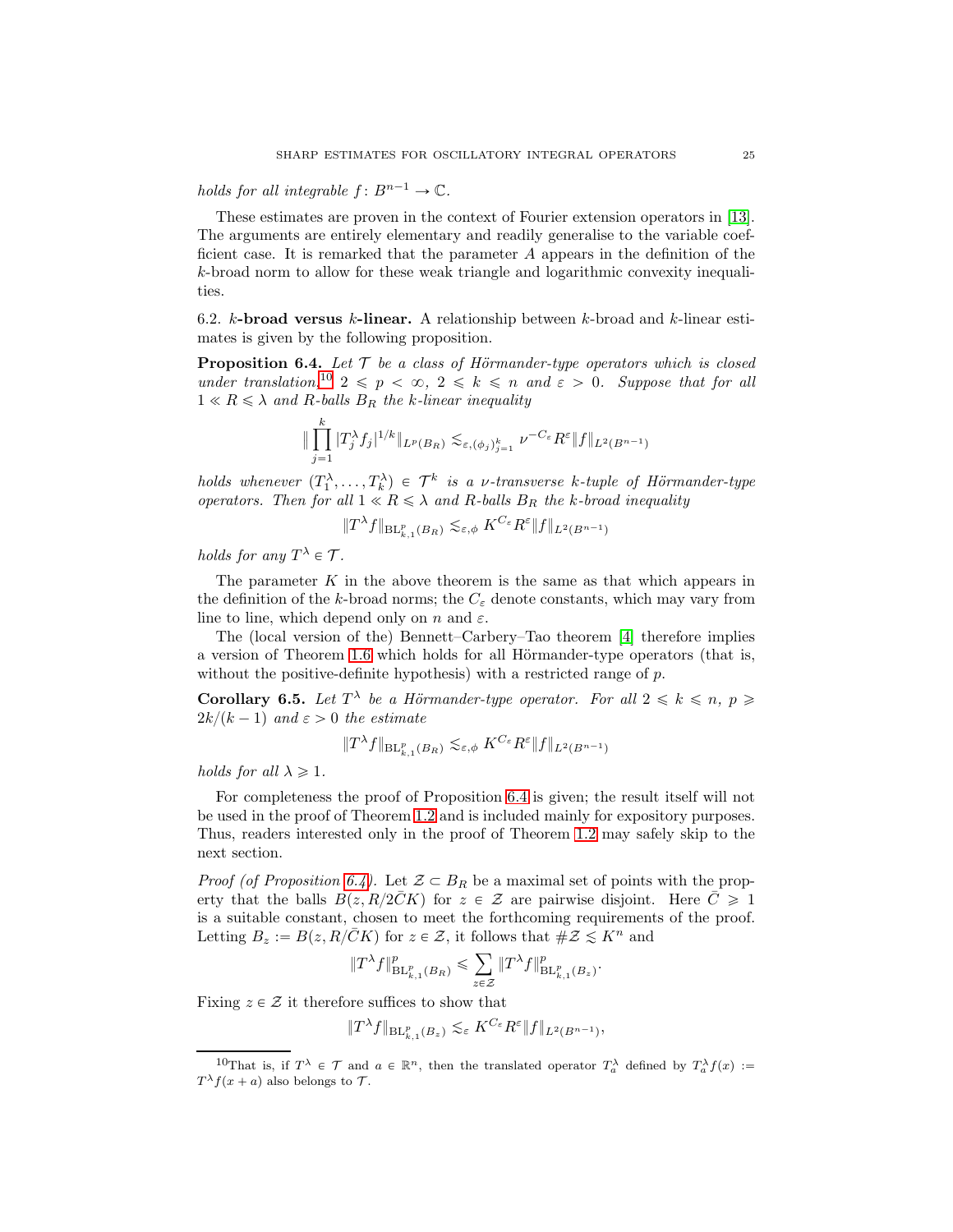*holds for all integrable* $f\colon B^{n-1} \to \mathbb{C}$.

These estimates are proven in the context of Fourier extension operators in [13]. The arguments are entirely elementary and readily generalise to the variable coefficient case. It is remarked that the parameter $A$ appears in the definition of the $k$-broad norm to allow for these weak triangle and logarithmic convexity inequalities.

6.2. **$k$-broad versus $k$-linear.** A relationship between $k$-broad and $k$-linear estimates is given by the following proposition.

**Proposition 6.4.** *Let $\mathcal{T}$ be a class of Hörmander-type operators which is closed under translation,*[10] *$2 \leqslant p < \infty$, $2 \leqslant k \leqslant n$ and $\varepsilon > 0$. Suppose that for all $1 \ll R \leqslant \lambda$ and $R$-balls $B_R$ the $k$-linear inequality*

$$\|\prod_{j=1}^{k} |T_j^\lambda f_j|^{1/k}\|_{L^p(B_R)} \lesssim_{\varepsilon, (\phi_j)_{j=1}^k} \nu^{-C_\varepsilon} R^\varepsilon \|f\|_{L^2(B^{n-1})}$$

*holds whenever $(T_1^\lambda, \dots, T_k^\lambda) \in \mathcal{T}^k$ is a $\nu$-transverse $k$-tuple of Hörmander-type operators. Then for all $1 \ll R \leqslant \lambda$ and $R$-balls $B_R$ the $k$-broad inequality*

$$\|T^\lambda f\|_{\mathrm{BL}^p_{k,1}(B_R)} \lesssim_{\varepsilon, \phi} K^{C_\varepsilon} R^\varepsilon \|f\|_{L^2(B^{n-1})}$$

*holds for any $T^\lambda \in \mathcal{T}$.*

The parameter $K$ in the above theorem is the same as that which appears in the definition of the $k$-broad norms; the $C_\varepsilon$ denote constants, which may vary from line to line, which depend only on $n$ and $\varepsilon$.

The (local version of the) Bennett–Carbery–Tao theorem [4] therefore implies a version of Theorem 1.6 which holds for all Hörmander-type operators (that is, without the positive-definite hypothesis) with a restricted range of $p$.

**Corollary 6.5.** *Let $T^\lambda$ be a Hörmander-type operator. For all $2 \leqslant k \leqslant n$, $p \geqslant 2k/(k-1)$ and $\varepsilon > 0$ the estimate*

$$\|T^\lambda f\|_{\mathrm{BL}^p_{k,1}(B_R)} \lesssim_{\varepsilon, \phi} K^{C_\varepsilon} R^\varepsilon \|f\|_{L^2(B^{n-1})}$$

*holds for all $\lambda \geqslant 1$.*

For completeness the proof of Proposition 6.4 is given; the result itself will not be used in the proof of Theorem 1.2 and is included mainly for expository purposes. Thus, readers interested only in the proof of Theorem 1.2 may safely skip to the next section.

*Proof (of Proposition 6.4).* Let $\mathcal{Z} \subset B_R$ be a maximal set of points with the property that the balls $B(z, R/2\bar{C}K)$ for $z \in \mathcal{Z}$ are pairwise disjoint. Here $\bar{C} \geqslant 1$ is a suitable constant, chosen to meet the forthcoming requirements of the proof. Letting $B_z := B(z, R/\bar{C}K)$ for $z \in \mathcal{Z}$, it follows that $\#\mathcal{Z} \lesssim K^n$ and

$$\|T^\lambda f\|^p_{\mathrm{BL}^p_{k,1}(B_R)} \leqslant \sum_{z \in \mathcal{Z}} \|T^\lambda f\|^p_{\mathrm{BL}^p_{k,1}(B_z)}.$$

Fixing $z \in \mathcal{Z}$ it therefore suffices to show that

$$\|T^\lambda f\|_{\mathrm{BL}^p_{k,1}(B_z)} \lesssim_\varepsilon K^{C_\varepsilon} R^\varepsilon \|f\|_{L^2(B^{n-1})},$$

[10] That is, if $T^\lambda \in \mathcal{T}$ and $a \in \mathbb{R}^n$, then the translated operator $T_a^\lambda$ defined by $T_a^\lambda f(x) := T^\lambda f(x + a)$ also belongs to $\mathcal{T}$.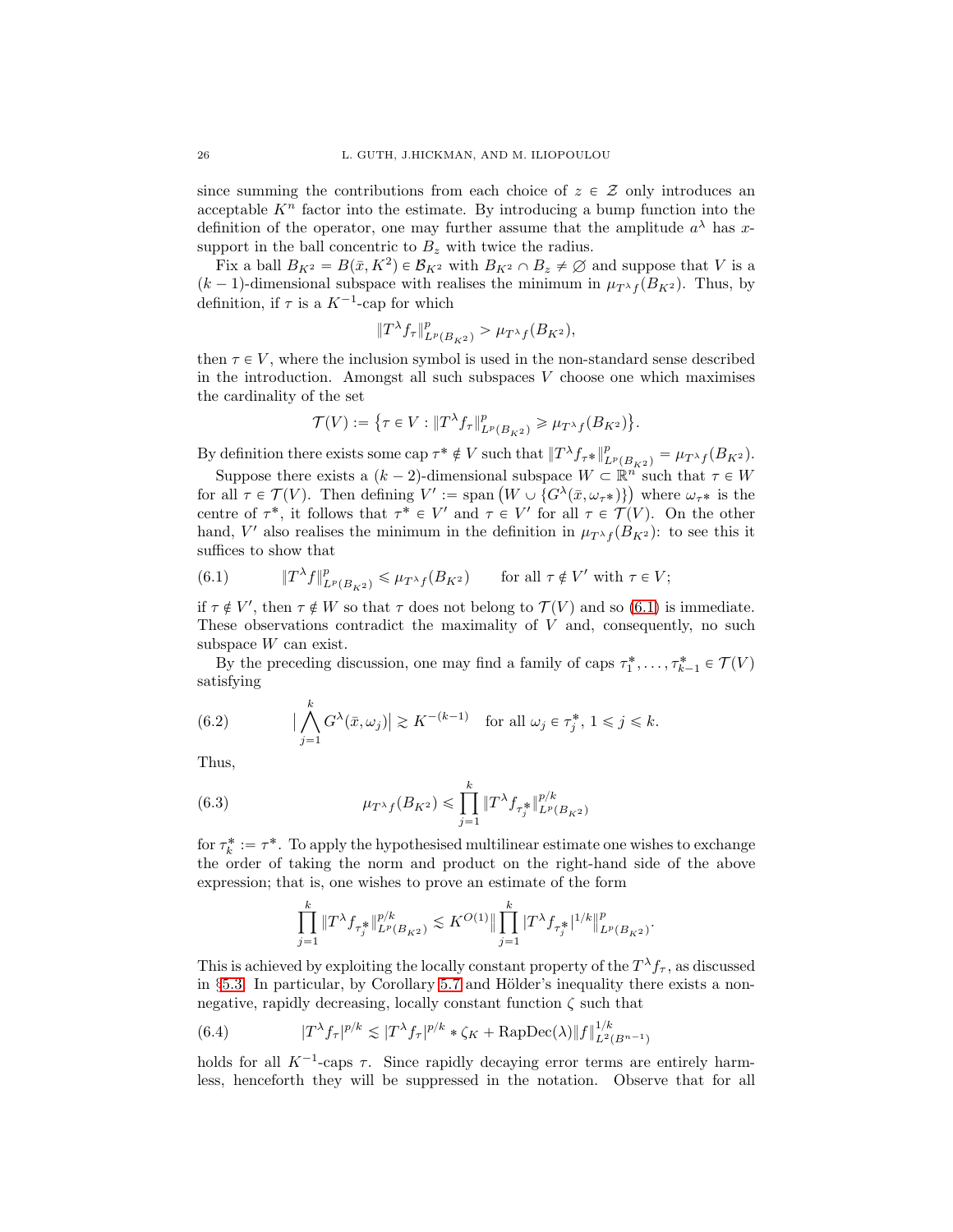since summing the contributions from each choice of $z \in \mathcal{Z}$ only introduces an acceptable $K^n$ factor into the estimate. By introducing a bump function into the definition of the operator, one may further assume that the amplitude $a^\lambda$ has $x$-support in the ball concentric to $B_z$ with twice the radius.

Fix a ball $B_{K^2} = B(\bar{x}, K^2) \in \mathcal{B}_{K^2}$ with $B_{K^2} \cap B_z \neq \emptyset$ and suppose that $V$ is a $(k-1)$-dimensional subspace with realises the minimum in $\mu_{T^\lambda f}(B_{K^2})$. Thus, by definition, if $\tau$ is a $K^{-1}$-cap for which

$$\|T^\lambda f_\tau\|_{L^p(B_{K^2})}^p > \mu_{T^\lambda f}(B_{K^2}),$$

then $\tau \in V$, where the inclusion symbol is used in the non-standard sense described in the introduction. Amongst all such subspaces $V$ choose one which maximises the cardinality of the set

$$\mathcal{T}(V) := \big\{\tau \in V : \|T^\lambda f_\tau\|_{L^p(B_{K^2})}^p \geqslant \mu_{T^\lambda f}(B_{K^2})\big\}.$$

By definition there exists some cap $\tau^* \notin V$ such that $\|T^\lambda f_{\tau^*}\|_{L^p(B_{K^2})}^p = \mu_{T^\lambda f}(B_{K^2})$.

Suppose there exists a $(k-2)$-dimensional subspace $W \subset \mathbb{R}^n$ such that $\tau \in W$ for all $\tau \in \mathcal{T}(V)$. Then defining $V' := \mathrm{span}\big(W \cup \{G^\lambda(\bar{x}, \omega_{\tau^*})\}\big)$ where $\omega_{\tau^*}$ is the centre of $\tau^*$, it follows that $\tau^* \in V'$ and $\tau \in V'$ for all $\tau \in \mathcal{T}(V)$. On the other hand, $V'$ also realises the minimum in the definition in $\mu_{T^\lambda f}(B_{K^2})$: to see this it suffices to show that

$$\|T^\lambda f\|_{L^p(B_{K^2})}^p \leqslant \mu_{T^\lambda f}(B_{K^2}) \qquad \text{for all } \tau \notin V' \text{ with } \tau \in V; \tag{6.1}$$

if $\tau \notin V'$, then $\tau \notin W$ so that $\tau$ does not belong to $\mathcal{T}(V)$ and so (6.1) is immediate. These observations contradict the maximality of $V$ and, consequently, no such subspace $W$ can exist.

By the preceding discussion, one may find a family of caps $\tau_1^*, \dots, \tau_{k-1}^* \in \mathcal{T}(V)$ satisfying

$$\big|\bigwedge_{j=1}^{k} G^\lambda(\bar{x}, \omega_j)\big| \gtrsim K^{-(k-1)} \quad \text{for all } \omega_j \in \tau_j^*,\ 1 \leqslant j \leqslant k. \tag{6.2}$$

Thus,

$$\mu_{T^\lambda f}(B_{K^2}) \leqslant \prod_{j=1}^{k} \|T^\lambda f_{\tau_j^*}\|_{L^p(B_{K^2})}^{p/k} \tag{6.3}$$

for $\tau_k^* := \tau^*$. To apply the hypothesised multilinear estimate one wishes to exchange the order of taking the norm and product on the right-hand side of the above expression; that is, one wishes to prove an estimate of the form

$$\prod_{j=1}^{k} \|T^\lambda f_{\tau_j^*}\|_{L^p(B_{K^2})}^{p/k} \lesssim K^{O(1)} \Big\|\prod_{j=1}^{k} |T^\lambda f_{\tau_j^*}|^{1/k}\Big\|_{L^p(B_{K^2})}^p.$$

This is achieved by exploiting the locally constant property of the $T^\lambda f_\tau$, as discussed in §5.3. In particular, by Corollary 5.7 and Hölder's inequality there exists a non-negative, rapidly decreasing, locally constant function $\zeta$ such that

$$|T^\lambda f_\tau|^{p/k} \lesssim |T^\lambda f_\tau|^{p/k} * \zeta_K + \mathrm{RapDec}(\lambda)\|f\|_{L^2(B^{n-1})}^{1/k} \tag{6.4}$$

holds for all $K^{-1}$-caps $\tau$. Since rapidly decaying error terms are entirely harmless, henceforth they will be suppressed in the notation. Observe that for all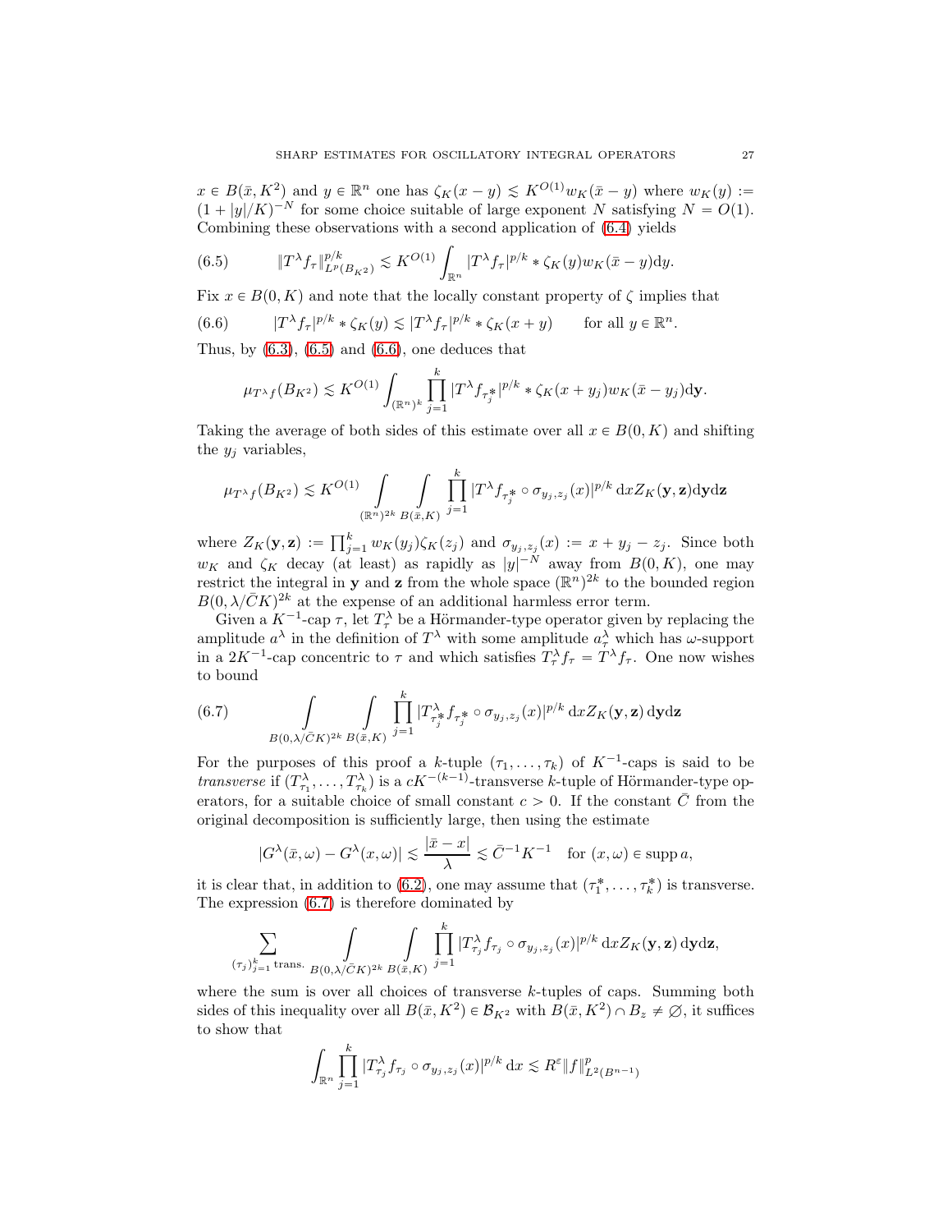$x \in B(\bar{x}, K^2)$ and $y \in \mathbb{R}^n$ one has $\zeta_K(x-y) \lesssim K^{O(1)} w_K(\bar{x}-y)$ where $w_K(y) := (1+|y|/K)^{-N}$ for some choice suitable of large exponent $N$ satisfying $N = O(1)$. Combining these observations with a second application of (6.4) yields

$$\|T^\lambda f_\tau\|_{L^p(B_{K^2})}^{p/k} \lesssim K^{O(1)} \int_{\mathbb{R}^n} |T^\lambda f_\tau|^{p/k} * \zeta_K(y) w_K(\bar{x}-y) \mathrm{d}y. \tag{6.5}$$

Fix $x \in B(0,K)$ and note that the locally constant property of $\zeta$ implies that

$$|T^\lambda f_\tau|^{p/k} * \zeta_K(y) \lesssim |T^\lambda f_\tau|^{p/k} * \zeta_K(x+y) \qquad \text{for all } y \in \mathbb{R}^n. \tag{6.6}$$

Thus, by (6.3), (6.5) and (6.6), one deduces that

$$\mu_{T^\lambda f}(B_{K^2}) \lesssim K^{O(1)} \int_{(\mathbb{R}^n)^k} \prod_{j=1}^k |T^\lambda f_{\tau_j^*}|^{p/k} * \zeta_K(x+y_j) w_K(\bar{x}-y_j) \mathrm{d}\mathbf{y}.$$

Taking the average of both sides of this estimate over all $x \in B(0,K)$ and shifting the $y_j$ variables,

$$\mu_{T^\lambda f}(B_{K^2}) \lesssim K^{O(1)} \int\limits_{(\mathbb{R}^n)^{2k}} \int\limits_{B(\bar{x},K)} \prod_{j=1}^k |T^\lambda f_{\tau_j^*} \circ \sigma_{y_j,z_j}(x)|^{p/k} \, \mathrm{d}x Z_K(\mathbf{y},\mathbf{z}) \mathrm{d}\mathbf{y}\mathrm{d}\mathbf{z}$$

where $Z_K(\mathbf{y},\mathbf{z}) := \prod_{j=1}^k w_K(y_j)\zeta_K(z_j)$ and $\sigma_{y_j,z_j}(x) := x + y_j - z_j$. Since both $w_K$ and $\zeta_K$ decay (at least) as rapidly as $|y|^{-N}$ away from $B(0,K)$, one may restrict the integral in $\mathbf{y}$ and $\mathbf{z}$ from the whole space $(\mathbb{R}^n)^{2k}$ to the bounded region $B(0, \lambda/\bar{C}K)^{2k}$ at the expense of an additional harmless error term.

Given a $K^{-1}$-cap $\tau$, let $T^\lambda_\tau$ be a Hörmander-type operator given by replacing the amplitude $a^\lambda$ in the definition of $T^\lambda$ with some amplitude $a^\lambda_\tau$ which has $\omega$-support in a $2K^{-1}$-cap concentric to $\tau$ and which satisfies $T^\lambda_\tau f_\tau = T^\lambda f_\tau$. One now wishes to bound

$$\int\limits_{B(0,\lambda/\bar{C}K)^{2k}} \int\limits_{B(\bar{x},K)} \prod_{j=1}^k |T^\lambda_{\tau_j^*} f_{\tau_j^*} \circ \sigma_{y_j,z_j}(x)|^{p/k} \, \mathrm{d}x Z_K(\mathbf{y},\mathbf{z}) \, \mathrm{d}\mathbf{y}\mathrm{d}\mathbf{z} \tag{6.7}$$

For the purposes of this proof a $k$-tuple $(\tau_1, \dots, \tau_k)$ of $K^{-1}$-caps is said to be *transverse* if $(T^\lambda_{\tau_1}, \dots, T^\lambda_{\tau_k})$ is a $cK^{-(k-1)}$-transverse $k$-tuple of Hörmander-type operators, for a suitable choice of small constant $c > 0$. If the constant $\bar{C}$ from the original decomposition is sufficiently large, then using the estimate

$$|G^\lambda(\bar{x},\omega) - G^\lambda(x,\omega)| \lesssim \frac{|\bar{x}-x|}{\lambda} \lesssim \bar{C}^{-1}K^{-1} \quad \text{for } (x,\omega) \in \operatorname{supp} a,$$

it is clear that, in addition to (6.2), one may assume that $(\tau_1^*, \dots, \tau_k^*)$ is transverse. The expression (6.7) is therefore dominated by

$$\sum_{(\tau_j)_{j=1}^k \text{ trans.}} \int\limits_{B(0,\lambda/\bar{C}K)^{2k}} \int\limits_{B(\bar{x},K)} \prod_{j=1}^k |T^\lambda_{\tau_j} f_{\tau_j} \circ \sigma_{y_j,z_j}(x)|^{p/k} \, \mathrm{d}x Z_K(\mathbf{y},\mathbf{z}) \, \mathrm{d}\mathbf{y}\mathrm{d}\mathbf{z},$$

where the sum is over all choices of transverse $k$-tuples of caps. Summing both sides of this inequality over all $B(\bar{x},K^2) \in \mathcal{B}_{K^2}$ with $B(\bar{x},K^2) \cap B_z \neq \emptyset$, it suffices to show that

$$\int_{\mathbb{R}^n} \prod_{j=1}^k |T^\lambda_{\tau_j} f_{\tau_j} \circ \sigma_{y_j,z_j}(x)|^{p/k} \, \mathrm{d}x \lesssim R^\varepsilon \|f\|^p_{L^2(B^{n-1})}$$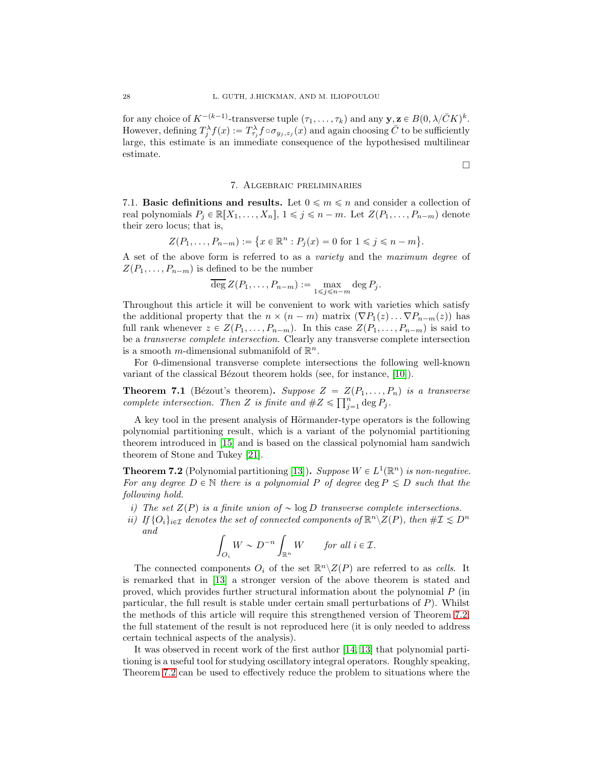for any choice of $K^{-(k-1)}$-transverse tuple $(\tau_1, \dots, \tau_k)$ and any $\mathbf{y}, \mathbf{z} \in B(0, \lambda/\bar{C}K)^k$. However, defining $T_j^\lambda f(x) := T_{\tau_j}^\lambda f \circ \sigma_{y_j, z_j}(x)$ and again choosing $\bar{C}$ to be sufficiently large, this estimate is an immediate consequence of the hypothesised multilinear estimate.

□

## 7. Algebraic preliminaries

7.1. **Basic definitions and results.** Let $0 \leqslant m \leqslant n$ and consider a collection of real polynomials $P_j \in \mathbb{R}[X_1, \dots, X_n]$, $1 \leqslant j \leqslant n-m$. Let $Z(P_1, \dots, P_{n-m})$ denote their zero locus; that is,

$$Z(P_1, \dots, P_{n-m}) := \{x \in \mathbb{R}^n : P_j(x) = 0 \text{ for } 1 \leqslant j \leqslant n-m\}.$$

A set of the above form is referred to as a *variety* and the *maximum degree* of $Z(P_1, \dots, P_{n-m})$ is defined to be the number

$$\overline{\deg}\, Z(P_1, \dots, P_{n-m}) := \max_{1 \leqslant j \leqslant n-m} \deg P_j.$$

Throughout this article it will be convenient to work with varieties which satisfy the additional property that the $n \times (n-m)$ matrix $(\nabla P_1(z) \dots \nabla P_{n-m}(z))$ has full rank whenever $z \in Z(P_1, \dots, P_{n-m})$. In this case $Z(P_1, \dots, P_{n-m})$ is said to be a *transverse complete intersection*. Clearly any transverse complete intersection is a smooth $m$-dimensional submanifold of $\mathbb{R}^n$.

For 0-dimensional transverse complete intersections the following well-known variant of the classical Bézout theorem holds (see, for instance, [10]).

**Theorem 7.1** (Bézout's theorem)**.** *Suppose $Z = Z(P_1, \dots, P_n)$ is a transverse complete intersection. Then $Z$ is finite and $\#Z \leqslant \prod_{j=1}^n \deg P_j$.*

A key tool in the present analysis of Hörmander-type operators is the following polynomial partitioning result, which is a variant of the polynomial partitioning theorem introduced in [15] and is based on the classical polynomial ham sandwich theorem of Stone and Tukey [21].

**Theorem 7.2** (Polynomial partitioning [13])**.** *Suppose $W \in L^1(\mathbb{R}^n)$ is non-negative. For any degree $D \in \mathbb{N}$ there is a polynomial $P$ of degree $\deg P \lesssim D$ such that the following hold.*

*i) The set $Z(P)$ is a finite union of $\sim \log D$ transverse complete intersections.*
*ii) If $\{O_i\}_{i \in \mathcal{I}}$ denotes the set of connected components of $\mathbb{R}^n \backslash Z(P)$, then $\#\mathcal{I} \lesssim D^n$ and*

$$\int_{O_i} W \sim D^{-n} \int_{\mathbb{R}^n} W \qquad \text{for all } i \in \mathcal{I}.$$

The connected components $O_i$ of the set $\mathbb{R}^n \backslash Z(P)$ are referred to as *cells*. It is remarked that in [13] a stronger version of the above theorem is stated and proved, which provides further structural information about the polynomial $P$ (in particular, the full result is stable under certain small perturbations of $P$). Whilst the methods of this article will require this strengthened version of Theorem 7.2, the full statement of the result is not reproduced here (it is only needed to address certain technical aspects of the analysis).

It was observed in recent work of the first author [14, 13] that polynomial partitioning is a useful tool for studying oscillatory integral operators. Roughly speaking, Theorem 7.2 can be used to effectively reduce the problem to situations where the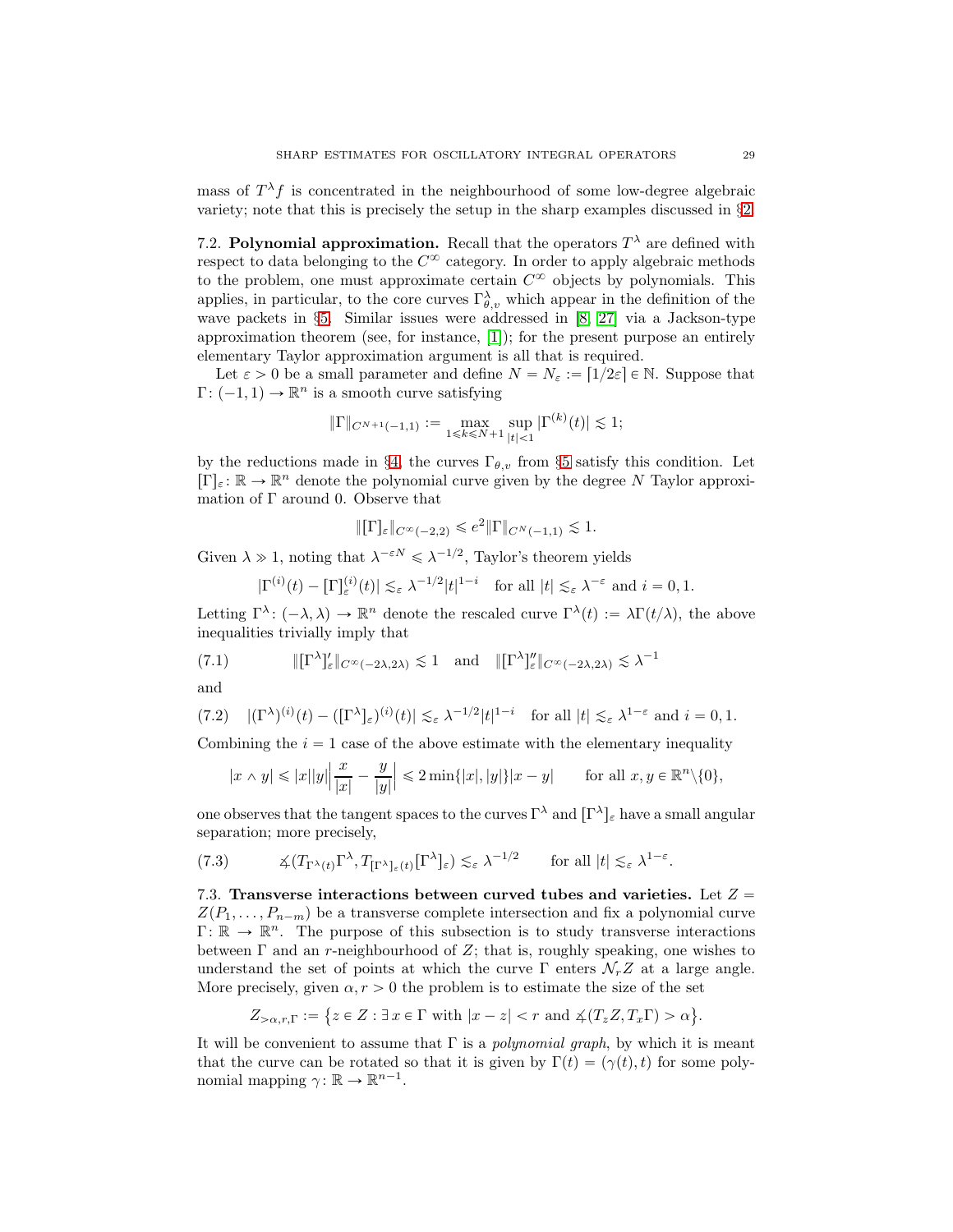mass of $T^\lambda f$ is concentrated in the neighbourhood of some low-degree algebraic variety; note that this is precisely the setup in the sharp examples discussed in §2.

**7.2. Polynomial approximation.** Recall that the operators $T^\lambda$ are defined with respect to data belonging to the $C^\infty$ category. In order to apply algebraic methods to the problem, one must approximate certain $C^\infty$ objects by polynomials. This applies, in particular, to the core curves $\Gamma^\lambda_{\theta,v}$ which appear in the definition of the wave packets in §5. Similar issues were addressed in [8, 27] via a Jackson-type approximation theorem (see, for instance, [1]); for the present purpose an entirely elementary Taylor approximation argument is all that is required.

Let $\varepsilon > 0$ be a small parameter and define $N = N_\varepsilon := \lceil 1/2\varepsilon \rceil \in \mathbb{N}$. Suppose that $\Gamma \colon (-1,1) \to \mathbb{R}^n$ is a smooth curve satisfying

$$\|\Gamma\|_{C^{N+1}(-1,1)} := \max_{1 \leqslant k \leqslant N+1} \sup_{|t|<1} |\Gamma^{(k)}(t)| \lesssim 1;$$

by the reductions made in §4, the curves $\Gamma_{\theta,v}$ from §5 satisfy this condition. Let $[\Gamma]_\varepsilon \colon \mathbb{R} \to \mathbb{R}^n$ denote the polynomial curve given by the degree $N$ Taylor approximation of $\Gamma$ around 0. Observe that

$$\|[\Gamma]_\varepsilon\|_{C^\infty(-2,2)} \leqslant e^2 \|\Gamma\|_{C^N(-1,1)} \lesssim 1.$$

Given $\lambda \gg 1$, noting that $\lambda^{-\varepsilon N} \leqslant \lambda^{-1/2}$, Taylor's theorem yields

$$|\Gamma^{(i)}(t) - [\Gamma]^{(i)}_\varepsilon(t)| \lesssim_\varepsilon \lambda^{-1/2}|t|^{1-i} \quad \text{for all } |t| \lesssim_\varepsilon \lambda^{-\varepsilon} \text{ and } i = 0, 1.$$

Letting $\Gamma^\lambda \colon (-\lambda, \lambda) \to \mathbb{R}^n$ denote the rescaled curve $\Gamma^\lambda(t) := \lambda\Gamma(t/\lambda)$, the above inequalities trivially imply that

$$\|[\Gamma^\lambda]'_\varepsilon\|_{C^\infty(-2\lambda,2\lambda)} \lesssim 1 \quad \text{and} \quad \|[\Gamma^\lambda]''_\varepsilon\|_{C^\infty(-2\lambda,2\lambda)} \lesssim \lambda^{-1} \tag{7.1}$$

and

$$|(\Gamma^\lambda)^{(i)}(t) - ([\Gamma^\lambda]_\varepsilon)^{(i)}(t)| \lesssim_\varepsilon \lambda^{-1/2}|t|^{1-i} \quad \text{for all } |t| \lesssim_\varepsilon \lambda^{1-\varepsilon} \text{ and } i = 0, 1. \tag{7.2}$$

Combining the $i = 1$ case of the above estimate with the elementary inequality

$$|x \wedge y| \leqslant |x||y|\Big|\frac{x}{|x|} - \frac{y}{|y|}\Big| \leqslant 2\min\{|x|, |y|\}|x - y| \qquad \text{for all } x, y \in \mathbb{R}^n \backslash \{0\},$$

one observes that the tangent spaces to the curves $\Gamma^\lambda$ and $[\Gamma^\lambda]_\varepsilon$ have a small angular separation; more precisely,

$$\measuredangle(T_{\Gamma^\lambda(t)}\Gamma^\lambda, T_{[\Gamma^\lambda]_\varepsilon(t)}[\Gamma^\lambda]_\varepsilon) \lesssim_\varepsilon \lambda^{-1/2} \qquad \text{for all } |t| \lesssim_\varepsilon \lambda^{1-\varepsilon}. \tag{7.3}$$

**7.3. Transverse interactions between curved tubes and varieties.** Let $Z = Z(P_1, \dots, P_{n-m})$ be a transverse complete intersection and fix a polynomial curve $\Gamma \colon \mathbb{R} \to \mathbb{R}^n$. The purpose of this subsection is to study transverse interactions between $\Gamma$ and an $r$-neighbourhood of $Z$; that is, roughly speaking, one wishes to understand the set of points at which the curve $\Gamma$ enters $\mathcal{N}_r Z$ at a large angle. More precisely, given $\alpha, r > 0$ the problem is to estimate the size of the set

$$Z_{>\alpha,r,\Gamma} := \big\{z \in Z : \exists\, x \in \Gamma \text{ with } |x - z| < r \text{ and } \measuredangle(T_z Z, T_x\Gamma) > \alpha\big\}.$$

It will be convenient to assume that $\Gamma$ is a *polynomial graph*, by which it is meant that the curve can be rotated so that it is given by $\Gamma(t) = (\gamma(t), t)$ for some polynomial mapping $\gamma \colon \mathbb{R} \to \mathbb{R}^{n-1}$.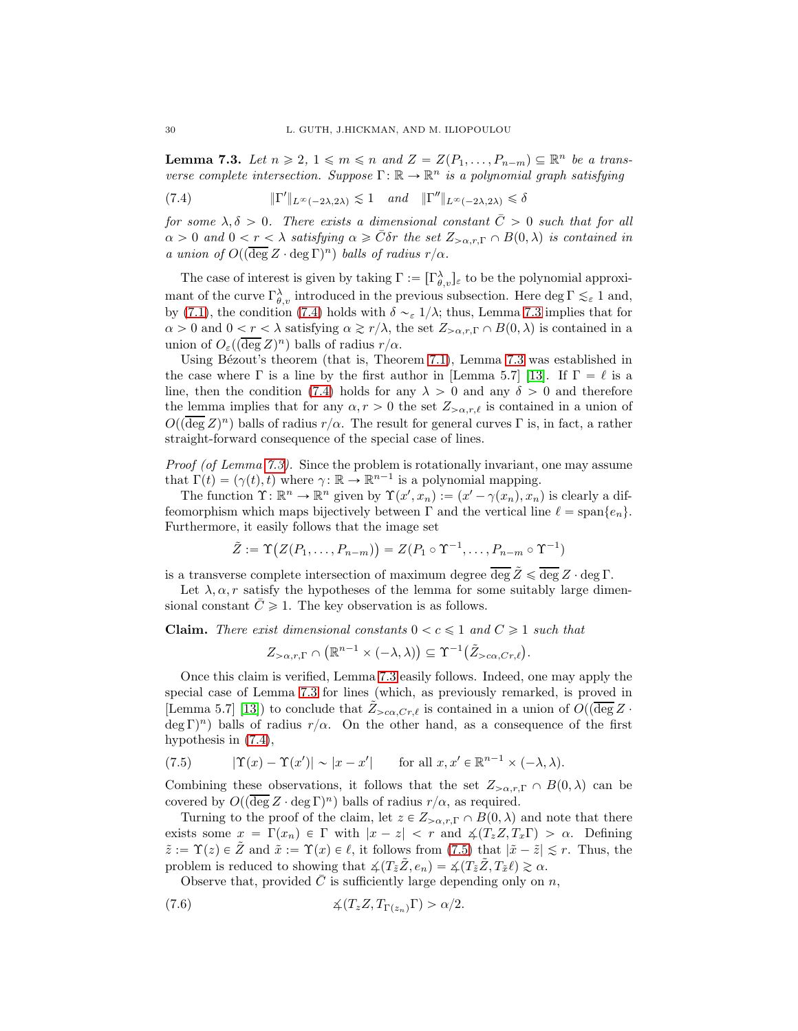**Lemma 7.3.** *Let $n \geqslant 2$, $1 \leqslant m \leqslant n$ and $Z = Z(P_1, \dots, P_{n-m}) \subseteq \mathbb{R}^n$ be a transverse complete intersection. Suppose $\Gamma \colon \mathbb{R} \to \mathbb{R}^n$ is a polynomial graph satisfying*

$$\|\Gamma'\|_{L^\infty(-2\lambda, 2\lambda)} \lesssim 1 \quad \text{and} \quad \|\Gamma''\|_{L^\infty(-2\lambda,2\lambda)} \leqslant \delta \tag{7.4}$$

*for some $\lambda, \delta > 0$. There exists a dimensional constant $\bar{C} > 0$ such that for all $\alpha > 0$ and $0 < r < \lambda$ satisfying $\alpha \geqslant \bar{C}\delta r$ the set $Z_{>\alpha, r, \Gamma} \cap B(0, \lambda)$ is contained in a union of $O((\overline{\deg}\, Z \cdot \deg \Gamma)^n)$ balls of radius $r/\alpha$.*

The case of interest is given by taking $\Gamma := [\Gamma^{\lambda}_{\theta, v}]_\varepsilon$ to be the polynomial approximant of the curve $\Gamma^{\lambda}_{\theta,v}$ introduced in the previous subsection. Here $\deg \Gamma \lesssim_\varepsilon 1$ and, by (7.1), the condition (7.4) holds with $\delta \sim_\varepsilon 1/\lambda$; thus, Lemma 7.3 implies that for $\alpha > 0$ and $0 < r < \lambda$ satisfying $\alpha \gtrsim r/\lambda$, the set $Z_{>\alpha,r,\Gamma} \cap B(0,\lambda)$ is contained in a union of $O_\varepsilon((\overline{\deg}\, Z)^n)$ balls of radius $r/\alpha$.

Using Bézout's theorem (that is, Theorem 7.1), Lemma 7.3 was established in the case where $\Gamma$ is a line by the first author in [Lemma 5.7] [13]. If $\Gamma = \ell$ is a line, then the condition (7.4) holds for any $\lambda > 0$ and any $\delta > 0$ and therefore the lemma implies that for any $\alpha, r > 0$ the set $Z_{>\alpha, r, \ell}$ is contained in a union of $O((\overline{\deg}\, Z)^n)$ balls of radius $r/\alpha$. The result for general curves $\Gamma$ is, in fact, a rather straight-forward consequence of the special case of lines.

*Proof (of Lemma 7.3).* Since the problem is rotationally invariant, one may assume that $\Gamma(t) = (\gamma(t), t)$ where $\gamma \colon \mathbb{R} \to \mathbb{R}^{n-1}$ is a polynomial mapping.

The function $\Upsilon \colon \mathbb{R}^n \to \mathbb{R}^n$ given by $\Upsilon(x', x_n) := (x' - \gamma(x_n), x_n)$ is clearly a diffeomorphism which maps bijectively between $\Gamma$ and the vertical line $\ell = \mathrm{span}\{e_n\}$. Furthermore, it easily follows that the image set

$$\tilde{Z} := \Upsilon\big(Z(P_1, \dots, P_{n-m})\big) = Z(P_1 \circ \Upsilon^{-1}, \dots, P_{n-m} \circ \Upsilon^{-1})$$

is a transverse complete intersection of maximum degree $\overline{\deg}\, \tilde{Z} \leqslant \overline{\deg}\, Z \cdot \deg \Gamma$.

Let $\lambda, \alpha, r$ satisfy the hypotheses of the lemma for some suitably large dimensional constant $\bar{C} \geqslant 1$. The key observation is as follows.

**Claim.** *There exist dimensional constants $0 < c \leqslant 1$ and $C \geqslant 1$ such that*

$$Z_{>\alpha, r, \Gamma} \cap \big(\mathbb{R}^{n-1} \times (-\lambda, \lambda)\big) \subseteq \Upsilon^{-1}\big(\tilde{Z}_{>c\alpha, Cr, \ell}\big).$$

Once this claim is verified, Lemma 7.3 easily follows. Indeed, one may apply the special case of Lemma 7.3 for lines (which, as previously remarked, is proved in [Lemma 5.7] [13]) to conclude that $\tilde{Z}_{>c\alpha, Cr, \ell}$ is contained in a union of $O((\overline{\deg}\, Z \cdot \deg \Gamma)^n)$ balls of radius $r/\alpha$. On the other hand, as a consequence of the first hypothesis in (7.4),

$$|\Upsilon(x) - \Upsilon(x')| \sim |x - x'| \qquad \text{for all } x, x' \in \mathbb{R}^{n-1} \times (-\lambda, \lambda). \tag{7.5}$$

Combining these observations, it follows that the set $Z_{>\alpha, r, \Gamma} \cap B(0, \lambda)$ can be covered by $O((\overline{\deg}\, Z \cdot \deg \Gamma)^n)$ balls of radius $r/\alpha$, as required.

Turning to the proof of the claim, let $z \in Z_{>\alpha, r, \Gamma} \cap B(0,\lambda)$ and note that there exists some $x = \Gamma(x_n) \in \Gamma$ with $|x - z| < r$ and $\measuredangle(T_z Z, T_x \Gamma) > \alpha$. Defining $\tilde{z} := \Upsilon(z) \in \tilde{Z}$ and $\tilde{x} := \Upsilon(x) \in \ell$, it follows from (7.5) that $|\tilde{x} - \tilde{z}| \lesssim r$. Thus, the problem is reduced to showing that $\measuredangle(T_{\tilde{z}} \tilde{Z}, e_n) = \measuredangle(T_{\tilde{z}}\tilde{Z}, T_{\tilde{x}} \ell) \gtrsim \alpha$.

Observe that, provided $\bar{C}$ is sufficiently large depending only on $n$,

$$\measuredangle(T_z Z, T_{\Gamma(z_n)} \Gamma) > \alpha/2. \tag{7.6}$$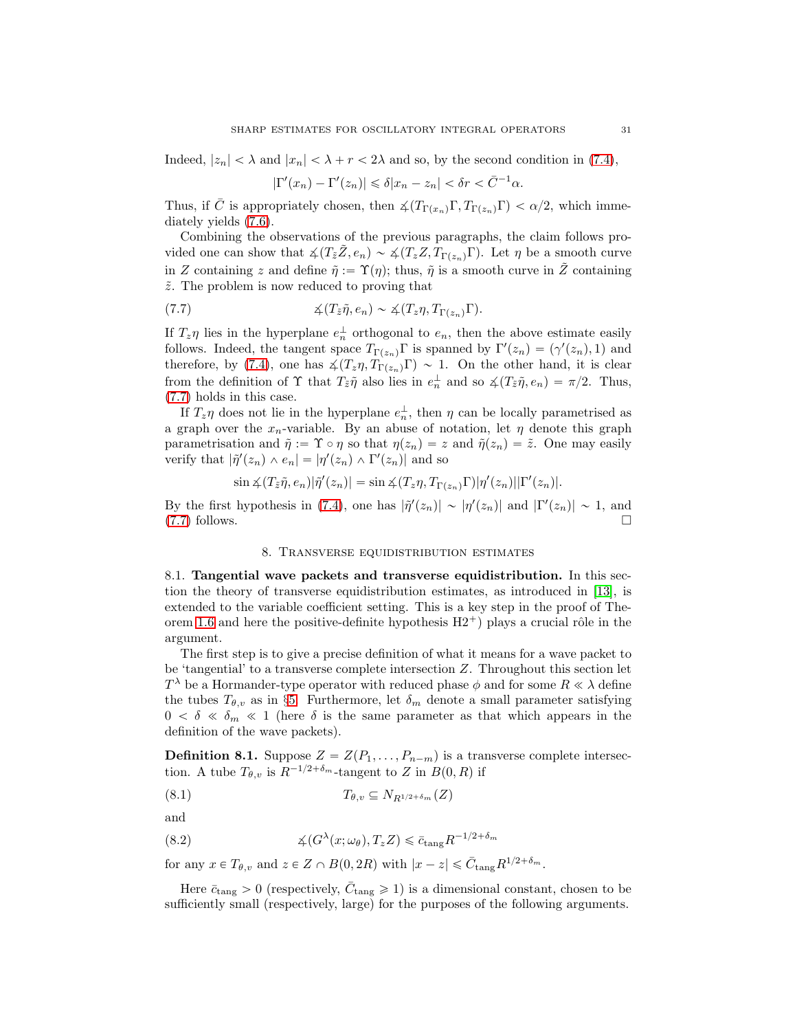Indeed, $|z_n| < \lambda$ and $|x_n| < \lambda + r < 2\lambda$ and so, by the second condition in (7.4),

$$|\Gamma'(x_n) - \Gamma'(z_n)| \leqslant \delta |x_n - z_n| < \delta r < \bar{C}^{-1}\alpha.$$

Thus, if $\bar{C}$ is appropriately chosen, then $\measuredangle(T_{\Gamma(x_n)}\Gamma, T_{\Gamma(z_n)}\Gamma) < \alpha/2$, which immediately yields (7.6).

Combining the observations of the previous paragraphs, the claim follows provided one can show that $\measuredangle(T_{\tilde{z}}\tilde{Z}, e_n) \sim \measuredangle(T_z Z, T_{\Gamma(z_n)}\Gamma)$. Let $\eta$ be a smooth curve in $Z$ containing $z$ and define $\tilde{\eta} := \Upsilon(\eta)$; thus, $\tilde{\eta}$ is a smooth curve in $\tilde{Z}$ containing $\tilde{z}$. The problem is now reduced to proving that

$$\measuredangle(T_{\tilde{z}}\tilde{\eta}, e_n) \sim \measuredangle(T_z\eta, T_{\Gamma(z_n)}\Gamma). \tag{7.7}$$

If $T_z\eta$ lies in the hyperplane $e_n^\perp$ orthogonal to $e_n$, then the above estimate easily follows. Indeed, the tangent space $T_{\Gamma(z_n)}\Gamma$ is spanned by $\Gamma'(z_n) = (\gamma'(z_n), 1)$ and therefore, by (7.4), one has $\measuredangle(T_z\eta, T_{\Gamma(z_n)}\Gamma) \sim 1$. On the other hand, it is clear from the definition of $\Upsilon$ that $T_{\tilde{z}}\tilde{\eta}$ also lies in $e_n^\perp$ and so $\measuredangle(T_{\tilde{z}}\tilde{\eta}, e_n) = \pi/2$. Thus, (7.7) holds in this case.

If $T_z\eta$ does not lie in the hyperplane $e_n^\perp$, then $\eta$ can be locally parametrised as a graph over the $x_n$-variable. By an abuse of notation, let $\eta$ denote this graph parametrisation and $\tilde{\eta} := \Upsilon \circ \eta$ so that $\eta(z_n) = z$ and $\tilde{\eta}(z_n) = \tilde{z}$. One may easily verify that $|\tilde{\eta}'(z_n) \wedge e_n| = |\eta'(z_n) \wedge \Gamma'(z_n)|$ and so

$$\sin \measuredangle(T_{\tilde{z}}\tilde{\eta}, e_n)|\tilde{\eta}'(z_n)| = \sin \measuredangle(T_z\eta, T_{\Gamma(z_n)}\Gamma)|\eta'(z_n)||\Gamma'(z_n)|.$$

By the first hypothesis in (7.4), one has $|\tilde{\eta}'(z_n)| \sim |\eta'(z_n)|$ and $|\Gamma'(z_n)| \sim 1$, and (7.7) follows. □

## 8. Transverse equidistribution estimates

**8.1. Tangential wave packets and transverse equidistribution.** In this section the theory of transverse equidistribution estimates, as introduced in [13], is extended to the variable coefficient setting. This is a key step in the proof of Theorem 1.6 and here the positive-definite hypothesis H2$^+$) plays a crucial rôle in the argument.

The first step is to give a precise definition of what it means for a wave packet to be 'tangential' to a transverse complete intersection $Z$. Throughout this section let $T^\lambda$ be a Hormander-type operator with reduced phase $\phi$ and for some $R \ll \lambda$ define the tubes $T_{\theta,v}$ as in §5. Furthermore, let $\delta_m$ denote a small parameter satisfying $0 < \delta \ll \delta_m \ll 1$ (here $\delta$ is the same parameter as that which appears in the definition of the wave packets).

**Definition 8.1.** Suppose $Z = Z(P_1, \dots, P_{n-m})$ is a transverse complete intersection. A tube $T_{\theta,v}$ is $R^{-1/2+\delta_m}$-tangent to $Z$ in $B(0, R)$ if

$$T_{\theta,v} \subseteq N_{R^{1/2+\delta_m}}(Z) \tag{8.1}$$

and

$$\measuredangle(G^\lambda(x;\omega_\theta), T_z Z) \leqslant \bar{c}_{\mathrm{tang}} R^{-1/2+\delta_m} \tag{8.2}$$

for any $x \in T_{\theta,v}$ and $z \in Z \cap B(0, 2R)$ with $|x - z| \leqslant \bar{C}_{\mathrm{tang}} R^{1/2+\delta_m}$.

Here $\bar{c}_{\mathrm{tang}} > 0$ (respectively, $\bar{C}_{\mathrm{tang}} \geqslant 1$) is a dimensional constant, chosen to be sufficiently small (respectively, large) for the purposes of the following arguments.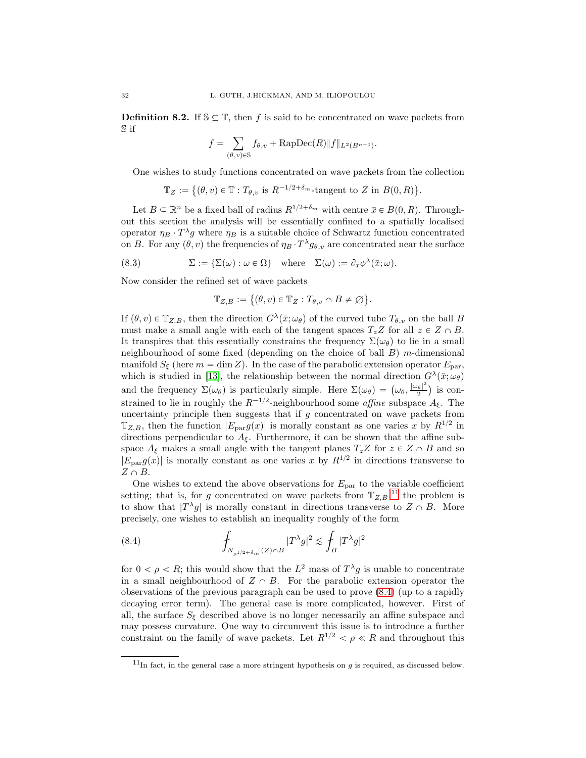**Definition 8.2.** If $\mathbb{S} \subseteq \mathbb{T}$, then $f$ is said to be concentrated on wave packets from $\mathbb{S}$ if

$$f = \sum_{(\theta,v)\in\mathbb{S}} f_{\theta,v} + \mathrm{RapDec}(R)\|f\|_{L^2(B^{n-1})}.$$

One wishes to study functions concentrated on wave packets from the collection

$$\mathbb{T}_Z := \{(\theta, v) \in \mathbb{T} : T_{\theta,v} \text{ is } R^{-1/2+\delta_m}\text{-tangent to } Z \text{ in } B(0,R)\}.$$

Let $B \subseteq \mathbb{R}^n$ be a fixed ball of radius $R^{1/2+\delta_m}$ with centre $\bar{x} \in B(0,R)$. Throughout this section the analysis will be essentially confined to a spatially localised operator $\eta_B \cdot T^\lambda g$ where $\eta_B$ is a suitable choice of Schwartz function concentrated on $B$. For any $(\theta, v)$ the frequencies of $\eta_B \cdot T^\lambda g_{\theta,v}$ are concentrated near the surface

$$\Sigma := \{\Sigma(\omega) : \omega \in \Omega\} \quad \text{where} \quad \Sigma(\omega) := \partial_x \phi^\lambda(\bar{x};\omega). \tag{8.3}$$

Now consider the refined set of wave packets

$$\mathbb{T}_{Z,B} := \{(\theta, v) \in \mathbb{T}_Z : T_{\theta,v} \cap B \neq \emptyset\}.$$

If $(\theta, v) \in \mathbb{T}_{Z,B}$, then the direction $G^\lambda(\bar{x};\omega_\theta)$ of the curved tube $T_{\theta,v}$ on the ball $B$ must make a small angle with each of the tangent spaces $T_zZ$ for all $z \in Z \cap B$. It transpires that this essentially constrains the frequency $\Sigma(\omega_\theta)$ to lie in a small neighbourhood of some fixed (depending on the choice of ball $B$) $m$-dimensional manifold $S_\xi$ (here $m = \dim Z$). In the case of the parabolic extension operator $E_{\mathrm{par}}$, which is studied in [13], the relationship between the normal direction $G^\lambda(\bar{x};\omega_\theta)$ and the frequency $\Sigma(\omega_\theta)$ is particularly simple. Here $\Sigma(\omega_\theta) = \big(\omega_\theta, \frac{|\omega_\theta|^2}{2}\big)$ is constrained to lie in roughly the $R^{-1/2}$-neighbourhood some *affine* subspace $A_\xi$. The uncertainty principle then suggests that if $g$ concentrated on wave packets from $\mathbb{T}_{Z,B}$, then the function $|E_{\mathrm{par}}g(x)|$ is morally constant as one varies $x$ by $R^{1/2}$ in directions perpendicular to $A_\xi$. Furthermore, it can be shown that the affine subspace $A_\xi$ makes a small angle with the tangent planes $T_zZ$ for $z \in Z \cap B$ and so $|E_{\mathrm{par}}g(x)|$ is morally constant as one varies $x$ by $R^{1/2}$ in directions transverse to $Z \cap B$.

One wishes to extend the above observations for $E_{\mathrm{par}}$ to the variable coefficient setting; that is, for $g$ concentrated on wave packets from $\mathbb{T}_{Z,B}$,[11] the problem is to show that $|T^\lambda g|$ is morally constant in directions transverse to $Z \cap B$. More precisely, one wishes to establish an inequality roughly of the form

$$\fint_{N_{\rho^{1/2+\delta_m}}(Z)\cap B} |T^\lambda g|^2 \lesssim \fint_B |T^\lambda g|^2 \tag{8.4}$$

for $0 < \rho < R$; this would show that the $L^2$ mass of $T^\lambda g$ is unable to concentrate in a small neighbourhood of $Z \cap B$. For the parabolic extension operator the observations of the previous paragraph can be used to prove (8.4) (up to a rapidly decaying error term). The general case is more complicated, however. First of all, the surface $S_\xi$ described above is no longer necessarily an affine subspace and may possess curvature. One way to circumvent this issue is to introduce a further constraint on the family of wave packets. Let $R^{1/2} < \rho \ll R$ and throughout this

[11] In fact, in the general case a more stringent hypothesis on $g$ is required, as discussed below.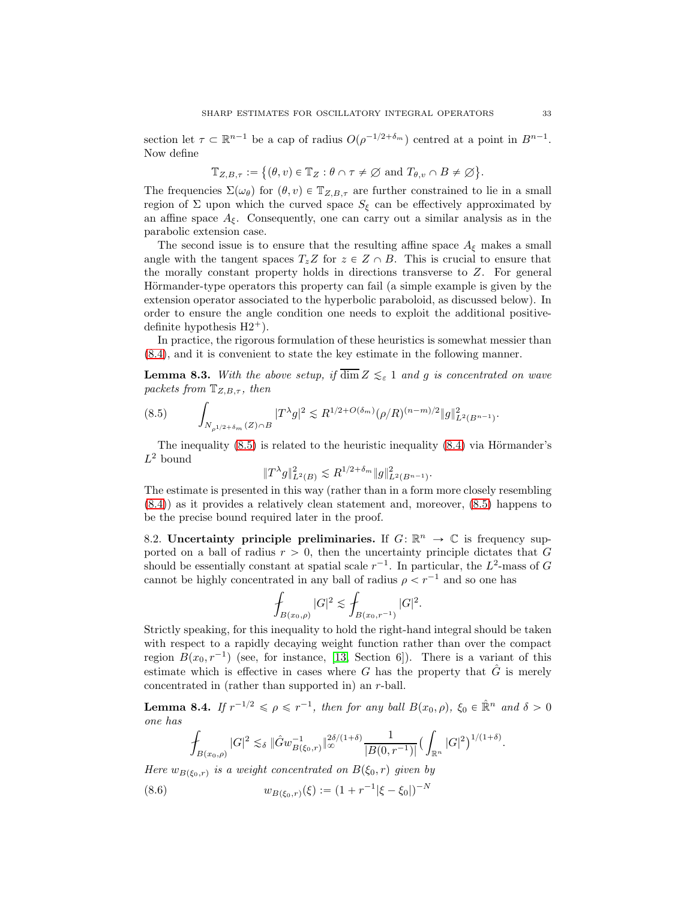section let $\tau \subset \mathbb{R}^{n-1}$ be a cap of radius $O(\rho^{-1/2+\delta_m})$ centred at a point in $B^{n-1}$. Now define

$$\mathbb{T}_{Z,B,\tau} := \big\{(\theta, v) \in \mathbb{T}_Z : \theta \cap \tau \neq \varnothing \text{ and } T_{\theta,v} \cap B \neq \varnothing\big\}.$$

The frequencies $\Sigma(\omega_\theta)$ for $(\theta, v) \in \mathbb{T}_{Z,B,\tau}$ are further constrained to lie in a small region of $\Sigma$ upon which the curved space $S_\xi$ can be effectively approximated by an affine space $A_\xi$. Consequently, one can carry out a similar analysis as in the parabolic extension case.

The second issue is to ensure that the resulting affine space $A_\xi$ makes a small angle with the tangent spaces $T_z Z$ for $z \in Z \cap B$. This is crucial to ensure that the morally constant property holds in directions transverse to $Z$. For general Hörmander-type operators this property can fail (a simple example is given by the extension operator associated to the hyperbolic paraboloid, as discussed below). In order to ensure the angle condition one needs to exploit the additional positive-definite hypothesis H2$^+$).

In practice, the rigorous formulation of these heuristics is somewhat messier than (8.4), and it is convenient to state the key estimate in the following manner.

**Lemma 8.3.** *With the above setup, if* $\overline{\dim}\, Z \lesssim_\varepsilon 1$ *and* $g$ *is concentrated on wave packets from* $\mathbb{T}_{Z,B,\tau}$*, then*

$$\int_{N_{\rho^{1/2+\delta_m}}(Z)\cap B} |T^\lambda g|^2 \lesssim R^{1/2+O(\delta_m)}(\rho/R)^{(n-m)/2}\|g\|^2_{L^2(B^{n-1})}. \tag{8.5}$$

The inequality (8.5) is related to the heuristic inequality (8.4) via Hörmander's $L^2$ bound

$$\|T^\lambda g\|^2_{L^2(B)} \lesssim R^{1/2+\delta_m}\|g\|^2_{L^2(B^{n-1})}.$$

The estimate is presented in this way (rather than in a form more closely resembling (8.4)) as it provides a relatively clean statement and, moreover, (8.5) happens to be the precise bound required later in the proof.

## 8.2. Uncertainty principle preliminaries.

If $G\colon \mathbb{R}^n \to \mathbb{C}$ is frequency supported on a ball of radius $r > 0$, then the uncertainty principle dictates that $G$ should be essentially constant at spatial scale $r^{-1}$. In particular, the $L^2$-mass of $G$ cannot be highly concentrated in any ball of radius $\rho < r^{-1}$ and so one has

$$⨍_{B(x_0,\rho)} |G|^2 \lesssim ⨍_{B(x_0,r^{-1})} |G|^2.$$

Strictly speaking, for this inequality to hold the right-hand integral should be taken with respect to a rapidly decaying weight function rather than over the compact region $B(x_0, r^{-1})$ (see, for instance, [13, Section 6]). There is a variant of this estimate which is effective in cases where $G$ has the property that $\hat{G}$ is merely concentrated in (rather than supported in) an $r$-ball.

**Lemma 8.4.** *If* $r^{-1/2} \leqslant \rho \leqslant r^{-1}$*, then for any ball* $B(x_0, \rho)$*,* $\xi_0 \in \hat{\mathbb{R}}^n$ *and* $\delta > 0$ *one has*

$$⨍_{B(x_0,\rho)} |G|^2 \lesssim_\delta \|\hat{G}w^{-1}_{B(\xi_0,r)}\|_\infty^{2\delta/(1+\delta)} \frac{1}{|B(0,r^{-1})|}\Big(\int_{\mathbb{R}^n} |G|^2\Big)^{1/(1+\delta)}.$$

*Here* $w_{B(\xi_0,r)}$ *is a weight concentrated on* $B(\xi_0, r)$ *given by*

$$w_{B(\xi_0,r)}(\xi) := (1 + r^{-1}|\xi - \xi_0|)^{-N} \tag{8.6}$$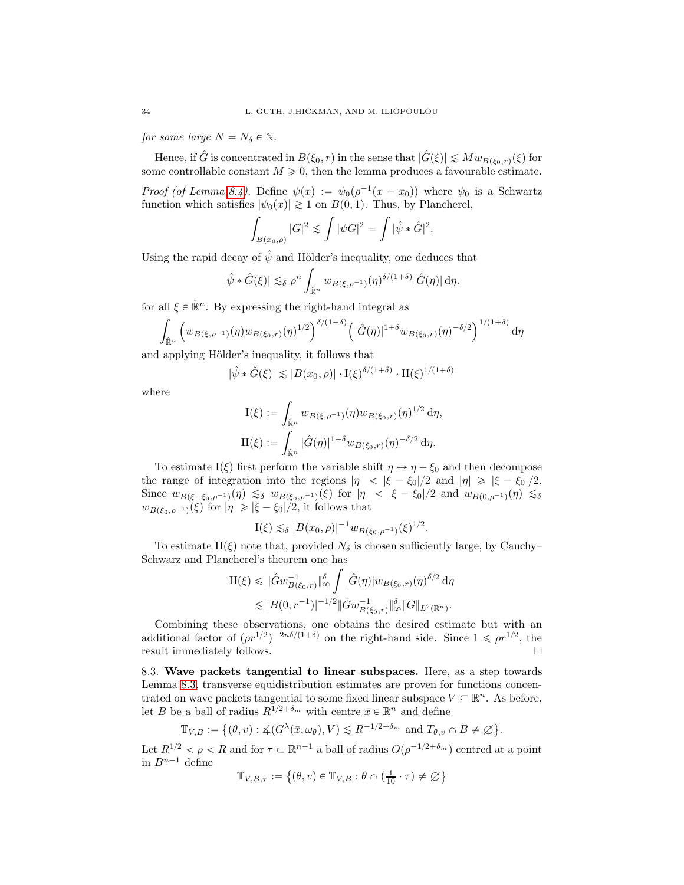*for some large $N = N_\delta \in \mathbb{N}$.*

Hence, if $\hat{G}$ is concentrated in $B(\xi_0, r)$ in the sense that $|\hat{G}(\xi)| \lesssim M w_{B(\xi_0,r)}(\xi)$ for some controllable constant $M \geqslant 0$, then the lemma produces a favourable estimate.

*Proof (of Lemma 8.4).* Define $\psi(x) := \psi_0(\rho^{-1}(x - x_0))$ where $\psi_0$ is a Schwartz function which satisfies $|\psi_0(x)| \gtrsim 1$ on $B(0,1)$. Thus, by Plancherel,

$$\int_{B(x_0,\rho)} |G|^2 \lesssim \int |\psi G|^2 = \int |\hat{\psi} * \hat{G}|^2.$$

Using the rapid decay of $\hat{\psi}$ and Hölder's inequality, one deduces that

$$|\hat{\psi} * \hat{G}(\xi)| \lesssim_\delta \rho^n \int_{\hat{\mathbb{R}}^n} w_{B(\xi,\rho^{-1})}(\eta)^{\delta/(1+\delta)} |\hat{G}(\eta)| \, \mathrm{d}\eta.$$

for all $\xi \in \hat{\mathbb{R}}^n$. By expressing the right-hand integral as

$$\int_{\hat{\mathbb{R}}^n} \Big( w_{B(\xi,\rho^{-1})}(\eta) w_{B(\xi_0,r)}(\eta)^{1/2} \Big)^{\delta/(1+\delta)} \Big( |\hat{G}(\eta)|^{1+\delta} w_{B(\xi_0,r)}(\eta)^{-\delta/2} \Big)^{1/(1+\delta)} \mathrm{d}\eta$$

and applying Hölder's inequality, it follows that

$$|\hat{\psi} * \hat{G}(\xi)| \lesssim |B(x_0,\rho)| \cdot \mathrm{I}(\xi)^{\delta/(1+\delta)} \cdot \mathrm{II}(\xi)^{1/(1+\delta)}$$

where

$$\mathrm{I}(\xi) := \int_{\hat{\mathbb{R}}^n} w_{B(\xi,\rho^{-1})}(\eta) w_{B(\xi_0,r)}(\eta)^{1/2} \, \mathrm{d}\eta,$$

$$\mathrm{II}(\xi) := \int_{\hat{\mathbb{R}}^n} |\hat{G}(\eta)|^{1+\delta} w_{B(\xi_0,r)}(\eta)^{-\delta/2} \, \mathrm{d}\eta.$$

To estimate $\mathrm{I}(\xi)$ first perform the variable shift $\eta \mapsto \eta + \xi_0$ and then decompose the range of integration into the regions $|\eta| < |\xi - \xi_0|/2$ and $|\eta| \geqslant |\xi - \xi_0|/2$. Since $w_{B(\xi-\xi_0,\rho^{-1})}(\eta) \lesssim_\delta w_{B(\xi_0,\rho^{-1})}(\xi)$ for $|\eta| < |\xi - \xi_0|/2$ and $w_{B(0,\rho^{-1})}(\eta) \lesssim_\delta w_{B(\xi_0,\rho^{-1})}(\xi)$ for $|\eta| \geqslant |\xi - \xi_0|/2$, it follows that

$$\mathrm{I}(\xi) \lesssim_\delta |B(x_0,\rho)|^{-1} w_{B(\xi_0,\rho^{-1})}(\xi)^{1/2}.$$

To estimate $\mathrm{II}(\xi)$ note that, provided $N_\delta$ is chosen sufficiently large, by Cauchy–Schwarz and Plancherel's theorem one has

$$\begin{aligned}
\mathrm{II}(\xi) &\leqslant \|\hat{G} w_{B(\xi_0,r)}^{-1}\|_\infty^\delta \int |\hat{G}(\eta)| w_{B(\xi_0,r)}(\eta)^{\delta/2} \, \mathrm{d}\eta \\
&\lesssim |B(0,r^{-1})|^{-1/2} \|\hat{G} w_{B(\xi_0,r)}^{-1}\|_\infty^\delta \|G\|_{L^2(\mathbb{R}^n)}.
\end{aligned}$$

Combining these observations, one obtains the desired estimate but with an additional factor of $(\rho r^{1/2})^{-2n\delta/(1+\delta)}$ on the right-hand side. Since $1 \leqslant \rho r^{1/2}$, the result immediately follows. $\square$

## 8.3. Wave packets tangential to linear subspaces.

Here, as a step towards Lemma 8.3, transverse equidistribution estimates are proven for functions concentrated on wave packets tangential to some fixed linear subspace $V \subseteq \mathbb{R}^n$. As before, let $B$ be a ball of radius $R^{1/2+\delta_m}$ with centre $\bar{x} \in \mathbb{R}^n$ and define

$$\mathbb{T}_{V,B} := \big\{(\theta, v) : \measuredangle(G^\lambda(\bar{x}, \omega_\theta), V) \lesssim R^{-1/2+\delta_m} \text{ and } T_{\theta,v} \cap B \neq \varnothing \big\}.$$

Let $R^{1/2} < \rho < R$ and for $\tau \subset \mathbb{R}^{n-1}$ a ball of radius $O(\rho^{-1/2+\delta_m})$ centred at a point in $B^{n-1}$ define

$$\mathbb{T}_{V,B,\tau} := \big\{(\theta, v) \in \mathbb{T}_{V,B} : \theta \cap (\tfrac{1}{10} \cdot \tau) \neq \varnothing \big\}$$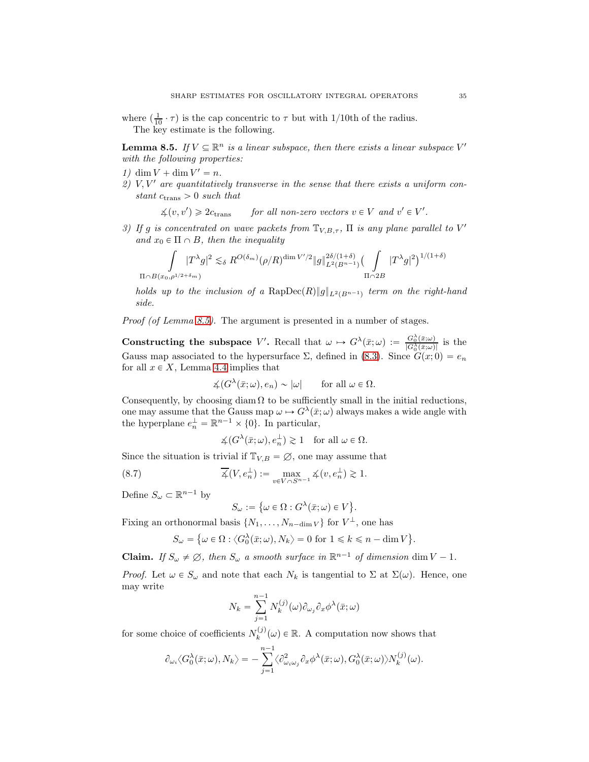where $(\frac{1}{10} \cdot \tau)$ is the cap concentric to $\tau$ but with 1/10th of the radius.

The key estimate is the following.

**Lemma 8.5.** *If $V \subseteq \mathbb{R}^n$ is a linear subspace, then there exists a linear subspace $V'$ with the following properties:*

*1) $\dim V + \dim V' = n$.*

*2) $V, V'$ are quantitatively transverse in the sense that there exists a uniform constant $c_{\mathrm{trans}} > 0$ such that*

$$\measuredangle(v, v') \geqslant 2c_{\mathrm{trans}} \qquad \text{for all non-zero vectors } v \in V \text{ and } v' \in V'.$$

*3) If $g$ is concentrated on wave packets from $\mathbb{T}_{V,B,\tau}$, $\Pi$ is any plane parallel to $V'$ and $x_0 \in \Pi \cap B$, then the inequality*

$$\int_{\Pi \cap B(x_0, \rho^{1/2+\delta_m})} |T^\lambda g|^2 \lesssim_\delta R^{O(\delta_m)} (\rho/R)^{\dim V'/2} \|g\|_{L^2(B^{n-1})}^{2\delta/(1+\delta)} \Big( \int_{\Pi \cap 2B} |T^\lambda g|^2 \Big)^{1/(1+\delta)}$$

*holds up to the inclusion of a $\mathrm{RapDec}(R)\|g\|_{L^2(B^{n-1})}$ term on the right-hand side.*

*Proof (of Lemma 8.5).* The argument is presented in a number of stages.

**Constructing the subspace $V'$.** Recall that $\omega \mapsto G^\lambda(\bar{x}; \omega) := \frac{G_0^\lambda(\bar{x};\omega)}{|G_0^\lambda(\bar{x};\omega)|}$ is the Gauss map associated to the hypersurface $\Sigma$, defined in (8.3). Since $G(x; 0) = e_n$ for all $x \in X$, Lemma 4.4 implies that

$$\measuredangle(G^\lambda(\bar{x}; \omega), e_n) \sim |\omega| \qquad \text{for all } \omega \in \Omega.$$

Consequently, by choosing $\operatorname{diam} \Omega$ to be sufficiently small in the initial reductions, one may assume that the Gauss map $\omega \mapsto G^\lambda(\bar{x}; \omega)$ always makes a wide angle with the hyperplane $e_n^\perp = \mathbb{R}^{n-1} \times \{0\}$. In particular,

$$\measuredangle(G^\lambda(\bar{x}; \omega), e_n^\perp) \gtrsim 1 \quad \text{for all } \omega \in \Omega.$$

Since the situation is trivial if $\mathbb{T}_{V,B} = \emptyset$, one may assume that

$$\overline{\measuredangle}(V, e_n^\perp) := \max_{v \in V \cap S^{n-1}} \measuredangle(v, e_n^\perp) \gtrsim 1. \tag{8.7}$$

Define $S_\omega \subset \mathbb{R}^{n-1}$ by

$$S_\omega := \big\{ \omega \in \Omega : G^\lambda(\bar{x}; \omega) \in V \big\}.$$

Fixing an orthonormal basis $\{N_1, \dots, N_{n-\dim V}\}$ for $V^\perp$, one has

$$S_\omega = \big\{ \omega \in \Omega : \langle G_0^\lambda(\bar{x}; \omega), N_k \rangle = 0 \text{ for } 1 \leqslant k \leqslant n - \dim V \big\}.$$

**Claim.** *If $S_\omega \neq \emptyset$, then $S_\omega$ a smooth surface in $\mathbb{R}^{n-1}$ of dimension $\dim V - 1$.*

*Proof.* Let $\omega \in S_\omega$ and note that each $N_k$ is tangential to $\Sigma$ at $\Sigma(\omega)$. Hence, one may write

$$N_k = \sum_{j=1}^{n-1} N_k^{(j)}(\omega) \partial_{\omega_j} \partial_x \phi^\lambda(\bar{x}; \omega)$$

for some choice of coefficients $N_k^{(j)}(\omega) \in \mathbb{R}$. A computation now shows that

$$\partial_{\omega_i} \langle G_0^\lambda(\bar{x}; \omega), N_k \rangle = -\sum_{j=1}^{n-1} \langle \partial^2_{\omega_i \omega_j} \partial_x \phi^\lambda(\bar{x}; \omega), G_0^\lambda(\bar{x}; \omega) \rangle N_k^{(j)}(\omega).$$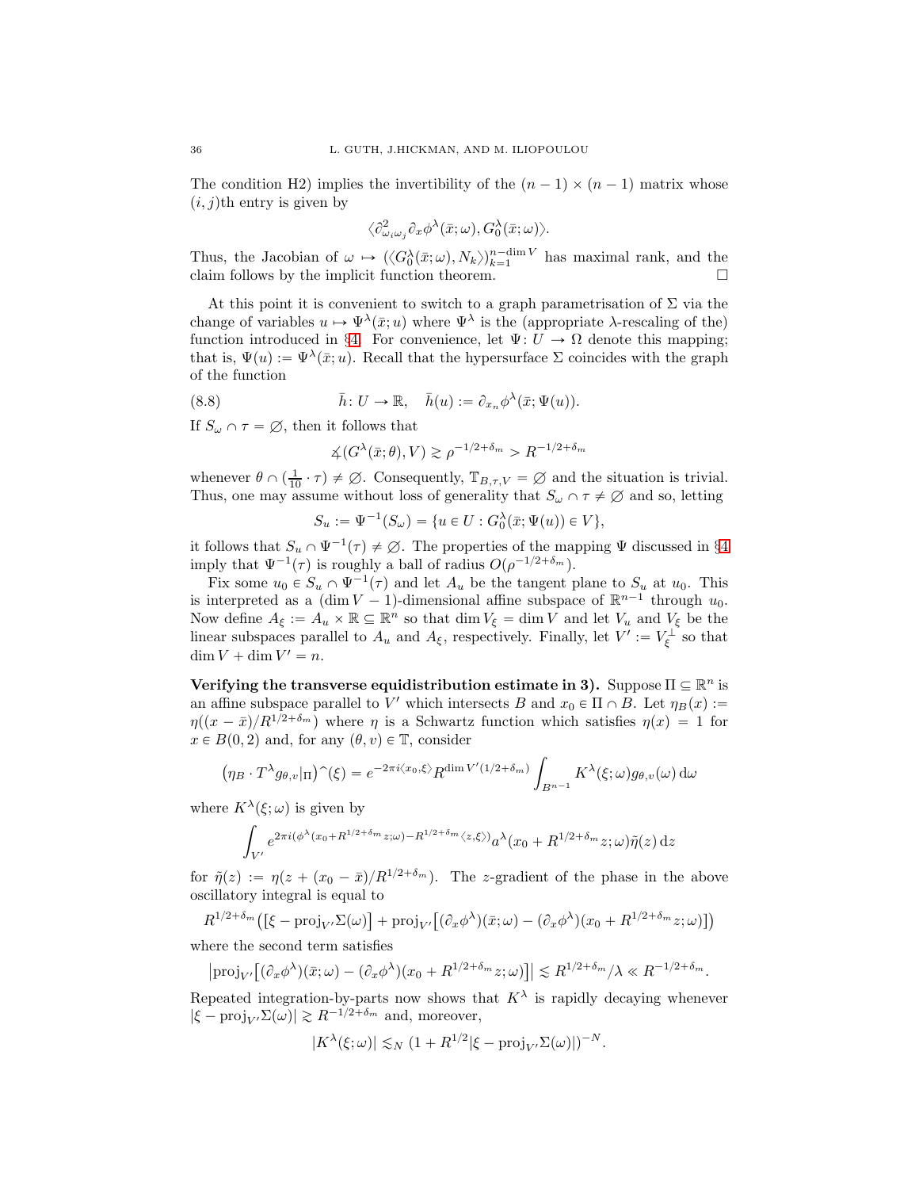The condition H2) implies the invertibility of the $(n-1) \times (n-1)$ matrix whose $(i,j)$th entry is given by

$$\langle \partial^2_{\omega_i \omega_j} \partial_x \phi^\lambda(\bar{x};\omega), G_0^\lambda(\bar{x};\omega) \rangle.$$

Thus, the Jacobian of $\omega \mapsto (\langle G_0^\lambda(\bar{x};\omega), N_k \rangle)_{k=1}^{n-\dim V}$ has maximal rank, and the claim follows by the implicit function theorem. □

At this point it is convenient to switch to a graph parametrisation of $\Sigma$ via the change of variables $u \mapsto \Psi^\lambda(\bar{x};u)$ where $\Psi^\lambda$ is the (appropriate $\lambda$-rescaling of the) function introduced in §4. For convenience, let $\Psi \colon U \to \Omega$ denote this mapping; that is, $\Psi(u) := \Psi^\lambda(\bar{x};u)$. Recall that the hypersurface $\Sigma$ coincides with the graph of the function

$$\bar{h} \colon U \to \mathbb{R}, \quad \bar{h}(u) := \partial_{x_n} \phi^\lambda(\bar{x}; \Psi(u)). \tag{8.8}$$

If $S_\omega \cap \tau = \emptyset$, then it follows that

$$\measuredangle(G^\lambda(\bar{x};\theta), V) \gtrsim \rho^{-1/2+\delta_m} > R^{-1/2+\delta_m}$$

whenever $\theta \cap (\frac{1}{10} \cdot \tau) \neq \emptyset$. Consequently, $\mathbb{T}_{B,\tau,V} = \emptyset$ and the situation is trivial. Thus, one may assume without loss of generality that $S_\omega \cap \tau \neq \emptyset$ and so, letting

$$S_u := \Psi^{-1}(S_\omega) = \{u \in U : G_0^\lambda(\bar{x}; \Psi(u)) \in V\},$$

it follows that $S_u \cap \Psi^{-1}(\tau) \neq \emptyset$. The properties of the mapping $\Psi$ discussed in §4 imply that $\Psi^{-1}(\tau)$ is roughly a ball of radius $O(\rho^{-1/2+\delta_m})$.

Fix some $u_0 \in S_u \cap \Psi^{-1}(\tau)$ and let $A_u$ be the tangent plane to $S_u$ at $u_0$. This is interpreted as a $(\dim V - 1)$-dimensional affine subspace of $\mathbb{R}^{n-1}$ through $u_0$. Now define $A_\xi := A_u \times \mathbb{R} \subseteq \mathbb{R}^n$ so that $\dim V_\xi = \dim V$ and let $V_u$ and $V_\xi$ be the linear subspaces parallel to $A_u$ and $A_\xi$, respectively. Finally, let $V' := V_\xi^\perp$ so that $\dim V + \dim V' = n$.

**Verifying the transverse equidistribution estimate in 3).** Suppose $\Pi \subseteq \mathbb{R}^n$ is an affine subspace parallel to $V'$ which intersects $B$ and $x_0 \in \Pi \cap B$. Let $\eta_B(x) := \eta((x-\bar{x})/R^{1/2+\delta_m})$ where $\eta$ is a Schwartz function which satisfies $\eta(x) = 1$ for $x \in B(0,2)$ and, for any $(\theta, v) \in \mathbb{T}$, consider

$$\big(\eta_B \cdot T^\lambda g_{\theta,v}|_\Pi\big)\hat{\ }(\xi) = e^{-2\pi i \langle x_0, \xi\rangle} R^{\dim V'(1/2+\delta_m)} \int_{B^{n-1}} K^\lambda(\xi;\omega) g_{\theta,v}(\omega)\,\mathrm{d}\omega$$

where $K^\lambda(\xi;\omega)$ is given by

$$\int_{V'} e^{2\pi i (\phi^\lambda(x_0 + R^{1/2+\delta_m}z;\omega) - R^{1/2+\delta_m}\langle z, \xi\rangle)} a^\lambda(x_0 + R^{1/2+\delta_m}z;\omega)\tilde{\eta}(z)\,\mathrm{d}z$$

for $\tilde{\eta}(z) := \eta(z + (x_0 - \bar{x})/R^{1/2+\delta_m})$. The $z$-gradient of the phase in the above oscillatory integral is equal to

$$R^{1/2+\delta_m}\big([\xi - \mathrm{proj}_{V'}\Sigma(\omega)] + \mathrm{proj}_{V'}\big[(\partial_x\phi^\lambda)(\bar{x};\omega) - (\partial_x\phi^\lambda)(x_0 + R^{1/2+\delta_m}z;\omega)\big]\big)$$

where the second term satisfies

$$\big|\mathrm{proj}_{V'}\big[(\partial_x\phi^\lambda)(\bar{x};\omega) - (\partial_x\phi^\lambda)(x_0 + R^{1/2+\delta_m}z;\omega)\big]\big| \lesssim R^{1/2+\delta_m}/\lambda \ll R^{-1/2+\delta_m}.$$

Repeated integration-by-parts now shows that $K^\lambda$ is rapidly decaying whenever $|\xi - \mathrm{proj}_{V'}\Sigma(\omega)| \gtrsim R^{-1/2+\delta_m}$ and, moreover,

$$|K^\lambda(\xi;\omega)| \lesssim_N (1 + R^{1/2}|\xi - \mathrm{proj}_{V'}\Sigma(\omega)|)^{-N}.$$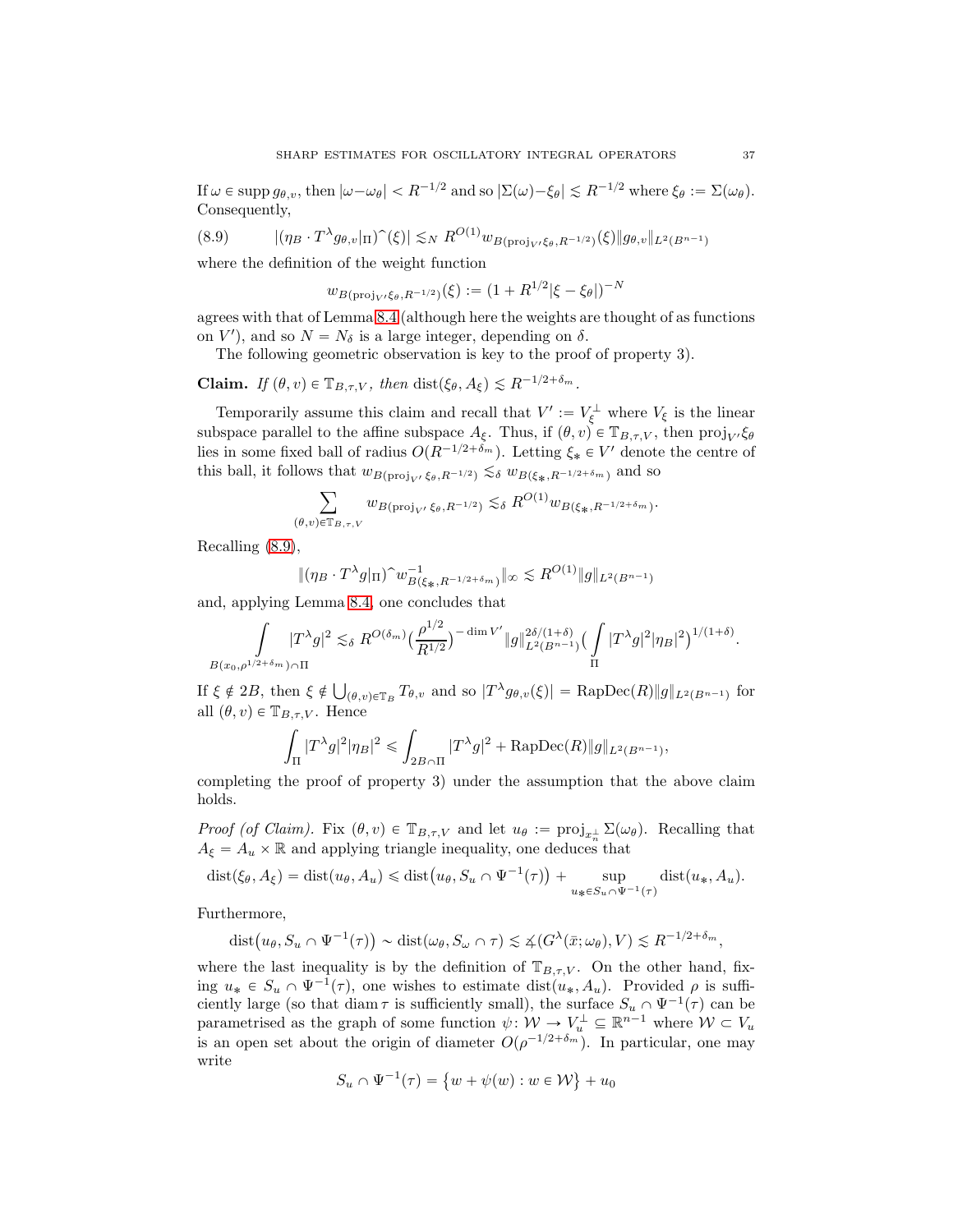If $\omega \in \operatorname{supp} g_{\theta,v}$, then $|\omega - \omega_\theta| < R^{-1/2}$ and so $|\Sigma(\omega) - \xi_\theta| \lesssim R^{-1/2}$ where $\xi_\theta := \Sigma(\omega_\theta)$. Consequently,

$$|(\eta_B \cdot T^\lambda g_{\theta,v}|_\Pi)\widehat{\ }(\xi)| \lesssim_N R^{O(1)} w_{B(\mathrm{proj}_{V'}\xi_\theta, R^{-1/2})}(\xi) \|g_{\theta,v}\|_{L^2(B^{n-1})} \tag{8.9}$$

where the definition of the weight function

$$w_{B(\mathrm{proj}_{V'}\xi_\theta, R^{-1/2})}(\xi) := (1 + R^{1/2}|\xi - \xi_\theta|)^{-N}$$

agrees with that of Lemma 8.4 (although here the weights are thought of as functions on $V'$), and so $N = N_\delta$ is a large integer, depending on $\delta$.

The following geometric observation is key to the proof of property 3).

**Claim.** *If $(\theta, v) \in \mathbb{T}_{B,\tau,V}$, then $\mathrm{dist}(\xi_\theta, A_\xi) \lesssim R^{-1/2+\delta_m}$.*

Temporarily assume this claim and recall that $V' := V_\xi^\perp$ where $V_\xi$ is the linear subspace parallel to the affine subspace $A_\xi$. Thus, if $(\theta, v) \in \mathbb{T}_{B,\tau,V}$, then $\mathrm{proj}_{V'}\xi_\theta$ lies in some fixed ball of radius $O(R^{-1/2+\delta_m})$. Letting $\xi_* \in V'$ denote the centre of this ball, it follows that $w_{B(\mathrm{proj}_{V'}\xi_\theta, R^{-1/2})} \lesssim_\delta w_{B(\xi_*, R^{-1/2+\delta_m})}$ and so

$$\sum_{(\theta,v)\in\mathbb{T}_{B,\tau,V}} w_{B(\mathrm{proj}_{V'}\xi_\theta, R^{-1/2})} \lesssim_\delta R^{O(1)} w_{B(\xi_*, R^{-1/2+\delta_m})}.$$

Recalling (8.9),

$$\|(\eta_B \cdot T^\lambda g|_\Pi)\widehat{\ } w^{-1}_{B(\xi_*, R^{-1/2+\delta_m})}\|_\infty \lesssim R^{O(1)} \|g\|_{L^2(B^{n-1})}$$

and, applying Lemma 8.4, one concludes that

$$\int_{B(x_0, \rho^{1/2+\delta_m})\cap\Pi} |T^\lambda g|^2 \lesssim_\delta R^{O(\delta_m)} \Big(\frac{\rho^{1/2}}{R^{1/2}}\Big)^{-\dim V'} \|g\|^{2\delta/(1+\delta)}_{L^2(B^{n-1})} \Big(\int_\Pi |T^\lambda g|^2 |\eta_B|^2\Big)^{1/(1+\delta)}.$$

If $\xi \notin 2B$, then $\xi \notin \bigcup_{(\theta,v)\in\mathbb{T}_B} T_{\theta,v}$ and so $|T^\lambda g_{\theta,v}(\xi)| = \mathrm{RapDec}(R)\|g\|_{L^2(B^{n-1})}$ for all $(\theta, v) \in \mathbb{T}_{B,\tau,V}$. Hence

$$\int_\Pi |T^\lambda g|^2 |\eta_B|^2 \leqslant \int_{2B\cap\Pi} |T^\lambda g|^2 + \mathrm{RapDec}(R)\|g\|_{L^2(B^{n-1})},$$

completing the proof of property 3) under the assumption that the above claim holds.

*Proof (of Claim).* Fix $(\theta, v) \in \mathbb{T}_{B,\tau,V}$ and let $u_\theta := \mathrm{proj}_{x_n^\perp} \Sigma(\omega_\theta)$. Recalling that $A_\xi = A_u \times \mathbb{R}$ and applying triangle inequality, one deduces that

$$\mathrm{dist}(\xi_\theta, A_\xi) = \mathrm{dist}(u_\theta, A_u) \leqslant \mathrm{dist}\big(u_\theta, S_u \cap \Psi^{-1}(\tau)\big) + \sup_{u_* \in S_u \cap \Psi^{-1}(\tau)} \mathrm{dist}(u_*, A_u).$$

Furthermore,

$$\mathrm{dist}\big(u_\theta, S_u \cap \Psi^{-1}(\tau)\big) \sim \mathrm{dist}(\omega_\theta, S_\omega \cap \tau) \lesssim \measuredangle(G^\lambda(\bar{x}; \omega_\theta), V) \lesssim R^{-1/2+\delta_m},$$

where the last inequality is by the definition of $\mathbb{T}_{B,\tau,V}$. On the other hand, fixing $u_* \in S_u \cap \Psi^{-1}(\tau)$, one wishes to estimate $\mathrm{dist}(u_*, A_u)$. Provided $\rho$ is sufficiently large (so that $\mathrm{diam}\,\tau$ is sufficiently small), the surface $S_u \cap \Psi^{-1}(\tau)$ can be parametrised as the graph of some function $\psi\colon \mathcal{W} \to V_u^\perp \subseteq \mathbb{R}^{n-1}$ where $\mathcal{W} \subset V_u$ is an open set about the origin of diameter $O(\rho^{-1/2+\delta_m})$. In particular, one may write

$$S_u \cap \Psi^{-1}(\tau) = \big\{w + \psi(w) : w \in \mathcal{W}\big\} + u_0$$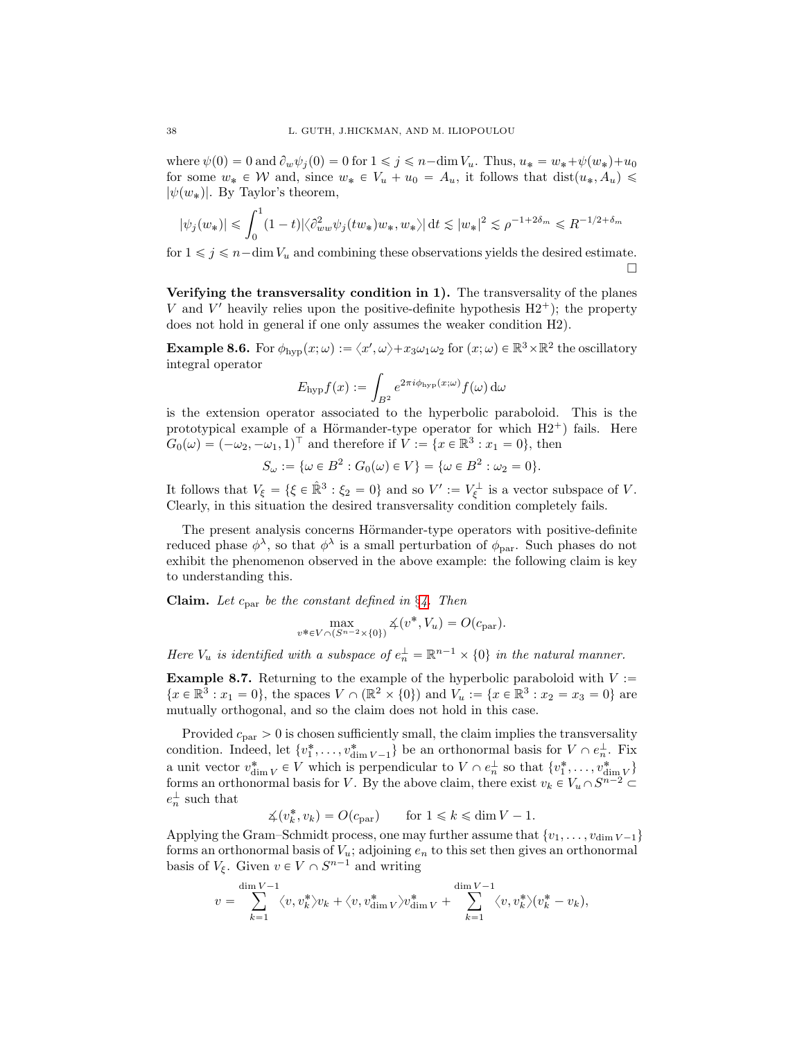where $\psi(0) = 0$ and $\partial_w \psi_j(0) = 0$ for $1 \leqslant j \leqslant n - \dim V_u$. Thus, $u_* = w_* + \psi(w_*) + u_0$ for some $w_* \in \mathcal{W}$ and, since $w_* \in V_u + u_0 = A_u$, it follows that $\mathrm{dist}(u_*, A_u) \leqslant |\psi(w_*)|$. By Taylor's theorem,

$$|\psi_j(w_*)| \leqslant \int_0^1 (1-t)|\langle \partial^2_{ww}\psi_j(tw_*)w_*, w_*\rangle| \,\mathrm{d}t \lesssim |w_*|^2 \lesssim \rho^{-1+2\delta_m} \leqslant R^{-1/2+\delta_m}$$

for $1 \leqslant j \leqslant n - \dim V_u$ and combining these observations yields the desired estimate. $\square$

**Verifying the transversality condition in 1).** The transversality of the planes $V$ and $V'$ heavily relies upon the positive-definite hypothesis H2$^+$); the property does not hold in general if one only assumes the weaker condition H2).

**Example 8.6.** For $\phi_{\mathrm{hyp}}(x;\omega) := \langle x', \omega\rangle + x_3\omega_1\omega_2$ for $(x;\omega) \in \mathbb{R}^3 \times \mathbb{R}^2$ the oscillatory integral operator

$$E_{\mathrm{hyp}} f(x) := \int_{B^2} e^{2\pi i \phi_{\mathrm{hyp}}(x;\omega)} f(\omega)\,\mathrm{d}\omega$$

is the extension operator associated to the hyperbolic paraboloid. This is the prototypical example of a Hörmander-type operator for which H2$^+$) fails. Here $G_0(\omega) = (-\omega_2, -\omega_1, 1)^\top$ and therefore if $V := \{x \in \mathbb{R}^3 : x_1 = 0\}$, then

$$S_\omega := \{\omega \in B^2 : G_0(\omega) \in V\} = \{\omega \in B^2 : \omega_2 = 0\}.$$

It follows that $V_\xi = \{\xi \in \hat{\mathbb{R}}^3 : \xi_2 = 0\}$ and so $V' := V_\xi^\perp$ is a vector subspace of $V$. Clearly, in this situation the desired transversality condition completely fails.

The present analysis concerns Hörmander-type operators with positive-definite reduced phase $\phi^\lambda$, so that $\phi^\lambda$ is a small perturbation of $\phi_{\mathrm{par}}$. Such phases do not exhibit the phenomenon observed in the above example: the following claim is key to understanding this.

**Claim.** *Let $c_{\mathrm{par}}$ be the constant defined in §4. Then*

$$\max_{v^* \in V \cap (S^{n-2}\times\{0\})} \measuredangle(v^*, V_u) = O(c_{\mathrm{par}}).$$

*Here $V_u$ is identified with a subspace of $e_n^\perp = \mathbb{R}^{n-1} \times \{0\}$ in the natural manner.*

**Example 8.7.** Returning to the example of the hyperbolic paraboloid with $V := \{x \in \mathbb{R}^3 : x_1 = 0\}$, the spaces $V \cap (\mathbb{R}^2 \times \{0\})$ and $V_u := \{x \in \mathbb{R}^3 : x_2 = x_3 = 0\}$ are mutually orthogonal, and so the claim does not hold in this case.

Provided $c_{\mathrm{par}} > 0$ is chosen sufficiently small, the claim implies the transversality condition. Indeed, let $\{v_1^*, \dots, v^*_{\dim V - 1}\}$ be an orthonormal basis for $V \cap e_n^\perp$. Fix a unit vector $v^*_{\dim V} \in V$ which is perpendicular to $V \cap e_n^\perp$ so that $\{v_1^*, \dots, v^*_{\dim V}\}$ forms an orthonormal basis for $V$. By the above claim, there exist $v_k \in V_u \cap S^{n-2} \subset e_n^\perp$ such that

$$\measuredangle(v_k^*, v_k) = O(c_{\mathrm{par}}) \qquad \text{for } 1 \leqslant k \leqslant \dim V - 1.$$

Applying the Gram–Schmidt process, one may further assume that $\{v_1, \dots, v_{\dim V - 1}\}$ forms an orthonormal basis of $V_u$; adjoining $e_n$ to this set then gives an orthonormal basis of $V_\xi$. Given $v \in V \cap S^{n-1}$ and writing

$$v = \sum_{k=1}^{\dim V - 1} \langle v, v_k^*\rangle v_k + \langle v, v^*_{\dim V}\rangle v^*_{\dim V} + \sum_{k=1}^{\dim V - 1} \langle v, v_k^*\rangle (v_k^* - v_k),$$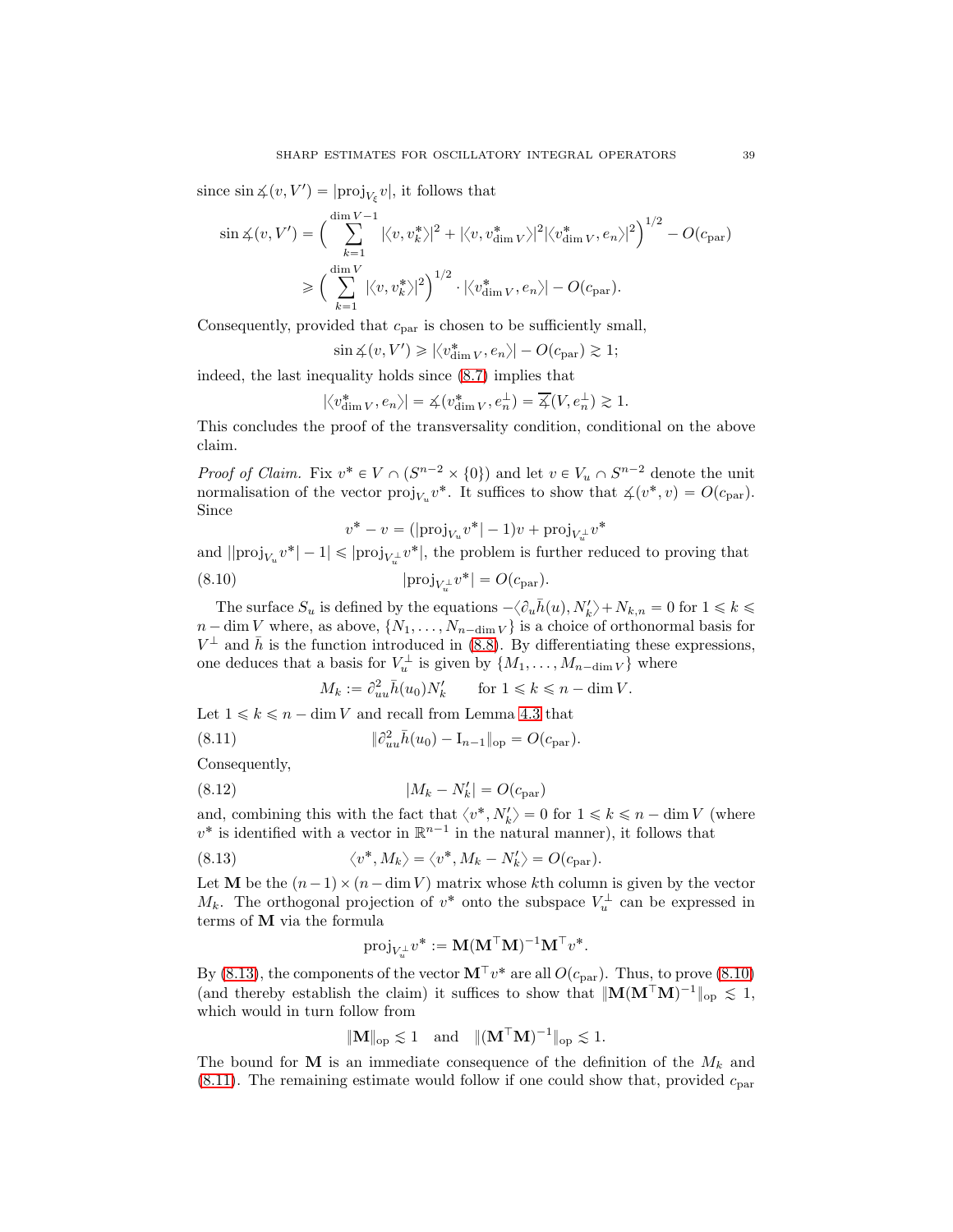since $\sin \measuredangle(v, V') = |\mathrm{proj}_{V_\xi} v|$, it follows that

$$\sin \measuredangle(v, V') = \Big( \sum_{k=1}^{\dim V - 1} |\langle v, v_k^* \rangle|^2 + |\langle v, v_{\dim V}^* \rangle|^2 |\langle v_{\dim V}^*, e_n \rangle|^2 \Big)^{1/2} - O(c_{\mathrm{par}})$$
$$\geqslant \Big( \sum_{k=1}^{\dim V} |\langle v, v_k^* \rangle|^2 \Big)^{1/2} \cdot |\langle v_{\dim V}^*, e_n \rangle| - O(c_{\mathrm{par}}).$$

Consequently, provided that $c_{\mathrm{par}}$ is chosen to be sufficiently small,

$$\sin \measuredangle(v, V') \geqslant |\langle v_{\dim V}^*, e_n \rangle| - O(c_{\mathrm{par}}) \gtrsim 1;$$

indeed, the last inequality holds since (8.7) implies that

$$|\langle v_{\dim V}^*, e_n \rangle| = \measuredangle(v_{\dim V}^*, e_n^\perp) = \overline{\measuredangle}(V, e_n^\perp) \gtrsim 1.$$

This concludes the proof of the transversality condition, conditional on the above claim.

*Proof of Claim.* Fix $v^* \in V \cap (S^{n-2} \times \{0\})$ and let $v \in V_u \cap S^{n-2}$ denote the unit normalisation of the vector $\mathrm{proj}_{V_u} v^*$. It suffices to show that $\measuredangle(v^*, v) = O(c_{\mathrm{par}})$. Since

$$v^* - v = (|\mathrm{proj}_{V_u} v^*| - 1)v + \mathrm{proj}_{V_u^\perp} v^*$$

and $||\mathrm{proj}_{V_u} v^*| - 1| \leqslant |\mathrm{proj}_{V_u^\perp} v^*|$, the problem is further reduced to proving that

$$|\mathrm{proj}_{V_u^\perp} v^*| = O(c_{\mathrm{par}}). \tag{8.10}$$

The surface $S_u$ is defined by the equations $-\langle \partial_u \bar{h}(u), N_k' \rangle + N_{k,n} = 0$ for $1 \leqslant k \leqslant n - \dim V$ where, as above, $\{N_1, \dots, N_{n-\dim V}\}$ is a choice of orthonormal basis for $V^\perp$ and $\bar{h}$ is the function introduced in (8.8). By differentiating these expressions, one deduces that a basis for $V_u^\perp$ is given by $\{M_1, \dots, M_{n-\dim V}\}$ where

$$M_k := \partial_{uu}^2 \bar{h}(u_0) N_k' \qquad \text{for } 1 \leqslant k \leqslant n - \dim V.$$

Let $1 \leqslant k \leqslant n - \dim V$ and recall from Lemma 4.3 that

$$\|\partial_{uu}^2 \bar{h}(u_0) - \mathrm{I}_{n-1}\|_{\mathrm{op}} = O(c_{\mathrm{par}}). \tag{8.11}$$

Consequently,

$$|M_k - N_k'| = O(c_{\mathrm{par}}) \tag{8.12}$$

and, combining this with the fact that $\langle v^*, N_k' \rangle = 0$ for $1 \leqslant k \leqslant n - \dim V$ (where $v^*$ is identified with a vector in $\mathbb{R}^{n-1}$ in the natural manner), it follows that

$$\langle v^*, M_k \rangle = \langle v^*, M_k - N_k' \rangle = O(c_{\mathrm{par}}). \tag{8.13}$$

Let $\mathbf{M}$ be the $(n-1) \times (n - \dim V)$ matrix whose $k$th column is given by the vector $M_k$. The orthogonal projection of $v^*$ onto the subspace $V_u^\perp$ can be expressed in terms of $\mathbf{M}$ via the formula

$$\mathrm{proj}_{V_u^\perp} v^* := \mathbf{M}(\mathbf{M}^\top \mathbf{M})^{-1} \mathbf{M}^\top v^*.$$

By (8.13), the components of the vector $\mathbf{M}^\top v^*$ are all $O(c_{\mathrm{par}})$. Thus, to prove (8.10) (and thereby establish the claim) it suffices to show that $\|\mathbf{M}(\mathbf{M}^\top \mathbf{M})^{-1}\|_{\mathrm{op}} \lesssim 1$, which would in turn follow from

$$\|\mathbf{M}\|_{\mathrm{op}} \lesssim 1 \quad \text{and} \quad \|(\mathbf{M}^\top \mathbf{M})^{-1}\|_{\mathrm{op}} \lesssim 1.$$

The bound for $\mathbf{M}$ is an immediate consequence of the definition of the $M_k$ and (8.11). The remaining estimate would follow if one could show that, provided $c_{\mathrm{par}}$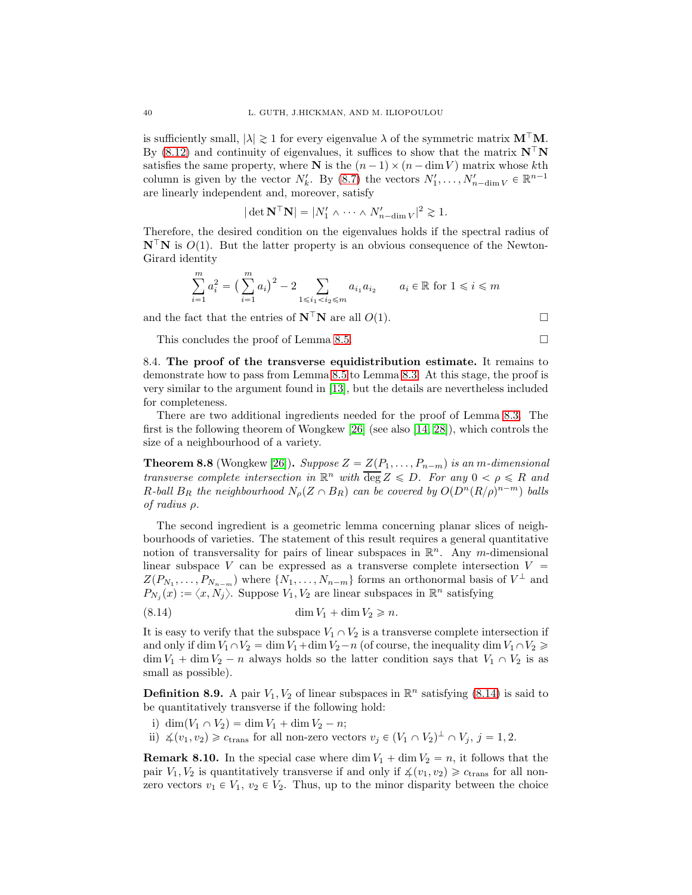is sufficiently small, $|\lambda| \gtrsim 1$ for every eigenvalue $\lambda$ of the symmetric matrix $\mathbf{M}^\top \mathbf{M}$. By (8.12) and continuity of eigenvalues, it suffices to show that the matrix $\mathbf{N}^\top \mathbf{N}$ satisfies the same property, where $\mathbf{N}$ is the $(n-1) \times (n - \dim V)$ matrix whose $k$th column is given by the vector $N_k'$. By (8.7) the vectors $N_1', \dots, N_{n-\dim V}' \in \mathbb{R}^{n-1}$ are linearly independent and, moreover, satisfy

$$|\det \mathbf{N}^\top \mathbf{N}| = |N_1' \wedge \cdots \wedge N_{n-\dim V}'|^2 \gtrsim 1.$$

Therefore, the desired condition on the eigenvalues holds if the spectral radius of $\mathbf{N}^\top \mathbf{N}$ is $O(1)$. But the latter property is an obvious consequence of the Newton-Girard identity

$$\sum_{i=1}^m a_i^2 = \big(\sum_{i=1}^m a_i\big)^2 - 2 \sum_{1 \leqslant i_1 < i_2 \leqslant m} a_{i_1} a_{i_2} \qquad a_i \in \mathbb{R} \text{ for } 1 \leqslant i \leqslant m$$

and the fact that the entries of $\mathbf{N}^\top \mathbf{N}$ are all $O(1)$. □

This concludes the proof of Lemma 8.5. □

8.4. **The proof of the transverse equidistribution estimate.** It remains to demonstrate how to pass from Lemma 8.5 to Lemma 8.3. At this stage, the proof is very similar to the argument found in [13], but the details are nevertheless included for completeness.

There are two additional ingredients needed for the proof of Lemma 8.3. The first is the following theorem of Wongkew [26] (see also [14, 28]), which controls the size of a neighbourhood of a variety.

**Theorem 8.8** (Wongkew [26]). *Suppose $Z = Z(P_1, \dots, P_{n-m})$ is an $m$-dimensional transverse complete intersection in $\mathbb{R}^n$ with $\overline{\deg}\, Z \leqslant D$. For any $0 < \rho \leqslant R$ and $R$-ball $B_R$ the neighbourhood $N_\rho(Z \cap B_R)$ can be covered by $O(D^n (R/\rho)^{n-m})$ balls of radius $\rho$.*

The second ingredient is a geometric lemma concerning planar slices of neighbourhoods of varieties. The statement of this result requires a general quantitative notion of transversality for pairs of linear subspaces in $\mathbb{R}^n$. Any $m$-dimensional linear subspace $V$ can be expressed as a transverse complete intersection $V = Z(P_{N_1}, \dots, P_{N_{n-m}})$ where $\{N_1, \dots, N_{n-m}\}$ forms an orthonormal basis of $V^\perp$ and $P_{N_j}(x) := \langle x, N_j \rangle$. Suppose $V_1, V_2$ are linear subspaces in $\mathbb{R}^n$ satisfying

$$\dim V_1 + \dim V_2 \geqslant n. \tag{8.14}$$

It is easy to verify that the subspace $V_1 \cap V_2$ is a transverse complete intersection if and only if $\dim V_1 \cap V_2 = \dim V_1 + \dim V_2 - n$ (of course, the inequality $\dim V_1 \cap V_2 \geqslant \dim V_1 + \dim V_2 - n$ always holds so the latter condition says that $V_1 \cap V_2$ is as small as possible).

**Definition 8.9.** A pair $V_1, V_2$ of linear subspaces in $\mathbb{R}^n$ satisfying (8.14) is said to be quantitatively transverse if the following hold:

i) $\dim(V_1 \cap V_2) = \dim V_1 + \dim V_2 - n$;
ii) $\measuredangle(v_1, v_2) \geqslant c_{\mathrm{trans}}$ for all non-zero vectors $v_j \in (V_1 \cap V_2)^\perp \cap V_j$, $j = 1, 2$.

**Remark 8.10.** In the special case where $\dim V_1 + \dim V_2 = n$, it follows that the pair $V_1, V_2$ is quantitatively transverse if and only if $\measuredangle(v_1, v_2) \geqslant c_{\mathrm{trans}}$ for all non-zero vectors $v_1 \in V_1$, $v_2 \in V_2$. Thus, up to the minor disparity between the choice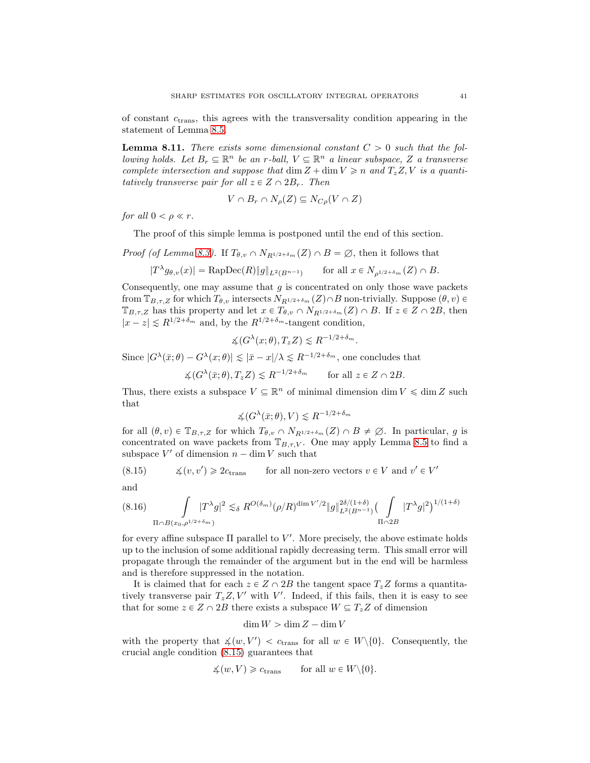of constant $c_{\mathrm{trans}}$, this agrees with the transversality condition appearing in the statement of Lemma 8.5.

**Lemma 8.11.** *There exists some dimensional constant $C > 0$ such that the following holds. Let $B_r \subseteq \mathbb{R}^n$ be an $r$-ball, $V \subseteq \mathbb{R}^n$ a linear subspace, $Z$ a transverse complete intersection and suppose that $\dim Z + \dim V \geqslant n$ and $T_z Z, V$ is a quantitatively transverse pair for all $z \in Z \cap 2B_r$. Then*

$$V \cap B_r \cap N_\rho(Z) \subseteq N_{C\rho}(V \cap Z)$$

*for all $0 < \rho \ll r$.*

The proof of this simple lemma is postponed until the end of this section.

*Proof (of Lemma 8.3).* If $T_{\theta,v} \cap N_{R^{1/2+\delta_m}}(Z) \cap B = \emptyset$, then it follows that

$$|T^\lambda g_{\theta,v}(x)| = \mathrm{RapDec}(R)\|g\|_{L^2(B^{n-1})} \qquad \text{for all } x \in N_{\rho^{1/2+\delta_m}}(Z) \cap B.$$

Consequently, one may assume that $g$ is concentrated on only those wave packets from $\mathbb{T}_{B,\tau,Z}$ for which $T_{\theta,v}$ intersects $N_{R^{1/2+\delta_m}}(Z) \cap B$ non-trivially. Suppose $(\theta, v) \in \mathbb{T}_{B,\tau,Z}$ has this property and let $x \in T_{\theta,v} \cap N_{R^{1/2+\delta_m}}(Z) \cap B$. If $z \in Z \cap 2B$, then $|x - z| \lesssim R^{1/2+\delta_m}$ and, by the $R^{1/2+\delta_m}$-tangent condition,

$$\measuredangle(G^\lambda(x;\theta), T_z Z) \lesssim R^{-1/2+\delta_m}.$$

Since $|G^\lambda(\bar{x};\theta) - G^\lambda(x;\theta)| \lesssim |\bar{x} - x|/\lambda \lesssim R^{-1/2+\delta_m}$, one concludes that

$$\measuredangle(G^\lambda(\bar{x};\theta), T_z Z) \lesssim R^{-1/2+\delta_m} \qquad \text{for all } z \in Z \cap 2B.$$

Thus, there exists a subspace $V \subseteq \mathbb{R}^n$ of minimal dimension $\dim V \leqslant \dim Z$ such that

$$\measuredangle(G^\lambda(\bar{x};\theta), V) \lesssim R^{-1/2+\delta_m}$$

for all $(\theta, v) \in \mathbb{T}_{B,\tau,Z}$ for which $T_{\theta,v} \cap N_{R^{1/2+\delta_m}}(Z) \cap B \neq \emptyset$. In particular, $g$ is concentrated on wave packets from $\mathbb{T}_{B,\tau,V}$. One may apply Lemma 8.5 to find a subspace $V'$ of dimension $n - \dim V$ such that

$$\measuredangle(v, v') \geqslant 2c_{\mathrm{trans}} \qquad \text{for all non-zero vectors } v \in V \text{ and } v' \in V' \tag{8.15}$$

and

$$\int_{\Pi \cap B(x_0, \rho^{1/2+\delta_m})} |T^\lambda g|^2 \lesssim_\delta R^{O(\delta_m)}(\rho/R)^{\dim V'/2}\|g\|^{2\delta/(1+\delta)}_{L^2(B^{n-1})}\Big(\int_{\Pi \cap 2B} |T^\lambda g|^2\Big)^{1/(1+\delta)} \tag{8.16}$$

for every affine subspace $\Pi$ parallel to $V'$. More precisely, the above estimate holds up to the inclusion of some additional rapidly decreasing term. This small error will propagate through the remainder of the argument but in the end will be harmless and is therefore suppressed in the notation.

It is claimed that for each $z \in Z \cap 2B$ the tangent space $T_z Z$ forms a quantitatively transverse pair $T_z Z, V'$ with $V'$. Indeed, if this fails, then it is easy to see that for some $z \in Z \cap 2B$ there exists a subspace $W \subseteq T_z Z$ of dimension

$$\dim W > \dim Z - \dim V$$

with the property that $\measuredangle(w, V') < c_{\mathrm{trans}}$ for all $w \in W \backslash \{0\}$. Consequently, the crucial angle condition (8.15) guarantees that

$$\measuredangle(w, V) \geqslant c_{\mathrm{trans}} \qquad \text{for all } w \in W \backslash \{0\}.$$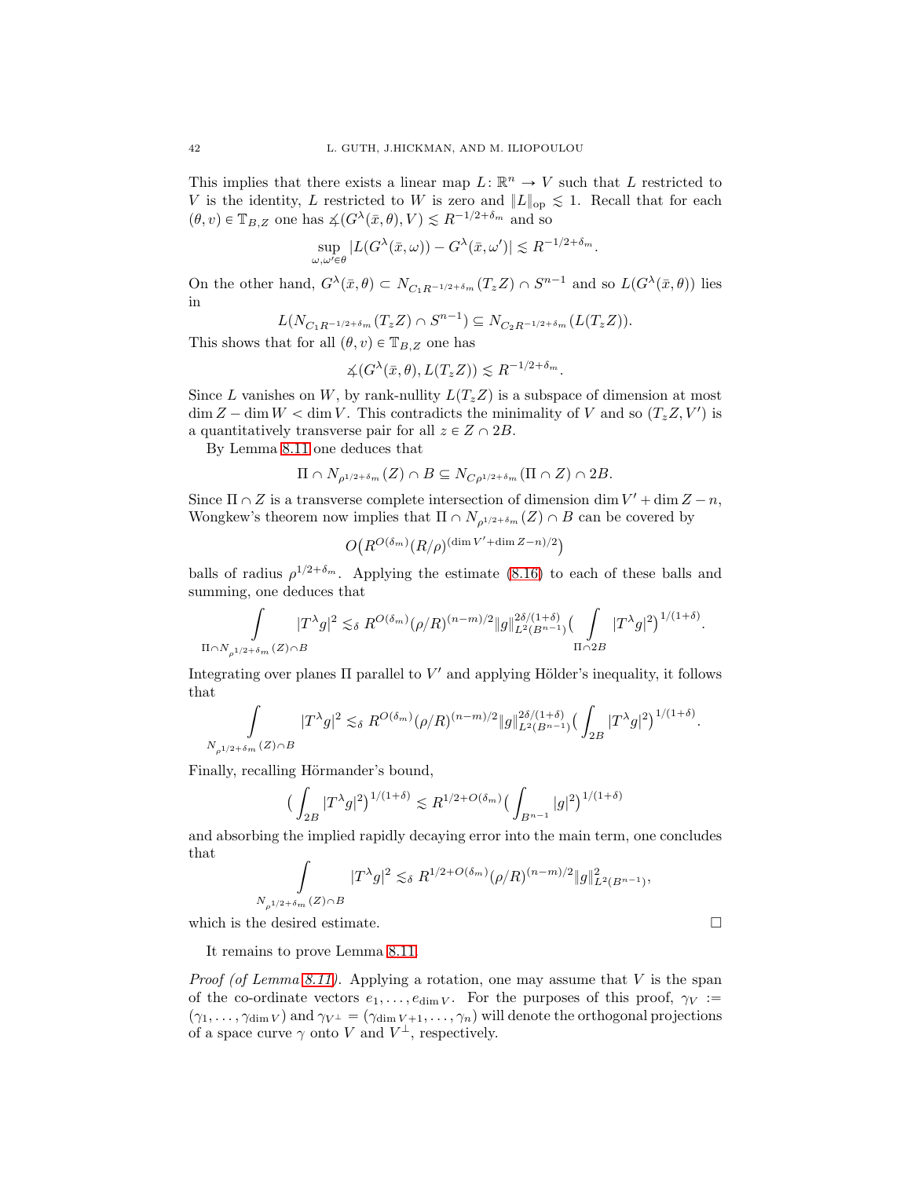This implies that there exists a linear map $L\colon \mathbb{R}^n \to V$ such that $L$ restricted to $V$ is the identity, $L$ restricted to $W$ is zero and $\|L\|_{\mathrm{op}} \lesssim 1$. Recall that for each $(\theta, v) \in \mathbb{T}_{B,Z}$ one has $\measuredangle(G^\lambda(\bar{x}, \theta), V) \lesssim R^{-1/2+\delta_m}$ and so

$$\sup_{\omega, \omega' \in \theta} |L(G^\lambda(\bar{x}, \omega)) - G^\lambda(\bar{x}, \omega')| \lesssim R^{-1/2+\delta_m}.$$

On the other hand, $G^\lambda(\bar{x}, \theta) \subset N_{C_1 R^{-1/2+\delta_m}}(T_z Z) \cap S^{n-1}$ and so $L(G^\lambda(\bar{x}, \theta))$ lies in

$$L(N_{C_1 R^{-1/2+\delta_m}}(T_z Z) \cap S^{n-1}) \subseteq N_{C_2 R^{-1/2+\delta_m}}(L(T_z Z)).$$

This shows that for all $(\theta, v) \in \mathbb{T}_{B,Z}$ one has

$$\measuredangle(G^\lambda(\bar{x}, \theta), L(T_z Z)) \lesssim R^{-1/2+\delta_m}.$$

Since $L$ vanishes on $W$, by rank-nullity $L(T_z Z)$ is a subspace of dimension at most $\dim Z - \dim W < \dim V$. This contradicts the minimality of $V$ and so $(T_z Z, V')$ is a quantitatively transverse pair for all $z \in Z \cap 2B$.

By Lemma 8.11 one deduces that

$$\Pi \cap N_{\rho^{1/2+\delta_m}}(Z) \cap B \subseteq N_{C\rho^{1/2+\delta_m}}(\Pi \cap Z) \cap 2B.$$

Since $\Pi \cap Z$ is a transverse complete intersection of dimension $\dim V' + \dim Z - n$, Wongkew's theorem now implies that $\Pi \cap N_{\rho^{1/2+\delta_m}}(Z) \cap B$ can be covered by

$$O\big(R^{O(\delta_m)}(R/\rho)^{(\dim V' + \dim Z - n)/2}\big)$$

balls of radius $\rho^{1/2+\delta_m}$. Applying the estimate (8.16) to each of these balls and summing, one deduces that

$$\int_{\Pi \cap N_{\rho^{1/2+\delta_m}}(Z) \cap B} |T^\lambda g|^2 \lesssim_\delta R^{O(\delta_m)}(\rho/R)^{(n-m)/2} \|g\|_{L^2(B^{n-1})}^{2\delta/(1+\delta)} \Big(\int_{\Pi \cap 2B} |T^\lambda g|^2\Big)^{1/(1+\delta)}.$$

Integrating over planes $\Pi$ parallel to $V'$ and applying Hölder's inequality, it follows that

$$\int_{N_{\rho^{1/2+\delta_m}}(Z) \cap B} |T^\lambda g|^2 \lesssim_\delta R^{O(\delta_m)}(\rho/R)^{(n-m)/2} \|g\|_{L^2(B^{n-1})}^{2\delta/(1+\delta)} \Big(\int_{2B} |T^\lambda g|^2\Big)^{1/(1+\delta)}.$$

Finally, recalling Hörmander's bound,

$$\Big(\int_{2B} |T^\lambda g|^2\Big)^{1/(1+\delta)} \lesssim R^{1/2+O(\delta_m)}\Big(\int_{B^{n-1}} |g|^2\Big)^{1/(1+\delta)}$$

and absorbing the implied rapidly decaying error into the main term, one concludes that

$$\int_{N_{\rho^{1/2+\delta_m}}(Z) \cap B} |T^\lambda g|^2 \lesssim_\delta R^{1/2+O(\delta_m)}(\rho/R)^{(n-m)/2} \|g\|_{L^2(B^{n-1})}^2,$$

which is the desired estimate. □

It remains to prove Lemma 8.11.

*Proof (of Lemma 8.11).* Applying a rotation, one may assume that $V$ is the span of the co-ordinate vectors $e_1, \dots, e_{\dim V}$. For the purposes of this proof, $\gamma_V := (\gamma_1, \dots, \gamma_{\dim V})$ and $\gamma_{V^\perp} = (\gamma_{\dim V+1}, \dots, \gamma_n)$ will denote the orthogonal projections of a space curve $\gamma$ onto $V$ and $V^\perp$, respectively.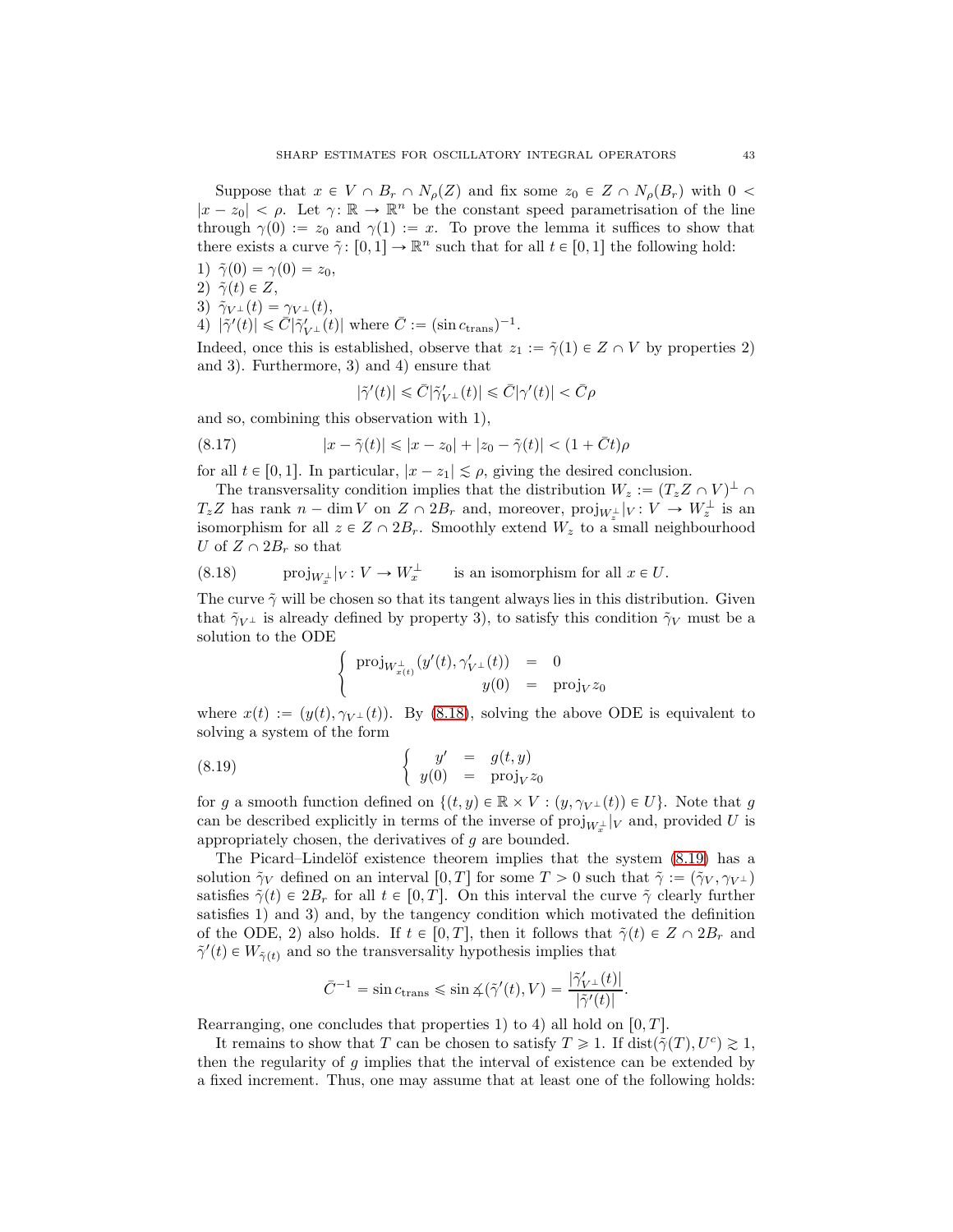Suppose that $x \in V \cap B_r \cap N_\rho(Z)$ and fix some $z_0 \in Z \cap N_\rho(B_r)$ with $0 < |x - z_0| < \rho$. Let $\gamma \colon \mathbb{R} \to \mathbb{R}^n$ be the constant speed parametrisation of the line through $\gamma(0) := z_0$ and $\gamma(1) := x$. To prove the lemma it suffices to show that there exists a curve $\tilde{\gamma} \colon [0,1] \to \mathbb{R}^n$ such that for all $t \in [0,1]$ the following hold:

1) $\tilde{\gamma}(0) = \gamma(0) = z_0$,
2) $\tilde{\gamma}(t) \in Z$,
3) $\tilde{\gamma}_{V^\perp}(t) = \gamma_{V^\perp}(t)$,
4) $|\tilde{\gamma}'(t)| \leqslant \bar{C}|\tilde{\gamma}'_{V^\perp}(t)|$ where $\bar{C} := (\sin c_{\mathrm{trans}})^{-1}$.

Indeed, once this is established, observe that $z_1 := \tilde{\gamma}(1) \in Z \cap V$ by properties 2) and 3). Furthermore, 3) and 4) ensure that

$$|\tilde{\gamma}'(t)| \leqslant \bar{C}|\tilde{\gamma}'_{V^\perp}(t)| \leqslant \bar{C}|\gamma'(t)| < \bar{C}\rho$$

and so, combining this observation with 1),

$$|x - \tilde{\gamma}(t)| \leqslant |x - z_0| + |z_0 - \tilde{\gamma}(t)| < (1 + \bar{C}t)\rho \tag{8.17}$$

for all $t \in [0,1]$. In particular, $|x - z_1| \lesssim \rho$, giving the desired conclusion.

The transversality condition implies that the distribution $W_z := (T_zZ \cap V)^\perp \cap T_zZ$ has rank $n - \dim V$ on $Z \cap 2B_r$ and, moreover, $\mathrm{proj}_{W_z^\perp}|_V \colon V \to W_z^\perp$ is an isomorphism for all $z \in Z \cap 2B_r$. Smoothly extend $W_z$ to a small neighbourhood $U$ of $Z \cap 2B_r$ so that

$$\mathrm{proj}_{W_x^\perp}|_V \colon V \to W_x^\perp \qquad \text{is an isomorphism for all } x \in U. \tag{8.18}$$

The curve $\tilde{\gamma}$ will be chosen so that its tangent always lies in this distribution. Given that $\tilde{\gamma}_{V^\perp}$ is already defined by property 3), to satisfy this condition $\tilde{\gamma}_V$ must be a solution to the ODE

$$\begin{cases} \mathrm{proj}_{W_{x(t)}^\perp}(y'(t), \gamma'_{V^\perp}(t)) &= 0 \\ y(0) &= \mathrm{proj}_V z_0 \end{cases}$$

where $x(t) := (y(t), \gamma_{V^\perp}(t))$. By (8.18), solving the above ODE is equivalent to solving a system of the form

$$\begin{cases} y' &= g(t,y) \\ y(0) &= \mathrm{proj}_V z_0 \end{cases} \tag{8.19}$$

for $g$ a smooth function defined on $\{(t,y) \in \mathbb{R} \times V : (y, \gamma_{V^\perp}(t)) \in U\}$. Note that $g$ can be described explicitly in terms of the inverse of $\mathrm{proj}_{W_x^\perp}|_V$ and, provided $U$ is appropriately chosen, the derivatives of $g$ are bounded.

The Picard–Lindelöf existence theorem implies that the system (8.19) has a solution $\tilde{\gamma}_V$ defined on an interval $[0,T]$ for some $T > 0$ such that $\tilde{\gamma} := (\tilde{\gamma}_V, \gamma_{V^\perp})$ satisfies $\tilde{\gamma}(t) \in 2B_r$ for all $t \in [0,T]$. On this interval the curve $\tilde{\gamma}$ clearly further satisfies 1) and 3) and, by the tangency condition which motivated the definition of the ODE, 2) also holds. If $t \in [0,T]$, then it follows that $\tilde{\gamma}(t) \in Z \cap 2B_r$ and $\tilde{\gamma}'(t) \in W_{\tilde{\gamma}(t)}$ and so the transversality hypothesis implies that

$$\bar{C}^{-1} = \sin c_{\mathrm{trans}} \leqslant \sin \measuredangle(\tilde{\gamma}'(t), V) = \frac{|\tilde{\gamma}'_{V^\perp}(t)|}{|\tilde{\gamma}'(t)|}.$$

Rearranging, one concludes that properties 1) to 4) all hold on $[0,T]$.

It remains to show that $T$ can be chosen to satisfy $T \geqslant 1$. If $\mathrm{dist}(\tilde{\gamma}(T), U^c) \gtrsim 1$, then the regularity of $g$ implies that the interval of existence can be extended by a fixed increment. Thus, one may assume that at least one of the following holds: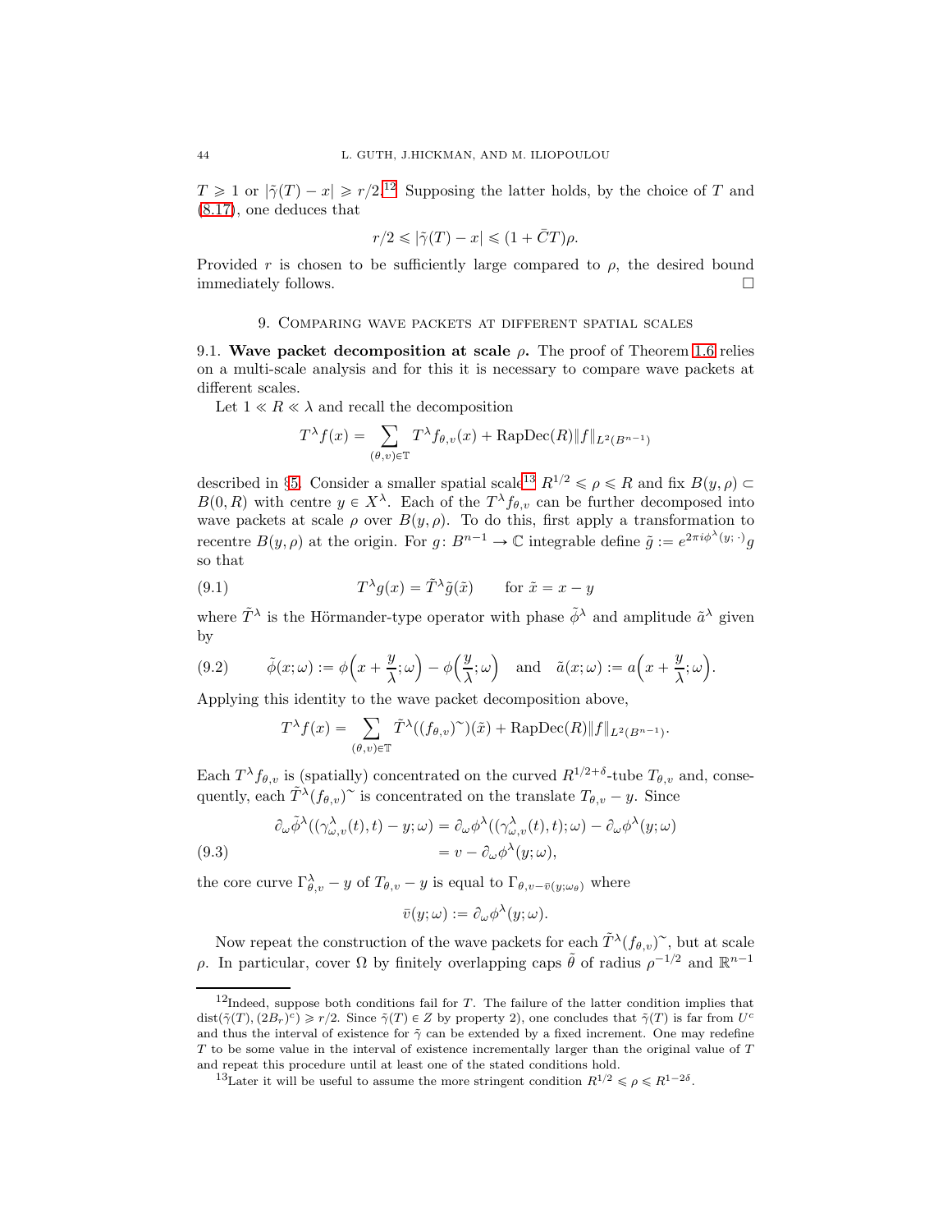$T \geqslant 1$ or $|\tilde{\gamma}(T) - x| \geqslant r/2$.[12] Supposing the latter holds, by the choice of $T$ and (8.17), one deduces that

$$r/2 \leqslant |\tilde{\gamma}(T) - x| \leqslant (1 + \bar{C}T)\rho.$$

Provided $r$ is chosen to be sufficiently large compared to $\rho$, the desired bound immediately follows. $\square$

## 9. Comparing wave packets at different spatial scales

**9.1. Wave packet decomposition at scale $\rho$.** The proof of Theorem 1.6 relies on a multi-scale analysis and for this it is necessary to compare wave packets at different scales.

Let $1 \ll R \ll \lambda$ and recall the decomposition

$$T^\lambda f(x) = \sum_{(\theta,v)\in\mathbb{T}} T^\lambda f_{\theta,v}(x) + \mathrm{RapDec}(R)\|f\|_{L^2(B^{n-1})}$$

described in §5. Consider a smaller spatial scale[13] $R^{1/2} \leqslant \rho \leqslant R$ and fix $B(y,\rho) \subset B(0,R)$ with centre $y \in X^\lambda$. Each of the $T^\lambda f_{\theta,v}$ can be further decomposed into wave packets at scale $\rho$ over $B(y,\rho)$. To do this, first apply a transformation to recentre $B(y,\rho)$ at the origin. For $g\colon B^{n-1} \to \mathbb{C}$ integrable define $\tilde{g} := e^{2\pi i \phi^\lambda(y;\,\cdot)} g$ so that

$$T^\lambda g(x) = \tilde{T}^\lambda \tilde{g}(\tilde{x}) \qquad \text{for } \tilde{x} = x - y \tag{9.1}$$

where $\tilde{T}^\lambda$ is the Hörmander-type operator with phase $\tilde{\phi}^\lambda$ and amplitude $\tilde{a}^\lambda$ given by

$$\tilde{\phi}(x;\omega) := \phi\Big(x + \frac{y}{\lambda};\omega\Big) - \phi\Big(\frac{y}{\lambda};\omega\Big) \quad \text{and} \quad \tilde{a}(x;\omega) := a\Big(x + \frac{y}{\lambda};\omega\Big). \tag{9.2}$$

Applying this identity to the wave packet decomposition above,

$$T^\lambda f(x) = \sum_{(\theta,v)\in\mathbb{T}} \tilde{T}^\lambda((f_{\theta,v})\tilde{\ })(\tilde{x}) + \mathrm{RapDec}(R)\|f\|_{L^2(B^{n-1})}.$$

Each $T^\lambda f_{\theta,v}$ is (spatially) concentrated on the curved $R^{1/2+\delta}$-tube $T_{\theta,v}$ and, consequently, each $\tilde{T}^\lambda(f_{\theta,v})\tilde{\ }$ is concentrated on the translate $T_{\theta,v} - y$. Since

$$\begin{aligned}
\partial_\omega \tilde{\phi}^\lambda((\gamma^\lambda_{\omega,v}(t),t) - y;\omega) &= \partial_\omega \phi^\lambda((\gamma^\lambda_{\omega,v}(t),t);\omega) - \partial_\omega \phi^\lambda(y;\omega) \\
&= v - \partial_\omega \phi^\lambda(y;\omega),
\end{aligned} \tag{9.3}$$

the core curve $\Gamma^\lambda_{\theta,v} - y$ of $T_{\theta,v} - y$ is equal to $\Gamma_{\theta,v-\bar{v}(y;\omega_\theta)}$ where

$$\bar{v}(y;\omega) := \partial_\omega \phi^\lambda(y;\omega).$$

Now repeat the construction of the wave packets for each $\tilde{T}^\lambda(f_{\theta,v})\tilde{\ }$, but at scale $\rho$. In particular, cover $\Omega$ by finitely overlapping caps $\tilde{\theta}$ of radius $\rho^{-1/2}$ and $\mathbb{R}^{n-1}$

---

[12] Indeed, suppose both conditions fail for $T$. The failure of the latter condition implies that $\mathrm{dist}(\tilde{\gamma}(T), (2B_r)^c) \geqslant r/2$. Since $\tilde{\gamma}(T) \in Z$ by property 2), one concludes that $\tilde{\gamma}(T)$ is far from $U^c$ and thus the interval of existence for $\tilde{\gamma}$ can be extended by a fixed increment. One may redefine $T$ to be some value in the interval of existence incrementally larger than the original value of $T$ and repeat this procedure until at least one of the stated conditions hold.

[13] Later it will be useful to assume the more stringent condition $R^{1/2} \leqslant \rho \leqslant R^{1-2\delta}$.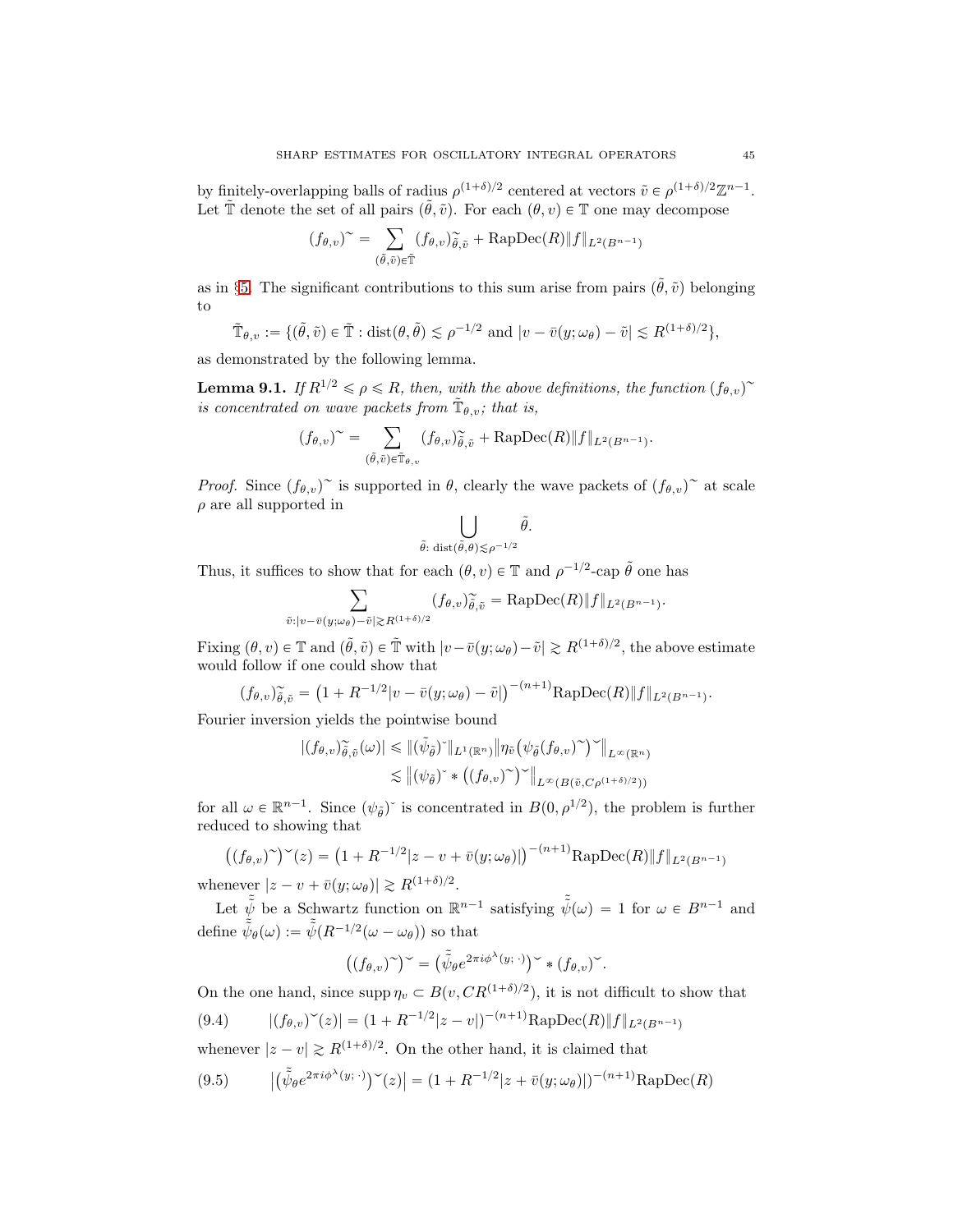by finitely-overlapping balls of radius $\rho^{(1+\delta)/2}$ centered at vectors $\tilde{v} \in \rho^{(1+\delta)/2}\mathbb{Z}^{n-1}$. Let $\tilde{\mathbb{T}}$ denote the set of all pairs $(\tilde{\theta}, \tilde{v})$. For each $(\theta, v) \in \mathbb{T}$ one may decompose

$$(f_{\theta,v})^{\sim} = \sum_{(\tilde{\theta},\tilde{v}) \in \tilde{\mathbb{T}}} (f_{\theta,v})^{\sim}_{\tilde{\theta},\tilde{v}} + \mathrm{RapDec}(R)\|f\|_{L^2(B^{n-1})}$$

as in §5. The significant contributions to this sum arise from pairs $(\tilde{\theta}, \tilde{v})$ belonging to

$$\tilde{\mathbb{T}}_{\theta,v} := \{(\tilde{\theta}, \tilde{v}) \in \tilde{\mathbb{T}} : \mathrm{dist}(\theta, \tilde{\theta}) \lesssim \rho^{-1/2} \text{ and } |v - \bar{v}(y; \omega_\theta) - \tilde{v}| \lesssim R^{(1+\delta)/2}\},$$

as demonstrated by the following lemma.

**Lemma 9.1.** *If $R^{1/2} \leqslant \rho \leqslant R$, then, with the above definitions, the function $(f_{\theta,v})^{\sim}$ is concentrated on wave packets from $\tilde{\mathbb{T}}_{\theta,v}$; that is,*

$$(f_{\theta,v})^{\sim} = \sum_{(\tilde{\theta},\tilde{v}) \in \tilde{\mathbb{T}}_{\theta,v}} (f_{\theta,v})^{\sim}_{\tilde{\theta},\tilde{v}} + \mathrm{RapDec}(R)\|f\|_{L^2(B^{n-1})}.$$

*Proof.* Since $(f_{\theta,v})^{\sim}$ is supported in $\theta$, clearly the wave packets of $(f_{\theta,v})^{\sim}$ at scale $\rho$ are all supported in

$$\bigcup_{\tilde{\theta}:\, \mathrm{dist}(\tilde{\theta},\theta) \lesssim \rho^{-1/2}} \tilde{\theta}.$$

Thus, it suffices to show that for each $(\theta, v) \in \mathbb{T}$ and $\rho^{-1/2}$-cap $\tilde{\theta}$ one has

$$\sum_{\tilde{v}: |v - \bar{v}(y;\omega_\theta) - \tilde{v}| \gtrsim R^{(1+\delta)/2}} (f_{\theta,v})^{\sim}_{\tilde{\theta},\tilde{v}} = \mathrm{RapDec}(R)\|f\|_{L^2(B^{n-1})}.$$

Fixing $(\theta, v) \in \mathbb{T}$ and $(\tilde{\theta}, \tilde{v}) \in \tilde{\mathbb{T}}$ with $|v - \bar{v}(y;\omega_\theta) - \tilde{v}| \gtrsim R^{(1+\delta)/2}$, the above estimate would follow if one could show that

$$(f_{\theta,v})^{\sim}_{\tilde{\theta},\tilde{v}} = \big(1 + R^{-1/2}|v - \bar{v}(y;\omega_\theta) - \tilde{v}|\big)^{-(n+1)}\mathrm{RapDec}(R)\|f\|_{L^2(B^{n-1})}.$$

Fourier inversion yields the pointwise bound

$$\begin{aligned}
|(f_{\theta,v})^{\sim}_{\tilde{\theta},\tilde{v}}(\omega)| &\leqslant \|(\tilde{\psi}_{\tilde{\theta}})^{\check{}}\|_{L^1(\mathbb{R}^n)} \big\|\eta_{\tilde{v}}\big(\psi_{\tilde{\theta}}(f_{\theta,v})^{\sim}\big)^{\check{}}\big\|_{L^\infty(\mathbb{R}^n)} \\
&\lesssim \big\|(\psi_{\tilde{\theta}})^{\check{}} * \big((f_{\theta,v})^{\sim}\big)^{\check{}}\big\|_{L^\infty(B(\tilde{v}, C\rho^{(1+\delta)/2}))}
\end{aligned}$$

for all $\omega \in \mathbb{R}^{n-1}$. Since $(\psi_{\tilde{\theta}})^{\check{}}$ is concentrated in $B(0, \rho^{1/2})$, the problem is further reduced to showing that

$$\big((f_{\theta,v})^{\sim}\big)^{\check{}}(z) = \big(1 + R^{-1/2}|z - v + \bar{v}(y;\omega_\theta)|\big)^{-(n+1)}\mathrm{RapDec}(R)\|f\|_{L^2(B^{n-1})}$$

whenever $|z - v + \bar{v}(y;\omega_\theta)| \gtrsim R^{(1+\delta)/2}$.

Let $\tilde{\tilde{\psi}}$ be a Schwartz function on $\mathbb{R}^{n-1}$ satisfying $\tilde{\tilde{\psi}}(\omega) = 1$ for $\omega \in B^{n-1}$ and define $\tilde{\tilde{\psi}}_\theta(\omega) := \tilde{\tilde{\psi}}(R^{-1/2}(\omega - \omega_\theta))$ so that

$$\big((f_{\theta,v})^{\sim}\big)^{\check{}} = \big(\tilde{\tilde{\psi}}_\theta e^{2\pi i \phi^\lambda(y;\,\cdot\,)}\big)^{\check{}} * (f_{\theta,v})^{\check{}}.$$

On the one hand, since $\mathrm{supp}\, \eta_v \subset B(v, CR^{(1+\delta)/2})$, it is not difficult to show that

$$|(f_{\theta,v})^{\check{}}(z)| = (1 + R^{-1/2}|z - v|)^{-(n+1)}\mathrm{RapDec}(R)\|f\|_{L^2(B^{n-1})} \tag{9.4}$$

whenever $|z - v| \gtrsim R^{(1+\delta)/2}$. On the other hand, it is claimed that

$$\big|\big(\tilde{\tilde{\psi}}_\theta e^{2\pi i \phi^\lambda(y;\,\cdot\,)}\big)^{\check{}}(z)\big| = (1 + R^{-1/2}|z + \bar{v}(y;\omega_\theta)|)^{-(n+1)}\mathrm{RapDec}(R) \tag{9.5}$$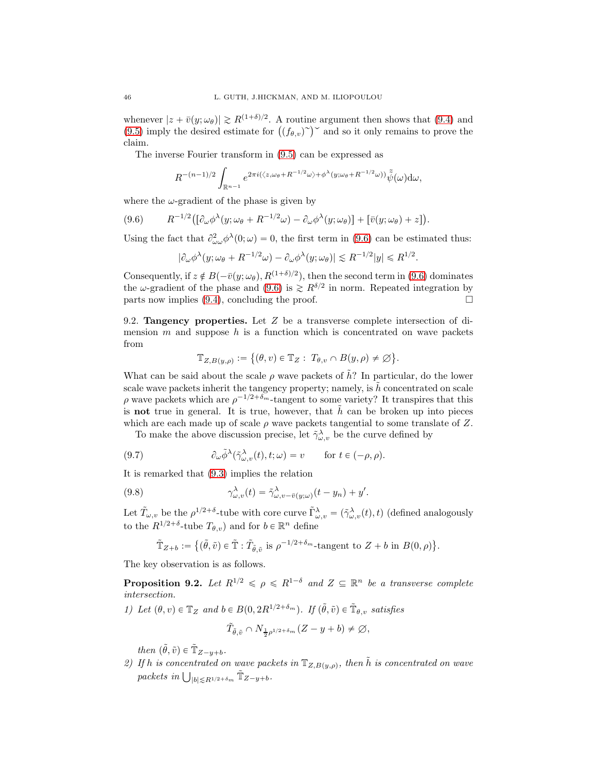whenever $|z + \bar{v}(y;\omega_\theta)| \gtrsim R^{(1+\delta)/2}$. A routine argument then shows that (9.4) and (9.5) imply the desired estimate for $\big((f_{\theta,v})^{\tilde{}}\big)^{\check{}}$ and so it only remains to prove the claim.

The inverse Fourier transform in (9.5) can be expressed as

$$R^{-(n-1)/2}\int_{\mathbb{R}^{n-1}} e^{2\pi i(\langle z,\omega_\theta + R^{-1/2}\omega\rangle + \phi^\lambda(y;\omega_\theta+R^{-1/2}\omega))}\tilde{\tilde{\psi}}(\omega)\mathrm{d}\omega,$$

where the $\omega$-gradient of the phase is given by

$$R^{-1/2}\big([\partial_\omega\phi^\lambda(y;\omega_\theta + R^{-1/2}\omega) - \partial_\omega\phi^\lambda(y;\omega_\theta)] + [\bar{v}(y;\omega_\theta) + z]\big). \tag{9.6}$$

Using the fact that $\partial^2_{\omega\omega}\phi^\lambda(0;\omega) = 0$, the first term in (9.6) can be estimated thus:

$$|\partial_\omega\phi^\lambda(y;\omega_\theta + R^{-1/2}\omega) - \partial_\omega\phi^\lambda(y;\omega_\theta)| \lesssim R^{-1/2}|y| \leqslant R^{1/2}.$$

Consequently, if $z \notin B(-\bar{v}(y;\omega_\theta), R^{(1+\delta)/2})$, then the second term in (9.6) dominates the $\omega$-gradient of the phase and (9.6) is $\gtrsim R^{\delta/2}$ in norm. Repeated integration by parts now implies (9.4), concluding the proof. $\square$

**9.2. Tangency properties.** Let $Z$ be a transverse complete intersection of dimension $m$ and suppose $h$ is a function which is concentrated on wave packets from

$$\mathbb{T}_{Z,B(y,\rho)} := \big\{(\theta,v) \in \mathbb{T}_Z : T_{\theta,v} \cap B(y,\rho) \neq \emptyset\big\}.$$

What can be said about the scale $\rho$ wave packets of $\tilde{h}$? In particular, do the lower scale wave packets inherit the tangency property; namely, is $\tilde{h}$ concentrated on scale $\rho$ wave packets which are $\rho^{-1/2+\delta_m}$-tangent to some variety? It transpires that this is **not** true in general. It is true, however, that $\tilde{h}$ can be broken up into pieces which are each made up of scale $\rho$ wave packets tangential to some translate of $Z$.

To make the above discussion precise, let $\tilde{\gamma}^\lambda_{\omega,v}$ be the curve defined by

$$\partial_\omega\tilde{\phi}^\lambda(\tilde{\gamma}^\lambda_{\omega,v}(t),t;\omega) = v \qquad \text{for } t \in (-\rho,\rho). \tag{9.7}$$

It is remarked that (9.3) implies the relation

$$\gamma^\lambda_{\omega,v}(t) = \tilde{\gamma}^\lambda_{\omega,v-\bar{v}(y;\omega)}(t - y_n) + y'. \tag{9.8}$$

Let $\tilde{T}_{\omega,v}$ be the $\rho^{1/2+\delta}$-tube with core curve $\tilde{\Gamma}^\lambda_{\omega,v} = (\tilde{\gamma}^\lambda_{\omega,v}(t),t)$ (defined analogously to the $R^{1/2+\delta}$-tube $T_{\theta,v}$) and for $b \in \mathbb{R}^n$ define

$$\tilde{\mathbb{T}}_{Z+b} := \big\{(\tilde{\theta},\tilde{v}) \in \tilde{\mathbb{T}} : \tilde{T}_{\tilde{\theta},\tilde{v}} \text{ is } \rho^{-1/2+\delta_m}\text{-tangent to } Z+b \text{ in } B(0,\rho)\big\}.$$

The key observation is as follows.

**Proposition 9.2.** *Let $R^{1/2} \leqslant \rho \leqslant R^{1-\delta}$ and $Z \subseteq \mathbb{R}^n$ be a transverse complete intersection.*

1) *Let $(\theta,v) \in \mathbb{T}_Z$ and $b \in B(0, 2R^{1/2+\delta_m})$. If $(\tilde{\theta},\tilde{v}) \in \tilde{\mathbb{T}}_{\theta,v}$ satisfies*

$$\tilde{T}_{\tilde{\theta},\tilde{v}} \cap N_{\frac{1}{2}\rho^{1/2+\delta_m}}(Z - y + b) \neq \emptyset,$$

*then $(\tilde{\theta},\tilde{v}) \in \tilde{\mathbb{T}}_{Z-y+b}$.*

2) *If $h$ is concentrated on wave packets in $\mathbb{T}_{Z,B(y,\rho)}$, then $\tilde{h}$ is concentrated on wave packets in $\bigcup_{|b|\lesssim R^{1/2+\delta_m}} \tilde{\mathbb{T}}_{Z-y+b}$.*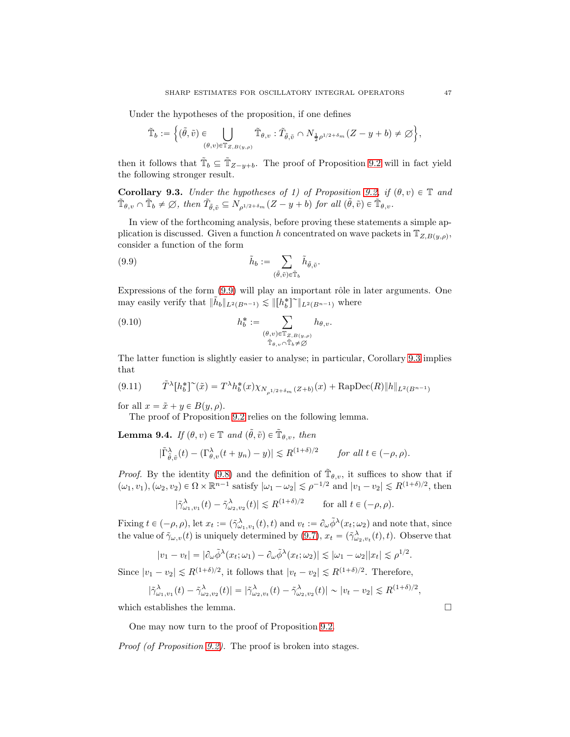Under the hypotheses of the proposition, if one defines

$$\tilde{\mathbb{T}}_b := \Big\{(\tilde{\theta}, \tilde{v}) \in \bigcup_{(\theta,v)\in\mathbb{T}_{Z,B(y,\rho)}} \tilde{\mathbb{T}}_{\theta,v} : \tilde{T}_{\tilde{\theta},\tilde{v}} \cap N_{\frac{1}{2}\rho^{1/2+\delta_m}}(Z - y + b) \neq \emptyset\Big\},$$

then it follows that $\tilde{\mathbb{T}}_b \subseteq \tilde{\mathbb{T}}_{Z-y+b}$. The proof of Proposition 9.2 will in fact yield the following stronger result.

**Corollary 9.3.** *Under the hypotheses of 1) of Proposition 9.2, if $(\theta, v) \in \mathbb{T}$ and $\tilde{\mathbb{T}}_{\theta,v} \cap \tilde{\mathbb{T}}_b \neq \emptyset$, then $\tilde{T}_{\tilde{\theta},\tilde{v}} \subseteq N_{\rho^{1/2+\delta_m}}(Z - y + b)$ for all $(\tilde{\theta}, \tilde{v}) \in \tilde{\mathbb{T}}_{\theta,v}$.*

In view of the forthcoming analysis, before proving these statements a simple application is discussed. Given a function $h$ concentrated on wave packets in $\mathbb{T}_{Z,B(y,\rho)}$, consider a function of the form

$$\tilde{h}_b := \sum_{(\tilde{\theta},\tilde{v})\in\tilde{\mathbb{T}}_b} \tilde{h}_{\tilde{\theta},\tilde{v}}. \tag{9.9}$$

Expressions of the form (9.9) will play an important rôle in later arguments. One may easily verify that $\|\tilde{h}_b\|_{L^2(B^{n-1})} \lesssim \|[h_b^*]^\sim\|_{L^2(B^{n-1})}$ where

$$h_b^* := \sum_{\substack{(\theta,v)\in\mathbb{T}_{Z,B(y,\rho)}\\ \tilde{\mathbb{T}}_{\theta,v}\cap\tilde{\mathbb{T}}_b\neq\emptyset}} h_{\theta,v}. \tag{9.10}$$

The latter function is slightly easier to analyse; in particular, Corollary 9.3 implies that

$$\tilde{T}^\lambda [h_b^*]^\sim(\tilde{x}) = T^\lambda h_b^*(x)\chi_{N_{\rho^{1/2+\delta_m}}(Z+b)}(x) + \mathrm{RapDec}(R)\|h\|_{L^2(B^{n-1})} \tag{9.11}$$

for all $x = \tilde{x} + y \in B(y, \rho)$.

The proof of Proposition 9.2 relies on the following lemma.

**Lemma 9.4.** *If $(\theta, v) \in \mathbb{T}$ and $(\tilde{\theta}, \tilde{v}) \in \tilde{\mathbb{T}}_{\theta,v}$, then*

$$|\tilde{\Gamma}^\lambda_{\tilde{\theta},\tilde{v}}(t) - (\Gamma^\lambda_{\theta,v}(t + y_n) - y)| \lesssim R^{(1+\delta)/2} \qquad \textit{for all } t \in (-\rho, \rho).$$

*Proof.* By the identity (9.8) and the definition of $\tilde{\mathbb{T}}_{\theta,v}$, it suffices to show that if $(\omega_1, v_1), (\omega_2, v_2) \in \Omega \times \mathbb{R}^{n-1}$ satisfy $|\omega_1 - \omega_2| \lesssim \rho^{-1/2}$ and $|v_1 - v_2| \lesssim R^{(1+\delta)/2}$, then

$$|\tilde{\gamma}^\lambda_{\omega_1,v_1}(t) - \tilde{\gamma}^\lambda_{\omega_2,v_2}(t)| \lesssim R^{(1+\delta)/2} \qquad \text{for all } t \in (-\rho, \rho).$$

Fixing $t \in (-\rho, \rho)$, let $x_t := (\tilde{\gamma}^\lambda_{\omega_1,v_1}(t), t)$ and $v_t := \partial_\omega\tilde{\phi}^\lambda(x_t; \omega_2)$ and note that, since the value of $\tilde{\gamma}_{\omega,v}(t)$ is uniquely determined by (9.7), $x_t = (\tilde{\gamma}^\lambda_{\omega_2,v_t}(t), t)$. Observe that

$$|v_1 - v_t| = |\partial_\omega\tilde{\phi}^\lambda(x_t; \omega_1) - \partial_\omega\tilde{\phi}^\lambda(x_t; \omega_2)| \lesssim |\omega_1 - \omega_2||x_t| \lesssim \rho^{1/2}.$$

Since $|v_1 - v_2| \lesssim R^{(1+\delta)/2}$, it follows that $|v_t - v_2| \lesssim R^{(1+\delta)/2}$. Therefore,

$$|\tilde{\gamma}^\lambda_{\omega_1,v_1}(t) - \tilde{\gamma}^\lambda_{\omega_2,v_2}(t)| = |\tilde{\gamma}^\lambda_{\omega_2,v_t}(t) - \tilde{\gamma}^\lambda_{\omega_2,v_2}(t)| \sim |v_t - v_2| \lesssim R^{(1+\delta)/2},$$

which establishes the lemma. $\square$

One may now turn to the proof of Proposition 9.2.

*Proof (of Proposition 9.2).* The proof is broken into stages.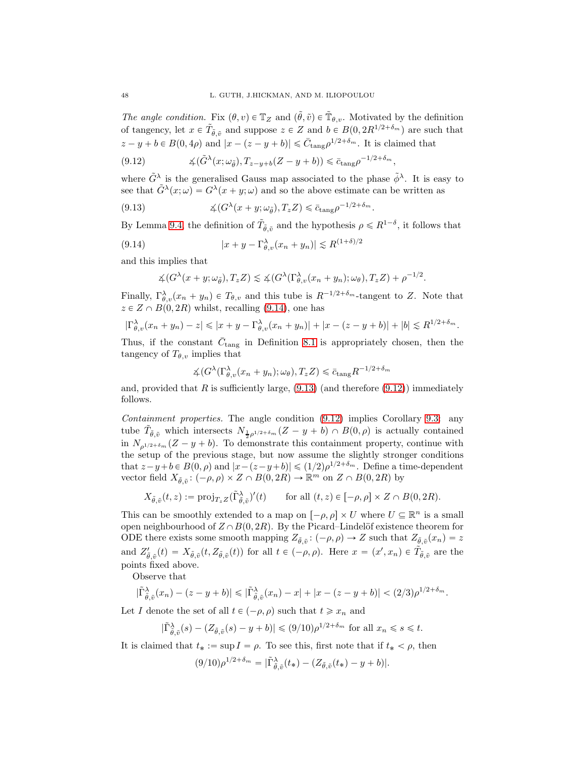*The angle condition.* Fix $(\theta, v) \in \mathbb{T}_Z$ and $(\tilde{\theta}, \tilde{v}) \in \tilde{\mathbb{T}}_{\theta,v}$. Motivated by the definition of tangency, let $x \in \tilde{T}_{\tilde{\theta},\tilde{v}}$ and suppose $z \in Z$ and $b \in B(0, 2R^{1/2+\delta_m})$ are such that $z - y + b \in B(0, 4\rho)$ and $|x - (z - y + b)| \leqslant \bar{C}_{\mathrm{tang}}\rho^{1/2+\delta_m}$. It is claimed that

$$\measuredangle(\tilde{G}^\lambda(x; \omega_{\tilde{\theta}}), T_{z-y+b}(Z - y + b)) \leqslant \bar{c}_{\mathrm{tang}}\rho^{-1/2+\delta_m}, \tag{9.12}$$

where $\tilde{G}^\lambda$ is the generalised Gauss map associated to the phase $\tilde{\phi}^\lambda$. It is easy to see that $\tilde{G}^\lambda(x; \omega) = G^\lambda(x + y; \omega)$ and so the above estimate can be written as

$$\measuredangle(G^\lambda(x + y; \omega_{\tilde{\theta}}), T_z Z) \leqslant \bar{c}_{\mathrm{tang}}\rho^{-1/2+\delta_m}. \tag{9.13}$$

By Lemma 9.4, the definition of $\tilde{T}_{\tilde{\theta},\tilde{v}}$ and the hypothesis $\rho \leqslant R^{1-\delta}$, it follows that

$$|x + y - \Gamma^\lambda_{\theta,v}(x_n + y_n)| \lesssim R^{(1+\delta)/2} \tag{9.14}$$

and this implies that

$$\measuredangle(G^\lambda(x + y; \omega_{\tilde{\theta}}), T_z Z) \lesssim \measuredangle(G^\lambda(\Gamma^\lambda_{\theta,v}(x_n + y_n); \omega_\theta), T_z Z) + \rho^{-1/2}.$$

Finally, $\Gamma^\lambda_{\theta,v}(x_n + y_n) \in T_{\theta,v}$ and this tube is $R^{-1/2+\delta_m}$-tangent to $Z$. Note that $z \in Z \cap B(0, 2R)$ whilst, recalling (9.14), one has

$$|\Gamma^\lambda_{\theta,v}(x_n + y_n) - z| \leqslant |x + y - \Gamma^\lambda_{\theta,v}(x_n + y_n)| + |x - (z - y + b)| + |b| \lesssim R^{1/2+\delta_m}.$$

Thus, if the constant $\bar{C}_{\mathrm{tang}}$ in Definition 8.1 is appropriately chosen, then the tangency of $T_{\theta,v}$ implies that

$$\measuredangle(G^\lambda(\Gamma^\lambda_{\theta,v}(x_n + y_n); \omega_\theta), T_z Z) \leqslant \bar{c}_{\mathrm{tang}} R^{-1/2+\delta_m}$$

and, provided that $R$ is sufficiently large, (9.13) (and therefore (9.12)) immediately follows.

*Containment properties.* The angle condition (9.12) implies Corollary 9.3: any tube $\tilde{T}_{\tilde{\theta},\tilde{v}}$ which intersects $N_{\frac{1}{2}\rho^{1/2+\delta_m}}(Z - y + b) \cap B(0, \rho)$ is actually contained in $N_{\rho^{1/2+\delta_m}}(Z - y + b)$. To demonstrate this containment property, continue with the setup of the previous stage, but now assume the slightly stronger conditions that $z - y + b \in B(0, \rho)$ and $|x - (z - y + b)| \leqslant (1/2)\rho^{1/2+\delta_m}$. Define a time-dependent vector field $X_{\tilde{\theta},\tilde{v}} \colon (-\rho, \rho) \times Z \cap B(0, 2R) \to \mathbb{R}^m$ on $Z \cap B(0, 2R)$ by

$$X_{\tilde{\theta},\tilde{v}}(t, z) := \mathrm{proj}_{T_z Z}(\tilde{\Gamma}^\lambda_{\tilde{\theta},\tilde{v}})'(t) \qquad \text{for all } (t, z) \in [-\rho, \rho] \times Z \cap B(0, 2R).$$

This can be smoothly extended to a map on $[-\rho, \rho] \times U$ where $U \subseteq \mathbb{R}^n$ is a small open neighbourhood of $Z \cap B(0, 2R)$. By the Picard–Lindelöf existence theorem for ODE there exists some smooth mapping $Z_{\tilde{\theta},\tilde{v}} \colon (-\rho, \rho) \to Z$ such that $Z_{\tilde{\theta},\tilde{v}}(x_n) = z$ and $Z'_{\tilde{\theta},\tilde{v}}(t) = X_{\tilde{\theta},\tilde{v}}(t, Z_{\tilde{\theta},\tilde{v}}(t))$ for all $t \in (-\rho, \rho)$. Here $x = (x', x_n) \in \tilde{T}_{\tilde{\theta},\tilde{v}}$ are the points fixed above.

Observe that

$$|\tilde{\Gamma}^\lambda_{\tilde{\theta},\tilde{v}}(x_n) - (z - y + b)| \leqslant |\tilde{\Gamma}^\lambda_{\tilde{\theta},\tilde{v}}(x_n) - x| + |x - (z - y + b)| < (2/3)\rho^{1/2+\delta_m}.$$

Let $I$ denote the set of all $t \in (-\rho, \rho)$ such that $t \geqslant x_n$ and

$$|\tilde{\Gamma}^\lambda_{\tilde{\theta},\tilde{v}}(s) - (Z_{\tilde{\theta},\tilde{v}}(s) - y + b)| \leqslant (9/10)\rho^{1/2+\delta_m} \text{ for all } x_n \leqslant s \leqslant t.$$

It is claimed that $t_* := \sup I = \rho$. To see this, first note that if $t_* < \rho$, then

$$(9/10)\rho^{1/2+\delta_m} = |\tilde{\Gamma}^\lambda_{\tilde{\theta},\tilde{v}}(t_*) - (Z_{\tilde{\theta},\tilde{v}}(t_*) - y + b)|.$$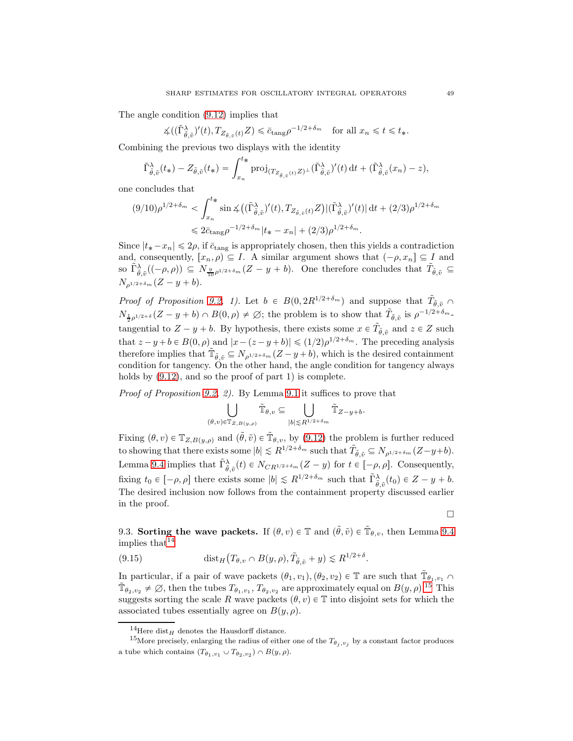The angle condition (9.12) implies that

$$\measuredangle((\tilde{\Gamma}^{\lambda}_{\tilde{\theta},\tilde{v}})'(t), T_{Z_{\tilde{\theta},\tilde{v}}(t)}Z) \leqslant \bar{c}_{\mathrm{tang}}\rho^{-1/2+\delta_m} \quad \text{for all } x_n \leqslant t \leqslant t_*.$$

Combining the previous two displays with the identity

$$\tilde{\Gamma}^{\lambda}_{\tilde{\theta},\tilde{v}}(t_*) - Z_{\tilde{\theta},\tilde{v}}(t_*) = \int_{x_n}^{t_*} \mathrm{proj}_{(T_{Z_{\tilde{\theta},\tilde{v}}(t)}Z)^{\perp}}(\tilde{\Gamma}^{\lambda}_{\tilde{\theta},\tilde{v}})'(t)\,\mathrm{d}t + (\tilde{\Gamma}^{\lambda}_{\tilde{\theta},\tilde{v}}(x_n) - z),$$

one concludes that

$$\begin{aligned}(9/10)\rho^{1/2+\delta_m} &< \int_{x_n}^{t_*} \sin\measuredangle\big((\tilde{\Gamma}^{\lambda}_{\tilde{\theta},\tilde{v}})'(t), T_{Z_{\tilde{\theta},\tilde{v}}(t)}Z\big)|(\tilde{\Gamma}^{\lambda}_{\tilde{\theta},\tilde{v}})'(t)|\,\mathrm{d}t + (2/3)\rho^{1/2+\delta_m} \\ &\leqslant 2\bar{c}_{\mathrm{tang}}\rho^{-1/2+\delta_m}|t_* - x_n| + (2/3)\rho^{1/2+\delta_m}.\end{aligned}$$

Since $|t_* - x_n| \leqslant 2\rho$, if $\bar{c}_{\mathrm{tang}}$ is appropriately chosen, then this yields a contradiction and, consequently, $[x_n, \rho) \subseteq I$. A similar argument shows that $(-\rho, x_n] \subseteq I$ and so $\tilde{\Gamma}^{\lambda}_{\tilde{\theta},\tilde{v}}((-\rho,\rho)) \subseteq N_{\frac{9}{10}\rho^{1/2+\delta_m}}(Z - y + b)$. One therefore concludes that $\tilde{T}_{\tilde{\theta},\tilde{v}} \subseteq N_{\rho^{1/2+\delta_m}}(Z - y + b)$.

*Proof of Proposition 9.2, 1).* Let $b \in B(0, 2R^{1/2+\delta_m})$ and suppose that $\tilde{T}_{\tilde{\theta},\tilde{v}} \cap N_{\frac{1}{2}\rho^{1/2+\delta}}(Z - y + b) \cap B(0,\rho) \neq \emptyset$; the problem is to show that $\tilde{T}_{\tilde{\theta},\tilde{v}}$ is $\rho^{-1/2+\delta_m}$-tangential to $Z - y + b$. By hypothesis, there exists some $x \in \tilde{T}_{\tilde{\theta},\tilde{v}}$ and $z \in Z$ such that $z - y + b \in B(0,\rho)$ and $|x - (z - y + b)| \leqslant (1/2)\rho^{1/2+\delta_m}$. The preceding analysis therefore implies that $\tilde{\mathbb{T}}_{\tilde{\theta},\tilde{v}} \subseteq N_{\rho^{1/2+\delta_m}}(Z - y + b)$, which is the desired containment condition for tangency. On the other hand, the angle condition for tangency always holds by (9.12), and so the proof of part 1) is complete.

*Proof of Proposition 9.2, 2).* By Lemma 9.1 it suffices to prove that

$$\bigcup_{(\theta,v)\in\mathbb{T}_{Z,B(y,\rho)}} \tilde{\mathbb{T}}_{\theta,v} \subseteq \bigcup_{|b|\lesssim R^{1/2+\delta_m}} \tilde{\mathbb{T}}_{Z-y+b}.$$

Fixing $(\theta,v) \in \mathbb{T}_{Z,B(y,\rho)}$ and $(\tilde{\theta},\tilde{v}) \in \tilde{\mathbb{T}}_{\theta,v}$, by (9.12) the problem is further reduced to showing that there exists some $|b| \lesssim R^{1/2+\delta_m}$ such that $\tilde{T}_{\tilde{\theta},\tilde{v}} \subseteq N_{\rho^{1/2+\delta_m}}(Z-y+b)$. Lemma 9.4 implies that $\tilde{\Gamma}^{\lambda}_{\tilde{\theta},\tilde{v}}(t) \in N_{CR^{1/2+\delta_m}}(Z - y)$ for $t \in [-\rho,\rho]$. Consequently, fixing $t_0 \in [-\rho,\rho]$ there exists some $|b| \lesssim R^{1/2+\delta_m}$ such that $\tilde{\Gamma}^{\lambda}_{\tilde{\theta},\tilde{v}}(t_0) \in Z - y + b$. The desired inclusion now follows from the containment property discussed earlier in the proof.

□

9.3. **Sorting the wave packets.** If $(\theta,v) \in \mathbb{T}$ and $(\tilde{\theta},\tilde{v}) \in \tilde{\mathbb{T}}_{\theta,v}$, then Lemma 9.4 implies that[14]

$$\mathrm{dist}_H\big(T_{\theta,v} \cap B(y,\rho), \tilde{T}_{\tilde{\theta},\tilde{v}} + y\big) \lesssim R^{1/2+\delta}. \tag{9.15}$$

In particular, if a pair of wave packets $(\theta_1,v_1), (\theta_2,v_2) \in \mathbb{T}$ are such that $\tilde{\mathbb{T}}_{\theta_1,v_1} \cap \tilde{\mathbb{T}}_{\theta_2,v_2} \neq \emptyset$, then the tubes $T_{\theta_1,v_1}, T_{\theta_2,v_2}$ are approximately equal on $B(y,\rho)$.[15] This suggests sorting the scale $R$ wave packets $(\theta,v) \in \mathbb{T}$ into disjoint sets for which the associated tubes essentially agree on $B(y,\rho)$.

[14] Here $\mathrm{dist}_H$ denotes the Hausdorff distance.

[15] More precisely, enlarging the radius of either one of the $T_{\theta_j,v_j}$ by a constant factor produces a tube which contains $(T_{\theta_1,v_1} \cup T_{\theta_2,v_2}) \cap B(y,\rho)$.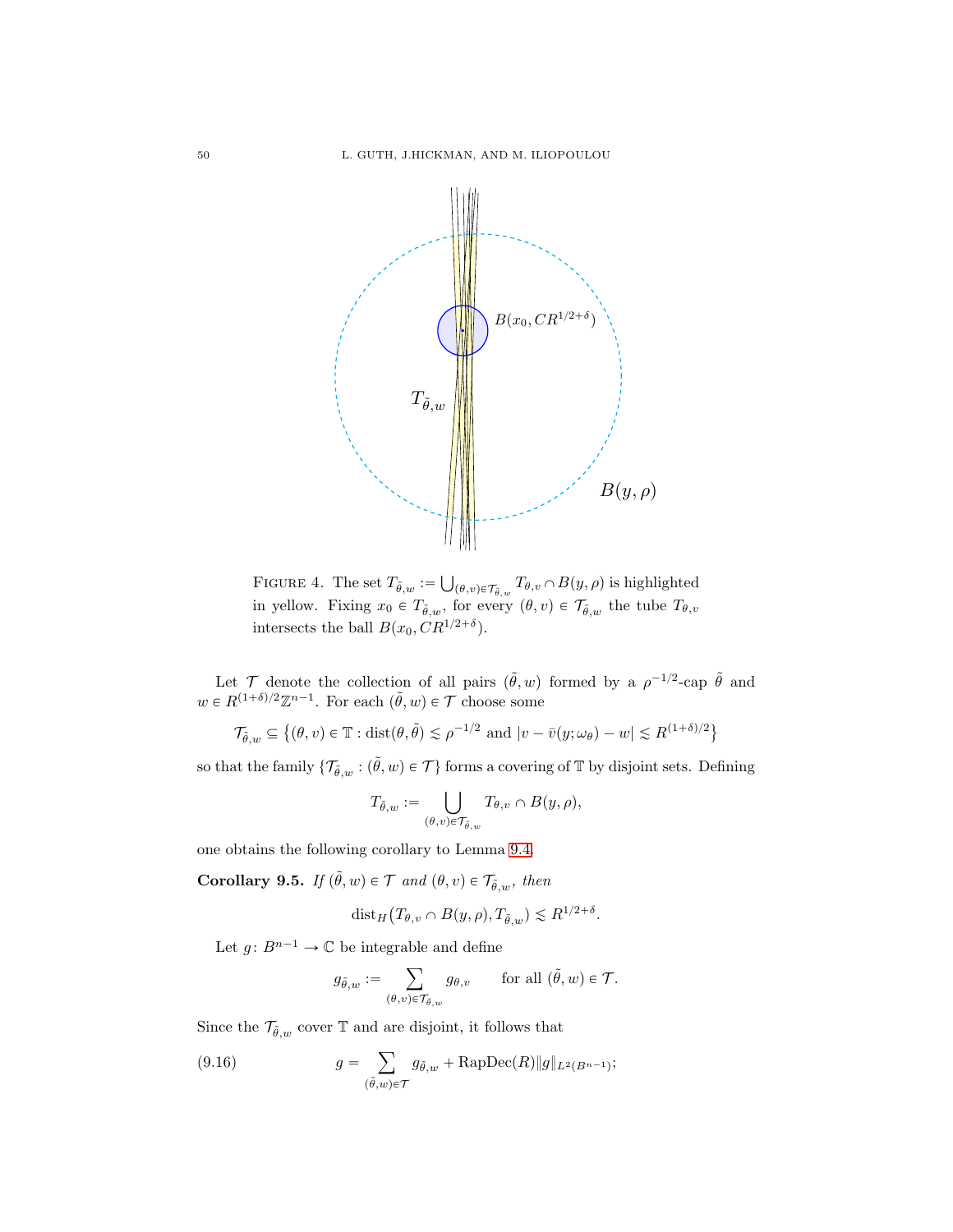FIGURE 4. The set $T_{\tilde{\theta},w} := \bigcup_{(\theta,v)\in\mathcal{T}_{\tilde{\theta},w}} T_{\theta,v} \cap B(y,\rho)$ is highlighted in yellow. Fixing $x_0 \in T_{\tilde{\theta},w}$, for every $(\theta,v) \in \mathcal{T}_{\tilde{\theta},w}$ the tube $T_{\theta,v}$ intersects the ball $B(x_0, CR^{1/2+\delta})$.

Let $\mathcal{T}$ denote the collection of all pairs $(\tilde{\theta}, w)$ formed by a $\rho^{-1/2}$-cap $\tilde{\theta}$ and $w \in R^{(1+\delta)/2}\mathbb{Z}^{n-1}$. For each $(\tilde{\theta}, w) \in \mathcal{T}$ choose some

$$\mathcal{T}_{\tilde{\theta},w} \subseteq \big\{(\theta,v) \in \mathbb{T} : \mathrm{dist}(\theta,\tilde{\theta}) \lesssim \rho^{-1/2} \text{ and } |v - \bar{v}(y;\omega_\theta) - w| \lesssim R^{(1+\delta)/2}\big\}$$

so that the family $\{\mathcal{T}_{\tilde{\theta},w} : (\tilde{\theta},w) \in \mathcal{T}\}$ forms a covering of $\mathbb{T}$ by disjoint sets. Defining

$$T_{\tilde{\theta},w} := \bigcup_{(\theta,v)\in\mathcal{T}_{\tilde{\theta},w}} T_{\theta,v} \cap B(y,\rho),$$

one obtains the following corollary to Lemma 9.4.

**Corollary 9.5.** *If $(\tilde{\theta}, w) \in \mathcal{T}$ and $(\theta, v) \in \mathcal{T}_{\tilde{\theta},w}$, then*

$$\mathrm{dist}_H\big(T_{\theta,v} \cap B(y,\rho), T_{\tilde{\theta},w}\big) \lesssim R^{1/2+\delta}.$$

Let $g\colon B^{n-1} \to \mathbb{C}$ be integrable and define

$$g_{\tilde{\theta},w} := \sum_{(\theta,v)\in\mathcal{T}_{\tilde{\theta},w}} g_{\theta,v} \qquad \text{for all } (\tilde{\theta},w) \in \mathcal{T}.$$

Since the $\mathcal{T}_{\tilde{\theta},w}$ cover $\mathbb{T}$ and are disjoint, it follows that

$$g = \sum_{(\tilde{\theta},w)\in\mathcal{T}} g_{\tilde{\theta},w} + \mathrm{RapDec}(R)\|g\|_{L^2(B^{n-1})}; \tag{9.16}$$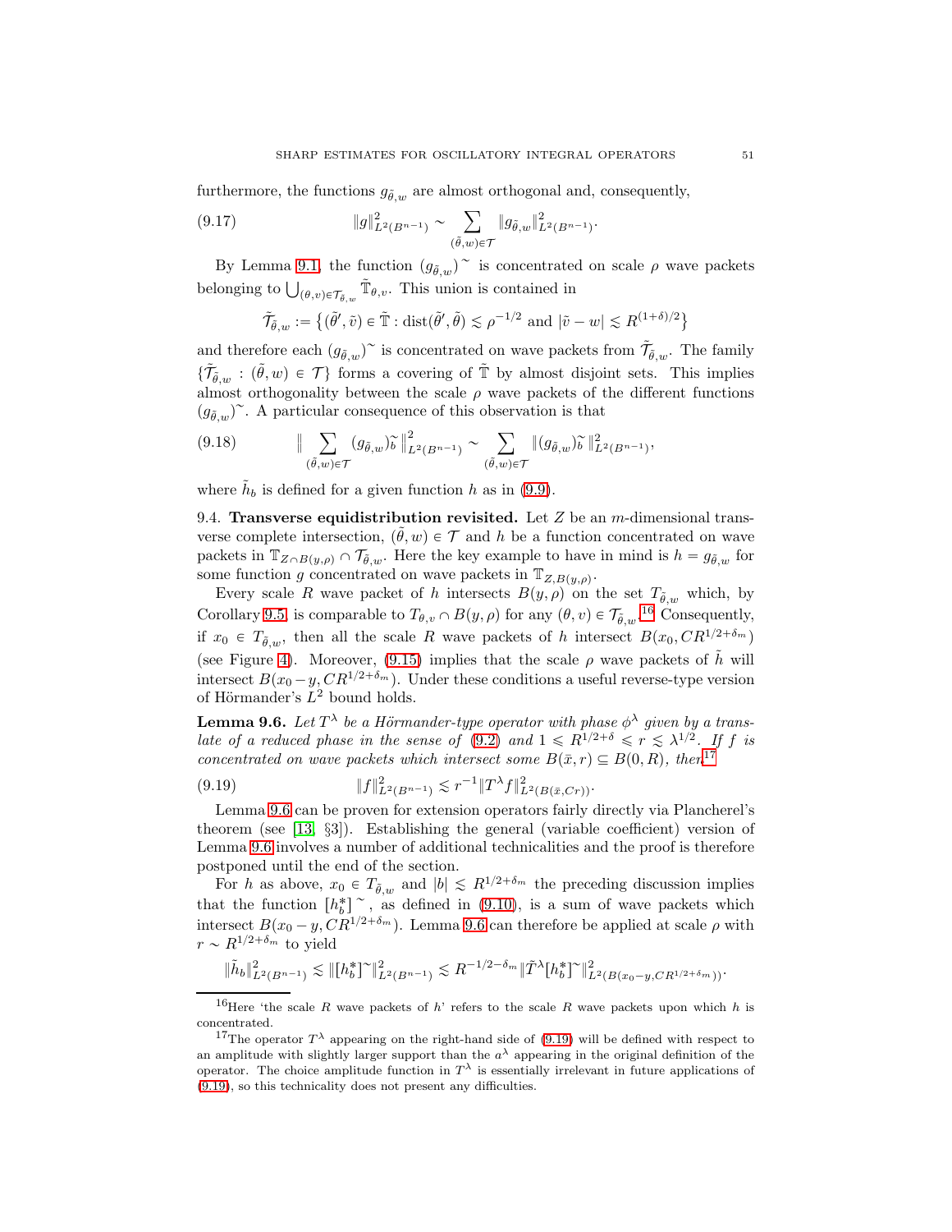furthermore, the functions $g_{\tilde{\theta},w}$ are almost orthogonal and, consequently,

$$\|g\|^2_{L^2(B^{n-1})} \sim \sum_{(\tilde{\theta},w)\in\mathcal{T}} \|g_{\tilde{\theta},w}\|^2_{L^2(B^{n-1})}. \tag{9.17}$$

By Lemma 9.1, the function $(g_{\tilde{\theta},w})^{\sim}$ is concentrated on scale $\rho$ wave packets belonging to $\bigcup_{(\theta,v)\in\mathcal{T}_{\tilde{\theta},w}} \tilde{\mathbb{T}}_{\theta,v}$. This union is contained in

$$\tilde{\mathcal{T}}_{\tilde{\theta},w} := \{(\tilde{\theta}',\tilde{v}) \in \tilde{\mathbb{T}} : \operatorname{dist}(\tilde{\theta}',\tilde{\theta}) \lesssim \rho^{-1/2} \text{ and } |\tilde{v}-w| \lesssim R^{(1+\delta)/2}\}$$

and therefore each $(g_{\tilde{\theta},w})^{\sim}$ is concentrated on wave packets from $\tilde{\mathcal{T}}_{\tilde{\theta},w}$. The family $\{\tilde{\mathcal{T}}_{\tilde{\theta},w} : (\tilde{\theta},w) \in \mathcal{T}\}$ forms a covering of $\tilde{\mathbb{T}}$ by almost disjoint sets. This implies almost orthogonality between the scale $\rho$ wave packets of the different functions $(g_{\tilde{\theta},w})^{\sim}$. A particular consequence of this observation is that

$$\Big\| \sum_{(\tilde{\theta},w)\in\mathcal{T}} (g_{\tilde{\theta},w})^{\sim}_{b} \Big\|^2_{L^2(B^{n-1})} \sim \sum_{(\tilde{\theta},w)\in\mathcal{T}} \|(g_{\tilde{\theta},w})^{\sim}_{b}\|^2_{L^2(B^{n-1})}, \tag{9.18}$$

where $\tilde{h}_b$ is defined for a given function $h$ as in (9.9).

9.4. **Transverse equidistribution revisited.** Let $Z$ be an $m$-dimensional transverse complete intersection, $(\tilde{\theta},w) \in \mathcal{T}$ and $h$ be a function concentrated on wave packets in $\mathbb{T}_{Z\cap B(y,\rho)} \cap \mathcal{T}_{\tilde{\theta},w}$. Here the key example to have in mind is $h = g_{\tilde{\theta},w}$ for some function $g$ concentrated on wave packets in $\mathbb{T}_{Z,B(y,\rho)}$.

Every scale $R$ wave packet of $h$ intersects $B(y,\rho)$ on the set $T_{\tilde{\theta},w}$ which, by Corollary 9.5, is comparable to $T_{\theta,v} \cap B(y,\rho)$ for any $(\theta,v) \in \mathcal{T}_{\tilde{\theta},w}$.[16] Consequently, if $x_0 \in T_{\tilde{\theta},w}$, then all the scale $R$ wave packets of $h$ intersect $B(x_0, CR^{1/2+\delta_m})$ (see Figure 4). Moreover, (9.15) implies that the scale $\rho$ wave packets of $\tilde{h}$ will intersect $B(x_0-y, CR^{1/2+\delta_m})$. Under these conditions a useful reverse-type version of Hörmander's $L^2$ bound holds.

**Lemma 9.6.** *Let $T^\lambda$ be a Hörmander-type operator with phase $\phi^\lambda$ given by a translate of a reduced phase in the sense of (9.2) and $1 \leqslant R^{1/2+\delta} \leqslant r \lesssim \lambda^{1/2}$. If $f$ is concentrated on wave packets which intersect some $B(\bar{x},r) \subseteq B(0,R)$, then*[17]

$$\|f\|^2_{L^2(B^{n-1})} \lesssim r^{-1}\|T^\lambda f\|^2_{L^2(B(\bar{x},Cr))}. \tag{9.19}$$

Lemma 9.6 can be proven for extension operators fairly directly via Plancherel's theorem (see [13, §3]). Establishing the general (variable coefficient) version of Lemma 9.6 involves a number of additional technicalities and the proof is therefore postponed until the end of the section.

For $h$ as above, $x_0 \in T_{\tilde{\theta},w}$ and $|b| \lesssim R^{1/2+\delta_m}$ the preceding discussion implies that the function $[h_b^*]^{\sim}$, as defined in (9.10), is a sum of wave packets which intersect $B(x_0-y, CR^{1/2+\delta_m})$. Lemma 9.6 can therefore be applied at scale $\rho$ with $r \sim R^{1/2+\delta_m}$ to yield

$$\|\tilde{h}_b\|^2_{L^2(B^{n-1})} \lesssim \|[h_b^*]^{\sim}\|^2_{L^2(B^{n-1})} \lesssim R^{-1/2-\delta_m}\|\tilde{T}^\lambda[h_b^*]^{\sim}\|^2_{L^2(B(x_0-y,CR^{1/2+\delta_m}))}.$$

[16] Here 'the scale $R$ wave packets of $h$' refers to the scale $R$ wave packets upon which $h$ is concentrated.

[17] The operator $T^\lambda$ appearing on the right-hand side of (9.19) will be defined with respect to an amplitude with slightly larger support than the $a^\lambda$ appearing in the original definition of the operator. The choice amplitude function in $T^\lambda$ is essentially irrelevant in future applications of (9.19), so this technicality does not present any difficulties.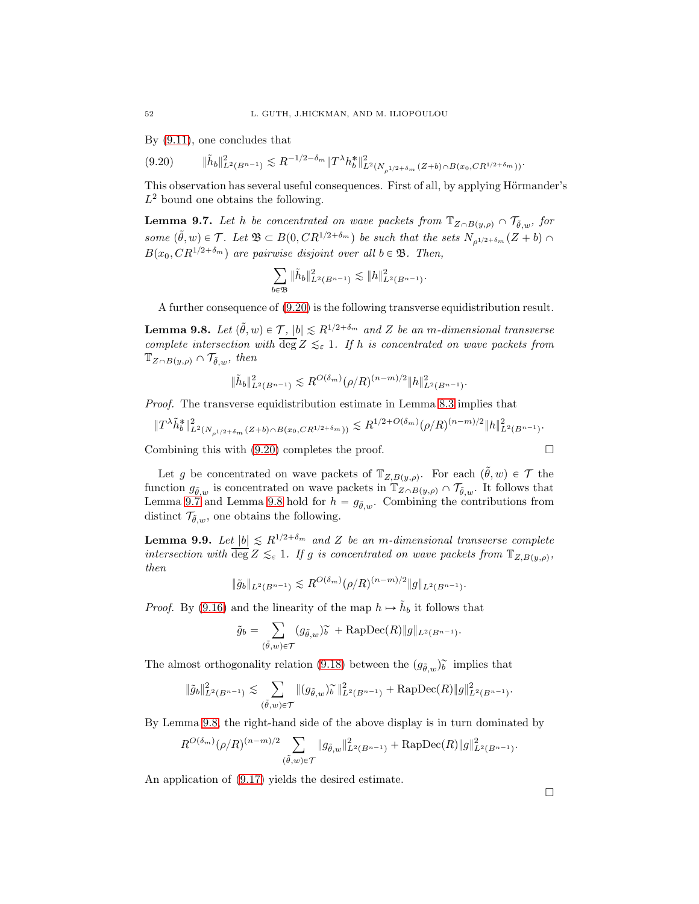By (9.11), one concludes that

$$\|\tilde{h}_b\|^2_{L^2(B^{n-1})} \lesssim R^{-1/2-\delta_m}\|T^\lambda h_b^*\|^2_{L^2(N_{\rho^{1/2+\delta_m}}(Z+b)\cap B(x_0,CR^{1/2+\delta_m}))}. \tag{9.20}$$

This observation has several useful consequences. First of all, by applying Hörmander's $L^2$ bound one obtains the following.

**Lemma 9.7.** *Let $h$ be concentrated on wave packets from $\mathbb{T}_{Z\cap B(y,\rho)} \cap \mathcal{T}_{\tilde{\theta},w}$, for some $(\tilde{\theta},w) \in \mathcal{T}$. Let $\mathfrak{B} \subset B(0, CR^{1/2+\delta_m})$ be such that the sets $N_{\rho^{1/2+\delta_m}}(Z+b)\cap B(x_0,CR^{1/2+\delta_m})$ are pairwise disjoint over all $b \in \mathfrak{B}$. Then,*

$$\sum_{b\in\mathfrak{B}} \|\tilde{h}_b\|^2_{L^2(B^{n-1})} \lesssim \|h\|^2_{L^2(B^{n-1})}.$$

A further consequence of (9.20) is the following transverse equidistribution result.

**Lemma 9.8.** *Let $(\tilde{\theta},w) \in \mathcal{T}$, $|b| \lesssim R^{1/2+\delta_m}$ and $Z$ be an $m$-dimensional transverse complete intersection with $\overline{\deg}\, Z \lesssim_\varepsilon 1$. If $h$ is concentrated on wave packets from $\mathbb{T}_{Z\cap B(y,\rho)} \cap \mathcal{T}_{\tilde{\theta},w}$, then*

$$\|\tilde{h}_b\|^2_{L^2(B^{n-1})} \lesssim R^{O(\delta_m)}(\rho/R)^{(n-m)/2}\|h\|^2_{L^2(B^{n-1})}.$$

*Proof.* The transverse equidistribution estimate in Lemma 8.3 implies that

$$\|T^\lambda \tilde{h}_b^*\|^2_{L^2(N_{\rho^{1/2+\delta_m}}(Z+b)\cap B(x_0,CR^{1/2+\delta_m}))} \lesssim R^{1/2+O(\delta_m)}(\rho/R)^{(n-m)/2}\|h\|^2_{L^2(B^{n-1})}.$$

Combining this with (9.20) completes the proof. $\square$

Let $g$ be concentrated on wave packets of $\mathbb{T}_{Z,B(y,\rho)}$. For each $(\tilde{\theta},w) \in \mathcal{T}$ the function $g_{\tilde{\theta},w}$ is concentrated on wave packets in $\mathbb{T}_{Z\cap B(y,\rho)} \cap \mathcal{T}_{\tilde{\theta},w}$. It follows that Lemma 9.7 and Lemma 9.8 hold for $h = g_{\tilde{\theta},w}$. Combining the contributions from distinct $\mathcal{T}_{\tilde{\theta},w}$, one obtains the following.

**Lemma 9.9.** *Let $|b| \lesssim R^{1/2+\delta_m}$ and $Z$ be an $m$-dimensional transverse complete intersection with $\overline{\deg}\, Z \lesssim_\varepsilon 1$. If $g$ is concentrated on wave packets from $\mathbb{T}_{Z,B(y,\rho)}$, then*

$$\|\tilde{g}_b\|_{L^2(B^{n-1})} \lesssim R^{O(\delta_m)}(\rho/R)^{(n-m)/2}\|g\|_{L^2(B^{n-1})}.$$

*Proof.* By (9.16) and the linearity of the map $h \mapsto \tilde{h}_b$ it follows that

$$\tilde{g}_b = \sum_{(\tilde{\theta},w)\in\mathcal{T}} (g_{\tilde{\theta},w})\tilde{}_b + \mathrm{RapDec}(R)\|g\|_{L^2(B^{n-1})}.$$

The almost orthogonality relation (9.18) between the $(g_{\tilde{\theta},w})\tilde{}_b$ implies that

$$\|\tilde{g}_b\|^2_{L^2(B^{n-1})} \lesssim \sum_{(\tilde{\theta},w)\in\mathcal{T}} \|(g_{\tilde{\theta},w})\tilde{}_b\|^2_{L^2(B^{n-1})} + \mathrm{RapDec}(R)\|g\|^2_{L^2(B^{n-1})}.$$

By Lemma 9.8, the right-hand side of the above display is in turn dominated by

$$R^{O(\delta_m)}(\rho/R)^{(n-m)/2}\sum_{(\tilde{\theta},w)\in\mathcal{T}}\|g_{\tilde{\theta},w}\|^2_{L^2(B^{n-1})} + \mathrm{RapDec}(R)\|g\|^2_{L^2(B^{n-1})}.$$

An application of (9.17) yields the desired estimate. $\square$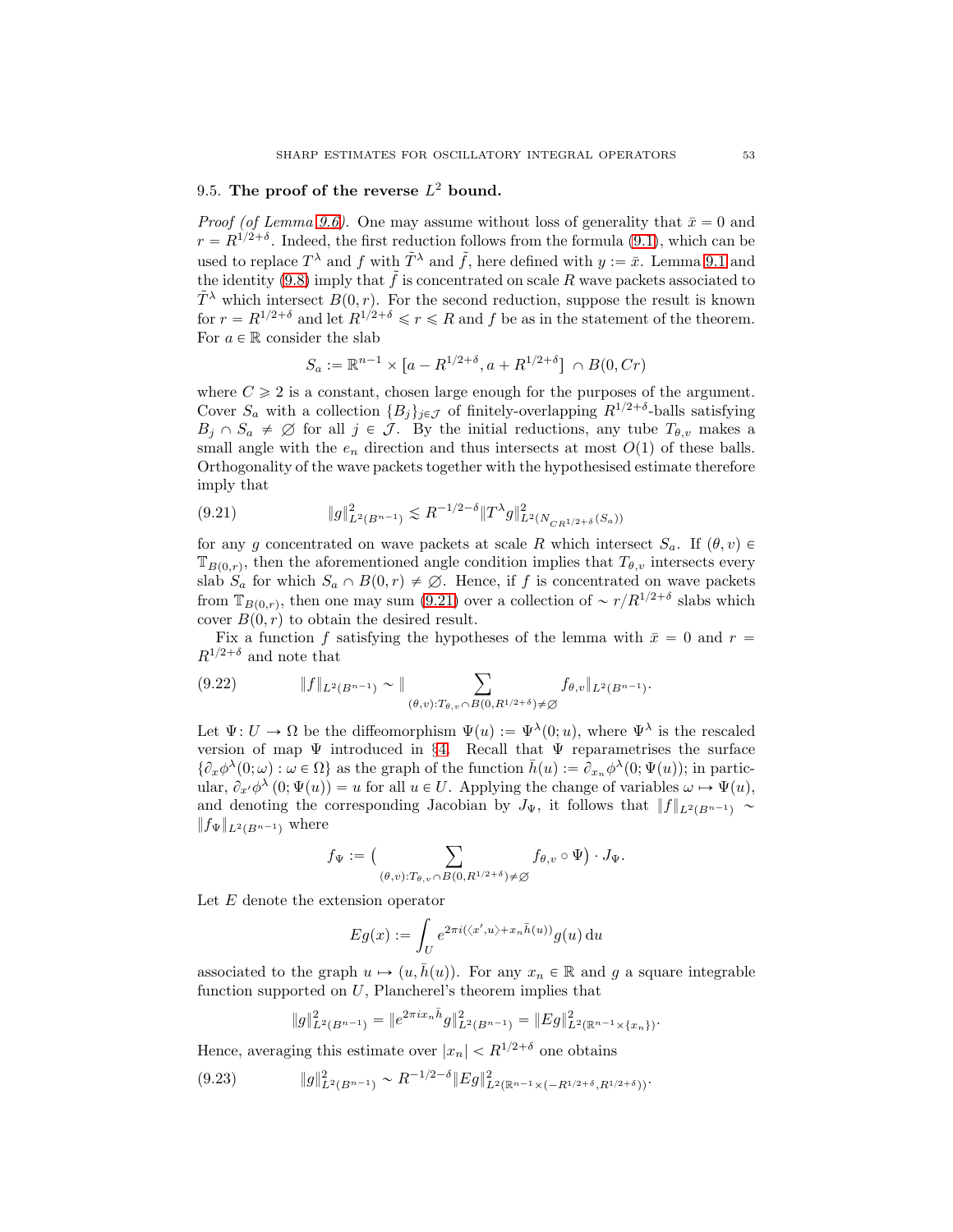### 9.5. **The proof of the reverse $L^2$ bound.**

*Proof (of Lemma 9.6).* One may assume without loss of generality that $\bar{x} = 0$ and $r = R^{1/2+\delta}$. Indeed, the first reduction follows from the formula (9.1), which can be used to replace $T^\lambda$ and $f$ with $\tilde{T}^\lambda$ and $\tilde{f}$, here defined with $y := \bar{x}$. Lemma 9.1 and the identity (9.8) imply that $\tilde{f}$ is concentrated on scale $R$ wave packets associated to $\tilde{T}^\lambda$ which intersect $B(0, r)$. For the second reduction, suppose the result is known for $r = R^{1/2+\delta}$ and let $R^{1/2+\delta} \leqslant r \leqslant R$ and $f$ be as in the statement of the theorem. For $a \in \mathbb{R}$ consider the slab

$$S_a := \mathbb{R}^{n-1} \times [a - R^{1/2+\delta}, a + R^{1/2+\delta}] \cap B(0, Cr)$$

where $C \geqslant 2$ is a constant, chosen large enough for the purposes of the argument. Cover $S_a$ with a collection $\{B_j\}_{j \in \mathcal{J}}$ of finitely-overlapping $R^{1/2+\delta}$-balls satisfying $B_j \cap S_a \neq \emptyset$ for all $j \in \mathcal{J}$. By the initial reductions, any tube $T_{\theta,v}$ makes a small angle with the $e_n$ direction and thus intersects at most $O(1)$ of these balls. Orthogonality of the wave packets together with the hypothesised estimate therefore imply that

$$\|g\|^2_{L^2(B^{n-1})} \lesssim R^{-1/2-\delta}\|T^\lambda g\|^2_{L^2(N_{CR^{1/2+\delta}}(S_a))} \tag{9.21}$$

for any $g$ concentrated on wave packets at scale $R$ which intersect $S_a$. If $(\theta, v) \in \mathbb{T}_{B(0,r)}$, then the aforementioned angle condition implies that $T_{\theta,v}$ intersects every slab $S_a$ for which $S_a \cap B(0, r) \neq \emptyset$. Hence, if $f$ is concentrated on wave packets from $\mathbb{T}_{B(0,r)}$, then one may sum (9.21) over a collection of $\sim r/R^{1/2+\delta}$ slabs which cover $B(0, r)$ to obtain the desired result.

Fix a function $f$ satisfying the hypotheses of the lemma with $\bar{x} = 0$ and $r = R^{1/2+\delta}$ and note that

$$\|f\|_{L^2(B^{n-1})} \sim \Big\| \sum_{(\theta,v): T_{\theta,v} \cap B(0,R^{1/2+\delta}) \neq \emptyset} f_{\theta,v} \Big\|_{L^2(B^{n-1})}. \tag{9.22}$$

Let $\Psi \colon U \to \Omega$ be the diffeomorphism $\Psi(u) := \Psi^\lambda(0; u)$, where $\Psi^\lambda$ is the rescaled version of map $\Psi$ introduced in §4. Recall that $\Psi$ reparametrises the surface $\{\partial_x \phi^\lambda(0; \omega) : \omega \in \Omega\}$ as the graph of the function $\bar{h}(u) := \partial_{x_n} \phi^\lambda(0; \Psi(u))$; in particular, $\partial_{x'} \phi^\lambda(0; \Psi(u)) = u$ for all $u \in U$. Applying the change of variables $\omega \mapsto \Psi(u)$, and denoting the corresponding Jacobian by $J_\Psi$, it follows that $\|f\|_{L^2(B^{n-1})} \sim \|f_\Psi\|_{L^2(B^{n-1})}$ where

$$f_\Psi := \Big( \sum_{(\theta,v): T_{\theta,v} \cap B(0,R^{1/2+\delta}) \neq \emptyset} f_{\theta,v} \circ \Psi \Big) \cdot J_\Psi.$$

Let $E$ denote the extension operator

$$Eg(x) := \int_U e^{2\pi i (\langle x', u \rangle + x_n \bar{h}(u))} g(u) \, \mathrm{d}u$$

associated to the graph $u \mapsto (u, \bar{h}(u))$. For any $x_n \in \mathbb{R}$ and $g$ a square integrable function supported on $U$, Plancherel's theorem implies that

$$\|g\|^2_{L^2(B^{n-1})} = \|e^{2\pi i x_n \bar{h}} g\|^2_{L^2(B^{n-1})} = \|Eg\|^2_{L^2(\mathbb{R}^{n-1} \times \{x_n\})}.$$

Hence, averaging this estimate over $|x_n| < R^{1/2+\delta}$ one obtains

$$\|g\|^2_{L^2(B^{n-1})} \sim R^{-1/2-\delta}\|Eg\|^2_{L^2(\mathbb{R}^{n-1} \times (-R^{1/2+\delta}, R^{1/2+\delta}))}. \tag{9.23}$$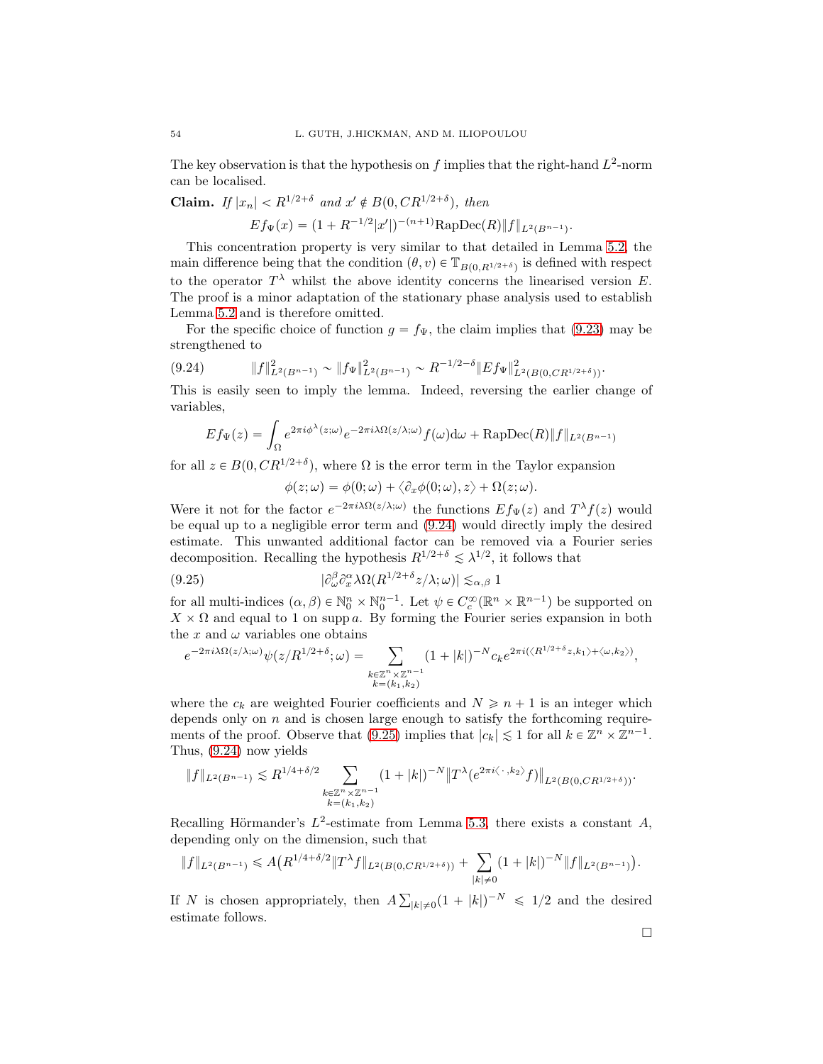The key observation is that the hypothesis on $f$ implies that the right-hand $L^2$-norm can be localised.

**Claim.** *If $|x_n| < R^{1/2+\delta}$ and $x' \notin B(0, CR^{1/2+\delta})$, then*

$$Ef_\Psi(x) = (1 + R^{-1/2}|x'|)^{-(n+1)}\mathrm{RapDec}(R)\|f\|_{L^2(B^{n-1})}.$$

This concentration property is very similar to that detailed in Lemma 5.2, the main difference being that the condition $(\theta, v) \in \mathbb{T}_{B(0,R^{1/2+\delta})}$ is defined with respect to the operator $T^\lambda$ whilst the above identity concerns the linearised version $E$. The proof is a minor adaptation of the stationary phase analysis used to establish Lemma 5.2 and is therefore omitted.

For the specific choice of function $g = f_\Psi$, the claim implies that (9.23) may be strengthened to

$$\|f\|^2_{L^2(B^{n-1})} \sim \|f_\Psi\|^2_{L^2(B^{n-1})} \sim R^{-1/2-\delta}\|Ef_\Psi\|^2_{L^2(B(0,CR^{1/2+\delta}))}. \tag{9.24}$$

This is easily seen to imply the lemma. Indeed, reversing the earlier change of variables,

$$Ef_\Psi(z) = \int_\Omega e^{2\pi i\phi^\lambda(z;\omega)}e^{-2\pi i\lambda\Omega(z/\lambda;\omega)}f(\omega)\mathrm{d}\omega + \mathrm{RapDec}(R)\|f\|_{L^2(B^{n-1})}$$

for all $z \in B(0, CR^{1/2+\delta})$, where $\Omega$ is the error term in the Taylor expansion

$$\phi(z;\omega) = \phi(0;\omega) + \langle \partial_x\phi(0;\omega), z\rangle + \Omega(z;\omega).$$

Were it not for the factor $e^{-2\pi i\lambda\Omega(z/\lambda;\omega)}$ the functions $Ef_\Psi(z)$ and $T^\lambda f(z)$ would be equal up to a negligible error term and (9.24) would directly imply the desired estimate. This unwanted additional factor can be removed via a Fourier series decomposition. Recalling the hypothesis $R^{1/2+\delta} \lesssim \lambda^{1/2}$, it follows that

$$|\partial_\omega^\beta\partial_x^\alpha\lambda\Omega(R^{1/2+\delta}z/\lambda;\omega)| \lesssim_{\alpha,\beta} 1 \tag{9.25}$$

for all multi-indices $(\alpha, \beta) \in \mathbb{N}_0^n \times \mathbb{N}_0^{n-1}$. Let $\psi \in C_c^\infty(\mathbb{R}^n \times \mathbb{R}^{n-1})$ be supported on $X \times \Omega$ and equal to 1 on $\mathrm{supp}\, a$. By forming the Fourier series expansion in both the $x$ and $\omega$ variables one obtains

$$e^{-2\pi i\lambda\Omega(z/\lambda;\omega)}\psi(z/R^{1/2+\delta};\omega) = \sum_{\substack{k\in\mathbb{Z}^n\times\mathbb{Z}^{n-1}\\ k=(k_1,k_2)}}(1+|k|)^{-N}c_k e^{2\pi i(\langle R^{1/2+\delta}z,k_1\rangle + \langle\omega,k_2\rangle)},$$

where the $c_k$ are weighted Fourier coefficients and $N \geqslant n+1$ is an integer which depends only on $n$ and is chosen large enough to satisfy the forthcoming requirements of the proof. Observe that (9.25) implies that $|c_k| \lesssim 1$ for all $k \in \mathbb{Z}^n \times \mathbb{Z}^{n-1}$. Thus, (9.24) now yields

$$\|f\|_{L^2(B^{n-1})} \lesssim R^{1/4+\delta/2}\sum_{\substack{k\in\mathbb{Z}^n\times\mathbb{Z}^{n-1}\\ k=(k_1,k_2)}}(1+|k|)^{-N}\|T^\lambda(e^{2\pi i\langle\,\cdot\,,k_2\rangle}f)\|_{L^2(B(0,CR^{1/2+\delta}))}.$$

Recalling Hörmander's $L^2$-estimate from Lemma 5.3, there exists a constant $A$, depending only on the dimension, such that

$$\|f\|_{L^2(B^{n-1})} \leqslant A\big(R^{1/4+\delta/2}\|T^\lambda f\|_{L^2(B(0,CR^{1/2+\delta}))} + \sum_{|k|\neq 0}(1+|k|)^{-N}\|f\|_{L^2(B^{n-1})}\big).$$

If $N$ is chosen appropriately, then $A\sum_{|k|\neq 0}(1+|k|)^{-N} \leqslant 1/2$ and the desired estimate follows.

□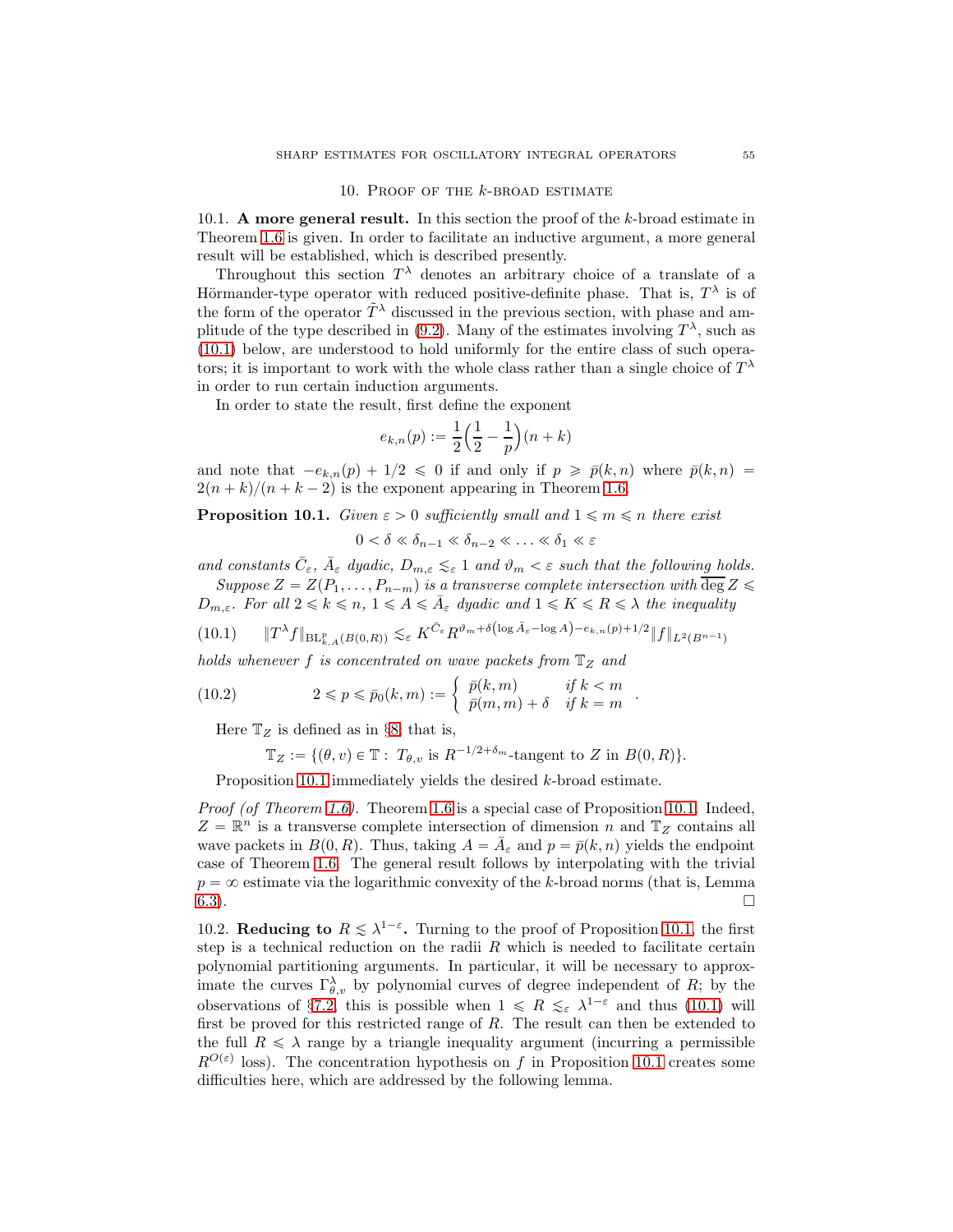## 10. Proof of the $k$-broad estimate

**10.1. A more general result.** In this section the proof of the $k$-broad estimate in Theorem 1.6 is given. In order to facilitate an inductive argument, a more general result will be established, which is described presently.

Throughout this section $T^\lambda$ denotes an arbitrary choice of a translate of a Hörmander-type operator with reduced positive-definite phase. That is, $T^\lambda$ is of the form of the operator $\tilde{T}^\lambda$ discussed in the previous section, with phase and amplitude of the type described in (9.2). Many of the estimates involving $T^\lambda$, such as (10.1) below, are understood to hold uniformly for the entire class of such operators; it is important to work with the whole class rather than a single choice of $T^\lambda$ in order to run certain induction arguments.

In order to state the result, first define the exponent

$$e_{k,n}(p) := \frac{1}{2}\Big(\frac{1}{2} - \frac{1}{p}\Big)(n+k)$$

and note that $-e_{k,n}(p) + 1/2 \leqslant 0$ if and only if $p \geqslant \bar{p}(k,n)$ where $\bar{p}(k,n) = 2(n+k)/(n+k-2)$ is the exponent appearing in Theorem 1.6.

**Proposition 10.1.** *Given $\varepsilon > 0$ sufficiently small and $1 \leqslant m \leqslant n$ there exist*

$$0 < \delta \ll \delta_{n-1} \ll \delta_{n-2} \ll \ldots \ll \delta_1 \ll \varepsilon$$

*and constants $\bar{C}_\varepsilon$, $\bar{A}_\varepsilon$ dyadic, $D_{m,\varepsilon} \lesssim_\varepsilon 1$ and $\vartheta_m < \varepsilon$ such that the following holds.*

*Suppose $Z = Z(P_1, \ldots, P_{n-m})$ is a transverse complete intersection with $\overline{\deg}\, Z \leqslant D_{m,\varepsilon}$. For all $2 \leqslant k \leqslant n$, $1 \leqslant A \leqslant \bar{A}_\varepsilon$ dyadic and $1 \leqslant K \leqslant R \leqslant \lambda$ the inequality*

$$\|T^\lambda f\|_{\mathrm{BL}^p_{k,A}(B(0,R))} \lesssim_\varepsilon K^{\bar{C}_\varepsilon} R^{\vartheta_m + \delta(\log \bar{A}_\varepsilon - \log A) - e_{k,n}(p) + 1/2} \|f\|_{L^2(B^{n-1})} \tag{10.1}$$

*holds whenever $f$ is concentrated on wave packets from $\mathbb{T}_Z$ and*

$$2 \leqslant p \leqslant \bar{p}_0(k,m) := \begin{cases} \bar{p}(k,m) & \text{if } k < m \\ \bar{p}(m,m) + \delta & \text{if } k = m \end{cases}. \tag{10.2}$$

Here $\mathbb{T}_Z$ is defined as in §8; that is,

$$\mathbb{T}_Z := \{(\theta, v) \in \mathbb{T} : \; T_{\theta,v} \text{ is } R^{-1/2+\delta_m}\text{-tangent to } Z \text{ in } B(0,R)\}.$$

Proposition 10.1 immediately yields the desired $k$-broad estimate.

*Proof (of Theorem 1.6).* Theorem 1.6 is a special case of Proposition 10.1. Indeed, $Z = \mathbb{R}^n$ is a transverse complete intersection of dimension $n$ and $\mathbb{T}_Z$ contains all wave packets in $B(0,R)$. Thus, taking $A = \bar{A}_\varepsilon$ and $p = \bar{p}(k,n)$ yields the endpoint case of Theorem 1.6. The general result follows by interpolating with the trivial $p = \infty$ estimate via the logarithmic convexity of the $k$-broad norms (that is, Lemma 6.3). □

**10.2. Reducing to $R \lesssim \lambda^{1-\varepsilon}$.** Turning to the proof of Proposition 10.1, the first step is a technical reduction on the radii $R$ which is needed to facilitate certain polynomial partitioning arguments. In particular, it will be necessary to approximate the curves $\Gamma^\lambda_{\theta,v}$ by polynomial curves of degree independent of $R$; by the observations of §7.2, this is possible when $1 \leqslant R \lesssim_\varepsilon \lambda^{1-\varepsilon}$ and thus (10.1) will first be proved for this restricted range of $R$. The result can then be extended to the full $R \leqslant \lambda$ range by a triangle inequality argument (incurring a permissible $R^{O(\varepsilon)}$ loss). The concentration hypothesis on $f$ in Proposition 10.1 creates some difficulties here, which are addressed by the following lemma.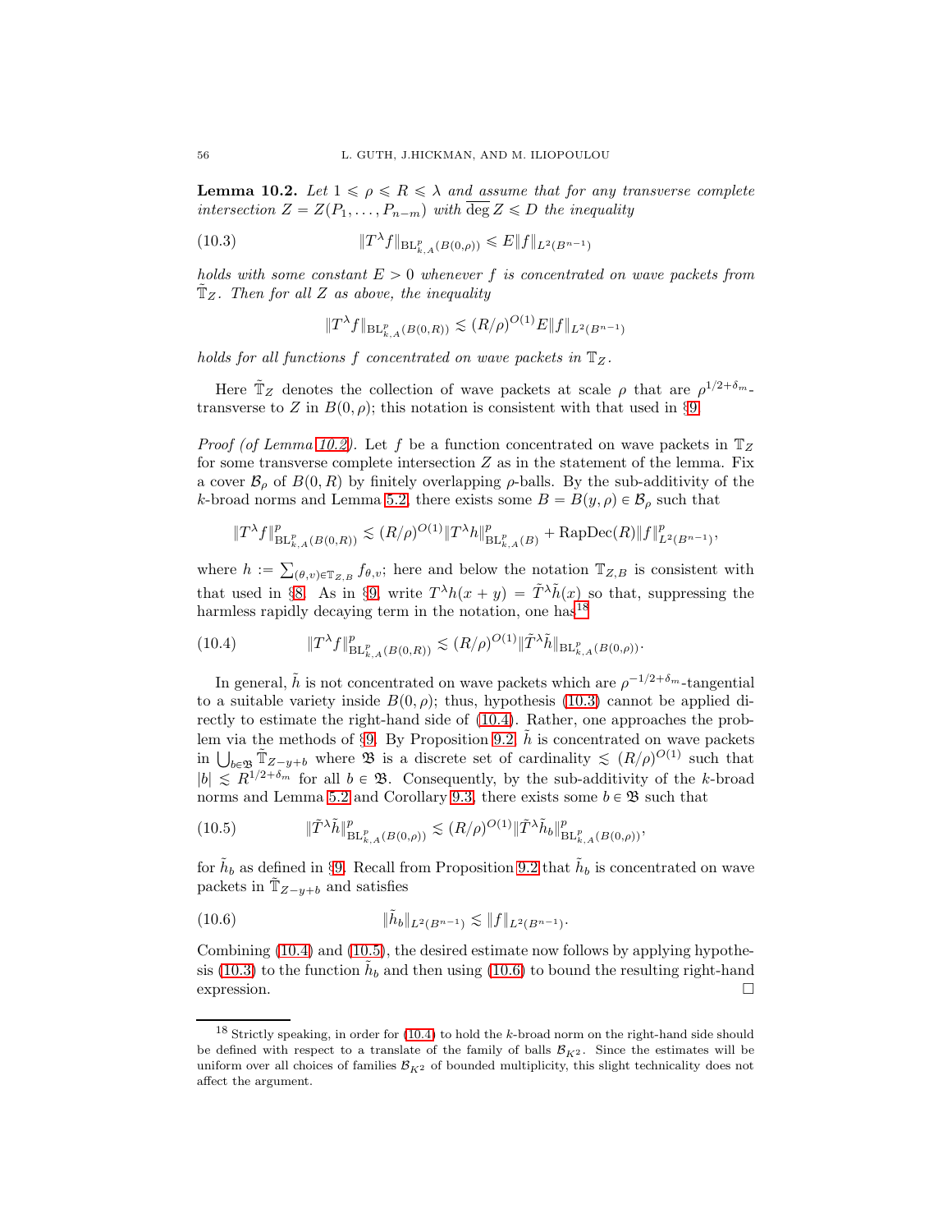**Lemma 10.2.** *Let $1 \leqslant \rho \leqslant R \leqslant \lambda$ and assume that for any transverse complete intersection $Z = Z(P_1, \dots, P_{n-m})$ with $\overline{\deg}\, Z \leqslant D$ the inequality*

$$\|T^\lambda f\|_{\mathrm{BL}^p_{k,A}(B(0,\rho))} \leqslant E\|f\|_{L^2(B^{n-1})} \tag{10.3}$$

*holds with some constant $E > 0$ whenever $f$ is concentrated on wave packets from $\tilde{\mathbb{T}}_Z$. Then for all $Z$ as above, the inequality*

$$\|T^\lambda f\|_{\mathrm{BL}^p_{k,A}(B(0,R))} \lesssim (R/\rho)^{O(1)} E\|f\|_{L^2(B^{n-1})}$$

*holds for all functions $f$ concentrated on wave packets in $\mathbb{T}_Z$.*

Here $\tilde{\mathbb{T}}_Z$ denotes the collection of wave packets at scale $\rho$ that are $\rho^{1/2+\delta_m}$-transverse to $Z$ in $B(0,\rho)$; this notation is consistent with that used in §9.

*Proof (of Lemma 10.2).* Let $f$ be a function concentrated on wave packets in $\mathbb{T}_Z$ for some transverse complete intersection $Z$ as in the statement of the lemma. Fix a cover $\mathcal{B}_\rho$ of $B(0,R)$ by finitely overlapping $\rho$-balls. By the sub-additivity of the $k$-broad norms and Lemma 5.2, there exists some $B = B(y,\rho) \in \mathcal{B}_\rho$ such that

$$\|T^\lambda f\|^p_{\mathrm{BL}^p_{k,A}(B(0,R))} \lesssim (R/\rho)^{O(1)}\|T^\lambda h\|^p_{\mathrm{BL}^p_{k,A}(B)} + \mathrm{RapDec}(R)\|f\|^p_{L^2(B^{n-1})},$$

where $h := \sum_{(\theta,v)\in\mathbb{T}_{Z,B}} f_{\theta,v}$; here and below the notation $\mathbb{T}_{Z,B}$ is consistent with that used in §8. As in §9, write $T^\lambda h(x+y) = \tilde{T}^\lambda \tilde{h}(x)$ so that, suppressing the harmless rapidly decaying term in the notation, one has[18]

$$\|T^\lambda f\|^p_{\mathrm{BL}^p_{k,A}(B(0,R))} \lesssim (R/\rho)^{O(1)}\|\tilde{T}^\lambda \tilde{h}\|_{\mathrm{BL}^p_{k,A}(B(0,\rho))}. \tag{10.4}$$

In general, $\tilde{h}$ is not concentrated on wave packets which are $\rho^{-1/2+\delta_m}$-tangential to a suitable variety inside $B(0,\rho)$; thus, hypothesis (10.3) cannot be applied directly to estimate the right-hand side of (10.4). Rather, one approaches the problem via the methods of §9. By Proposition 9.2, $\tilde{h}$ is concentrated on wave packets in $\bigcup_{b\in\mathfrak{B}} \tilde{\mathbb{T}}_{Z-y+b}$ where $\mathfrak{B}$ is a discrete set of cardinality $\lesssim (R/\rho)^{O(1)}$ such that $|b| \lesssim R^{1/2+\delta_m}$ for all $b \in \mathfrak{B}$. Consequently, by the sub-additivity of the $k$-broad norms and Lemma 5.2 and Corollary 9.3, there exists some $b \in \mathfrak{B}$ such that

$$\|\tilde{T}^\lambda \tilde{h}\|^p_{\mathrm{BL}^p_{k,A}(B(0,\rho))} \lesssim (R/\rho)^{O(1)}\|\tilde{T}^\lambda \tilde{h}_b\|^p_{\mathrm{BL}^p_{k,A}(B(0,\rho))}, \tag{10.5}$$

for $\tilde{h}_b$ as defined in §9. Recall from Proposition 9.2 that $\tilde{h}_b$ is concentrated on wave packets in $\tilde{\mathbb{T}}_{Z-y+b}$ and satisfies

$$\|\tilde{h}_b\|_{L^2(B^{n-1})} \lesssim \|f\|_{L^2(B^{n-1})}. \tag{10.6}$$

Combining (10.4) and (10.5), the desired estimate now follows by applying hypothesis (10.3) to the function $\tilde{h}_b$ and then using (10.6) to bound the resulting right-hand expression. $\square$

---

[18] Strictly speaking, in order for (10.4) to hold the $k$-broad norm on the right-hand side should be defined with respect to a translate of the family of balls $\mathcal{B}_{K^2}$. Since the estimates will be uniform over all choices of families $\mathcal{B}_{K^2}$ of bounded multiplicity, this slight technicality does not affect the argument.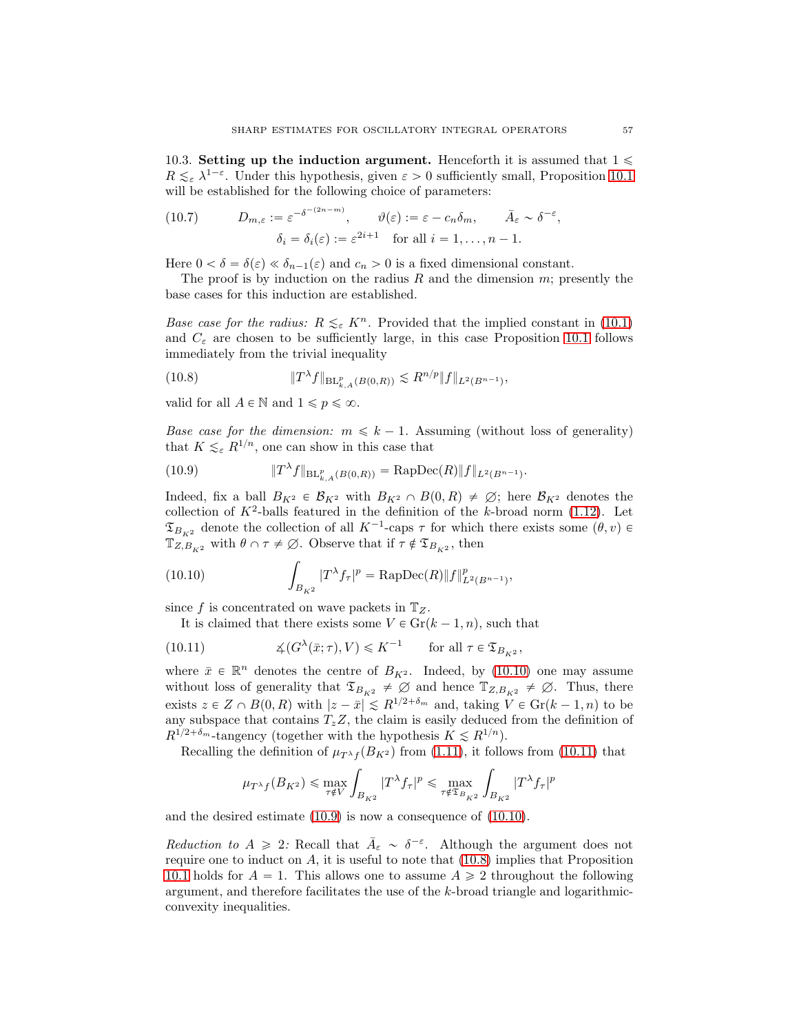10.3. **Setting up the induction argument.** Henceforth it is assumed that $1 \leqslant R \lesssim_\varepsilon \lambda^{1-\varepsilon}$. Under this hypothesis, given $\varepsilon > 0$ sufficiently small, Proposition 10.1 will be established for the following choice of parameters:

$$D_{m,\varepsilon} := \varepsilon^{-\delta^{-(2n-m)}}, \qquad \vartheta(\varepsilon) := \varepsilon - c_n\delta_m, \qquad \bar{A}_\varepsilon \sim \delta^{-\varepsilon},$$
$$\delta_i = \delta_i(\varepsilon) := \varepsilon^{2i+1} \quad \text{for all } i = 1, \dots, n-1. \tag{10.7}$$

Here $0 < \delta = \delta(\varepsilon) \ll \delta_{n-1}(\varepsilon)$ and $c_n > 0$ is a fixed dimensional constant.

The proof is by induction on the radius $R$ and the dimension $m$; presently the base cases for this induction are established.

*Base case for the radius:* $R \lesssim_\varepsilon K^n$. Provided that the implied constant in (10.1) and $C_\varepsilon$ are chosen to be sufficiently large, in this case Proposition 10.1 follows immediately from the trivial inequality

$$\|T^\lambda f\|_{\mathrm{BL}^p_{k,A}(B(0,R))} \lesssim R^{n/p}\|f\|_{L^2(B^{n-1})}, \tag{10.8}$$

valid for all $A \in \mathbb{N}$ and $1 \leqslant p \leqslant \infty$.

*Base case for the dimension:* $m \leqslant k-1$. Assuming (without loss of generality) that $K \lesssim_\varepsilon R^{1/n}$, one can show in this case that

$$\|T^\lambda f\|_{\mathrm{BL}^p_{k,A}(B(0,R))} = \mathrm{RapDec}(R)\|f\|_{L^2(B^{n-1})}. \tag{10.9}$$

Indeed, fix a ball $B_{K^2} \in \mathcal{B}_{K^2}$ with $B_{K^2} \cap B(0,R) \neq \emptyset$; here $\mathcal{B}_{K^2}$ denotes the collection of $K^2$-balls featured in the definition of the $k$-broad norm (1.12). Let $\mathfrak{T}_{B_{K^2}}$ denote the collection of all $K^{-1}$-caps $\tau$ for which there exists some $(\theta, v) \in \mathbb{T}_{Z,B_{K^2}}$ with $\theta \cap \tau \neq \emptyset$. Observe that if $\tau \notin \mathfrak{T}_{B_{K^2}}$, then

$$\int_{B_{K^2}} |T^\lambda f_\tau|^p = \mathrm{RapDec}(R)\|f\|^p_{L^2(B^{n-1})}, \tag{10.10}$$

since $f$ is concentrated on wave packets in $\mathbb{T}_Z$.

It is claimed that there exists some $V \in \mathrm{Gr}(k-1,n)$, such that

$$\measuredangle(G^\lambda(\bar{x};\tau), V) \leqslant K^{-1} \qquad \text{for all } \tau \in \mathfrak{T}_{B_{K^2}}, \tag{10.11}$$

where $\bar{x} \in \mathbb{R}^n$ denotes the centre of $B_{K^2}$. Indeed, by (10.10) one may assume without loss of generality that $\mathfrak{T}_{B_{K^2}} \neq \emptyset$ and hence $\mathbb{T}_{Z,B_{K^2}} \neq \emptyset$. Thus, there exists $z \in Z \cap B(0,R)$ with $|z - \bar{x}| \lesssim R^{1/2+\delta_m}$ and, taking $V \in \mathrm{Gr}(k-1,n)$ to be any subspace that contains $T_zZ$, the claim is easily deduced from the definition of $R^{1/2+\delta_m}$-tangency (together with the hypothesis $K \lesssim R^{1/n}$).

Recalling the definition of $\mu_{T^\lambda f}(B_{K^2})$ from (1.11), it follows from (10.11) that

$$\mu_{T^\lambda f}(B_{K^2}) \leqslant \max_{\tau \notin V} \int_{B_{K^2}} |T^\lambda f_\tau|^p \leqslant \max_{\tau \notin \mathfrak{T}_{B_{K^2}}} \int_{B_{K^2}} |T^\lambda f_\tau|^p$$

and the desired estimate (10.9) is now a consequence of (10.10).

*Reduction to $A \geqslant 2$:* Recall that $\bar{A}_\varepsilon \sim \delta^{-\varepsilon}$. Although the argument does not require one to induct on $A$, it is useful to note that (10.8) implies that Proposition 10.1 holds for $A = 1$. This allows one to assume $A \geqslant 2$ throughout the following argument, and therefore facilitates the use of the $k$-broad triangle and logarithmic-convexity inequalities.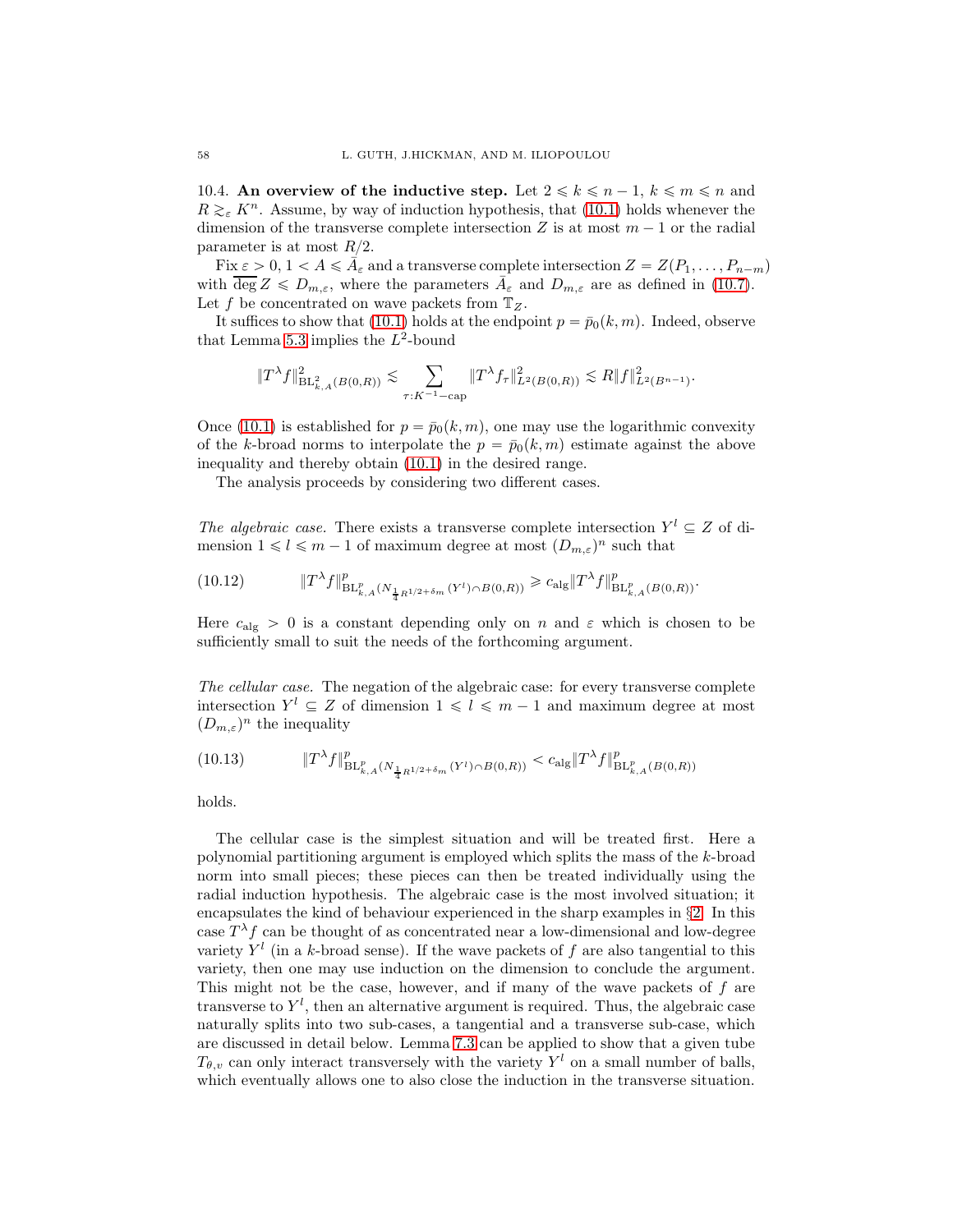**10.4. An overview of the inductive step.** Let $2 \leqslant k \leqslant n-1$, $k \leqslant m \leqslant n$ and $R \gtrsim_\varepsilon K^n$. Assume, by way of induction hypothesis, that (10.1) holds whenever the dimension of the transverse complete intersection $Z$ is at most $m-1$ or the radial parameter is at most $R/2$.

Fix $\varepsilon > 0$, $1 < A \leqslant \bar{A}_\varepsilon$ and a transverse complete intersection $Z = Z(P_1, \dots, P_{n-m})$ with $\overline{\deg}\, Z \leqslant D_{m,\varepsilon}$, where the parameters $\bar{A}_\varepsilon$ and $D_{m,\varepsilon}$ are as defined in (10.7). Let $f$ be concentrated on wave packets from $\mathbb{T}_Z$.

It suffices to show that (10.1) holds at the endpoint $p = \bar{p}_0(k,m)$. Indeed, observe that Lemma 5.3 implies the $L^2$-bound

$$\|T^\lambda f\|^2_{\mathrm{BL}^2_{k,A}(B(0,R))} \lesssim \sum_{\tau : K^{-1}\text{-cap}} \|T^\lambda f_\tau\|^2_{L^2(B(0,R))} \lesssim R\|f\|^2_{L^2(B^{n-1})}.$$

Once (10.1) is established for $p = \bar{p}_0(k,m)$, one may use the logarithmic convexity of the $k$-broad norms to interpolate the $p = \bar{p}_0(k,m)$ estimate against the above inequality and thereby obtain (10.1) in the desired range.

The analysis proceeds by considering two different cases.

*The algebraic case.* There exists a transverse complete intersection $Y^l \subseteq Z$ of dimension $1 \leqslant l \leqslant m-1$ of maximum degree at most $(D_{m,\varepsilon})^n$ such that

$$\|T^\lambda f\|^p_{\mathrm{BL}^p_{k,A}(N_{\frac{1}{4}R^{1/2+\delta_m}}(Y^l) \cap B(0,R))} \geqslant c_{\mathrm{alg}} \|T^\lambda f\|^p_{\mathrm{BL}^p_{k,A}(B(0,R))}. \tag{10.12}$$

Here $c_{\mathrm{alg}} > 0$ is a constant depending only on $n$ and $\varepsilon$ which is chosen to be sufficiently small to suit the needs of the forthcoming argument.

*The cellular case.* The negation of the algebraic case: for every transverse complete intersection $Y^l \subseteq Z$ of dimension $1 \leqslant l \leqslant m-1$ and maximum degree at most $(D_{m,\varepsilon})^n$ the inequality

$$\|T^\lambda f\|^p_{\mathrm{BL}^p_{k,A}(N_{\frac{1}{4}R^{1/2+\delta_m}}(Y^l) \cap B(0,R))} < c_{\mathrm{alg}} \|T^\lambda f\|^p_{\mathrm{BL}^p_{k,A}(B(0,R))} \tag{10.13}$$

holds.

The cellular case is the simplest situation and will be treated first. Here a polynomial partitioning argument is employed which splits the mass of the $k$-broad norm into small pieces; these pieces can then be treated individually using the radial induction hypothesis. The algebraic case is the most involved situation; it encapsulates the kind of behaviour experienced in the sharp examples in §2. In this case $T^\lambda f$ can be thought of as concentrated near a low-dimensional and low-degree variety $Y^l$ (in a $k$-broad sense). If the wave packets of $f$ are also tangential to this variety, then one may use induction on the dimension to conclude the argument. This might not be the case, however, and if many of the wave packets of $f$ are transverse to $Y^l$, then an alternative argument is required. Thus, the algebraic case naturally splits into two sub-cases, a tangential and a transverse sub-case, which are discussed in detail below. Lemma 7.3 can be applied to show that a given tube $T_{\theta,v}$ can only interact transversely with the variety $Y^l$ on a small number of balls, which eventually allows one to also close the induction in the transverse situation.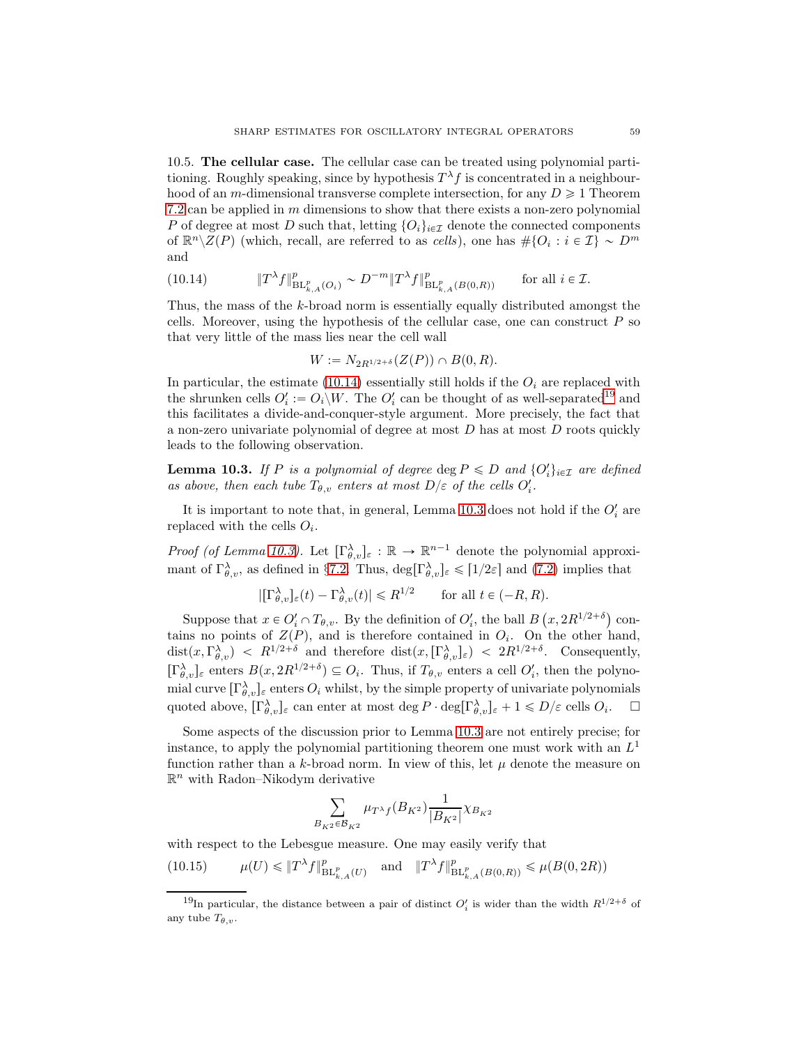10.5. **The cellular case.** The cellular case can be treated using polynomial partitioning. Roughly speaking, since by hypothesis $T^\lambda f$ is concentrated in a neighbourhood of an $m$-dimensional transverse complete intersection, for any $D \geqslant 1$ Theorem 7.2 can be applied in $m$ dimensions to show that there exists a non-zero polynomial $P$ of degree at most $D$ such that, letting $\{O_i\}_{i \in \mathcal{I}}$ denote the connected components of $\mathbb{R}^n \backslash Z(P)$ (which, recall, are referred to as *cells*), one has $\#\{O_i : i \in \mathcal{I}\} \sim D^m$ and

$$\|T^\lambda f\|^p_{\mathrm{BL}^p_{k,A}(O_i)} \sim D^{-m}\|T^\lambda f\|^p_{\mathrm{BL}^p_{k,A}(B(0,R))} \qquad \text{for all } i \in \mathcal{I}. \tag{10.14}$$

Thus, the mass of the $k$-broad norm is essentially equally distributed amongst the cells. Moreover, using the hypothesis of the cellular case, one can construct $P$ so that very little of the mass lies near the cell wall

$$W := N_{2R^{1/2+\delta}}(Z(P)) \cap B(0,R).$$

In particular, the estimate (10.14) essentially still holds if the $O_i$ are replaced with the shrunken cells $O_i' := O_i \backslash W$. The $O_i'$ can be thought of as well-separated[19] and this facilitates a divide-and-conquer-style argument. More precisely, the fact that a non-zero univariate polynomial of degree at most $D$ has at most $D$ roots quickly leads to the following observation.

**Lemma 10.3.** *If $P$ is a polynomial of degree $\deg P \leqslant D$ and $\{O_i'\}_{i\in\mathcal{I}}$ are defined as above, then each tube $T_{\theta,v}$ enters at most $D/\varepsilon$ of the cells $O_i'$.*

It is important to note that, in general, Lemma 10.3 does not hold if the $O_i'$ are replaced with the cells $O_i$.

*Proof (of Lemma 10.3).* Let $[\Gamma^\lambda_{\theta,v}]_\varepsilon : \mathbb{R} \to \mathbb{R}^{n-1}$ denote the polynomial approximant of $\Gamma^\lambda_{\theta,v}$, as defined in §7.2. Thus, $\deg[\Gamma^\lambda_{\theta,v}]_\varepsilon \leqslant \lceil 1/2\varepsilon \rceil$ and (7.2) implies that

$$|[\Gamma^\lambda_{\theta,v}]_\varepsilon(t) - \Gamma^\lambda_{\theta,v}(t)| \leqslant R^{1/2} \qquad \text{for all } t \in (-R,R).$$

Suppose that $x \in O_i' \cap T_{\theta,v}$. By the definition of $O_i'$, the ball $B\left(x, 2R^{1/2+\delta}\right)$ contains no points of $Z(P)$, and is therefore contained in $O_i$. On the other hand, $\mathrm{dist}(x, \Gamma^\lambda_{\theta,v}) < R^{1/2+\delta}$ and therefore $\mathrm{dist}(x, [\Gamma^\lambda_{\theta,v}]_\varepsilon) < 2R^{1/2+\delta}$. Consequently, $[\Gamma^\lambda_{\theta,v}]_\varepsilon$ enters $B(x, 2R^{1/2+\delta}) \subseteq O_i$. Thus, if $T_{\theta,v}$ enters a cell $O_i'$, then the polynomial curve $[\Gamma^\lambda_{\theta,v}]_\varepsilon$ enters $O_i$ whilst, by the simple property of univariate polynomials quoted above, $[\Gamma^\lambda_{\theta,v}]_\varepsilon$ can enter at most $\deg P \cdot \deg[\Gamma^\lambda_{\theta,v}]_\varepsilon + 1 \leqslant D/\varepsilon$ cells $O_i$. $\square$

Some aspects of the discussion prior to Lemma 10.3 are not entirely precise; for instance, to apply the polynomial partitioning theorem one must work with an $L^1$ function rather than a $k$-broad norm. In view of this, let $\mu$ denote the measure on $\mathbb{R}^n$ with Radon–Nikodym derivative

$$\sum_{B_{K^2} \in \mathcal{B}_{K^2}} \mu_{T^\lambda f}(B_{K^2}) \frac{1}{|B_{K^2}|}\chi_{B_{K^2}}$$

with respect to the Lebesgue measure. One may easily verify that

$$\mu(U) \leqslant \|T^\lambda f\|^p_{\mathrm{BL}^p_{k,A}(U)} \quad \text{and} \quad \|T^\lambda f\|^p_{\mathrm{BL}^p_{k,A}(B(0,R))} \leqslant \mu(B(0,2R)) \tag{10.15}$$

[19] In particular, the distance between a pair of distinct $O_i'$ is wider than the width $R^{1/2+\delta}$ of any tube $T_{\theta,v}$.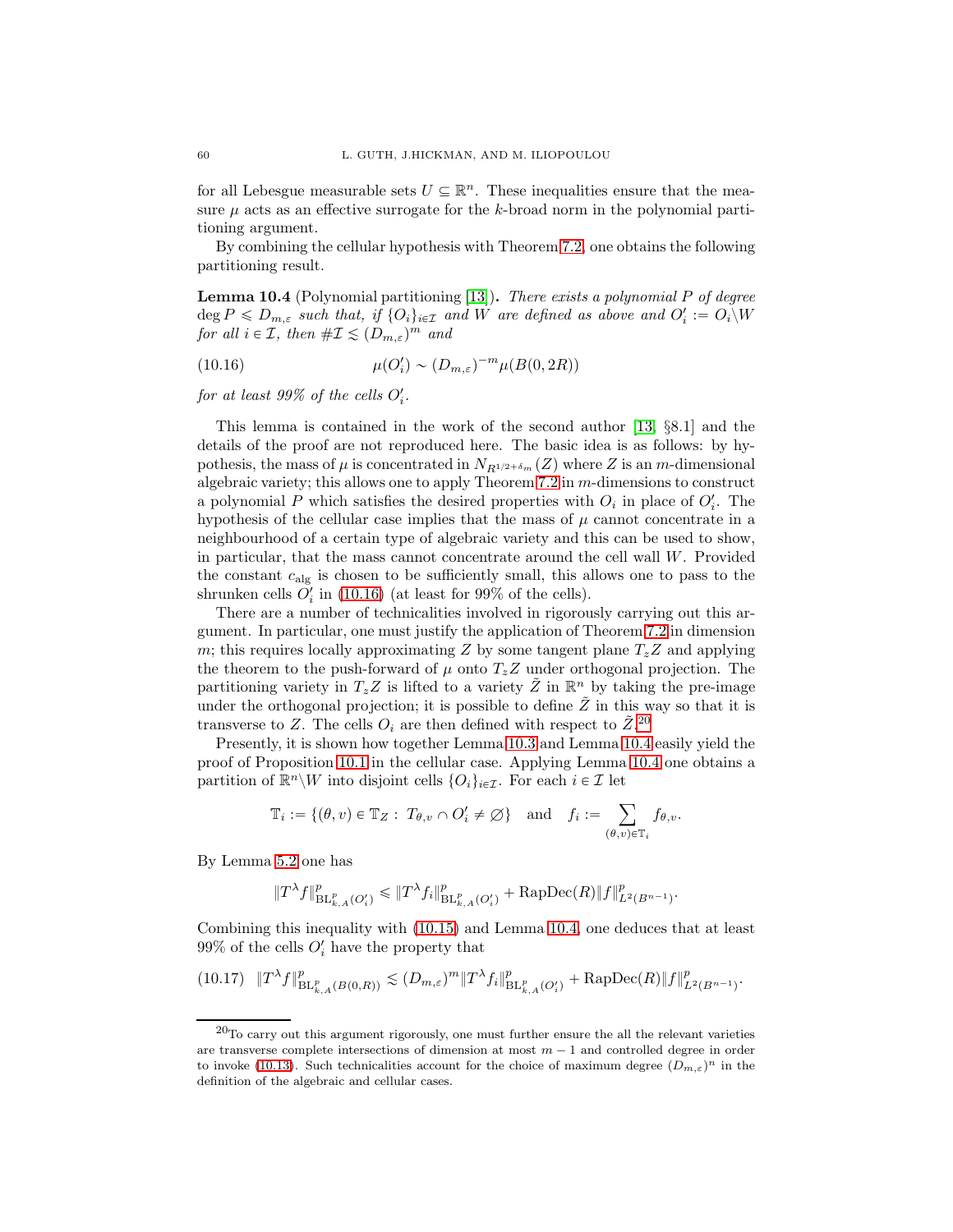for all Lebesgue measurable sets $U \subseteq \mathbb{R}^n$. These inequalities ensure that the measure $\mu$ acts as an effective surrogate for the $k$-broad norm in the polynomial partitioning argument.

By combining the cellular hypothesis with Theorem 7.2, one obtains the following partitioning result.

**Lemma 10.4** (Polynomial partitioning [13])**.** *There exists a polynomial $P$ of degree $\deg P \leqslant D_{m,\varepsilon}$ such that, if $\{O_i\}_{i\in\mathcal{I}}$ and $W$ are defined as above and $O_i' := O_i \backslash W$ for all $i \in \mathcal{I}$, then $\#\mathcal{I} \lesssim (D_{m,\varepsilon})^m$ and*

$$\mu(O_i') \sim (D_{m,\varepsilon})^{-m}\mu(B(0,2R)) \tag{10.16}$$

*for at least 99% of the cells $O_i'$.*

This lemma is contained in the work of the second author [13, §8.1] and the details of the proof are not reproduced here. The basic idea is as follows: by hypothesis, the mass of $\mu$ is concentrated in $N_{R^{1/2+\delta_m}}(Z)$ where $Z$ is an $m$-dimensional algebraic variety; this allows one to apply Theorem 7.2 in $m$-dimensions to construct a polynomial $P$ which satisfies the desired properties with $O_i$ in place of $O_i'$. The hypothesis of the cellular case implies that the mass of $\mu$ cannot concentrate in a neighbourhood of a certain type of algebraic variety and this can be used to show, in particular, that the mass cannot concentrate around the cell wall $W$. Provided the constant $c_{\mathrm{alg}}$ is chosen to be sufficiently small, this allows one to pass to the shrunken cells $O_i'$ in (10.16) (at least for 99% of the cells).

There are a number of technicalities involved in rigorously carrying out this argument. In particular, one must justify the application of Theorem 7.2 in dimension $m$; this requires locally approximating $Z$ by some tangent plane $T_zZ$ and applying the theorem to the push-forward of $\mu$ onto $T_zZ$ under orthogonal projection. The partitioning variety in $T_zZ$ is lifted to a variety $\tilde{Z}$ in $\mathbb{R}^n$ by taking the pre-image under the orthogonal projection; it is possible to define $\tilde{Z}$ in this way so that it is transverse to $Z$. The cells $O_i$ are then defined with respect to $\tilde{Z}$.[20]

Presently, it is shown how together Lemma 10.3 and Lemma 10.4 easily yield the proof of Proposition 10.1 in the cellular case. Applying Lemma 10.4 one obtains a partition of $\mathbb{R}^n \backslash W$ into disjoint cells $\{O_i\}_{i\in\mathcal{I}}$. For each $i \in \mathcal{I}$ let

$$\mathbb{T}_i := \{(\theta, v) \in \mathbb{T}_Z : T_{\theta,v} \cap O_i' \neq \varnothing\} \quad \text{and} \quad f_i := \sum_{(\theta,v)\in\mathbb{T}_i} f_{\theta,v}.$$

By Lemma 5.2 one has

$$\|T^\lambda f\|^p_{\mathrm{BL}^p_{k,A}(O_i')} \leqslant \|T^\lambda f_i\|^p_{\mathrm{BL}^p_{k,A}(O_i')} + \mathrm{RapDec}(R)\|f\|^p_{L^2(B^{n-1})}.$$

Combining this inequality with (10.15) and Lemma 10.4, one deduces that at least 99% of the cells $O_i'$ have the property that

$$\|T^\lambda f\|^p_{\mathrm{BL}^p_{k,A}(B(0,R))} \lesssim (D_{m,\varepsilon})^m \|T^\lambda f_i\|^p_{\mathrm{BL}^p_{k,A}(O_i')} + \mathrm{RapDec}(R)\|f\|^p_{L^2(B^{n-1})}. \tag{10.17}$$

---

[20] To carry out this argument rigorously, one must further ensure the all the relevant varieties are transverse complete intersections of dimension at most $m-1$ and controlled degree in order to invoke (10.13). Such technicalities account for the choice of maximum degree $(D_{m,\varepsilon})^n$ in the definition of the algebraic and cellular cases.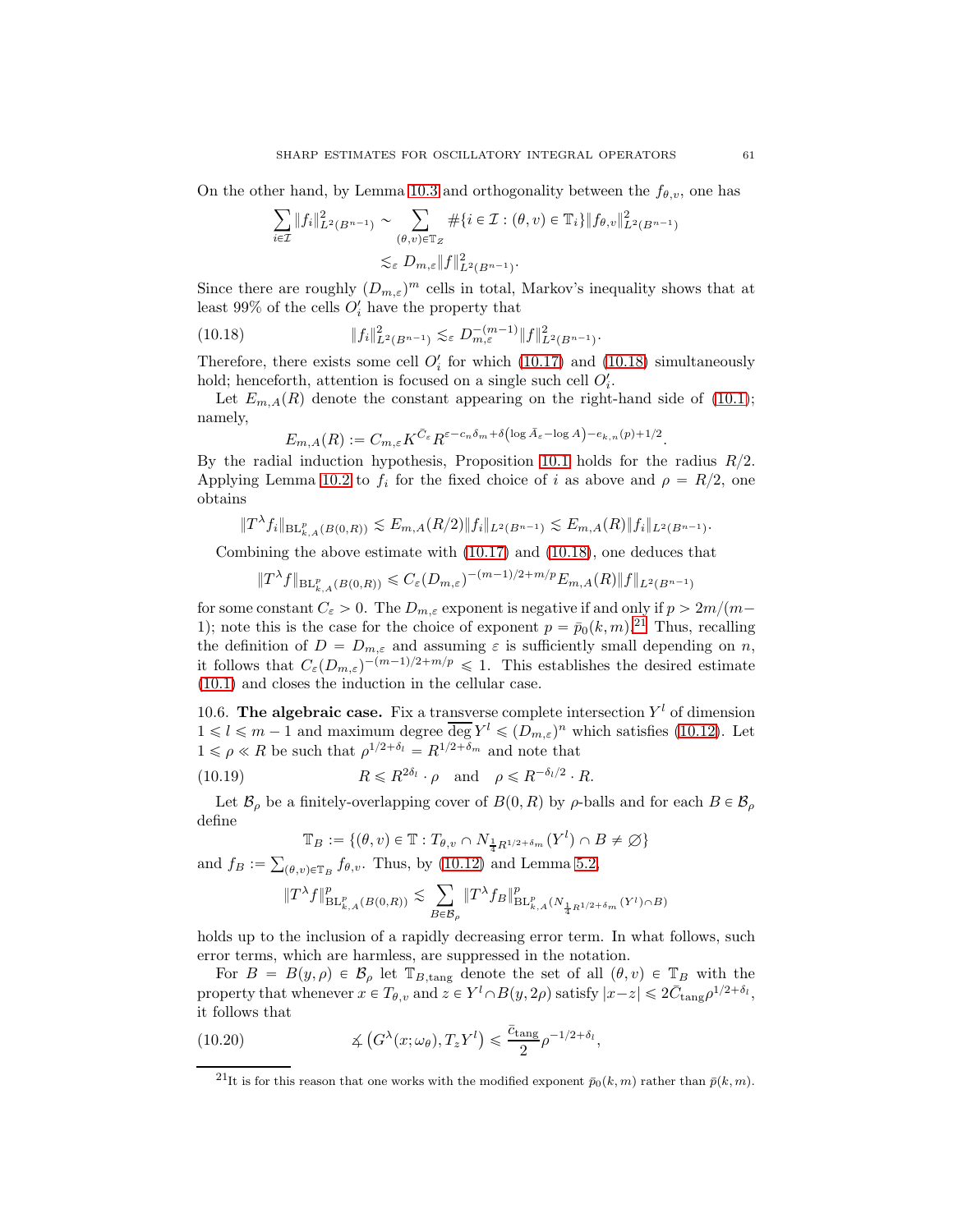On the other hand, by Lemma 10.3 and orthogonality between the $f_{\theta,v}$, one has

$$\sum_{i\in\mathcal{I}} \|f_i\|_{L^2(B^{n-1})}^2 \sim \sum_{(\theta,v)\in\mathbb{T}_Z} \#\{i \in \mathcal{I} : (\theta, v) \in \mathbb{T}_i\}\|f_{\theta,v}\|_{L^2(B^{n-1})}^2$$
$$\lesssim_\varepsilon D_{m,\varepsilon}\|f\|_{L^2(B^{n-1})}^2.$$

Since there are roughly $(D_{m,\varepsilon})^m$ cells in total, Markov's inequality shows that at least 99% of the cells $O_i'$ have the property that

$$\|f_i\|_{L^2(B^{n-1})}^2 \lesssim_\varepsilon D_{m,\varepsilon}^{-(m-1)}\|f\|_{L^2(B^{n-1})}^2. \tag{10.18}$$

Therefore, there exists some cell $O_i'$ for which (10.17) and (10.18) simultaneously hold; henceforth, attention is focused on a single such cell $O_i'$.

Let $E_{m,A}(R)$ denote the constant appearing on the right-hand side of (10.1); namely,

$$E_{m,A}(R) := C_{m,\varepsilon}K^{\bar{C}_\varepsilon}R^{\varepsilon - c_n\delta_m + \delta\left(\log \bar{A}_\varepsilon - \log A\right) - e_{k,n}(p) + 1/2}.$$

By the radial induction hypothesis, Proposition 10.1 holds for the radius $R/2$. Applying Lemma 10.2 to $f_i$ for the fixed choice of $i$ as above and $\rho = R/2$, one obtains

$$\|T^\lambda f_i\|_{\mathrm{BL}^p_{k,A}(B(0,R))} \lesssim E_{m,A}(R/2)\|f_i\|_{L^2(B^{n-1})} \lesssim E_{m,A}(R)\|f_i\|_{L^2(B^{n-1})}.$$

Combining the above estimate with (10.17) and (10.18), one deduces that

$$\|T^\lambda f\|_{\mathrm{BL}^p_{k,A}(B(0,R))} \leqslant C_\varepsilon (D_{m,\varepsilon})^{-(m-1)/2+m/p}E_{m,A}(R)\|f\|_{L^2(B^{n-1})}$$

for some constant $C_\varepsilon > 0$. The $D_{m,\varepsilon}$ exponent is negative if and only if $p > 2m/(m-1)$; note this is the case for the choice of exponent $p = \bar{p}_0(k, m)$.[21] Thus, recalling the definition of $D = D_{m,\varepsilon}$ and assuming $\varepsilon$ is sufficiently small depending on $n$, it follows that $C_\varepsilon(D_{m,\varepsilon})^{-(m-1)/2+m/p} \leqslant 1$. This establishes the desired estimate (10.1) and closes the induction in the cellular case.

10.6. **The algebraic case.** Fix a transverse complete intersection $Y^l$ of dimension $1 \leqslant l \leqslant m-1$ and maximum degree $\overline{\deg}\, Y^l \leqslant (D_{m,\varepsilon})^n$ which satisfies (10.12). Let $1 \leqslant \rho \ll R$ be such that $\rho^{1/2+\delta_l} = R^{1/2+\delta_m}$ and note that

$$R \leqslant R^{2\delta_l}\cdot \rho \quad \text{and} \quad \rho \leqslant R^{-\delta_l/2}\cdot R. \tag{10.19}$$

Let $\mathcal{B}_\rho$ be a finitely-overlapping cover of $B(0,R)$ by $\rho$-balls and for each $B \in \mathcal{B}_\rho$ define

$$\mathbb{T}_B := \{(\theta, v) \in \mathbb{T} : T_{\theta,v} \cap N_{\frac{1}{4}R^{1/2+\delta_m}}(Y^l) \cap B \neq \emptyset\}$$

and $f_B := \sum_{(\theta,v)\in\mathbb{T}_B} f_{\theta,v}$. Thus, by (10.12) and Lemma 5.2,

$$\|T^\lambda f\|_{\mathrm{BL}^p_{k,A}(B(0,R))}^p \lesssim \sum_{B\in\mathcal{B}_\rho} \|T^\lambda f_B\|_{\mathrm{BL}^p_{k,A}(N_{\frac{1}{4}R^{1/2+\delta_m}}(Y^l)\cap B)}^p$$

holds up to the inclusion of a rapidly decreasing error term. In what follows, such error terms, which are harmless, are suppressed in the notation.

For $B = B(y, \rho) \in \mathcal{B}_\rho$ let $\mathbb{T}_{B,\mathrm{tang}}$ denote the set of all $(\theta, v) \in \mathbb{T}_B$ with the property that whenever $x \in T_{\theta,v}$ and $z \in Y^l \cap B(y, 2\rho)$ satisfy $|x-z| \leqslant 2\bar{C}_{\mathrm{tang}}\rho^{1/2+\delta_l}$, it follows that

$$\measuredangle\left(G^\lambda(x;\omega_\theta), T_zY^l\right) \leqslant \frac{\bar{c}_{\mathrm{tang}}}{2}\rho^{-1/2+\delta_l}, \tag{10.20}$$

[21] It is for this reason that one works with the modified exponent $\bar{p}_0(k, m)$ rather than $\bar{p}(k, m)$.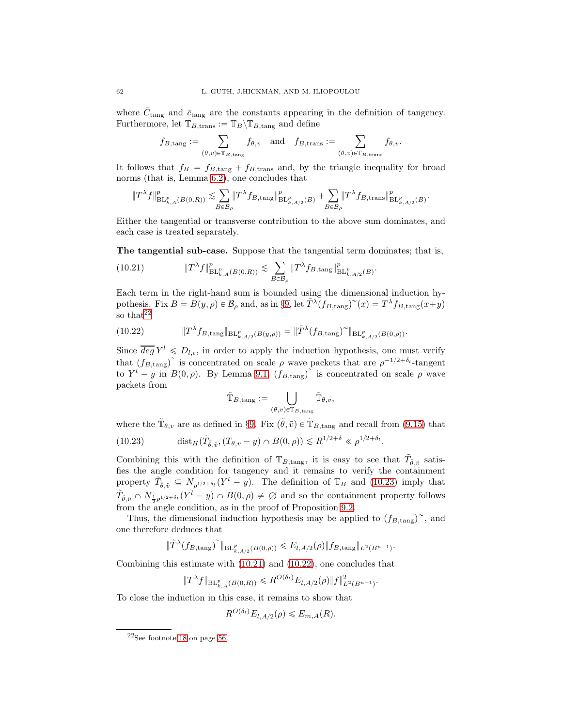where $\bar{C}_{\mathrm{tang}}$ and $\bar{c}_{\mathrm{tang}}$ are the constants appearing in the definition of tangency. Furthermore, let $\mathbb{T}_{B,\mathrm{trans}} := \mathbb{T}_B \backslash \mathbb{T}_{B,\mathrm{tang}}$ and define

$$f_{B,\mathrm{tang}} := \sum_{(\theta,v)\in\mathbb{T}_{B,\mathrm{tang}}} f_{\theta,v} \quad \text{and} \quad f_{B,\mathrm{trans}} := \sum_{(\theta,v)\in\mathbb{T}_{B,\mathrm{trans}}} f_{\theta,v}.$$

It follows that $f_B = f_{B,\mathrm{tang}} + f_{B,\mathrm{trans}}$ and, by the triangle inequality for broad norms (that is, Lemma 6.2), one concludes that

$$\|T^\lambda f\|^p_{\mathrm{BL}^p_{k,A}(B(0,R))} \lesssim \sum_{B\in\mathcal{B}_\rho} \|T^\lambda f_{B,\mathrm{tang}}\|^p_{\mathrm{BL}^p_{k,A/2}(B)} + \sum_{B\in\mathcal{B}_\rho} \|T^\lambda f_{B,\mathrm{trans}}\|^p_{\mathrm{BL}^p_{k,A/2}(B)}.$$

Either the tangential or transverse contribution to the above sum dominates, and each case is treated separately.

**The tangential sub-case.** Suppose that the tangential term dominates; that is,

$$\|T^\lambda f\|^p_{\mathrm{BL}^p_{k,A}(B(0,R))} \lesssim \sum_{B\in\mathcal{B}_\rho} \|T^\lambda f_{B,\mathrm{tang}}\|^p_{\mathrm{BL}^p_{k,A/2}(B)}. \tag{10.21}$$

Each term in the right-hand sum is bounded using the dimensional induction hypothesis. Fix $B = B(y,\rho) \in \mathcal{B}_\rho$ and, as in §9, let $\tilde{T}^\lambda(f_{B,\mathrm{tang}})\tilde{}(x) = T^\lambda f_{B,\mathrm{tang}}(x+y)$ so that[22]

$$\|T^\lambda f_{B,\mathrm{tang}}\|_{\mathrm{BL}^p_{k,A/2}(B(y,\rho))} = \|\tilde{T}^\lambda(f_{B,\mathrm{tang}})\tilde{}\|_{\mathrm{BL}^p_{k,A/2}(B(0,\rho))}. \tag{10.22}$$

Since $\overline{deg}\, Y^l \leqslant D_{l,\epsilon}$, in order to apply the induction hypothesis, one must verify that $(f_{B,\mathrm{tang}})\tilde{}$ is concentrated on scale $\rho$ wave packets that are $\rho^{-1/2+\delta_l}$-tangent to $Y^l - y$ in $B(0,\rho)$. By Lemma 9.1, $(f_{B,\mathrm{tang}})\tilde{}$ is concentrated on scale $\rho$ wave packets from

$$\tilde{\mathbb{T}}_{B,\mathrm{tang}} := \bigcup_{(\theta,v)\in\mathbb{T}_{B,\mathrm{tang}}} \tilde{\mathbb{T}}_{\theta,v},$$

where the $\tilde{\mathbb{T}}_{\theta,v}$ are as defined in §9. Fix $(\tilde{\theta},\tilde{v}) \in \tilde{\mathbb{T}}_{B,\mathrm{tang}}$ and recall from (9.15) that

$$\mathrm{dist}_H(\tilde{T}_{\tilde{\theta},\tilde{v}}, (T_{\theta,v} - y) \cap B(0,\rho)) \lesssim R^{1/2+\delta} \ll \rho^{1/2+\delta_l}. \tag{10.23}$$

Combining this with the definition of $\mathbb{T}_{B,\mathrm{tang}}$, it is easy to see that $\tilde{T}_{\tilde{\theta},\tilde{v}}$ satisfies the angle condition for tangency and it remains to verify the containment property $\tilde{T}_{\tilde{\theta},\tilde{v}} \subseteq N_{\rho^{1/2+\delta_l}}(Y^l - y)$. The definition of $\mathbb{T}_B$ and (10.23) imply that $\tilde{T}_{\tilde{\theta},\tilde{v}} \cap N_{\frac{1}{2}\rho^{1/2+\delta_l}}(Y^l - y) \cap B(0,\rho) \neq \emptyset$ and so the containment property follows from the angle condition, as in the proof of Proposition 9.2.

Thus, the dimensional induction hypothesis may be applied to $(f_{B,\mathrm{tang}})\tilde{}$, and one therefore deduces that

$$\|\tilde{T}^\lambda(f_{B,\mathrm{tang}})\tilde{}\|_{\mathrm{BL}^p_{k,A/2}(B(0,\rho))} \leqslant E_{l,A/2}(\rho)\|f_{B,\mathrm{tang}}\|_{L^2(B^{n-1})}.$$

Combining this estimate with (10.21) and (10.22), one concludes that

$$\|T^\lambda f\|_{\mathrm{BL}^p_{k,A}(B(0,R))} \leqslant R^{O(\delta_l)} E_{l,A/2}(\rho)\|f\|^2_{L^2(B^{n-1})}.$$

To close the induction in this case, it remains to show that

$$R^{O(\delta_l)} E_{l,A/2}(\rho) \leqslant E_{m,A}(R).$$

[22]See footnote 18 on page 56.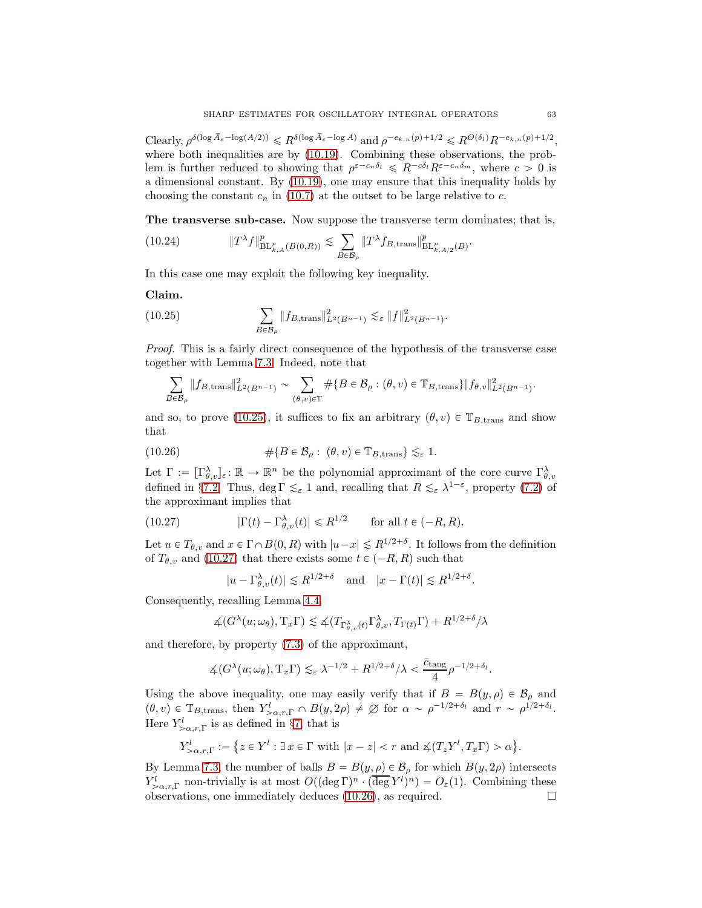Clearly, $\rho^{\delta(\log \bar{A}_\varepsilon - \log(A/2))} \leqslant R^{\delta(\log \bar{A}_\varepsilon - \log A)}$ and $\rho^{-e_{k,n}(p)+1/2} \leqslant R^{O(\delta_l)} R^{-e_{k,n}(p)+1/2}$, where both inequalities are by (10.19). Combining these observations, the problem is further reduced to showing that $\rho^{\varepsilon - c_n \delta_l} \leqslant R^{-c\delta_l} R^{\varepsilon - c_n \delta_m}$, where $c > 0$ is a dimensional constant. By (10.19), one may ensure that this inequality holds by choosing the constant $c_n$ in (10.7) at the outset to be large relative to $c$.

**The transverse sub-case.** Now suppose the transverse term dominates; that is,

$$\|T^\lambda f\|^p_{\mathrm{BL}^p_{k,A}(B(0,R))} \lesssim \sum_{B \in \mathcal{B}_\rho} \|T^\lambda f_{B,\mathrm{trans}}\|^p_{\mathrm{BL}^p_{k,A/2}(B)}. \tag{10.24}$$

In this case one may exploit the following key inequality.

**Claim.**

$$\sum_{B \in \mathcal{B}_\rho} \|f_{B,\mathrm{trans}}\|^2_{L^2(B^{n-1})} \lesssim_\varepsilon \|f\|^2_{L^2(B^{n-1})}. \tag{10.25}$$

*Proof.* This is a fairly direct consequence of the hypothesis of the transverse case together with Lemma 7.3. Indeed, note that

$$\sum_{B \in \mathcal{B}_\rho} \|f_{B,\mathrm{trans}}\|^2_{L^2(B^{n-1})} \sim \sum_{(\theta,v) \in \mathbb{T}} \#\{B \in \mathcal{B}_\rho : (\theta, v) \in \mathbb{T}_{B,\mathrm{trans}}\} \|f_{\theta,v}\|^2_{L^2(B^{n-1})}.$$

and so, to prove (10.25), it suffices to fix an arbitrary $(\theta, v) \in \mathbb{T}_{B,\mathrm{trans}}$ and show that

$$\#\{B \in \mathcal{B}_\rho : \ (\theta, v) \in \mathbb{T}_{B,\mathrm{trans}}\} \lesssim_\varepsilon 1. \tag{10.26}$$

Let $\Gamma := [\Gamma^\lambda_{\theta,v}]_\varepsilon \colon \mathbb{R} \to \mathbb{R}^n$ be the polynomial approximant of the core curve $\Gamma^\lambda_{\theta,v}$ defined in §7.2. Thus, $\deg \Gamma \lesssim_\varepsilon 1$ and, recalling that $R \lesssim_\varepsilon \lambda^{1-\varepsilon}$, property (7.2) of the approximant implies that

$$|\Gamma(t) - \Gamma^\lambda_{\theta,v}(t)| \leqslant R^{1/2} \qquad \text{for all } t \in (-R, R). \tag{10.27}$$

Let $u \in T_{\theta,v}$ and $x \in \Gamma \cap B(0, R)$ with $|u - x| \lesssim R^{1/2+\delta}$. It follows from the definition of $T_{\theta,v}$ and (10.27) that there exists some $t \in (-R, R)$ such that

$$|u - \Gamma^\lambda_{\theta,v}(t)| \lesssim R^{1/2+\delta} \quad \text{and} \quad |x - \Gamma(t)| \lesssim R^{1/2+\delta}.$$

Consequently, recalling Lemma 4.4,

$$\measuredangle(G^\lambda(u; \omega_\theta), \mathrm{T}_x\Gamma) \lesssim \measuredangle(T_{\Gamma^\lambda_{\theta,v}(t)}\Gamma^\lambda_{\theta,v}, T_{\Gamma(t)}\Gamma) + R^{1/2+\delta}/\lambda$$

and therefore, by property (7.3) of the approximant,

$$\measuredangle(G^\lambda(u; \omega_\theta), \mathrm{T}_x\Gamma) \lesssim_\varepsilon \lambda^{-1/2} + R^{1/2+\delta}/\lambda < \frac{\bar{c}_{\mathrm{tang}}}{4} \rho^{-1/2+\delta_l}.$$

Using the above inequality, one may easily verify that if $B = B(y, \rho) \in \mathcal{B}_\rho$ and $(\theta, v) \in \mathbb{T}_{B,\mathrm{trans}}$, then $Y^l_{>\alpha,r,\Gamma} \cap B(y, 2\rho) \neq \varnothing$ for $\alpha \sim \rho^{-1/2+\delta_l}$ and $r \sim \rho^{1/2+\delta_l}$. Here $Y^l_{>\alpha,r,\Gamma}$ is as defined in §7, that is

$$Y^l_{>\alpha,r,\Gamma} := \big\{ z \in Y^l : \exists\, x \in \Gamma \text{ with } |x - z| < r \text{ and } \measuredangle(T_z Y^l, T_x \Gamma) > \alpha \big\}.$$

By Lemma 7.3, the number of balls $B = B(y, \rho) \in \mathcal{B}_\rho$ for which $B(y, 2\rho)$ intersects $Y^l_{>\alpha,r,\Gamma}$ non-trivially is at most $O((\deg \Gamma)^n \cdot (\overline{\deg}\, Y^l)^n) = O_\varepsilon(1)$. Combining these observations, one immediately deduces (10.26), as required. $\square$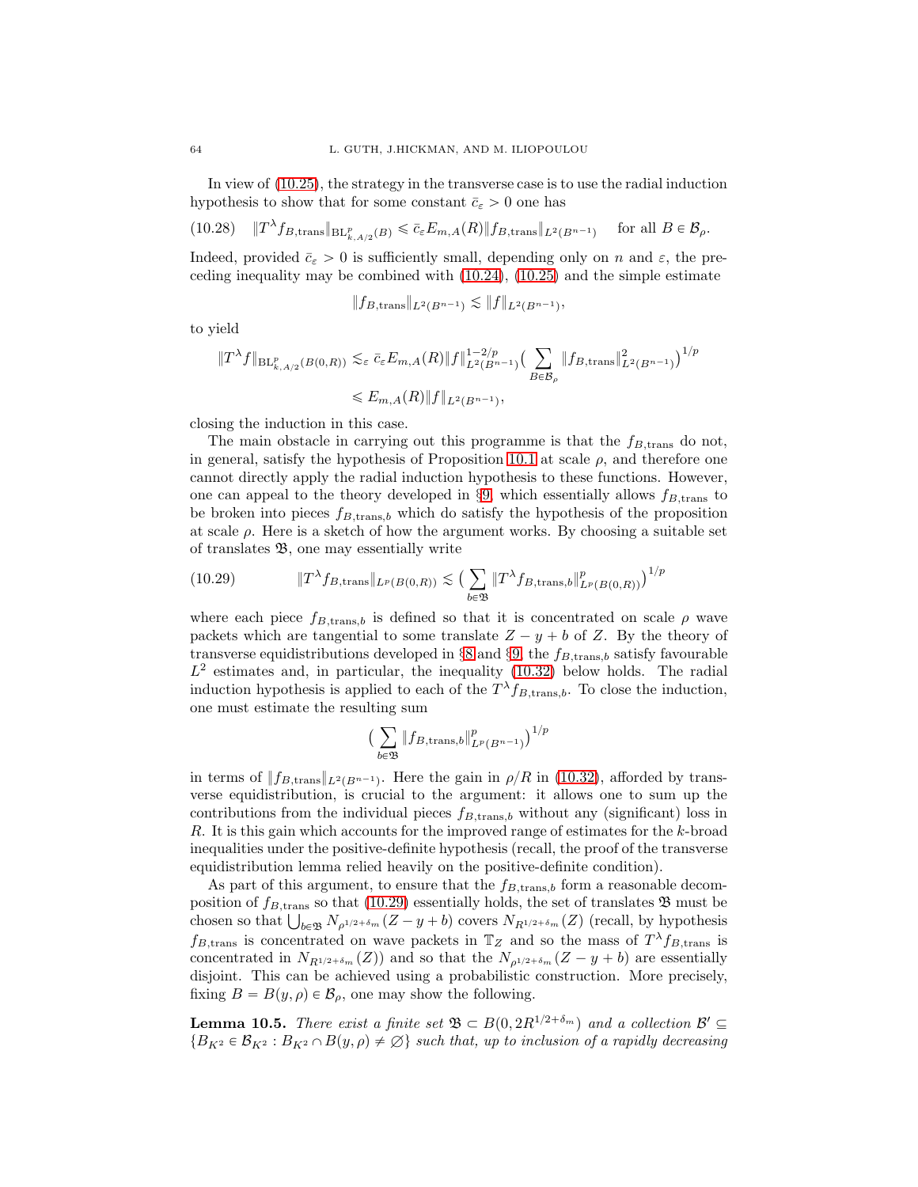In view of (10.25), the strategy in the transverse case is to use the radial induction hypothesis to show that for some constant $\bar{c}_\varepsilon > 0$ one has

$$\|T^\lambda f_{B,\mathrm{trans}}\|_{\mathrm{BL}^p_{k,A/2}(B)} \leqslant \bar{c}_\varepsilon E_{m,A}(R)\|f_{B,\mathrm{trans}}\|_{L^2(B^{n-1})} \quad \text{for all } B \in \mathcal{B}_\rho. \tag{10.28}$$

Indeed, provided $\bar{c}_\varepsilon > 0$ is sufficiently small, depending only on $n$ and $\varepsilon$, the preceding inequality may be combined with (10.24), (10.25) and the simple estimate

$$\|f_{B,\mathrm{trans}}\|_{L^2(B^{n-1})} \lesssim \|f\|_{L^2(B^{n-1})},$$

to yield

$$\begin{aligned}\|T^\lambda f\|_{\mathrm{BL}^p_{k,A/2}(B(0,R))} &\lesssim_\varepsilon \bar{c}_\varepsilon E_{m,A}(R)\|f\|^{1-2/p}_{L^2(B^{n-1})}\Big(\sum_{B\in\mathcal{B}_\rho}\|f_{B,\mathrm{trans}}\|^2_{L^2(B^{n-1})}\Big)^{1/p}\\ &\leqslant E_{m,A}(R)\|f\|_{L^2(B^{n-1})},\end{aligned}$$

closing the induction in this case.

The main obstacle in carrying out this programme is that the $f_{B,\mathrm{trans}}$ do not, in general, satisfy the hypothesis of Proposition 10.1 at scale $\rho$, and therefore one cannot directly apply the radial induction hypothesis to these functions. However, one can appeal to the theory developed in §9, which essentially allows $f_{B,\mathrm{trans}}$ to be broken into pieces $f_{B,\mathrm{trans},b}$ which do satisfy the hypothesis of the proposition at scale $\rho$. Here is a sketch of how the argument works. By choosing a suitable set of translates $\mathfrak{B}$, one may essentially write

$$\|T^\lambda f_{B,\mathrm{trans}}\|_{L^p(B(0,R))} \lesssim \Big(\sum_{b\in\mathfrak{B}}\|T^\lambda f_{B,\mathrm{trans},b}\|^p_{L^p(B(0,R))}\Big)^{1/p} \tag{10.29}$$

where each piece $f_{B,\mathrm{trans},b}$ is defined so that it is concentrated on scale $\rho$ wave packets which are tangential to some translate $Z - y + b$ of $Z$. By the theory of transverse equidistributions developed in §8 and §9, the $f_{B,\mathrm{trans},b}$ satisfy favourable $L^2$ estimates and, in particular, the inequality (10.32) below holds. The radial induction hypothesis is applied to each of the $T^\lambda f_{B,\mathrm{trans},b}$. To close the induction, one must estimate the resulting sum

$$\Big(\sum_{b\in\mathfrak{B}}\|f_{B,\mathrm{trans},b}\|^p_{L^p(B^{n-1})}\Big)^{1/p}$$

in terms of $\|f_{B,\mathrm{trans}}\|_{L^2(B^{n-1})}$. Here the gain in $\rho/R$ in (10.32), afforded by transverse equidistribution, is crucial to the argument: it allows one to sum up the contributions from the individual pieces $f_{B,\mathrm{trans},b}$ without any (significant) loss in $R$. It is this gain which accounts for the improved range of estimates for the $k$-broad inequalities under the positive-definite hypothesis (recall, the proof of the transverse equidistribution lemma relied heavily on the positive-definite condition).

As part of this argument, to ensure that the $f_{B,\mathrm{trans},b}$ form a reasonable decomposition of $f_{B,\mathrm{trans}}$ so that (10.29) essentially holds, the set of translates $\mathfrak{B}$ must be chosen so that $\bigcup_{b\in\mathfrak{B}} N_{\rho^{1/2+\delta_m}}(Z-y+b)$ covers $N_{R^{1/2+\delta_m}}(Z)$ (recall, by hypothesis $f_{B,\mathrm{trans}}$ is concentrated on wave packets in $\mathbb{T}_Z$ and so the mass of $T^\lambda f_{B,\mathrm{trans}}$ is concentrated in $N_{R^{1/2+\delta_m}}(Z)$) and so that the $N_{\rho^{1/2+\delta_m}}(Z-y+b)$ are essentially disjoint. This can be achieved using a probabilistic construction. More precisely, fixing $B = B(y,\rho) \in \mathcal{B}_\rho$, one may show the following.

**Lemma 10.5.** *There exist a finite set $\mathfrak{B} \subset B(0, 2R^{1/2+\delta_m})$ and a collection $\mathcal{B}' \subseteq \{B_{K^2} \in \mathcal{B}_{K^2} : B_{K^2} \cap B(y,\rho) \neq \emptyset\}$ such that, up to inclusion of a rapidly decreasing*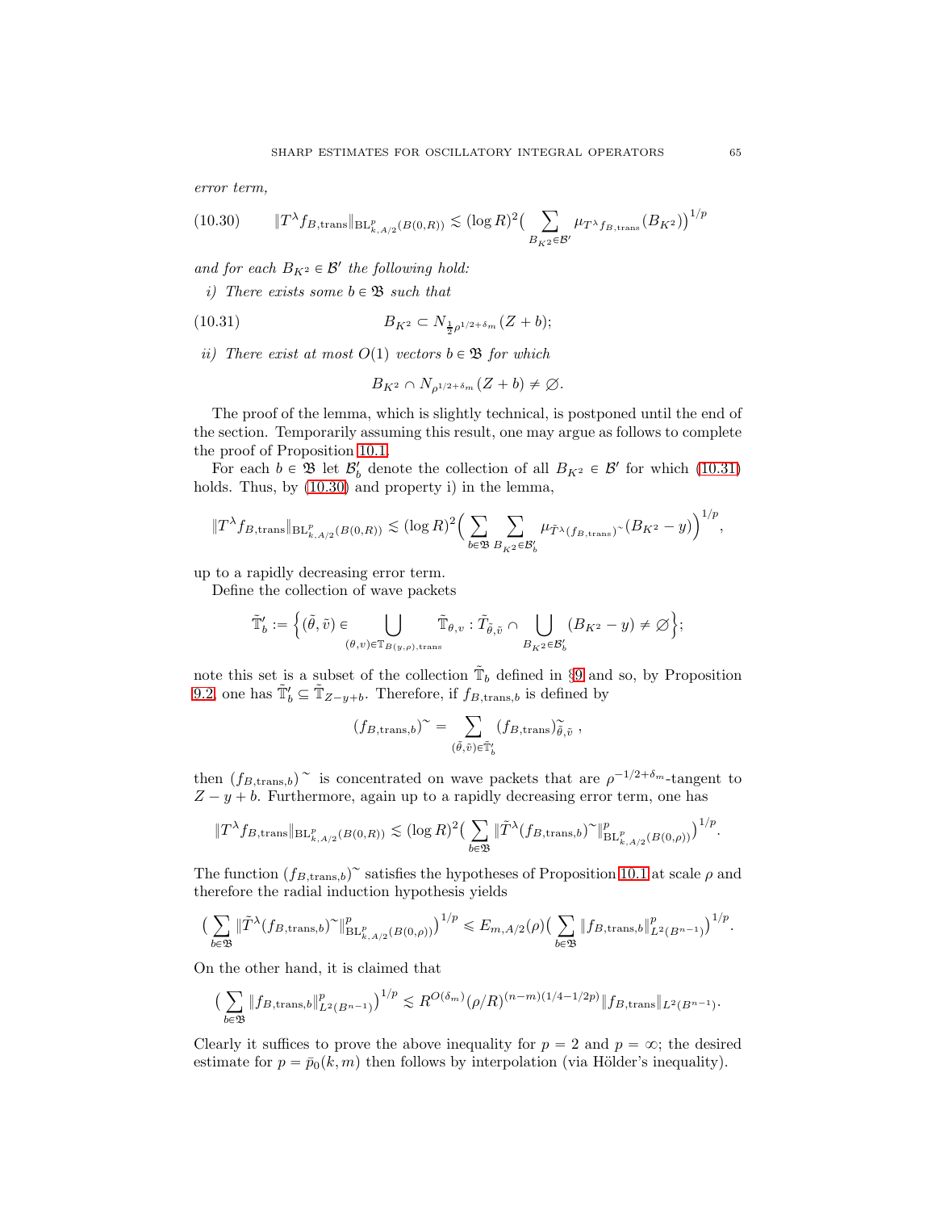*error term,*

$$\|T^\lambda f_{B,\mathrm{trans}}\|_{\mathrm{BL}^p_{k,A/2}(B(0,R))} \lesssim (\log R)^2 \Big( \sum_{B_{K^2} \in \mathcal{B}'} \mu_{T^\lambda f_{B,\mathrm{trans}}}(B_{K^2}) \Big)^{1/p} \tag{10.30}$$

*and for each $B_{K^2} \in \mathcal{B}'$ the following hold:*

*i) There exists some $b \in \mathfrak{B}$ such that*

$$B_{K^2} \subset N_{\frac{1}{2}\rho^{1/2+\delta_m}}(Z + b); \tag{10.31}$$

*ii) There exist at most $O(1)$ vectors $b \in \mathfrak{B}$ for which*

$$B_{K^2} \cap N_{\rho^{1/2+\delta_m}}(Z + b) \neq \emptyset.$$

The proof of the lemma, which is slightly technical, is postponed until the end of the section. Temporarily assuming this result, one may argue as follows to complete the proof of Proposition 10.1.

For each $b \in \mathfrak{B}$ let $\mathcal{B}'_b$ denote the collection of all $B_{K^2} \in \mathcal{B}'$ for which (10.31) holds. Thus, by (10.30) and property i) in the lemma,

$$\|T^\lambda f_{B,\mathrm{trans}}\|_{\mathrm{BL}^p_{k,A/2}(B(0,R))} \lesssim (\log R)^2 \Big( \sum_{b \in \mathfrak{B}} \sum_{B_{K^2} \in \mathcal{B}'_b} \mu_{\tilde{T}^\lambda (f_{B,\mathrm{trans}})^\sim}(B_{K^2} - y) \Big)^{1/p},$$

up to a rapidly decreasing error term.

Define the collection of wave packets

$$\tilde{\mathbb{T}}'_b := \Big\{ (\tilde{\theta}, \tilde{v}) \in \bigcup_{(\theta,v) \in \mathbb{T}_{B(y,\rho),\mathrm{trans}}} \tilde{\mathbb{T}}_{\theta,v} : \tilde{T}_{\tilde{\theta},\tilde{v}} \cap \bigcup_{B_{K^2} \in \mathcal{B}'_b} (B_{K^2} - y) \neq \emptyset \Big\};$$

note this set is a subset of the collection $\tilde{\mathbb{T}}_b$ defined in §9 and so, by Proposition 9.2, one has $\tilde{\mathbb{T}}'_b \subseteq \tilde{\mathbb{T}}_{Z-y+b}$. Therefore, if $f_{B,\mathrm{trans},b}$ is defined by

$$(f_{B,\mathrm{trans},b})^\sim = \sum_{(\tilde{\theta},\tilde{v}) \in \tilde{\mathbb{T}}'_b} (f_{B,\mathrm{trans}})^\sim_{\tilde{\theta},\tilde{v}}\ ,$$

then $(f_{B,\mathrm{trans},b})^\sim$ is concentrated on wave packets that are $\rho^{-1/2+\delta_m}$-tangent to $Z - y + b$. Furthermore, again up to a rapidly decreasing error term, one has

$$\|T^\lambda f_{B,\mathrm{trans}}\|_{\mathrm{BL}^p_{k,A/2}(B(0,R))} \lesssim (\log R)^2 \Big( \sum_{b \in \mathfrak{B}} \|\tilde{T}^\lambda (f_{B,\mathrm{trans},b})^\sim\|^p_{\mathrm{BL}^p_{k,A/2}(B(0,\rho))} \Big)^{1/p}.$$

The function $(f_{B,\mathrm{trans},b})^\sim$ satisfies the hypotheses of Proposition 10.1 at scale $\rho$ and therefore the radial induction hypothesis yields

$$\Big( \sum_{b \in \mathfrak{B}} \|\tilde{T}^\lambda (f_{B,\mathrm{trans},b})^\sim\|^p_{\mathrm{BL}^p_{k,A/2}(B(0,\rho))} \Big)^{1/p} \leqslant E_{m,A/2}(\rho) \Big( \sum_{b \in \mathfrak{B}} \|f_{B,\mathrm{trans},b}\|^p_{L^2(B^{n-1})} \Big)^{1/p}.$$

On the other hand, it is claimed that

$$\Big( \sum_{b \in \mathfrak{B}} \|f_{B,\mathrm{trans},b}\|^p_{L^2(B^{n-1})} \Big)^{1/p} \lesssim R^{O(\delta_m)} (\rho/R)^{(n-m)(1/4-1/2p)} \|f_{B,\mathrm{trans}}\|_{L^2(B^{n-1})}.$$

Clearly it suffices to prove the above inequality for $p = 2$ and $p = \infty$; the desired estimate for $p = \bar{p}_0(k,m)$ then follows by interpolation (via Hölder's inequality).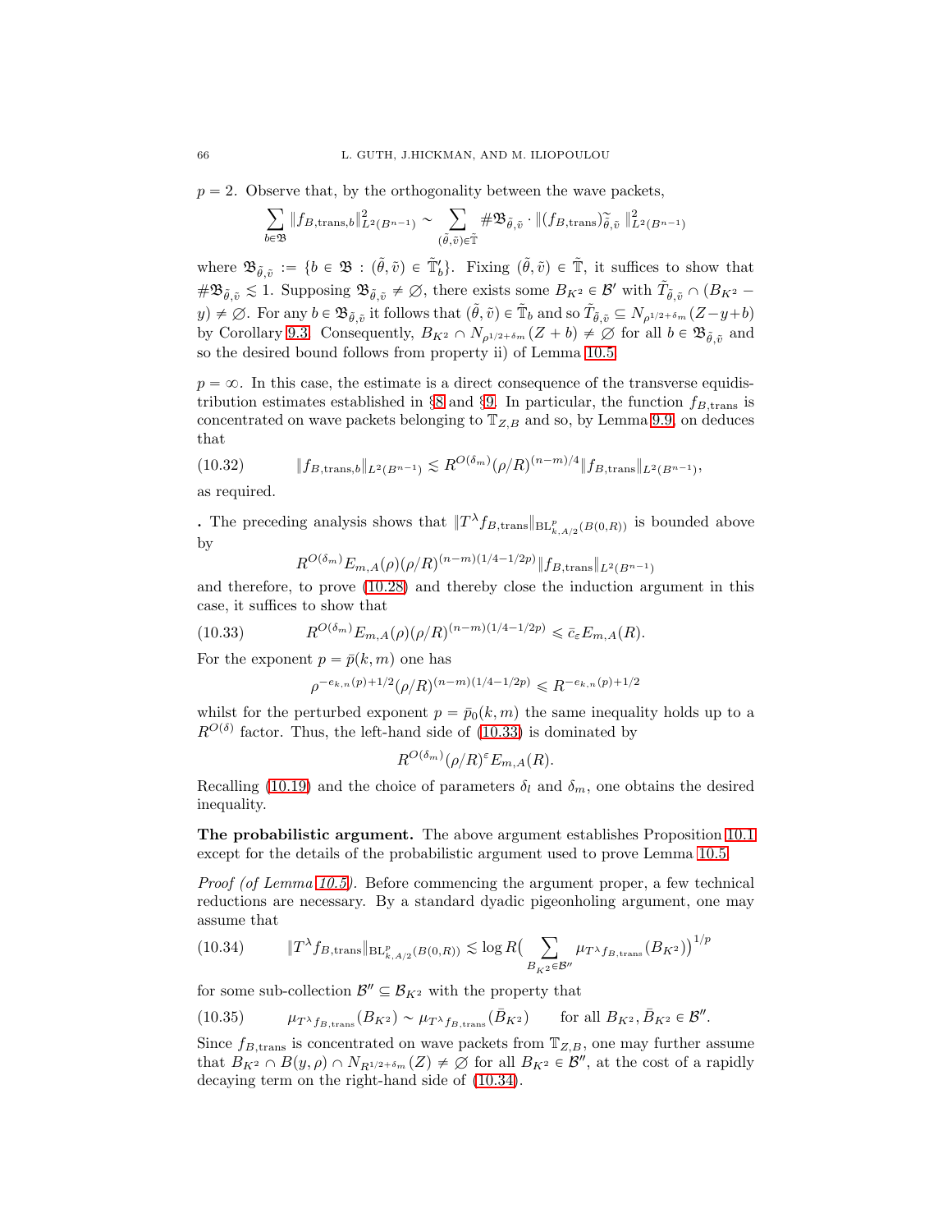$p = 2$. Observe that, by the orthogonality between the wave packets,

$$\sum_{b \in \mathfrak{B}} \|f_{B,\mathrm{trans},b}\|^2_{L^2(B^{n-1})} \sim \sum_{(\tilde{\theta},\tilde{v}) \in \tilde{\mathbb{T}}} \#\mathfrak{B}_{\tilde{\theta},\tilde{v}} \cdot \|(f_{B,\mathrm{trans}})^{\sim}_{\tilde{\theta},\tilde{v}}\|^2_{L^2(B^{n-1})}$$

where $\mathfrak{B}_{\tilde{\theta},\tilde{v}} := \{b \in \mathfrak{B} : (\tilde{\theta},\tilde{v}) \in \tilde{\mathbb{T}}'_b\}$. Fixing $(\tilde{\theta},\tilde{v}) \in \tilde{\mathbb{T}}$, it suffices to show that $\#\mathfrak{B}_{\tilde{\theta},\tilde{v}} \lesssim 1$. Supposing $\mathfrak{B}_{\tilde{\theta},\tilde{v}} \neq \emptyset$, there exists some $B_{K^2} \in \mathcal{B}'$ with $\tilde{T}_{\tilde{\theta},\tilde{v}} \cap (B_{K^2} - y) \neq \emptyset$. For any $b \in \mathfrak{B}_{\tilde{\theta},\tilde{v}}$ it follows that $(\tilde{\theta},\tilde{v}) \in \tilde{\mathbb{T}}_b$ and so $\tilde{T}_{\tilde{\theta},\tilde{v}} \subseteq N_{\rho^{1/2+\delta_m}}(Z - y + b)$ by Corollary 9.3. Consequently, $B_{K^2} \cap N_{\rho^{1/2+\delta_m}}(Z + b) \neq \emptyset$ for all $b \in \mathfrak{B}_{\tilde{\theta},\tilde{v}}$ and so the desired bound follows from property ii) of Lemma 10.5.

$p = \infty$. In this case, the estimate is a direct consequence of the transverse equidistribution estimates established in §8 and §9. In particular, the function $f_{B,\mathrm{trans}}$ is concentrated on wave packets belonging to $\mathbb{T}_{Z,B}$ and so, by Lemma 9.9, on deduces that

$$\|f_{B,\mathrm{trans},b}\|_{L^2(B^{n-1})} \lesssim R^{O(\delta_m)}(\rho/R)^{(n-m)/4}\|f_{B,\mathrm{trans}}\|_{L^2(B^{n-1})}, \tag{10.32}$$

as required.

. The preceding analysis shows that $\|T^\lambda f_{B,\mathrm{trans}}\|_{\mathrm{BL}^p_{k,A/2}(B(0,R))}$ is bounded above by

$$R^{O(\delta_m)}E_{m,A}(\rho)(\rho/R)^{(n-m)(1/4-1/2p)}\|f_{B,\mathrm{trans}}\|_{L^2(B^{n-1})}$$

and therefore, to prove (10.28) and thereby close the induction argument in this case, it suffices to show that

$$R^{O(\delta_m)}E_{m,A}(\rho)(\rho/R)^{(n-m)(1/4-1/2p)} \leqslant \bar{c}_\varepsilon E_{m,A}(R). \tag{10.33}$$

For the exponent $p = \bar{p}(k,m)$ one has

$$\rho^{-e_{k,n}(p)+1/2}(\rho/R)^{(n-m)(1/4-1/2p)} \leqslant R^{-e_{k,n}(p)+1/2}$$

whilst for the perturbed exponent $p = \bar{p}_0(k,m)$ the same inequality holds up to a $R^{O(\delta)}$ factor. Thus, the left-hand side of (10.33) is dominated by

$$R^{O(\delta_m)}(\rho/R)^{\varepsilon}E_{m,A}(R).$$

Recalling (10.19) and the choice of parameters $\delta_l$ and $\delta_m$, one obtains the desired inequality.

**The probabilistic argument.** The above argument establishes Proposition 10.1 except for the details of the probabilistic argument used to prove Lemma 10.5.

*Proof (of Lemma 10.5).* Before commencing the argument proper, a few technical reductions are necessary. By a standard dyadic pigeonholing argument, one may assume that

$$\|T^\lambda f_{B,\mathrm{trans}}\|_{\mathrm{BL}^p_{k,A/2}(B(0,R))} \lesssim \log R\Big(\sum_{B_{K^2} \in \mathcal{B}''} \mu_{T^\lambda f_{B,\mathrm{trans}}}(B_{K^2})\Big)^{1/p} \tag{10.34}$$

for some sub-collection $\mathcal{B}'' \subseteq \mathcal{B}_{K^2}$ with the property that

$$\mu_{T^\lambda f_{B,\mathrm{trans}}}(B_{K^2}) \sim \mu_{T^\lambda f_{B,\mathrm{trans}}}(\bar{B}_{K^2}) \qquad \text{for all } B_{K^2}, \bar{B}_{K^2} \in \mathcal{B}''. \tag{10.35}$$

Since $f_{B,\mathrm{trans}}$ is concentrated on wave packets from $\mathbb{T}_{Z,B}$, one may further assume that $B_{K^2} \cap B(y,\rho) \cap N_{R^{1/2+\delta_m}}(Z) \neq \emptyset$ for all $B_{K^2} \in \mathcal{B}''$, at the cost of a rapidly decaying term on the right-hand side of (10.34).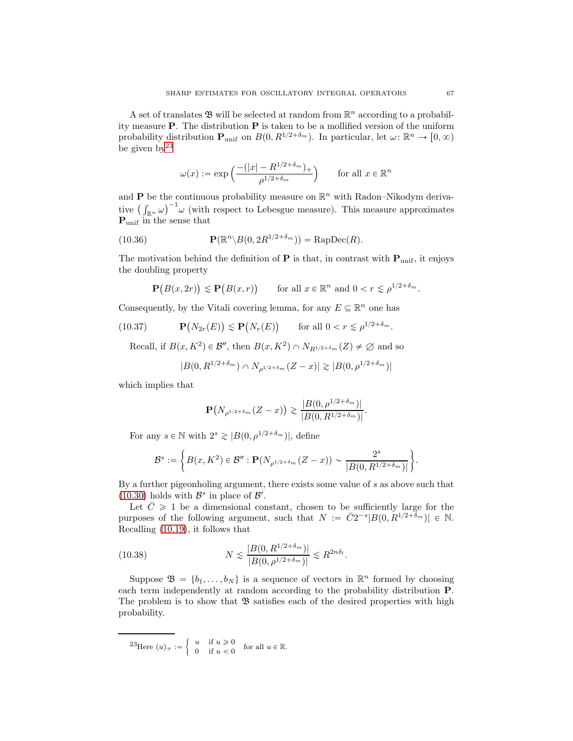A set of translates $\mathfrak{B}$ will be selected at random from $\mathbb{R}^n$ according to a probability measure $\mathbf{P}$. The distribution $\mathbf{P}$ is taken to be a mollified version of the uniform probability distribution $\mathbf{P}_{\mathrm{unif}}$ on $B(0, R^{1/2+\delta_m})$. In particular, let $\omega\colon \mathbb{R}^n \to [0,\infty)$ be given by[23]

$$\omega(x) := \exp\Big(\frac{-(|x| - R^{1/2+\delta_m})_+}{\rho^{1/2+\delta_m}}\Big) \qquad \text{for all } x \in \mathbb{R}^n$$

and $\mathbf{P}$ be the continuous probability measure on $\mathbb{R}^n$ with Radon–Nikodym derivative $\big(\int_{\mathbb{R}^n} \omega\big)^{-1}\omega$ (with respect to Lebesgue measure). This measure approximates $\mathbf{P}_{\mathrm{unif}}$ in the sense that

$$\mathbf{P}(\mathbb{R}^n \backslash B(0, 2R^{1/2+\delta_m})) = \mathrm{RapDec}(R). \tag{10.36}$$

The motivation behind the definition of $\mathbf{P}$ is that, in contrast with $\mathbf{P}_{\mathrm{unif}}$, it enjoys the doubling property

$$\mathbf{P}\big(B(x,2r)\big) \lesssim \mathbf{P}\big(B(x,r)\big) \qquad \text{for all } x \in \mathbb{R}^n \text{ and } 0 < r \lesssim \rho^{1/2+\delta_m}.$$

Consequently, by the Vitali covering lemma, for any $E \subseteq \mathbb{R}^n$ one has

$$\mathbf{P}\big(N_{2r}(E)\big) \lesssim \mathbf{P}\big(N_r(E)\big) \qquad \text{for all } 0 < r \lesssim \rho^{1/2+\delta_m}. \tag{10.37}$$

Recall, if $B(x, K^2) \in \mathcal{B}''$, then $B(x,K^2) \cap N_{R^{1/2+\delta_m}}(Z) \neq \emptyset$ and so

$$|B(0, R^{1/2+\delta_m}) \cap N_{\rho^{1/2+\delta_m}}(Z - x)| \gtrsim |B(0, \rho^{1/2+\delta_m})|$$

which implies that

$$\mathbf{P}\big(N_{\rho^{1/2+\delta_m}}(Z-x)\big) \gtrsim \frac{|B(0,\rho^{1/2+\delta_m})|}{|B(0,R^{1/2+\delta_m})|}.$$

For any $s \in \mathbb{N}$ with $2^s \gtrsim |B(0,\rho^{1/2+\delta_m})|$, define

$$\mathcal{B}^s := \bigg\{ B(x,K^2) \in \mathcal{B}'' : \mathbf{P}(N_{\rho^{1/2+\delta_m}}(Z-x)) \sim \frac{2^s}{|B(0,R^{1/2+\delta_m})|}\bigg\}.$$

By a further pigeonholing argument, there exists some value of $s$ as above such that (10.30) holds with $\mathcal{B}^s$ in place of $\mathcal{B}'$.

Let $\bar{C} \geqslant 1$ be a dimensional constant, chosen to be sufficiently large for the purposes of the following argument, such that $N := \bar{C}2^{-s}|B(0,R^{1/2+\delta_m})| \in \mathbb{N}$. Recalling (10.19), it follows that

$$N \lesssim \frac{|B(0,R^{1/2+\delta_m})|}{|B(0,\rho^{1/2+\delta_m})|} \lesssim R^{2n\delta_l}. \tag{10.38}$$

Suppose $\mathfrak{B} = \{b_1, \dots, b_N\}$ is a sequence of vectors in $\mathbb{R}^n$ formed by choosing each term independently at random according to the probability distribution $\mathbf{P}$. The problem is to show that $\mathfrak{B}$ satisfies each of the desired properties with high probability.

[23] Here $(u)_+ := \begin{cases} u & \text{if } u \geqslant 0 \\ 0 & \text{if } u < 0 \end{cases}$ for all $u \in \mathbb{R}$.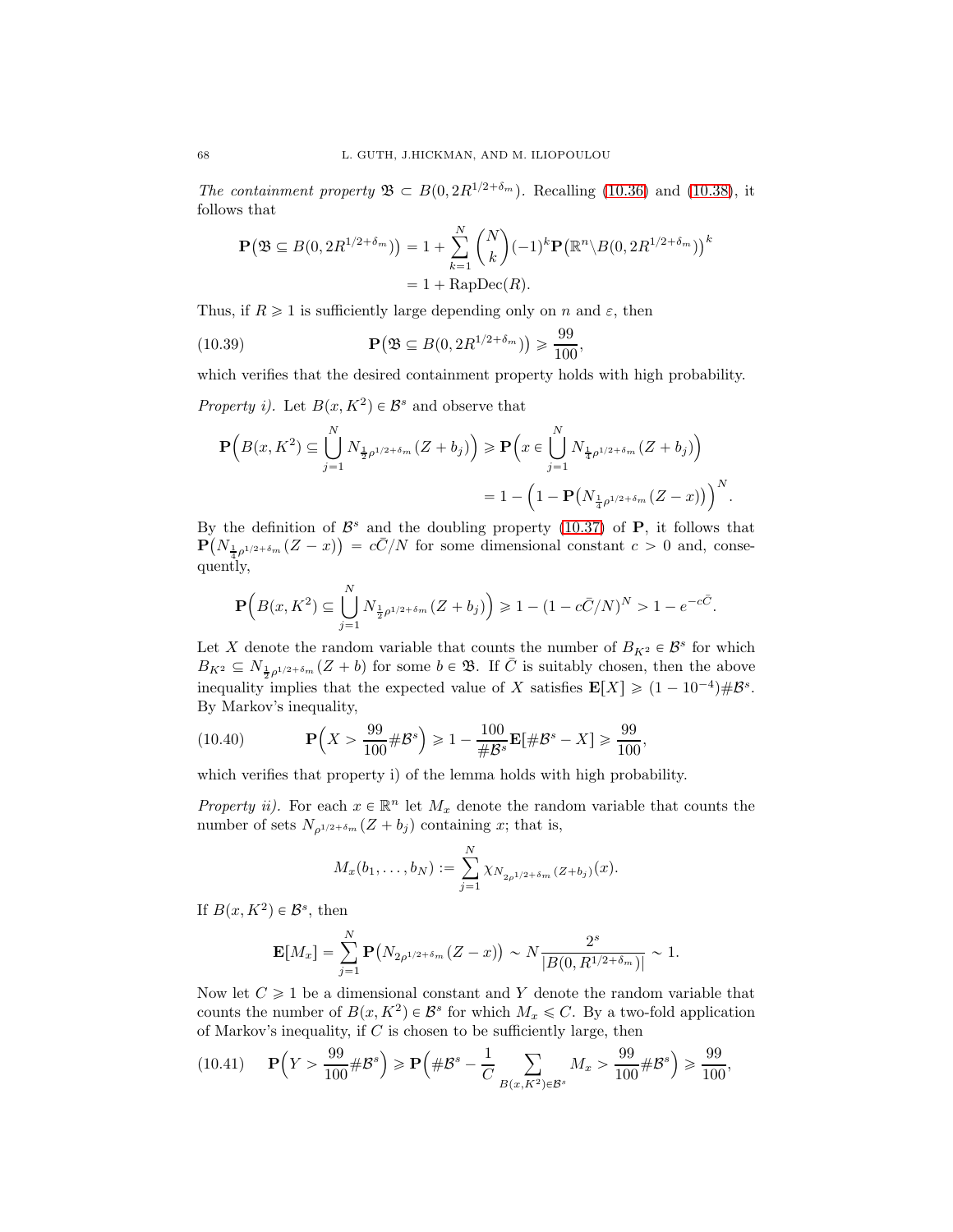*The containment property* $\mathfrak{B} \subset B(0, 2R^{1/2+\delta_m})$. Recalling (10.36) and (10.38), it follows that

$$\begin{aligned}\mathbf{P}\big(\mathfrak{B} \subseteq B(0, 2R^{1/2+\delta_m})\big) &= 1 + \sum_{k=1}^{N} \binom{N}{k} (-1)^k \mathbf{P}\big(\mathbb{R}^n \backslash B(0, 2R^{1/2+\delta_m})\big)^k \\ &= 1 + \mathrm{RapDec}(R).\end{aligned}$$

Thus, if $R \geqslant 1$ is sufficiently large depending only on $n$ and $\varepsilon$, then

$$\mathbf{P}\big(\mathfrak{B} \subseteq B(0, 2R^{1/2+\delta_m})\big) \geqslant \frac{99}{100}, \tag{10.39}$$

which verifies that the desired containment property holds with high probability.

*Property i).* Let $B(x, K^2) \in \mathcal{B}^s$ and observe that

$$\begin{aligned}\mathbf{P}\Big(B(x, K^2) \subseteq \bigcup_{j=1}^{N} N_{\frac{1}{2}\rho^{1/2+\delta_m}}(Z + b_j)\Big) &\geqslant \mathbf{P}\Big(x \in \bigcup_{j=1}^{N} N_{\frac{1}{4}\rho^{1/2+\delta_m}}(Z + b_j)\Big) \\ &= 1 - \Big(1 - \mathbf{P}\big(N_{\frac{1}{4}\rho^{1/2+\delta_m}}(Z - x)\big)\Big)^N.\end{aligned}$$

By the definition of $\mathcal{B}^s$ and the doubling property (10.37) of $\mathbf{P}$, it follows that $\mathbf{P}\big(N_{\frac{1}{4}\rho^{1/2+\delta_m}}(Z - x)\big) = c\bar{C}/N$ for some dimensional constant $c > 0$ and, consequently,

$$\mathbf{P}\Big(B(x, K^2) \subseteq \bigcup_{j=1}^{N} N_{\frac{1}{2}\rho^{1/2+\delta_m}}(Z + b_j)\Big) \geqslant 1 - (1 - c\bar{C}/N)^N > 1 - e^{-c\bar{C}}.$$

Let $X$ denote the random variable that counts the number of $B_{K^2} \in \mathcal{B}^s$ for which $B_{K^2} \subseteq N_{\frac{1}{2}\rho^{1/2+\delta_m}}(Z + b)$ for some $b \in \mathfrak{B}$. If $\bar{C}$ is suitably chosen, then the above inequality implies that the expected value of $X$ satisfies $\mathbf{E}[X] \geqslant (1 - 10^{-4})\#\mathcal{B}^s$. By Markov's inequality,

$$\mathbf{P}\Big(X > \frac{99}{100}\#\mathcal{B}^s\Big) \geqslant 1 - \frac{100}{\#\mathcal{B}^s}\mathbf{E}[\#\mathcal{B}^s - X] \geqslant \frac{99}{100}, \tag{10.40}$$

which verifies that property i) of the lemma holds with high probability.

*Property ii).* For each $x \in \mathbb{R}^n$ let $M_x$ denote the random variable that counts the number of sets $N_{\rho^{1/2+\delta_m}}(Z + b_j)$ containing $x$; that is,

$$M_x(b_1, \dots, b_N) := \sum_{j=1}^{N} \chi_{N_{2\rho^{1/2+\delta_m}}(Z+b_j)}(x).$$

If $B(x, K^2) \in \mathcal{B}^s$, then

$$\mathbf{E}[M_x] = \sum_{j=1}^{N} \mathbf{P}\big(N_{2\rho^{1/2+\delta_m}}(Z - x)\big) \sim N\frac{2^s}{|B(0, R^{1/2+\delta_m})|} \sim 1.$$

Now let $C \geqslant 1$ be a dimensional constant and $Y$ denote the random variable that counts the number of $B(x, K^2) \in \mathcal{B}^s$ for which $M_x \leqslant C$. By a two-fold application of Markov's inequality, if $C$ is chosen to be sufficiently large, then

$$\mathbf{P}\Big(Y > \frac{99}{100}\#\mathcal{B}^s\Big) \geqslant \mathbf{P}\Big(\#\mathcal{B}^s - \frac{1}{C}\sum_{B(x,K^2)\in\mathcal{B}^s} M_x > \frac{99}{100}\#\mathcal{B}^s\Big) \geqslant \frac{99}{100}, \tag{10.41}$$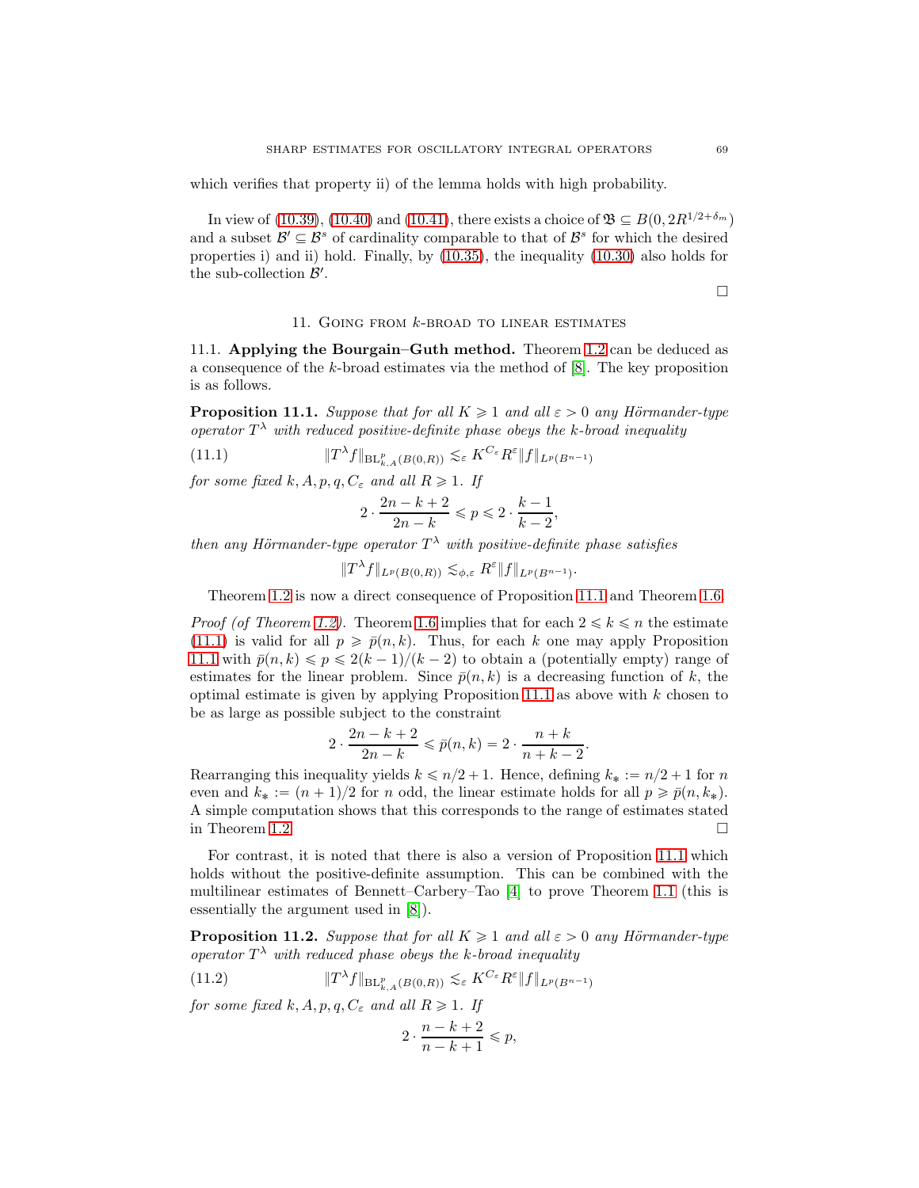which verifies that property ii) of the lemma holds with high probability.

In view of (10.39), (10.40) and (10.41), there exists a choice of $\mathfrak{B} \subseteq B(0, 2R^{1/2+\delta_m})$ and a subset $\mathcal{B}' \subseteq \mathcal{B}^s$ of cardinality comparable to that of $\mathcal{B}^s$ for which the desired properties i) and ii) hold. Finally, by (10.35), the inequality (10.30) also holds for the sub-collection $\mathcal{B}'$.

□

## 11. Going from $k$-broad to linear estimates

**11.1. Applying the Bourgain–Guth method.** Theorem 1.2 can be deduced as a consequence of the $k$-broad estimates via the method of [8]. The key proposition is as follows.

**Proposition 11.1.** *Suppose that for all $K \geqslant 1$ and all $\varepsilon > 0$ any Hörmander-type operator $T^\lambda$ with reduced positive-definite phase obeys the $k$-broad inequality*

$$\|T^\lambda f\|_{\mathrm{BL}^p_{k,A}(B(0,R))} \lesssim_\varepsilon K^{C_\varepsilon} R^\varepsilon \|f\|_{L^p(B^{n-1})} \tag{11.1}$$

*for some fixed $k, A, p, q, C_\varepsilon$ and all $R \geqslant 1$. If*

$$2 \cdot \frac{2n-k+2}{2n-k} \leqslant p \leqslant 2 \cdot \frac{k-1}{k-2},$$

*then any Hörmander-type operator $T^\lambda$ with positive-definite phase satisfies*

$$\|T^\lambda f\|_{L^p(B(0,R))} \lesssim_{\phi,\varepsilon} R^\varepsilon \|f\|_{L^p(B^{n-1})}.$$

Theorem 1.2 is now a direct consequence of Proposition 11.1 and Theorem 1.6.

*Proof (of Theorem 1.2).* Theorem 1.6 implies that for each $2 \leqslant k \leqslant n$ the estimate (11.1) is valid for all $p \geqslant \bar{p}(n,k)$. Thus, for each $k$ one may apply Proposition 11.1 with $\bar{p}(n,k) \leqslant p \leqslant 2(k-1)/(k-2)$ to obtain a (potentially empty) range of estimates for the linear problem. Since $\bar{p}(n,k)$ is a decreasing function of $k$, the optimal estimate is given by applying Proposition 11.1 as above with $k$ chosen to be as large as possible subject to the constraint

$$2 \cdot \frac{2n-k+2}{2n-k} \leqslant \bar{p}(n,k) = 2 \cdot \frac{n+k}{n+k-2}.$$

Rearranging this inequality yields $k \leqslant n/2+1$. Hence, defining $k_* := n/2+1$ for $n$ even and $k_* := (n+1)/2$ for $n$ odd, the linear estimate holds for all $p \geqslant \bar{p}(n,k_*)$. A simple computation shows that this corresponds to the range of estimates stated in Theorem 1.2. □

For contrast, it is noted that there is also a version of Proposition 11.1 which holds without the positive-definite assumption. This can be combined with the multilinear estimates of Bennett–Carbery–Tao [4] to prove Theorem 1.1 (this is essentially the argument used in [8]).

**Proposition 11.2.** *Suppose that for all $K \geqslant 1$ and all $\varepsilon > 0$ any Hörmander-type operator $T^\lambda$ with reduced phase obeys the $k$-broad inequality*

$$\|T^\lambda f\|_{\mathrm{BL}^p_{k,A}(B(0,R))} \lesssim_\varepsilon K^{C_\varepsilon} R^\varepsilon \|f\|_{L^p(B^{n-1})} \tag{11.2}$$

*for some fixed $k, A, p, q, C_\varepsilon$ and all $R \geqslant 1$. If*

$$2 \cdot \frac{n-k+2}{n-k+1} \leqslant p,$$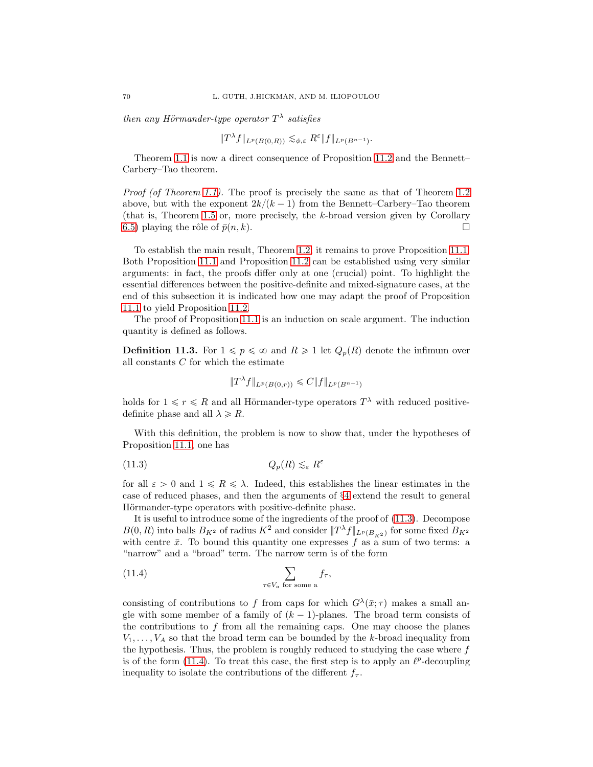*then any Hörmander-type operator $T^\lambda$ satisfies*

$$\|T^\lambda f\|_{L^p(B(0,R))} \lesssim_{\phi,\varepsilon} R^\varepsilon \|f\|_{L^p(B^{n-1})}.$$

Theorem 1.1 is now a direct consequence of Proposition 11.2 and the Bennett–Carbery–Tao theorem.

*Proof (of Theorem 1.1).* The proof is precisely the same as that of Theorem 1.2 above, but with the exponent $2k/(k-1)$ from the Bennett–Carbery–Tao theorem (that is, Theorem 1.5 or, more precisely, the $k$-broad version given by Corollary 6.5) playing the rôle of $\bar{p}(n,k)$. □

To establish the main result, Theorem 1.2, it remains to prove Proposition 11.1. Both Proposition 11.1 and Proposition 11.2 can be established using very similar arguments: in fact, the proofs differ only at one (crucial) point. To highlight the essential differences between the positive-definite and mixed-signature cases, at the end of this subsection it is indicated how one may adapt the proof of Proposition 11.1 to yield Proposition 11.2.

The proof of Proposition 11.1 is an induction on scale argument. The induction quantity is defined as follows.

**Definition 11.3.** For $1 \leqslant p \leqslant \infty$ and $R \geqslant 1$ let $Q_p(R)$ denote the infimum over all constants $C$ for which the estimate

$$\|T^\lambda f\|_{L^p(B(0,r))} \leqslant C \|f\|_{L^p(B^{n-1})}$$

holds for $1 \leqslant r \leqslant R$ and all Hörmander-type operators $T^\lambda$ with reduced positive-definite phase and all $\lambda \geqslant R$.

With this definition, the problem is now to show that, under the hypotheses of Proposition 11.1, one has

$$Q_p(R) \lesssim_\varepsilon R^\varepsilon \tag{11.3}$$

for all $\varepsilon > 0$ and $1 \leqslant R \leqslant \lambda$. Indeed, this establishes the linear estimates in the case of reduced phases, and then the arguments of §4 extend the result to general Hörmander-type operators with positive-definite phase.

It is useful to introduce some of the ingredients of the proof of (11.3). Decompose $B(0,R)$ into balls $B_{K^2}$ of radius $K^2$ and consider $\|T^\lambda f\|_{L^p(B_{K^2})}$ for some fixed $B_{K^2}$ with centre $\bar{x}$. To bound this quantity one expresses $f$ as a sum of two terms: a "narrow" and a "broad" term. The narrow term is of the form

$$\sum_{\tau \in V_a \text{ for some a}} f_\tau, \tag{11.4}$$

consisting of contributions to $f$ from caps for which $G^\lambda(\bar{x};\tau)$ makes a small angle with some member of a family of $(k-1)$-planes. The broad term consists of the contributions to $f$ from all the remaining caps. One may choose the planes $V_1, \dots, V_A$ so that the broad term can be bounded by the $k$-broad inequality from the hypothesis. Thus, the problem is roughly reduced to studying the case where $f$ is of the form (11.4). To treat this case, the first step is to apply an $\ell^p$-decoupling inequality to isolate the contributions of the different $f_\tau$.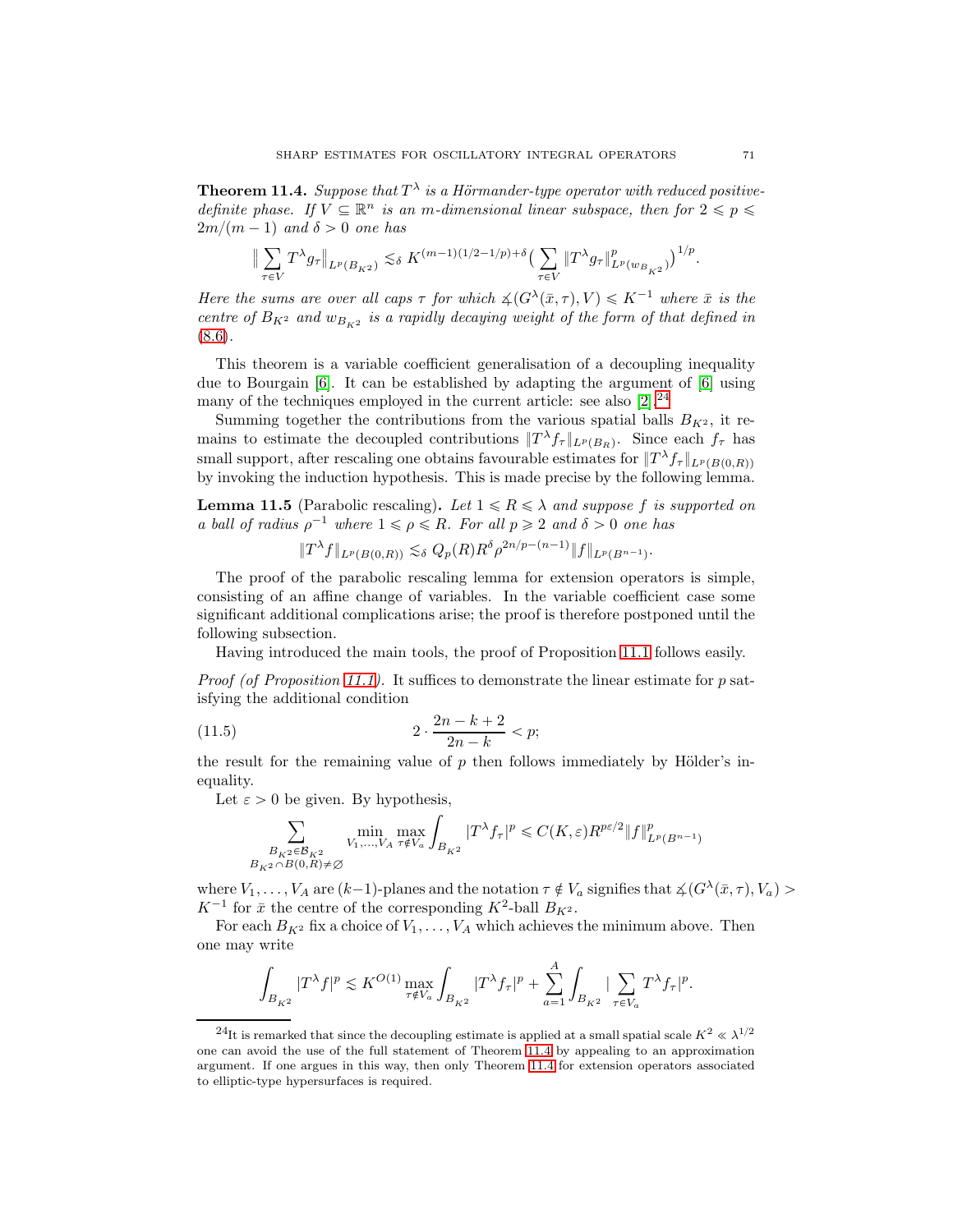**Theorem 11.4.** *Suppose that $T^\lambda$ is a Hörmander-type operator with reduced positive-definite phase. If $V \subseteq \mathbb{R}^n$ is an $m$-dimensional linear subspace, then for $2 \leqslant p \leqslant 2m/(m-1)$ and $\delta > 0$ one has*

$$\Big\| \sum_{\tau \in V} T^\lambda g_\tau \Big\|_{L^p(B_{K^2})} \lesssim_\delta K^{(m-1)(1/2-1/p)+\delta} \Big( \sum_{\tau \in V} \|T^\lambda g_\tau\|^p_{L^p(w_{B_{K^2}})} \Big)^{1/p}.$$

*Here the sums are over all caps $\tau$ for which $\measuredangle(G^\lambda(\bar{x}, \tau), V) \leqslant K^{-1}$ where $\bar{x}$ is the centre of $B_{K^2}$ and $w_{B_{K^2}}$ is a rapidly decaying weight of the form of that defined in (8.6).*

This theorem is a variable coefficient generalisation of a decoupling inequality due to Bourgain [6]. It can be established by adapting the argument of [6] using many of the techniques employed in the current article: see also [2].[24]

Summing together the contributions from the various spatial balls $B_{K^2}$, it remains to estimate the decoupled contributions $\|T^\lambda f_\tau\|_{L^p(B_R)}$. Since each $f_\tau$ has small support, after rescaling one obtains favourable estimates for $\|T^\lambda f_\tau\|_{L^p(B(0,R))}$ by invoking the induction hypothesis. This is made precise by the following lemma.

**Lemma 11.5** (Parabolic rescaling)**.** *Let $1 \leqslant R \leqslant \lambda$ and suppose $f$ is supported on a ball of radius $\rho^{-1}$ where $1 \leqslant \rho \leqslant R$. For all $p \geqslant 2$ and $\delta > 0$ one has*

$$\|T^\lambda f\|_{L^p(B(0,R))} \lesssim_\delta Q_p(R) R^\delta \rho^{2n/p-(n-1)} \|f\|_{L^p(B^{n-1})}.$$

The proof of the parabolic rescaling lemma for extension operators is simple, consisting of an affine change of variables. In the variable coefficient case some significant additional complications arise; the proof is therefore postponed until the following subsection.

Having introduced the main tools, the proof of Proposition 11.1 follows easily.

*Proof (of Proposition 11.1).* It suffices to demonstrate the linear estimate for $p$ satisfying the additional condition

$$2 \cdot \frac{2n-k+2}{2n-k} < p; \tag{11.5}$$

the result for the remaining value of $p$ then follows immediately by Hölder's inequality.

Let $\varepsilon > 0$ be given. By hypothesis,

$$\sum_{\substack{B_{K^2} \in \mathcal{B}_{K^2} \\ B_{K^2} \cap B(0,R) \neq \emptyset}} \min_{V_1, \dots, V_A} \max_{\tau \notin V_a} \int_{B_{K^2}} |T^\lambda f_\tau|^p \leqslant C(K, \varepsilon) R^{p\varepsilon/2} \|f\|^p_{L^p(B^{n-1})}$$

where $V_1, \dots, V_A$ are $(k-1)$-planes and the notation $\tau \notin V_a$ signifies that $\measuredangle(G^\lambda(\bar{x}, \tau), V_a) > K^{-1}$ for $\bar{x}$ the centre of the corresponding $K^2$-ball $B_{K^2}$.

For each $B_{K^2}$ fix a choice of $V_1, \dots, V_A$ which achieves the minimum above. Then one may write

$$\int_{B_{K^2}} |T^\lambda f|^p \lesssim K^{O(1)} \max_{\tau \notin V_a} \int_{B_{K^2}} |T^\lambda f_\tau|^p + \sum_{a=1}^{A} \int_{B_{K^2}} \Big| \sum_{\tau \in V_a} T^\lambda f_\tau \Big|^p.$$

[24] It is remarked that since the decoupling estimate is applied at a small spatial scale $K^2 \ll \lambda^{1/2}$ one can avoid the use of the full statement of Theorem 11.4 by appealing to an approximation argument. If one argues in this way, then only Theorem 11.4 for extension operators associated to elliptic-type hypersurfaces is required.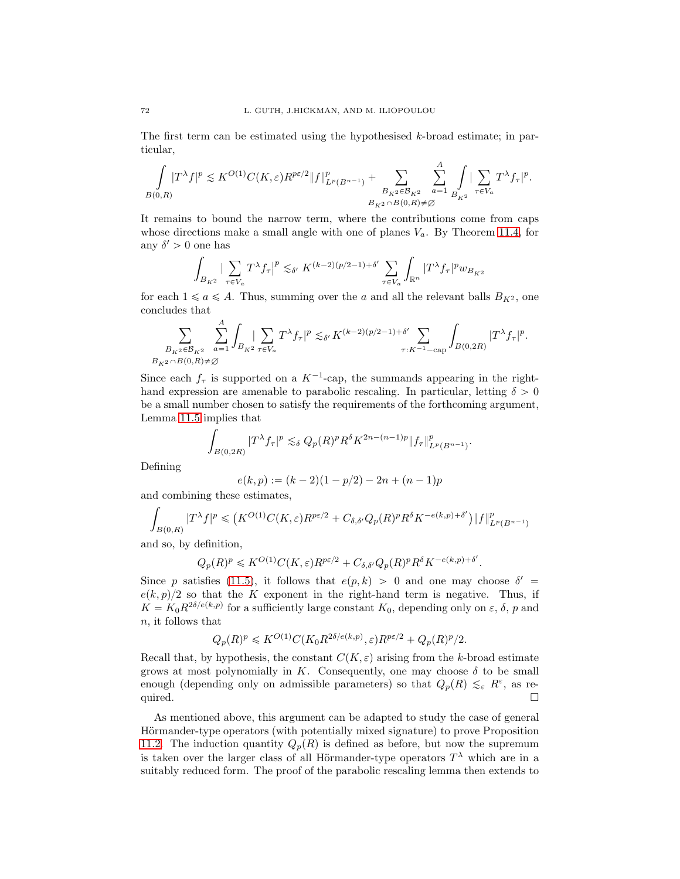The first term can be estimated using the hypothesised $k$-broad estimate; in particular,

$$\int_{B(0,R)} |T^\lambda f|^p \lesssim K^{O(1)} C(K,\varepsilon) R^{p\varepsilon/2} \|f\|_{L^p(B^{n-1})}^p + \sum_{\substack{B_{K^2} \in \mathcal{B}_{K^2} \\ B_{K^2} \cap B(0,R) \neq \emptyset}} \sum_{a=1}^{A} \int_{B_{K^2}} |\sum_{\tau \in V_a} T^\lambda f_\tau|^p.$$

It remains to bound the narrow term, where the contributions come from caps whose directions make a small angle with one of planes $V_a$. By Theorem 11.4, for any $\delta' > 0$ one has

$$\int_{B_{K^2}} |\sum_{\tau \in V_a} T^\lambda f_\tau\big|^p \lesssim_{\delta'} K^{(k-2)(p/2-1)+\delta'} \sum_{\tau \in V_a} \int_{\mathbb{R}^n} |T^\lambda f_\tau|^p w_{B_{K^2}}$$

for each $1 \leqslant a \leqslant A$. Thus, summing over the $a$ and all the relevant balls $B_{K^2}$, one concludes that

$$\sum_{\substack{B_{K^2} \in \mathcal{B}_{K^2} \\ B_{K^2} \cap B(0,R) \neq \emptyset}} \sum_{a=1}^{A} \int_{B_{K^2}} |\sum_{\tau \in V_a} T^\lambda f_\tau|^p \lesssim_{\delta'} K^{(k-2)(p/2-1)+\delta'} \sum_{\tau : K^{-1}-\mathrm{cap}} \int_{B(0,2R)} |T^\lambda f_\tau|^p.$$

Since each $f_\tau$ is supported on a $K^{-1}$-cap, the summands appearing in the right-hand expression are amenable to parabolic rescaling. In particular, letting $\delta > 0$ be a small number chosen to satisfy the requirements of the forthcoming argument, Lemma 11.5 implies that

$$\int_{B(0,2R)} |T^\lambda f_\tau|^p \lesssim_\delta Q_p(R)^p R^\delta K^{2n-(n-1)p} \|f_\tau\|_{L^p(B^{n-1})}^p.$$

Defining

$$e(k,p) := (k-2)(1-p/2) - 2n + (n-1)p$$

and combining these estimates,

$$\int_{B(0,R)} |T^\lambda f|^p \leqslant \big(K^{O(1)} C(K,\varepsilon) R^{p\varepsilon/2} + C_{\delta,\delta'} Q_p(R)^p R^\delta K^{-e(k,p)+\delta'}\big) \|f\|_{L^p(B^{n-1})}^p$$

and so, by definition,

$$Q_p(R)^p \leqslant K^{O(1)} C(K,\varepsilon) R^{p\varepsilon/2} + C_{\delta,\delta'} Q_p(R)^p R^\delta K^{-e(k,p)+\delta'}.$$

Since $p$ satisfies (11.5), it follows that $e(p,k) > 0$ and one may choose $\delta' = e(k,p)/2$ so that the $K$ exponent in the right-hand term is negative. Thus, if $K = K_0 R^{2\delta/e(k,p)}$ for a sufficiently large constant $K_0$, depending only on $\varepsilon$, $\delta$, $p$ and $n$, it follows that

$$Q_p(R)^p \leqslant K^{O(1)} C(K_0 R^{2\delta/e(k,p)}, \varepsilon) R^{p\varepsilon/2} + Q_p(R)^p/2.$$

Recall that, by hypothesis, the constant $C(K,\varepsilon)$ arising from the $k$-broad estimate grows at most polynomially in $K$. Consequently, one may choose $\delta$ to be small enough (depending only on admissible parameters) so that $Q_p(R) \lesssim_\varepsilon R^\varepsilon$, as required. $\square$

As mentioned above, this argument can be adapted to study the case of general Hörmander-type operators (with potentially mixed signature) to prove Proposition 11.2. The induction quantity $Q_p(R)$ is defined as before, but now the supremum is taken over the larger class of all Hörmander-type operators $T^\lambda$ which are in a suitably reduced form. The proof of the parabolic rescaling lemma then extends to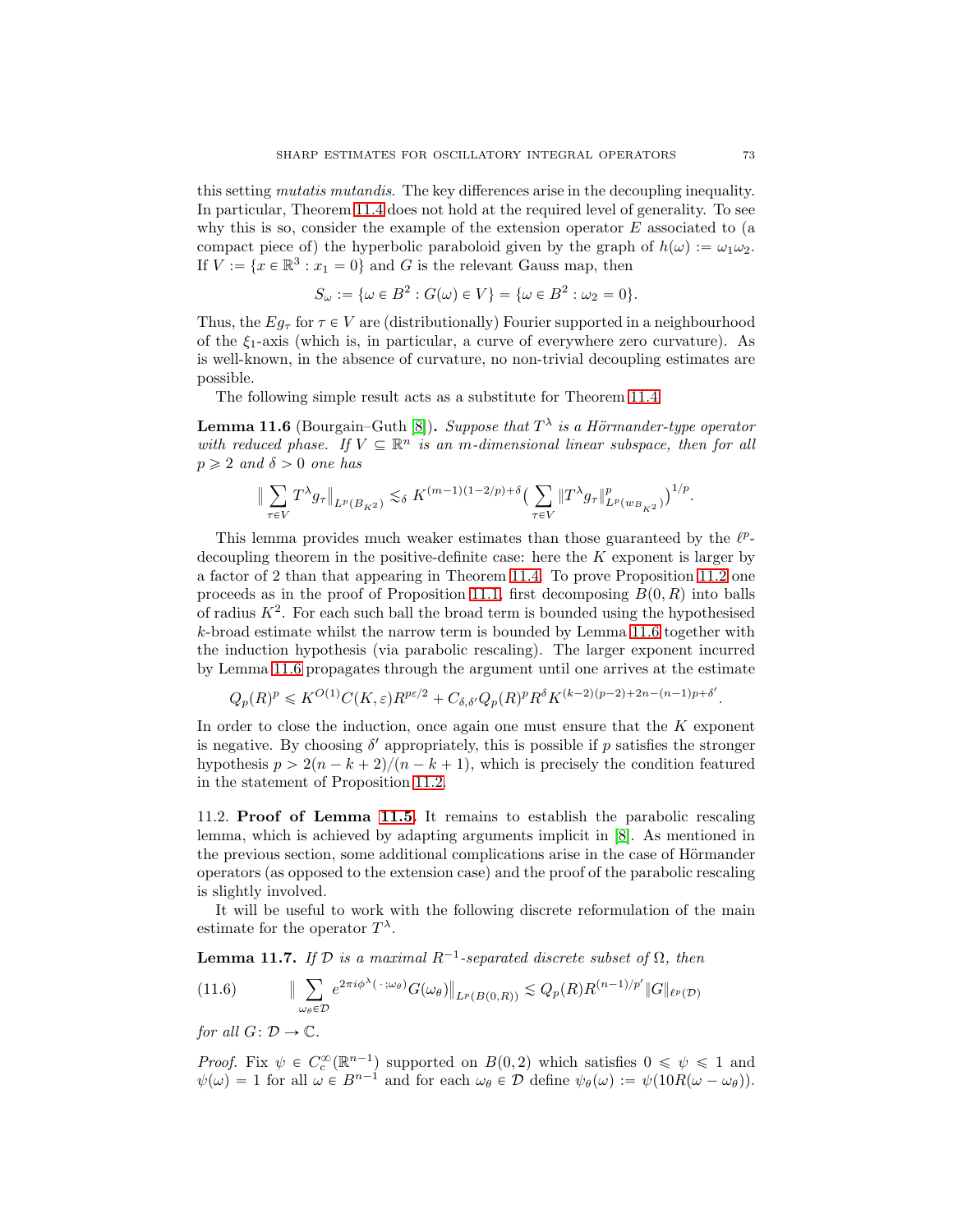this setting *mutatis mutandis*. The key differences arise in the decoupling inequality. In particular, Theorem 11.4 does not hold at the required level of generality. To see why this is so, consider the example of the extension operator $E$ associated to (a compact piece of) the hyperbolic paraboloid given by the graph of $h(\omega) := \omega_1\omega_2$. If $V := \{x \in \mathbb{R}^3 : x_1 = 0\}$ and $G$ is the relevant Gauss map, then

$$S_\omega := \{\omega \in B^2 : G(\omega) \in V\} = \{\omega \in B^2 : \omega_2 = 0\}.$$

Thus, the $Eg_\tau$ for $\tau \in V$ are (distributionally) Fourier supported in a neighbourhood of the $\xi_1$-axis (which is, in particular, a curve of everywhere zero curvature). As is well-known, in the absence of curvature, no non-trivial decoupling estimates are possible.

The following simple result acts as a substitute for Theorem 11.4.

**Lemma 11.6** (Bourgain–Guth [8]). *Suppose that $T^\lambda$ is a Hörmander-type operator with reduced phase. If $V \subseteq \mathbb{R}^n$ is an $m$-dimensional linear subspace, then for all $p \geqslant 2$ and $\delta > 0$ one has*

$$\Big\| \sum_{\tau \in V} T^\lambda g_\tau \Big\|_{L^p(B_{K^2})} \lesssim_\delta K^{(m-1)(1-2/p)+\delta} \Big( \sum_{\tau \in V} \|T^\lambda g_\tau\|^p_{L^p(w_{B_{K^2}})} \Big)^{1/p}.$$

This lemma provides much weaker estimates than those guaranteed by the $\ell^p$-decoupling theorem in the positive-definite case: here the $K$ exponent is larger by a factor of 2 than that appearing in Theorem 11.4. To prove Proposition 11.2 one proceeds as in the proof of Proposition 11.1, first decomposing $B(0,R)$ into balls of radius $K^2$. For each such ball the broad term is bounded using the hypothesised $k$-broad estimate whilst the narrow term is bounded by Lemma 11.6 together with the induction hypothesis (via parabolic rescaling). The larger exponent incurred by Lemma 11.6 propagates through the argument until one arrives at the estimate

$$Q_p(R)^p \leqslant K^{O(1)} C(K,\varepsilon) R^{p\varepsilon/2} + C_{\delta,\delta'} Q_p(R)^p R^\delta K^{(k-2)(p-2)+2n-(n-1)p+\delta'}.$$

In order to close the induction, once again one must ensure that the $K$ exponent is negative. By choosing $\delta'$ appropriately, this is possible if $p$ satisfies the stronger hypothesis $p > 2(n-k+2)/(n-k+1)$, which is precisely the condition featured in the statement of Proposition 11.2.

11.2. **Proof of Lemma 11.5.** It remains to establish the parabolic rescaling lemma, which is achieved by adapting arguments implicit in [8]. As mentioned in the previous section, some additional complications arise in the case of Hörmander operators (as opposed to the extension case) and the proof of the parabolic rescaling is slightly involved.

It will be useful to work with the following discrete reformulation of the main estimate for the operator $T^\lambda$.

**Lemma 11.7.** *If $\mathcal{D}$ is a maximal $R^{-1}$-separated discrete subset of $\Omega$, then*

$$\Big\| \sum_{\omega_\theta \in \mathcal{D}} e^{2\pi i \phi^\lambda(\,\cdot\,;\omega_\theta)} G(\omega_\theta) \Big\|_{L^p(B(0,R))} \lesssim Q_p(R) R^{(n-1)/p'} \|G\|_{\ell^p(\mathcal{D})} \tag{11.6}$$

*for all $G \colon \mathcal{D} \to \mathbb{C}$.*

*Proof.* Fix $\psi \in C_c^\infty(\mathbb{R}^{n-1})$ supported on $B(0,2)$ which satisfies $0 \leqslant \psi \leqslant 1$ and $\psi(\omega) = 1$ for all $\omega \in B^{n-1}$ and for each $\omega_\theta \in \mathcal{D}$ define $\psi_\theta(\omega) := \psi(10R(\omega - \omega_\theta))$.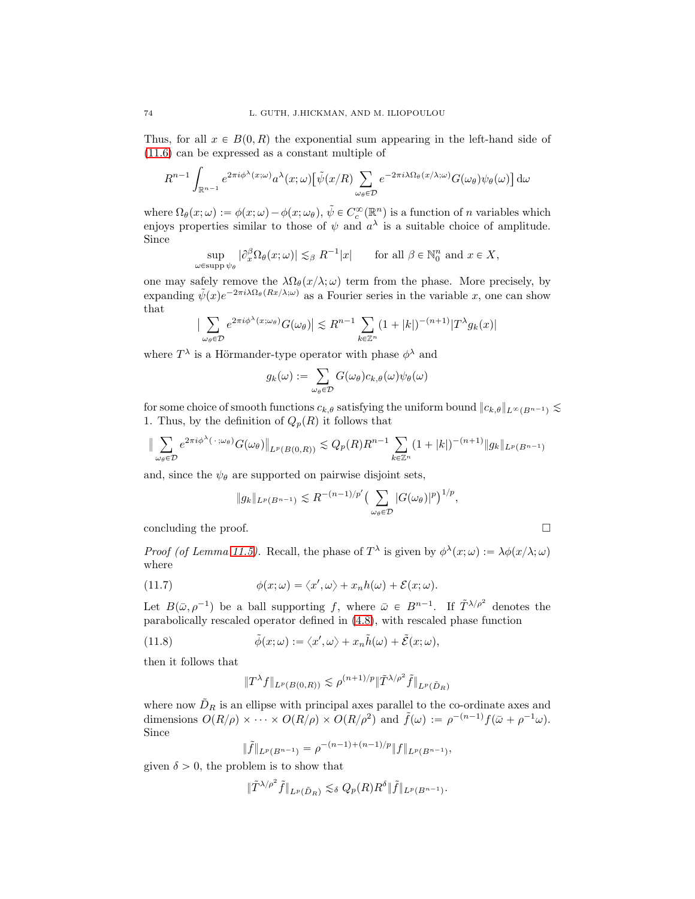Thus, for all $x \in B(0,R)$ the exponential sum appearing in the left-hand side of (11.6) can be expressed as a constant multiple of

$$R^{n-1}\int_{\mathbb{R}^{n-1}} e^{2\pi i\phi^\lambda(x;\omega)}a^\lambda(x;\omega)\big[\tilde{\psi}(x/R)\sum_{\omega_\theta\in\mathcal{D}} e^{-2\pi i\lambda\Omega_\theta(x/\lambda;\omega)}G(\omega_\theta)\psi_\theta(\omega)\big]\,\mathrm{d}\omega$$

where $\Omega_\theta(x;\omega) := \phi(x;\omega) - \phi(x;\omega_\theta)$, $\tilde{\psi} \in C_c^\infty(\mathbb{R}^n)$ is a function of $n$ variables which enjoys properties similar to those of $\psi$ and $a^\lambda$ is a suitable choice of amplitude. Since

$$\sup_{\omega\in\operatorname{supp}\psi_\theta}|\partial_x^\beta\Omega_\theta(x;\omega)| \lesssim_\beta R^{-1}|x| \qquad \text{for all } \beta\in\mathbb{N}_0^n \text{ and } x\in X,$$

one may safely remove the $\lambda\Omega_\theta(x/\lambda;\omega)$ term from the phase. More precisely, by expanding $\tilde{\psi}(x)e^{-2\pi i\lambda\Omega_\theta(Rx/\lambda;\omega)}$ as a Fourier series in the variable $x$, one can show that

$$\big|\sum_{\omega_\theta\in\mathcal{D}} e^{2\pi i\phi^\lambda(x;\omega_\theta)}G(\omega_\theta)\big| \lesssim R^{n-1}\sum_{k\in\mathbb{Z}^n}(1+|k|)^{-(n+1)}|T^\lambda g_k(x)|$$

where $T^\lambda$ is a Hörmander-type operator with phase $\phi^\lambda$ and

$$g_k(\omega) := \sum_{\omega_\theta\in\mathcal{D}} G(\omega_\theta)c_{k,\theta}(\omega)\psi_\theta(\omega)$$

for some choice of smooth functions $c_{k,\theta}$ satisfying the uniform bound $\|c_{k,\theta}\|_{L^\infty(B^{n-1})} \lesssim 1$. Thus, by the definition of $Q_p(R)$ it follows that

$$\big\|\sum_{\omega_\theta\in\mathcal{D}} e^{2\pi i\phi^\lambda(\,\cdot\,;\omega_\theta)}G(\omega_\theta)\big\|_{L^p(B(0,R))} \lesssim Q_p(R)R^{n-1}\sum_{k\in\mathbb{Z}^n}(1+|k|)^{-(n+1)}\|g_k\|_{L^p(B^{n-1})}$$

and, since the $\psi_\theta$ are supported on pairwise disjoint sets,

$$\|g_k\|_{L^p(B^{n-1})} \lesssim R^{-(n-1)/p'}\big(\sum_{\omega_\theta\in\mathcal{D}}|G(\omega_\theta)|^p\big)^{1/p},$$

concluding the proof. $\square$

*Proof (of Lemma 11.5).* Recall, the phase of $T^\lambda$ is given by $\phi^\lambda(x;\omega) := \lambda\phi(x/\lambda;\omega)$ where

$$\phi(x;\omega) = \langle x',\omega\rangle + x_n h(\omega) + \mathcal{E}(x;\omega). \tag{11.7}$$

Let $B(\bar{\omega},\rho^{-1})$ be a ball supporting $f$, where $\bar{\omega} \in B^{n-1}$. If $\tilde{T}^{\lambda/\rho^2}$ denotes the parabolically rescaled operator defined in (4.8), with rescaled phase function

$$\tilde{\phi}(x;\omega) := \langle x',\omega\rangle + x_n\tilde{h}(\omega) + \tilde{\mathcal{E}}(x;\omega), \tag{11.8}$$

then it follows that

$$\|T^\lambda f\|_{L^p(B(0,R))} \lesssim \rho^{(n+1)/p}\|\tilde{T}^{\lambda/\rho^2}\tilde{f}\|_{L^p(\tilde{D}_R)}$$

where now $\tilde{D}_R$ is an ellipse with principal axes parallel to the co-ordinate axes and dimensions $O(R/\rho)\times\cdots\times O(R/\rho)\times O(R/\rho^2)$ and $\tilde{f}(\omega) := \rho^{-(n-1)}f(\bar{\omega}+\rho^{-1}\omega)$. Since

$$\|\tilde{f}\|_{L^p(B^{n-1})} = \rho^{-(n-1)+(n-1)/p}\|f\|_{L^p(B^{n-1})},$$

given $\delta > 0$, the problem is to show that

$$\|\tilde{T}^{\lambda/\rho^2}\tilde{f}\|_{L^p(\tilde{D}_R)} \lesssim_\delta Q_p(R)R^\delta\|\tilde{f}\|_{L^p(B^{n-1})}.$$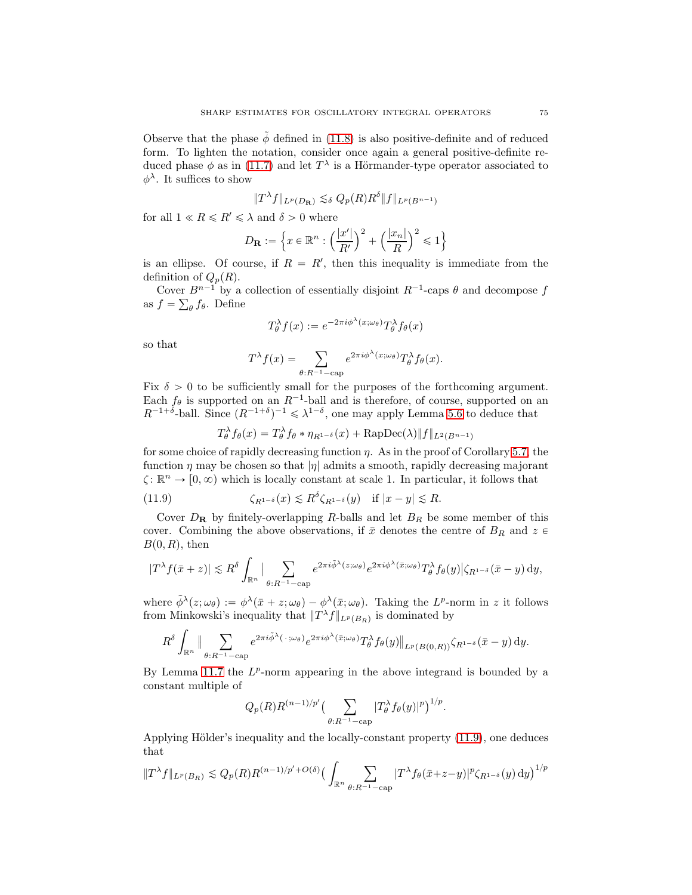Observe that the phase $\tilde{\phi}$ defined in (11.8) is also positive-definite and of reduced form. To lighten the notation, consider once again a general positive-definite reduced phase $\phi$ as in (11.7) and let $T^\lambda$ is a Hörmander-type operator associated to $\phi^\lambda$. It suffices to show

$$\|T^\lambda f\|_{L^p(D_{\mathbf{R}})} \lesssim_\delta Q_p(R) R^\delta \|f\|_{L^p(B^{n-1})}$$

for all $1 \ll R \leqslant R' \leqslant \lambda$ and $\delta > 0$ where

$$D_{\mathbf{R}} := \Big\{ x \in \mathbb{R}^n : \Big(\frac{|x'|}{R'}\Big)^2 + \Big(\frac{|x_n|}{R}\Big)^2 \leqslant 1 \Big\}$$

is an ellipse. Of course, if $R = R'$, then this inequality is immediate from the definition of $Q_p(R)$.

Cover $B^{n-1}$ by a collection of essentially disjoint $R^{-1}$-caps $\theta$ and decompose $f$ as $f = \sum_\theta f_\theta$. Define

$$T_\theta^\lambda f(x) := e^{-2\pi i \phi^\lambda(x;\omega_\theta)} T_\theta^\lambda f_\theta(x)$$

so that

$$T^\lambda f(x) = \sum_{\theta: R^{-1}-\mathrm{cap}} e^{2\pi i \phi^\lambda(x;\omega_\theta)} T_\theta^\lambda f_\theta(x).$$

Fix $\delta > 0$ to be sufficiently small for the purposes of the forthcoming argument. Each $f_\theta$ is supported on an $R^{-1}$-ball and is therefore, of course, supported on an $R^{-1+\delta}$-ball. Since $(R^{-1+\delta})^{-1} \leqslant \lambda^{1-\delta}$, one may apply Lemma 5.6 to deduce that

$$T_\theta^\lambda f_\theta(x) = T_\theta^\lambda f_\theta * \eta_{R^{1-\delta}}(x) + \mathrm{RapDec}(\lambda)\|f\|_{L^2(B^{n-1})}$$

for some choice of rapidly decreasing function $\eta$. As in the proof of Corollary 5.7, the function $\eta$ may be chosen so that $|\eta|$ admits a smooth, rapidly decreasing majorant $\zeta\colon \mathbb{R}^n \to [0,\infty)$ which is locally constant at scale 1. In particular, it follows that

$$\zeta_{R^{1-\delta}}(x) \lesssim R^\delta \zeta_{R^{1-\delta}}(y) \quad \text{if } |x-y| \lesssim R. \tag{11.9}$$

Cover $D_{\mathbf{R}}$ by finitely-overlapping $R$-balls and let $B_R$ be some member of this cover. Combining the above observations, if $\bar{x}$ denotes the centre of $B_R$ and $z \in B(0,R)$, then

$$|T^\lambda f(\bar{x}+z)| \lesssim R^\delta \int_{\mathbb{R}^n} \Big| \sum_{\theta: R^{-1}-\mathrm{cap}} e^{2\pi i \tilde{\phi}^\lambda(z;\omega_\theta)} e^{2\pi i \phi^\lambda(\bar{x};\omega_\theta)} T_\theta^\lambda f_\theta(y) \Big| \zeta_{R^{1-\delta}}(\bar{x}-y)\,\mathrm{d}y,$$

where $\tilde{\phi}^\lambda(z;\omega_\theta) := \phi^\lambda(\bar{x}+z;\omega_\theta) - \phi^\lambda(\bar{x};\omega_\theta)$. Taking the $L^p$-norm in $z$ it follows from Minkowski's inequality that $\|T^\lambda f\|_{L^p(B_R)}$ is dominated by

$$R^\delta \int_{\mathbb{R}^n} \Big\| \sum_{\theta: R^{-1}-\mathrm{cap}} e^{2\pi i \tilde{\phi}^\lambda(\,\cdot\,;\omega_\theta)} e^{2\pi i \phi^\lambda(\bar{x};\omega_\theta)} T_\theta^\lambda f_\theta(y) \Big\|_{L^p(B(0,R))} \zeta_{R^{1-\delta}}(\bar{x}-y)\,\mathrm{d}y.$$

By Lemma 11.7 the $L^p$-norm appearing in the above integrand is bounded by a constant multiple of

$$Q_p(R) R^{(n-1)/p'} \Big( \sum_{\theta: R^{-1}-\mathrm{cap}} |T_\theta^\lambda f_\theta(y)|^p \Big)^{1/p}.$$

Applying Hölder's inequality and the locally-constant property (11.9), one deduces that

$$\|T^\lambda f\|_{L^p(B_R)} \lesssim Q_p(R) R^{(n-1)/p' + O(\delta)} \Big( \int_{\mathbb{R}^n} \sum_{\theta: R^{-1}-\mathrm{cap}} |T^\lambda f_\theta(\bar{x}+z-y)|^p \zeta_{R^{1-\delta}}(y)\,\mathrm{d}y \Big)^{1/p}$$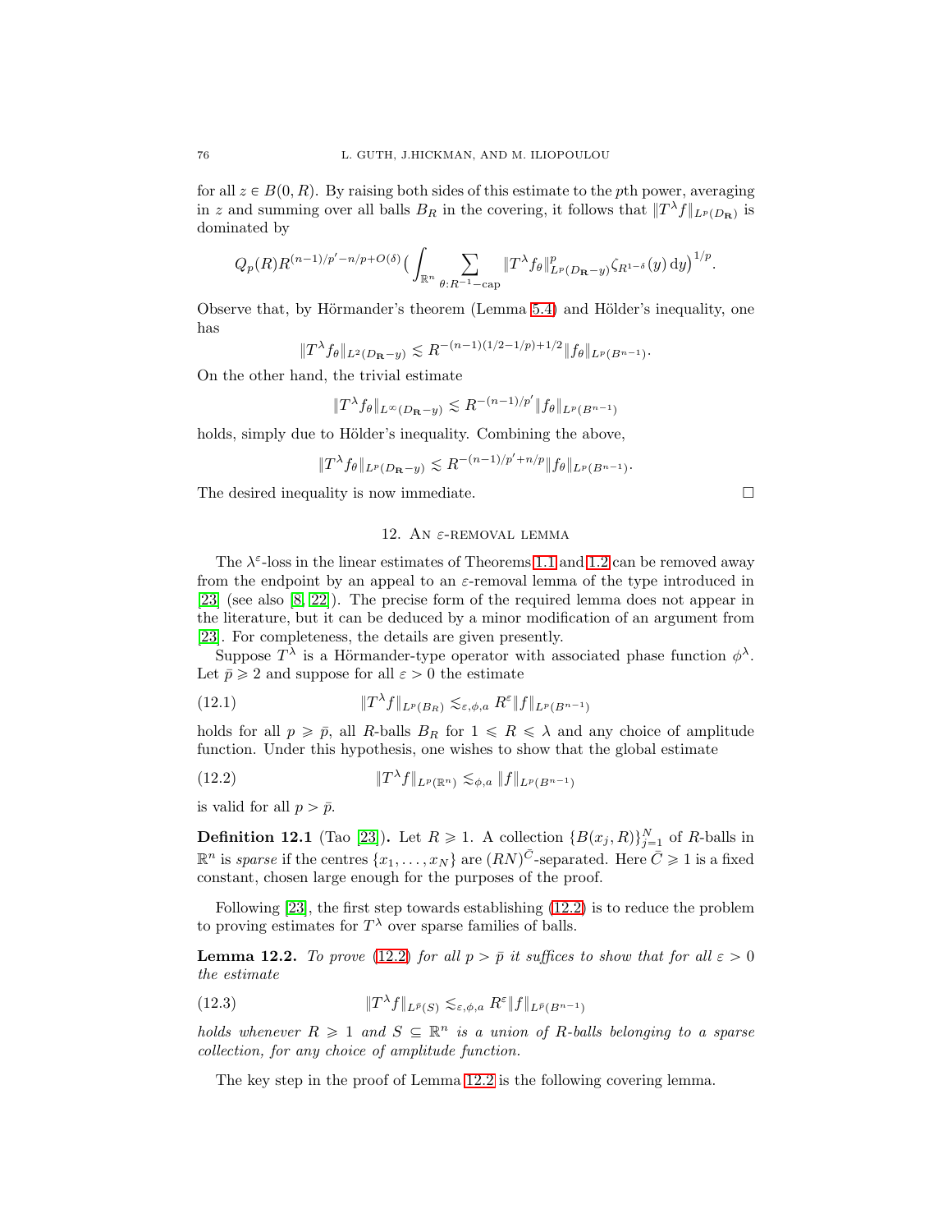for all $z \in B(0, R)$. By raising both sides of this estimate to the $p$th power, averaging in $z$ and summing over all balls $B_R$ in the covering, it follows that $\|T^\lambda f\|_{L^p(D_{\mathbf{R}})}$ is dominated by

$$Q_p(R) R^{(n-1)/p' - n/p + O(\delta)} \Big( \int_{\mathbb{R}^n} \sum_{\theta: R^{-1}-\mathrm{cap}} \|T^\lambda f_\theta\|^p_{L^p(D_{\mathbf{R}} - y)} \zeta_{R^{1-\delta}}(y)\, \mathrm{d}y \Big)^{1/p}.$$

Observe that, by Hörmander's theorem (Lemma 5.4) and Hölder's inequality, one has

$$\|T^\lambda f_\theta\|_{L^2(D_{\mathbf{R}} - y)} \lesssim R^{-(n-1)(1/2 - 1/p) + 1/2} \|f_\theta\|_{L^p(B^{n-1})}.$$

On the other hand, the trivial estimate

$$\|T^\lambda f_\theta\|_{L^\infty(D_{\mathbf{R}} - y)} \lesssim R^{-(n-1)/p'} \|f_\theta\|_{L^p(B^{n-1})}$$

holds, simply due to Hölder's inequality. Combining the above,

$$\|T^\lambda f_\theta\|_{L^p(D_{\mathbf{R}} - y)} \lesssim R^{-(n-1)/p' + n/p} \|f_\theta\|_{L^p(B^{n-1})}.$$

The desired inequality is now immediate. $\square$

## 12. An $\varepsilon$-removal lemma

The $\lambda^\varepsilon$-loss in the linear estimates of Theorems 1.1 and 1.2 can be removed away from the endpoint by an appeal to an $\varepsilon$-removal lemma of the type introduced in [23] (see also [8, 22]). The precise form of the required lemma does not appear in the literature, but it can be deduced by a minor modification of an argument from [23]. For completeness, the details are given presently.

Suppose $T^\lambda$ is a Hörmander-type operator with associated phase function $\phi^\lambda$. Let $\bar{p} \geqslant 2$ and suppose for all $\varepsilon > 0$ the estimate

$$\|T^\lambda f\|_{L^p(B_R)} \lesssim_{\varepsilon, \phi, a} R^\varepsilon \|f\|_{L^p(B^{n-1})} \tag{12.1}$$

holds for all $p \geqslant \bar{p}$, all $R$-balls $B_R$ for $1 \leqslant R \leqslant \lambda$ and any choice of amplitude function. Under this hypothesis, one wishes to show that the global estimate

$$\|T^\lambda f\|_{L^p(\mathbb{R}^n)} \lesssim_{\phi, a} \|f\|_{L^p(B^{n-1})} \tag{12.2}$$

is valid for all $p > \bar{p}$.

**Definition 12.1** (Tao [23])**.** Let $R \geqslant 1$. A collection $\{B(x_j, R)\}_{j=1}^N$ of $R$-balls in $\mathbb{R}^n$ is *sparse* if the centres $\{x_1, \dots, x_N\}$ are $(RN)^{\bar{C}}$-separated. Here $\bar{C} \geqslant 1$ is a fixed constant, chosen large enough for the purposes of the proof.

Following [23], the first step towards establishing (12.2) is to reduce the problem to proving estimates for $T^\lambda$ over sparse families of balls.

**Lemma 12.2.** *To prove (12.2) for all $p > \bar{p}$ it suffices to show that for all $\varepsilon > 0$ the estimate*

$$\|T^\lambda f\|_{L^{\bar{p}}(S)} \lesssim_{\varepsilon, \phi, a} R^\varepsilon \|f\|_{L^{\bar{p}}(B^{n-1})} \tag{12.3}$$

*holds whenever $R \geqslant 1$ and $S \subseteq \mathbb{R}^n$ is a union of $R$-balls belonging to a sparse collection, for any choice of amplitude function.*

The key step in the proof of Lemma 12.2 is the following covering lemma.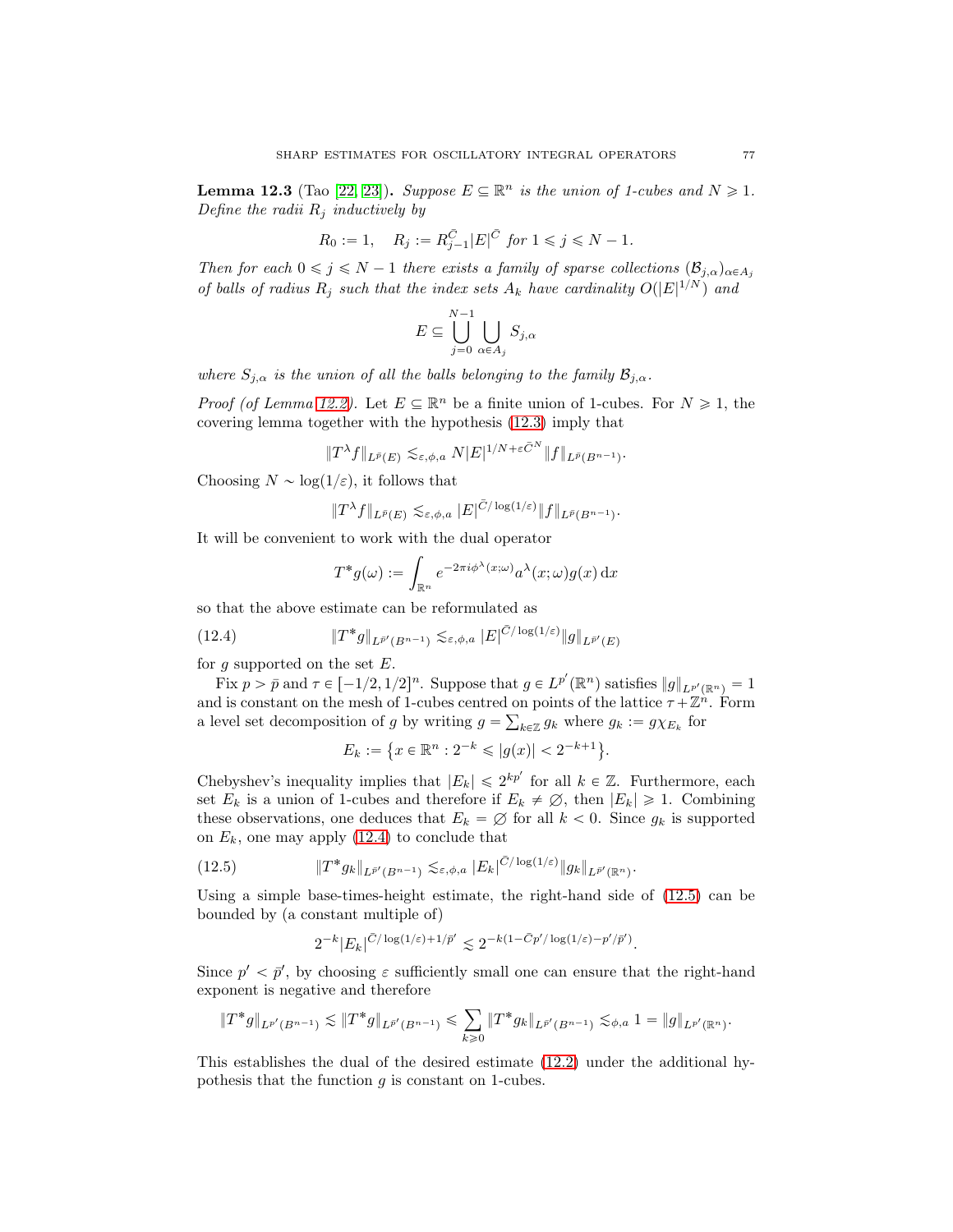**Lemma 12.3** (Tao [22, 23])**.** *Suppose $E \subseteq \mathbb{R}^n$ is the union of 1-cubes and $N \geqslant 1$. Define the radii $R_j$ inductively by*

$$R_0 := 1, \quad R_j := R_{j-1}^{\bar{C}} |E|^{\bar{C}} \text{ for } 1 \leqslant j \leqslant N-1.$$

*Then for each $0 \leqslant j \leqslant N-1$ there exists a family of sparse collections $(\mathcal{B}_{j,\alpha})_{\alpha \in A_j}$ of balls of radius $R_j$ such that the index sets $A_k$ have cardinality $O(|E|^{1/N})$ and*

$$E \subseteq \bigcup_{j=0}^{N-1} \bigcup_{\alpha \in A_j} S_{j,\alpha}$$

*where $S_{j,\alpha}$ is the union of all the balls belonging to the family $\mathcal{B}_{j,\alpha}$.*

*Proof (of Lemma 12.2).* Let $E \subseteq \mathbb{R}^n$ be a finite union of 1-cubes. For $N \geqslant 1$, the covering lemma together with the hypothesis (12.3) imply that

$$\|T^\lambda f\|_{L^{\bar{p}}(E)} \lesssim_{\varepsilon,\phi,a} N |E|^{1/N + \varepsilon \bar{C}^N} \|f\|_{L^{\bar{p}}(B^{n-1})}.$$

Choosing $N \sim \log(1/\varepsilon)$, it follows that

$$\|T^\lambda f\|_{L^{\bar{p}}(E)} \lesssim_{\varepsilon,\phi,a} |E|^{\bar{C}/\log(1/\varepsilon)} \|f\|_{L^{\bar{p}}(B^{n-1})}.$$

It will be convenient to work with the dual operator

$$T^* g(\omega) := \int_{\mathbb{R}^n} e^{-2\pi i \phi^\lambda(x;\omega)} a^\lambda(x;\omega) g(x)\, \mathrm{d}x$$

so that the above estimate can be reformulated as

$$\|T^* g\|_{L^{\bar{p}'}(B^{n-1})} \lesssim_{\varepsilon,\phi,a} |E|^{\bar{C}/\log(1/\varepsilon)} \|g\|_{L^{\bar{p}'}(E)} \tag{12.4}$$

for $g$ supported on the set $E$.

Fix $p > \bar{p}$ and $\tau \in [-1/2, 1/2]^n$. Suppose that $g \in L^{p'}(\mathbb{R}^n)$ satisfies $\|g\|_{L^{p'}(\mathbb{R}^n)} = 1$ and is constant on the mesh of 1-cubes centred on points of the lattice $\tau + \mathbb{Z}^n$. Form a level set decomposition of $g$ by writing $g = \sum_{k \in \mathbb{Z}} g_k$ where $g_k := g\chi_{E_k}$ for

$$E_k := \big\{x \in \mathbb{R}^n : 2^{-k} \leqslant |g(x)| < 2^{-k+1}\big\}.$$

Chebyshev's inequality implies that $|E_k| \leqslant 2^{kp'}$ for all $k \in \mathbb{Z}$. Furthermore, each set $E_k$ is a union of 1-cubes and therefore if $E_k \neq \varnothing$, then $|E_k| \geqslant 1$. Combining these observations, one deduces that $E_k = \varnothing$ for all $k < 0$. Since $g_k$ is supported on $E_k$, one may apply (12.4) to conclude that

$$\|T^* g_k\|_{L^{\bar{p}'}(B^{n-1})} \lesssim_{\varepsilon,\phi,a} |E_k|^{\bar{C}/\log(1/\varepsilon)} \|g_k\|_{L^{\bar{p}'}(\mathbb{R}^n)}. \tag{12.5}$$

Using a simple base-times-height estimate, the right-hand side of (12.5) can be bounded by (a constant multiple of)

$$2^{-k} |E_k|^{\bar{C}/\log(1/\varepsilon) + 1/\bar{p}'} \lesssim 2^{-k(1 - \bar{C}p'/\log(1/\varepsilon) - p'/\bar{p}')}.$$

Since $p' < \bar{p}'$, by choosing $\varepsilon$ sufficiently small one can ensure that the right-hand exponent is negative and therefore

$$\|T^* g\|_{L^{p'}(B^{n-1})} \lesssim \|T^* g\|_{L^{\bar{p}'}(B^{n-1})} \leqslant \sum_{k \geqslant 0} \|T^* g_k\|_{L^{\bar{p}'}(B^{n-1})} \lesssim_{\phi,a} 1 = \|g\|_{L^{p'}(\mathbb{R}^n)}.$$

This establishes the dual of the desired estimate (12.2) under the additional hypothesis that the function $g$ is constant on 1-cubes.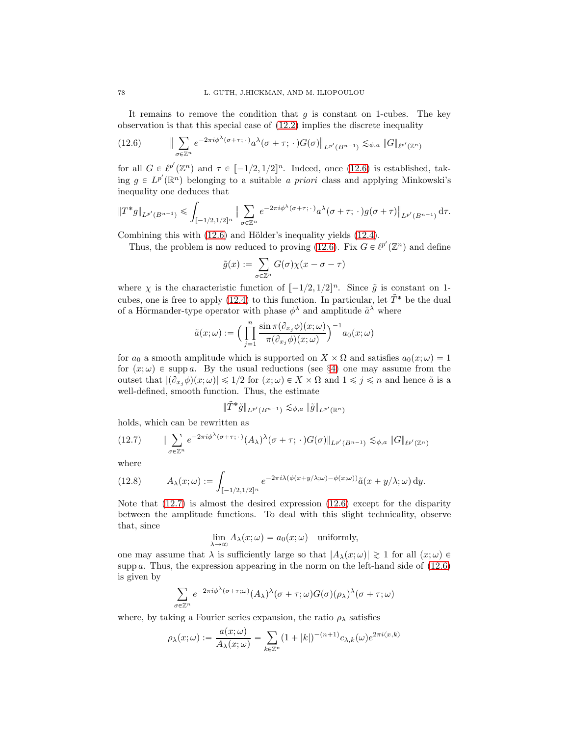It remains to remove the condition that $g$ is constant on 1-cubes. The key observation is that this special case of (12.2) implies the discrete inequality

$$\Big\| \sum_{\sigma \in \mathbb{Z}^n} e^{-2\pi i \phi^\lambda(\sigma+\tau;\,\cdot\,)} a^\lambda(\sigma+\tau;\,\cdot\,) G(\sigma) \Big\|_{L^{p'}(B^{n-1})} \lesssim_{\phi,a} \|G\|_{\ell^{p'}(\mathbb{Z}^n)} \tag{12.6}$$

for all $G \in \ell^{p'}(\mathbb{Z}^n)$ and $\tau \in [-1/2, 1/2]^n$. Indeed, once (12.6) is established, taking $g \in L^{p'}(\mathbb{R}^n)$ belonging to a suitable *a priori* class and applying Minkowski's inequality one deduces that

$$\|T^* g\|_{L^{p'}(B^{n-1})} \leqslant \int_{[-1/2,1/2]^n} \Big\| \sum_{\sigma \in \mathbb{Z}^n} e^{-2\pi i \phi^\lambda(\sigma+\tau;\,\cdot\,)} a^\lambda(\sigma+\tau;\,\cdot\,) g(\sigma+\tau) \Big\|_{L^{p'}(B^{n-1})} \,\mathrm{d}\tau.$$

Combining this with (12.6) and Hölder's inequality yields (12.4).

Thus, the problem is now reduced to proving (12.6). Fix $G \in \ell^{p'}(\mathbb{Z}^n)$ and define

$$\tilde{g}(x) := \sum_{\sigma \in \mathbb{Z}^n} G(\sigma) \chi(x - \sigma - \tau)$$

where $\chi$ is the characteristic function of $[-1/2, 1/2]^n$. Since $\tilde{g}$ is constant on 1-cubes, one is free to apply (12.4) to this function. In particular, let $\tilde{T}^*$ be the dual of a Hörmander-type operator with phase $\phi^\lambda$ and amplitude $\tilde{a}^\lambda$ where

$$\tilde{a}(x;\omega) := \Big( \prod_{j=1}^n \frac{\sin \pi(\partial_{x_j}\phi)(x;\omega)}{\pi(\partial_{x_j}\phi)(x;\omega)} \Big)^{-1} a_0(x;\omega)$$

for $a_0$ a smooth amplitude which is supported on $X \times \Omega$ and satisfies $a_0(x;\omega) = 1$ for $(x;\omega) \in \operatorname{supp} a$. By the usual reductions (see §4) one may assume from the outset that $|(\partial_{x_j}\phi)(x;\omega)| \leqslant 1/2$ for $(x;\omega) \in X \times \Omega$ and $1 \leqslant j \leqslant n$ and hence $\tilde{a}$ is a well-defined, smooth function. Thus, the estimate

$$\|\tilde{T}^* \tilde{g}\|_{L^{p'}(B^{n-1})} \lesssim_{\phi,a} \|\tilde{g}\|_{L^{p'}(\mathbb{R}^n)}$$

holds, which can be rewritten as

$$\Big\| \sum_{\sigma \in \mathbb{Z}^n} e^{-2\pi i \phi^\lambda(\sigma+\tau;\,\cdot\,)} (A_\lambda)^\lambda(\sigma+\tau;\,\cdot\,) G(\sigma) \Big\|_{L^{p'}(B^{n-1})} \lesssim_{\phi,a} \|G\|_{\ell^{p'}(\mathbb{Z}^n)} \tag{12.7}$$

where

$$A_\lambda(x;\omega) := \int_{[-1/2,1/2]^n} e^{-2\pi i \lambda(\phi(x+y/\lambda;\omega) - \phi(x;\omega))} \tilde{a}(x + y/\lambda;\omega) \,\mathrm{d}y. \tag{12.8}$$

Note that (12.7) is almost the desired expression (12.6) except for the disparity between the amplitude functions. To deal with this slight technicality, observe that, since

$$\lim_{\lambda \to \infty} A_\lambda(x;\omega) = a_0(x;\omega) \quad \text{uniformly},$$

one may assume that $\lambda$ is sufficiently large so that $|A_\lambda(x;\omega)| \gtrsim 1$ for all $(x;\omega) \in \operatorname{supp} a$. Thus, the expression appearing in the norm on the left-hand side of (12.6) is given by

$$\sum_{\sigma \in \mathbb{Z}^n} e^{-2\pi i \phi^\lambda(\sigma+\tau;\omega)} (A_\lambda)^\lambda(\sigma+\tau;\omega) G(\sigma) (\rho_\lambda)^\lambda(\sigma+\tau;\omega)$$

where, by taking a Fourier series expansion, the ratio $\rho_\lambda$ satisfies

$$\rho_\lambda(x;\omega) := \frac{a(x;\omega)}{A_\lambda(x;\omega)} = \sum_{k \in \mathbb{Z}^n} (1 + |k|)^{-(n+1)} c_{\lambda,k}(\omega) e^{2\pi i \langle x, k \rangle}$$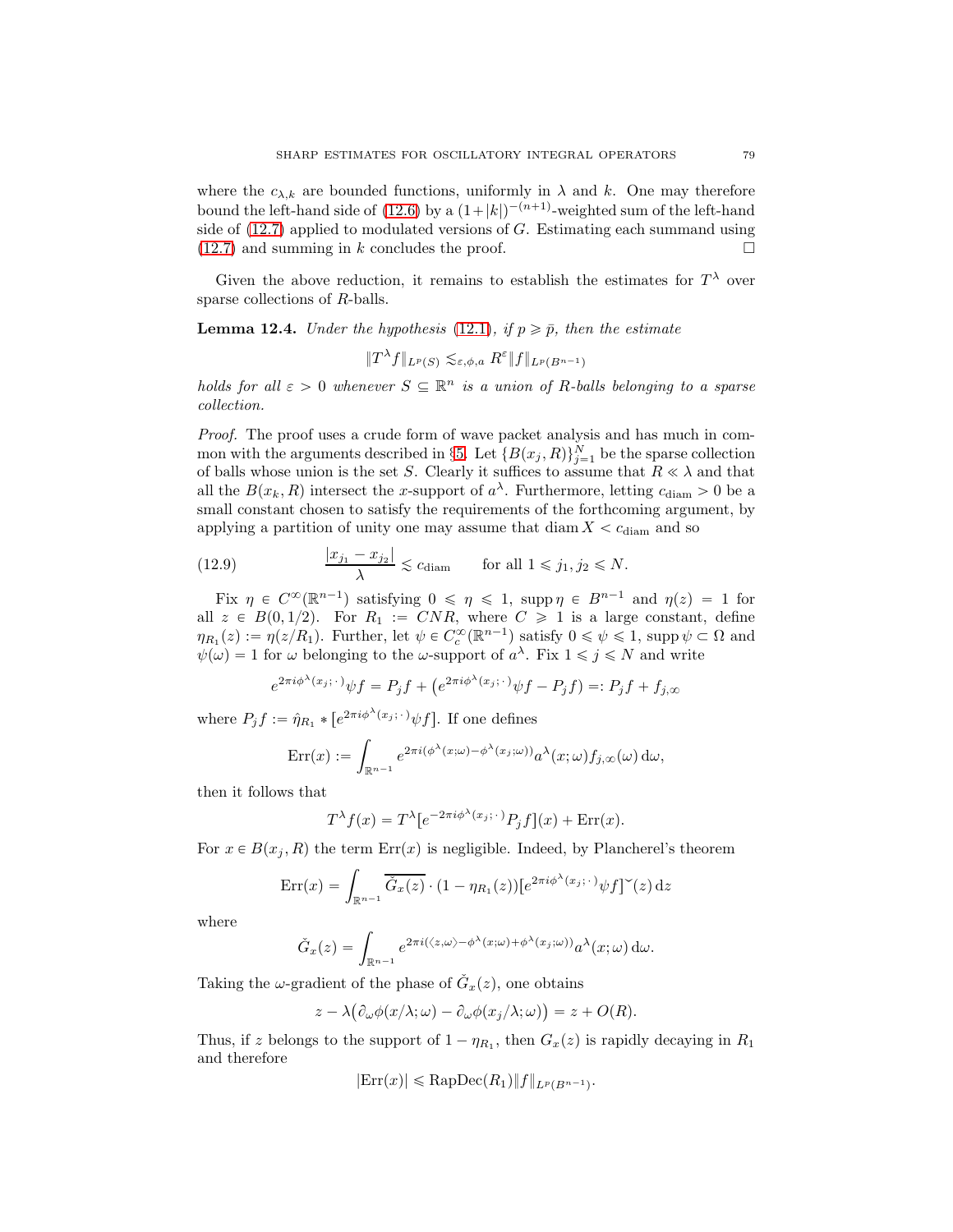where the $c_{\lambda,k}$ are bounded functions, uniformly in $\lambda$ and $k$. One may therefore bound the left-hand side of (12.6) by a $(1+|k|)^{-(n+1)}$-weighted sum of the left-hand side of (12.7) applied to modulated versions of $G$. Estimating each summand using (12.7) and summing in $k$ concludes the proof. $\square$

Given the above reduction, it remains to establish the estimates for $T^\lambda$ over sparse collections of $R$-balls.

**Lemma 12.4.** *Under the hypothesis (12.1), if $p \geqslant \bar{p}$, then the estimate*

$$\|T^\lambda f\|_{L^p(S)} \lesssim_{\varepsilon,\phi,a} R^\varepsilon \|f\|_{L^p(B^{n-1})}$$

*holds for all $\varepsilon > 0$ whenever $S \subseteq \mathbb{R}^n$ is a union of $R$-balls belonging to a sparse collection.*

*Proof.* The proof uses a crude form of wave packet analysis and has much in common with the arguments described in §5. Let $\{B(x_j, R)\}_{j=1}^N$ be the sparse collection of balls whose union is the set $S$. Clearly it suffices to assume that $R \ll \lambda$ and that all the $B(x_k, R)$ intersect the $x$-support of $a^\lambda$. Furthermore, letting $c_{\mathrm{diam}} > 0$ be a small constant chosen to satisfy the requirements of the forthcoming argument, by applying a partition of unity one may assume that $\operatorname{diam} X < c_{\mathrm{diam}}$ and so

$$\frac{|x_{j_1} - x_{j_2}|}{\lambda} \lesssim c_{\mathrm{diam}} \qquad \text{for all } 1 \leqslant j_1, j_2 \leqslant N. \tag{12.9}$$

Fix $\eta \in C^\infty(\mathbb{R}^{n-1})$ satisfying $0 \leqslant \eta \leqslant 1$, $\operatorname{supp} \eta \in B^{n-1}$ and $\eta(z) = 1$ for all $z \in B(0, 1/2)$. For $R_1 := CNR$, where $C \geqslant 1$ is a large constant, define $\eta_{R_1}(z) := \eta(z/R_1)$. Further, let $\psi \in C_c^\infty(\mathbb{R}^{n-1})$ satisfy $0 \leqslant \psi \leqslant 1$, $\operatorname{supp} \psi \subset \Omega$ and $\psi(\omega) = 1$ for $\omega$ belonging to the $\omega$-support of $a^\lambda$. Fix $1 \leqslant j \leqslant N$ and write

$$e^{2\pi i \phi^\lambda(x_j;\,\cdot\,)}\psi f = P_j f + \big(e^{2\pi i \phi^\lambda(x_j;\,\cdot\,)}\psi f - P_j f\big) =: P_j f + f_{j,\infty}$$

where $P_j f := \hat{\eta}_{R_1} * [e^{2\pi i \phi^\lambda(x_j;\,\cdot\,)}\psi f]$. If one defines

$$\mathrm{Err}(x) := \int_{\mathbb{R}^{n-1}} e^{2\pi i(\phi^\lambda(x;\omega) - \phi^\lambda(x_j;\omega))} a^\lambda(x;\omega) f_{j,\infty}(\omega)\,\mathrm{d}\omega,$$

then it follows that

$$T^\lambda f(x) = T^\lambda[e^{-2\pi i \phi^\lambda(x_j;\,\cdot\,)} P_j f](x) + \mathrm{Err}(x).$$

For $x \in B(x_j, R)$ the term $\mathrm{Err}(x)$ is negligible. Indeed, by Plancherel's theorem

$$\mathrm{Err}(x) = \int_{\mathbb{R}^{n-1}} \overline{\check{G}_x(z)} \cdot (1 - \eta_{R_1}(z))[e^{2\pi i \phi^\lambda(x_j;\,\cdot\,)}\psi f]\check{\ }(z)\,\mathrm{d}z$$

where

$$\check{G}_x(z) = \int_{\mathbb{R}^{n-1}} e^{2\pi i(\langle z,\omega\rangle - \phi^\lambda(x;\omega) + \phi^\lambda(x_j;\omega))} a^\lambda(x;\omega)\,\mathrm{d}\omega.$$

Taking the $\omega$-gradient of the phase of $\check{G}_x(z)$, one obtains

$$z - \lambda\big(\partial_\omega \phi(x/\lambda;\omega) - \partial_\omega \phi(x_j/\lambda;\omega)\big) = z + O(R).$$

Thus, if $z$ belongs to the support of $1 - \eta_{R_1}$, then $G_x(z)$ is rapidly decaying in $R_1$ and therefore

$$|\mathrm{Err}(x)| \leqslant \mathrm{RapDec}(R_1)\|f\|_{L^p(B^{n-1})}.$$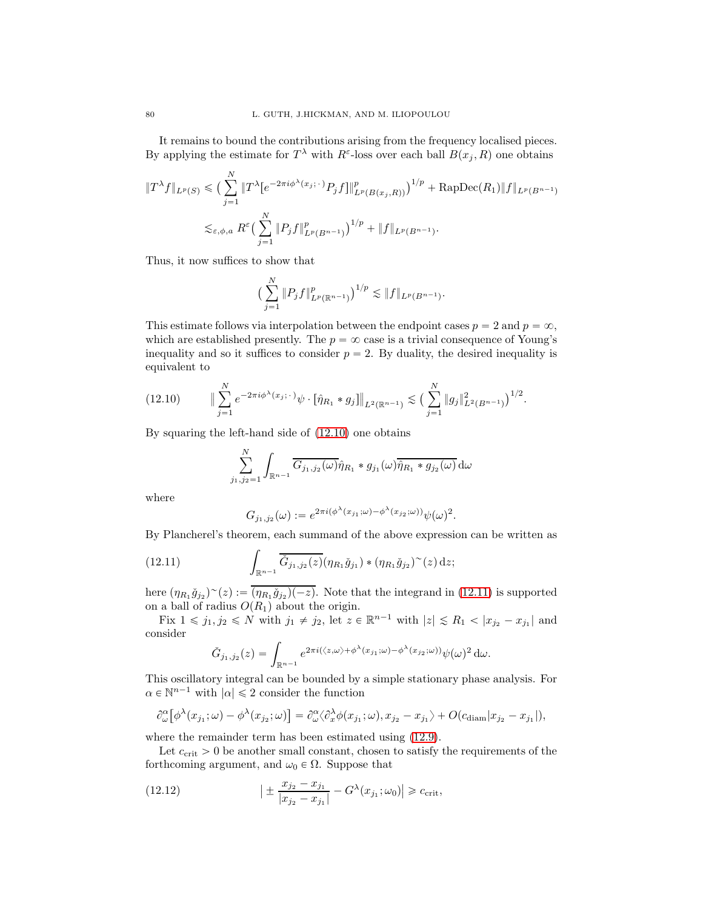It remains to bound the contributions arising from the frequency localised pieces. By applying the estimate for $T^\lambda$ with $R^\varepsilon$-loss over each ball $B(x_j, R)$ one obtains

$$\|T^\lambda f\|_{L^p(S)} \leqslant \big(\sum_{j=1}^N \|T^\lambda[e^{-2\pi i\phi^\lambda(x_j;\,\cdot\,)}P_j f]\|^p_{L^p(B(x_j,R))}\big)^{1/p} + \mathrm{RapDec}(R_1)\|f\|_{L^p(B^{n-1})}$$

$$\lesssim_{\varepsilon,\phi,a} R^\varepsilon \big(\sum_{j=1}^N \|P_j f\|^p_{L^p(B^{n-1})}\big)^{1/p} + \|f\|_{L^p(B^{n-1})}.$$

Thus, it now suffices to show that

$$\big(\sum_{j=1}^N \|P_j f\|^p_{L^p(\mathbb{R}^{n-1})}\big)^{1/p} \lesssim \|f\|_{L^p(B^{n-1})}.$$

This estimate follows via interpolation between the endpoint cases $p = 2$ and $p = \infty$, which are established presently. The $p = \infty$ case is a trivial consequence of Young's inequality and so it suffices to consider $p = 2$. By duality, the desired inequality is equivalent to

$$\big\| \sum_{j=1}^N e^{-2\pi i\phi^\lambda(x_j;\,\cdot\,)}\psi \cdot [\hat{\eta}_{R_1} * g_j]\big\|_{L^2(\mathbb{R}^{n-1})} \lesssim \big(\sum_{j=1}^N \|g_j\|^2_{L^2(B^{n-1})}\big)^{1/2}. \tag{12.10}$$

By squaring the left-hand side of (12.10) one obtains

$$\sum_{j_1,j_2=1}^N \int_{\mathbb{R}^{n-1}} \overline{G_{j_1,j_2}(\omega)}\hat{\eta}_{R_1} * g_{j_1}(\omega)\overline{\hat{\eta}_{R_1} * g_{j_2}(\omega)}\,\mathrm{d}\omega$$

where

$$G_{j_1,j_2}(\omega) := e^{2\pi i(\phi^\lambda(x_{j_1};\omega) - \phi^\lambda(x_{j_2};\omega))}\psi(\omega)^2.$$

By Plancherel's theorem, each summand of the above expression can be written as

$$\int_{\mathbb{R}^{n-1}} \overline{\check{G}_{j_1,j_2}(z)}(\eta_{R_1}\check{g}_{j_1}) * (\eta_{R_1}\check{g}_{j_2})^{\sim}(z)\,\mathrm{d}z; \tag{12.11}$$

here $(\eta_{R_1}\check{g}_{j_2})^{\sim}(z) := \overline{(\eta_{R_1}\check{g}_{j_2})(-z)}$. Note that the integrand in (12.11) is supported on a ball of radius $O(R_1)$ about the origin.

Fix $1 \leqslant j_1, j_2 \leqslant N$ with $j_1 \neq j_2$, let $z \in \mathbb{R}^{n-1}$ with $|z| \lesssim R_1 < |x_{j_2} - x_{j_1}|$ and consider

$$\check{G}_{j_1,j_2}(z) = \int_{\mathbb{R}^{n-1}} e^{2\pi i(\langle z,\omega\rangle + \phi^\lambda(x_{j_1};\omega) - \phi^\lambda(x_{j_2};\omega))}\psi(\omega)^2\,\mathrm{d}\omega.$$

This oscillatory integral can be bounded by a simple stationary phase analysis. For $\alpha \in \mathbb{N}^{n-1}$ with $|\alpha| \leqslant 2$ consider the function

$$\partial_\omega^\alpha\big[\phi^\lambda(x_{j_1};\omega) - \phi^\lambda(x_{j_2};\omega)\big] = \partial_\omega^\alpha\langle \partial_x^\lambda\phi(x_{j_1};\omega), x_{j_2} - x_{j_1}\rangle + O(c_{\mathrm{diam}}|x_{j_2} - x_{j_1}|),$$

where the remainder term has been estimated using (12.9).

Let $c_{\mathrm{crit}} > 0$ be another small constant, chosen to satisfy the requirements of the forthcoming argument, and $\omega_0 \in \Omega$. Suppose that

$$\big| \pm \frac{x_{j_2} - x_{j_1}}{|x_{j_2} - x_{j_1}|} - G^\lambda(x_{j_1};\omega_0)\big| \geqslant c_{\mathrm{crit}}, \tag{12.12}$$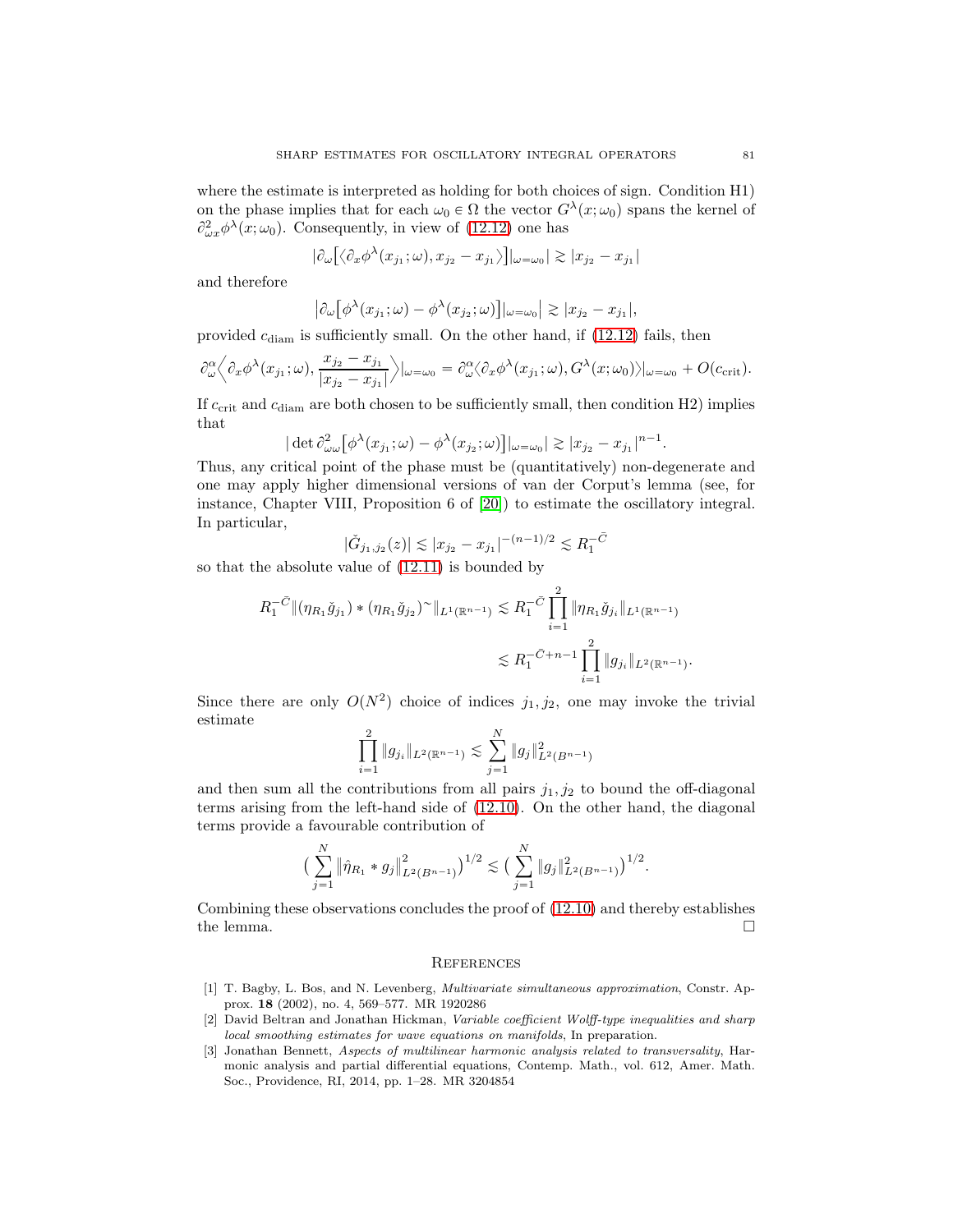where the estimate is interpreted as holding for both choices of sign. Condition H1) on the phase implies that for each $\omega_0 \in \Omega$ the vector $G^\lambda(x;\omega_0)$ spans the kernel of $\partial^2_{\omega x}\phi^\lambda(x;\omega_0)$. Consequently, in view of (12.12) one has

$$|\partial_\omega\big[\langle \partial_x \phi^\lambda(x_{j_1};\omega), x_{j_2} - x_{j_1}\rangle\big]|_{\omega=\omega_0}| \gtrsim |x_{j_2} - x_{j_1}|$$

and therefore

$$\big|\partial_\omega\big[\phi^\lambda(x_{j_1};\omega) - \phi^\lambda(x_{j_2};\omega)\big]|_{\omega=\omega_0}\big| \gtrsim |x_{j_2} - x_{j_1}|,$$

provided $c_{\mathrm{diam}}$ is sufficiently small. On the other hand, if (12.12) fails, then

$$\partial^\alpha_\omega\Big\langle \partial_x\phi^\lambda(x_{j_1};\omega), \frac{x_{j_2} - x_{j_1}}{|x_{j_2} - x_{j_1}|}\Big\rangle|_{\omega=\omega_0} = \partial^\alpha_\omega\langle \partial_x\phi^\lambda(x_{j_1};\omega), G^\lambda(x;\omega_0)\rangle|_{\omega=\omega_0} + O(c_{\mathrm{crit}}).$$

If $c_{\mathrm{crit}}$ and $c_{\mathrm{diam}}$ are both chosen to be sufficiently small, then condition H2) implies that

$$|\det \partial^2_{\omega\omega}\big[\phi^\lambda(x_{j_1};\omega) - \phi^\lambda(x_{j_2};\omega)\big]|_{\omega=\omega_0}| \gtrsim |x_{j_2} - x_{j_1}|^{n-1}.$$

Thus, any critical point of the phase must be (quantitatively) non-degenerate and one may apply higher dimensional versions of van der Corput's lemma (see, for instance, Chapter VIII, Proposition 6 of [20]) to estimate the oscillatory integral. In particular,

$$|\check{G}_{j_1,j_2}(z)| \lesssim |x_{j_2} - x_{j_1}|^{-(n-1)/2} \lesssim R_1^{-\bar{C}}$$

so that the absolute value of (12.11) is bounded by

$$\begin{aligned} R_1^{-\bar{C}}\|(\eta_{R_1}\check{g}_{j_1}) * (\eta_{R_1}\check{g}_{j_2})^{\sim}\|_{L^1(\mathbb{R}^{n-1})} &\lesssim R_1^{-\bar{C}}\prod_{i=1}^{2}\|\eta_{R_1}\check{g}_{j_i}\|_{L^1(\mathbb{R}^{n-1})} \\ &\lesssim R_1^{-\bar{C}+n-1}\prod_{i=1}^{2}\|g_{j_i}\|_{L^2(\mathbb{R}^{n-1})}. \end{aligned}$$

Since there are only $O(N^2)$ choice of indices $j_1, j_2$, one may invoke the trivial estimate

$$\prod_{i=1}^{2}\|g_{j_i}\|_{L^2(\mathbb{R}^{n-1})} \lesssim \sum_{j=1}^{N}\|g_j\|^2_{L^2(B^{n-1})}$$

and then sum all the contributions from all pairs $j_1, j_2$ to bound the off-diagonal terms arising from the left-hand side of (12.10). On the other hand, the diagonal terms provide a favourable contribution of

$$\Big(\sum_{j=1}^{N}\|\hat{\eta}_{R_1} * g_j\|^2_{L^2(B^{n-1})}\Big)^{1/2} \lesssim \Big(\sum_{j=1}^{N}\|g_j\|^2_{L^2(B^{n-1})}\Big)^{1/2}.$$

Combining these observations concludes the proof of (12.10) and thereby establishes the lemma. $\square$

## References

[1] T. Bagby, L. Bos, and N. Levenberg, *Multivariate simultaneous approximation*, Constr. Approx. **18** (2002), no. 4, 569–577. MR 1920286

[2] David Beltran and Jonathan Hickman, *Variable coefficient Wolff-type inequalities and sharp local smoothing estimates for wave equations on manifolds*, In preparation.

[3] Jonathan Bennett, *Aspects of multilinear harmonic analysis related to transversality*, Harmonic analysis and partial differential equations, Contemp. Math., vol. 612, Amer. Math. Soc., Providence, RI, 2014, pp. 1–28. MR 3204854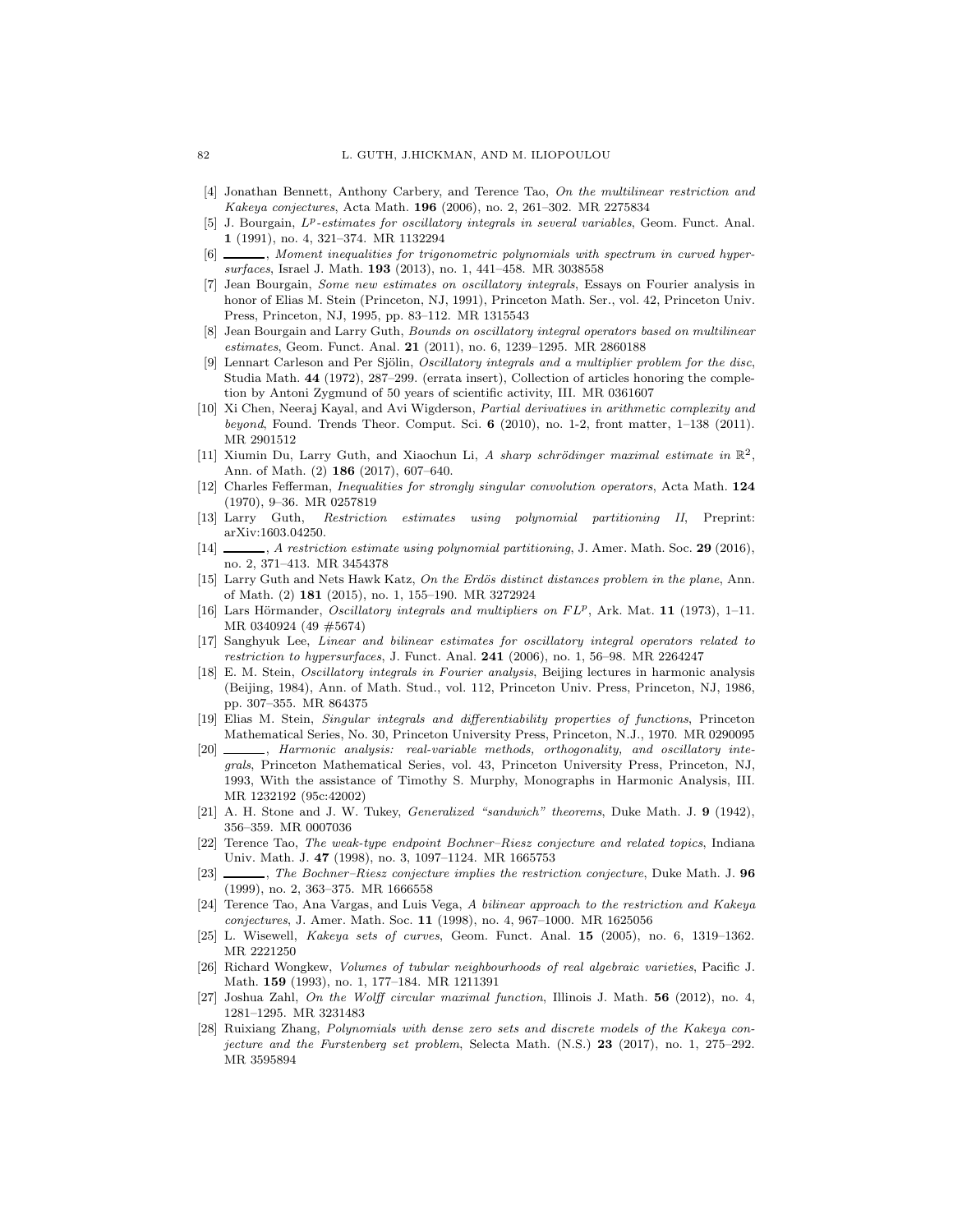- [4] Jonathan Bennett, Anthony Carbery, and Terence Tao, *On the multilinear restriction and Kakeya conjectures*, Acta Math. **196** (2006), no. 2, 261–302. MR 2275834
- [5] J. Bourgain, *$L^p$-estimates for oscillatory integrals in several variables*, Geom. Funct. Anal. **1** (1991), no. 4, 321–374. MR 1132294
- [6] ______, *Moment inequalities for trigonometric polynomials with spectrum in curved hypersurfaces*, Israel J. Math. **193** (2013), no. 1, 441–458. MR 3038558
- [7] Jean Bourgain, *Some new estimates on oscillatory integrals*, Essays on Fourier analysis in honor of Elias M. Stein (Princeton, NJ, 1991), Princeton Math. Ser., vol. 42, Princeton Univ. Press, Princeton, NJ, 1995, pp. 83–112. MR 1315543
- [8] Jean Bourgain and Larry Guth, *Bounds on oscillatory integral operators based on multilinear estimates*, Geom. Funct. Anal. **21** (2011), no. 6, 1239–1295. MR 2860188
- [9] Lennart Carleson and Per Sjölin, *Oscillatory integrals and a multiplier problem for the disc*, Studia Math. **44** (1972), 287–299. (errata insert), Collection of articles honoring the completion by Antoni Zygmund of 50 years of scientific activity, III. MR 0361607
- [10] Xi Chen, Neeraj Kayal, and Avi Wigderson, *Partial derivatives in arithmetic complexity and beyond*, Found. Trends Theor. Comput. Sci. **6** (2010), no. 1-2, front matter, 1–138 (2011). MR 2901512
- [11] Xiumin Du, Larry Guth, and Xiaochun Li, *A sharp schrödinger maximal estimate in $\mathbb{R}^2$*, Ann. of Math. (2) **186** (2017), 607–640.
- [12] Charles Fefferman, *Inequalities for strongly singular convolution operators*, Acta Math. **124** (1970), 9–36. MR 0257819
- [13] Larry Guth, *Restriction estimates using polynomial partitioning II*, Preprint: arXiv:1603.04250.
- [14] ______, *A restriction estimate using polynomial partitioning*, J. Amer. Math. Soc. **29** (2016), no. 2, 371–413. MR 3454378
- [15] Larry Guth and Nets Hawk Katz, *On the Erdős distinct distances problem in the plane*, Ann. of Math. (2) **181** (2015), no. 1, 155–190. MR 3272924
- [16] Lars Hörmander, *Oscillatory integrals and multipliers on $FL^p$*, Ark. Mat. **11** (1973), 1–11. MR 0340924 (49 #5674)
- [17] Sanghyuk Lee, *Linear and bilinear estimates for oscillatory integral operators related to restriction to hypersurfaces*, J. Funct. Anal. **241** (2006), no. 1, 56–98. MR 2264247
- [18] E. M. Stein, *Oscillatory integrals in Fourier analysis*, Beijing lectures in harmonic analysis (Beijing, 1984), Ann. of Math. Stud., vol. 112, Princeton Univ. Press, Princeton, NJ, 1986, pp. 307–355. MR 864375
- [19] Elias M. Stein, *Singular integrals and differentiability properties of functions*, Princeton Mathematical Series, No. 30, Princeton University Press, Princeton, N.J., 1970. MR 0290095
- [20] ______, *Harmonic analysis: real-variable methods, orthogonality, and oscillatory integrals*, Princeton Mathematical Series, vol. 43, Princeton University Press, Princeton, NJ, 1993, With the assistance of Timothy S. Murphy, Monographs in Harmonic Analysis, III. MR 1232192 (95c:42002)
- [21] A. H. Stone and J. W. Tukey, *Generalized "sandwich" theorems*, Duke Math. J. **9** (1942), 356–359. MR 0007036
- [22] Terence Tao, *The weak-type endpoint Bochner–Riesz conjecture and related topics*, Indiana Univ. Math. J. **47** (1998), no. 3, 1097–1124. MR 1665753
- [23] ______, *The Bochner–Riesz conjecture implies the restriction conjecture*, Duke Math. J. **96** (1999), no. 2, 363–375. MR 1666558
- [24] Terence Tao, Ana Vargas, and Luis Vega, *A bilinear approach to the restriction and Kakeya conjectures*, J. Amer. Math. Soc. **11** (1998), no. 4, 967–1000. MR 1625056
- [25] L. Wisewell, *Kakeya sets of curves*, Geom. Funct. Anal. **15** (2005), no. 6, 1319–1362. MR 2221250
- [26] Richard Wongkew, *Volumes of tubular neighbourhoods of real algebraic varieties*, Pacific J. Math. **159** (1993), no. 1, 177–184. MR 1211391
- [27] Joshua Zahl, *On the Wolff circular maximal function*, Illinois J. Math. **56** (2012), no. 4, 1281–1295. MR 3231483
- [28] Ruixiang Zhang, *Polynomials with dense zero sets and discrete models of the Kakeya conjecture and the Furstenberg set problem*, Selecta Math. (N.S.) **23** (2017), no. 1, 275–292. MR 3595894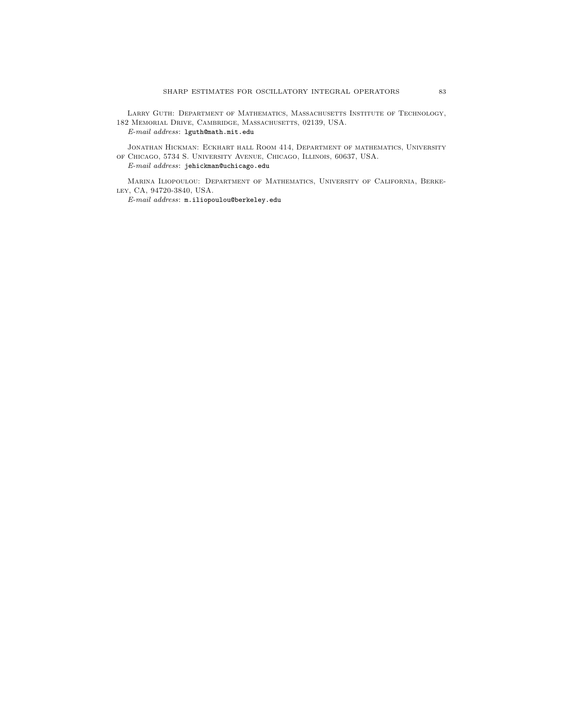Larry Guth: Department of Mathematics, Massachusetts Institute of Technology, 182 Memorial Drive, Cambridge, Massachusetts, 02139, USA.

*E-mail address*: lguth@math.mit.edu

Jonathan Hickman: Eckhart hall Room 414, Department of mathematics, University of Chicago, 5734 S. University Avenue, Chicago, Illinois, 60637, USA.

*E-mail address*: jehickman@uchicago.edu

Marina Iliopoulou: Department of Mathematics, University of California, Berkeley, CA, 94720-3840, USA.

*E-mail address*: m.iliopoulou@berkeley.edu